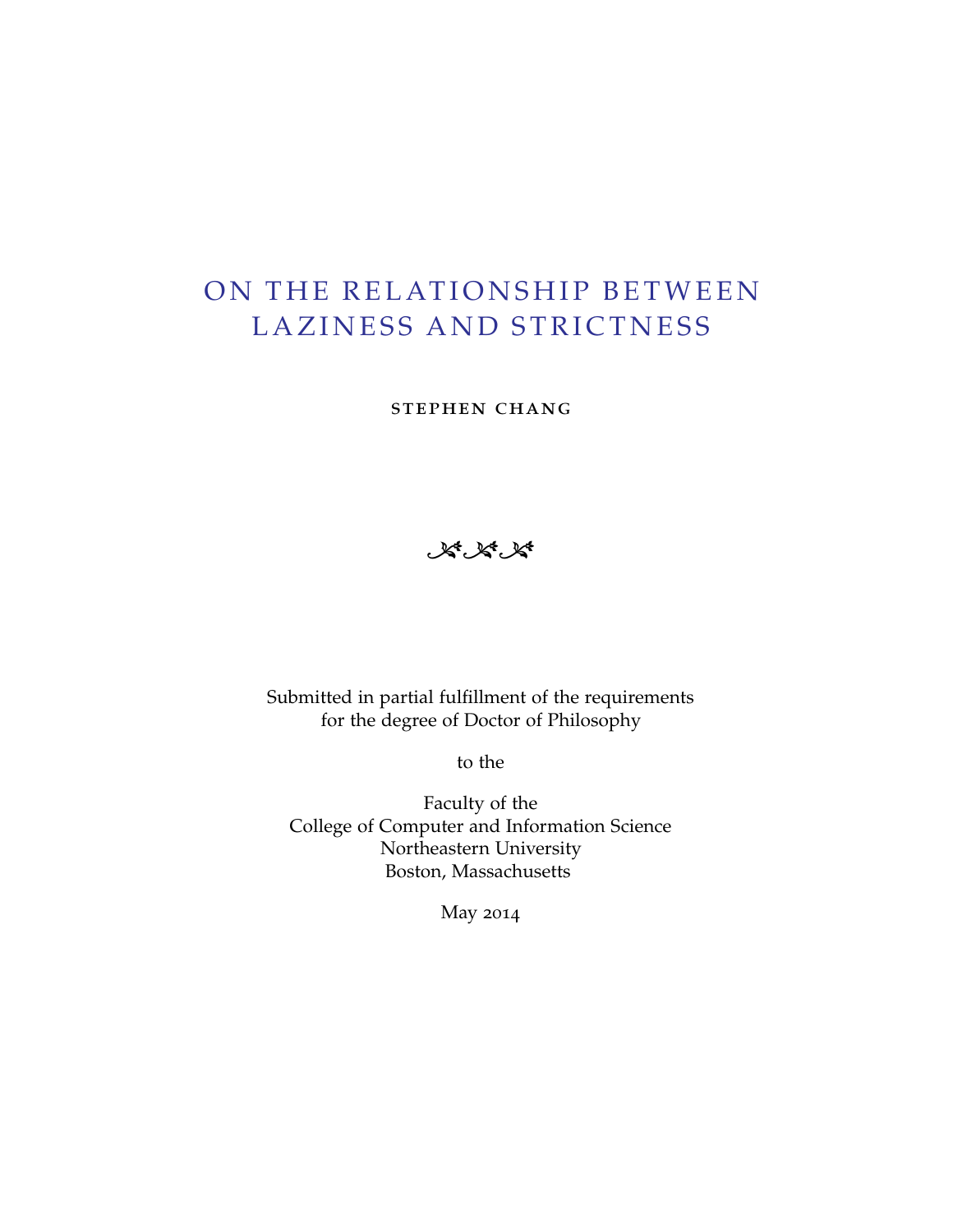# ON THE RELATIONSHIP BETWEEN LAZINESS AND STRICTNESS

STEPHEN CHANG

Submitted in partial fulfillment of the requirements
for the degree of Doctor of Philosophy

to the

Faculty of the
College of Computer and Information Science
Northeastern University
Boston, Massachusetts

May 2014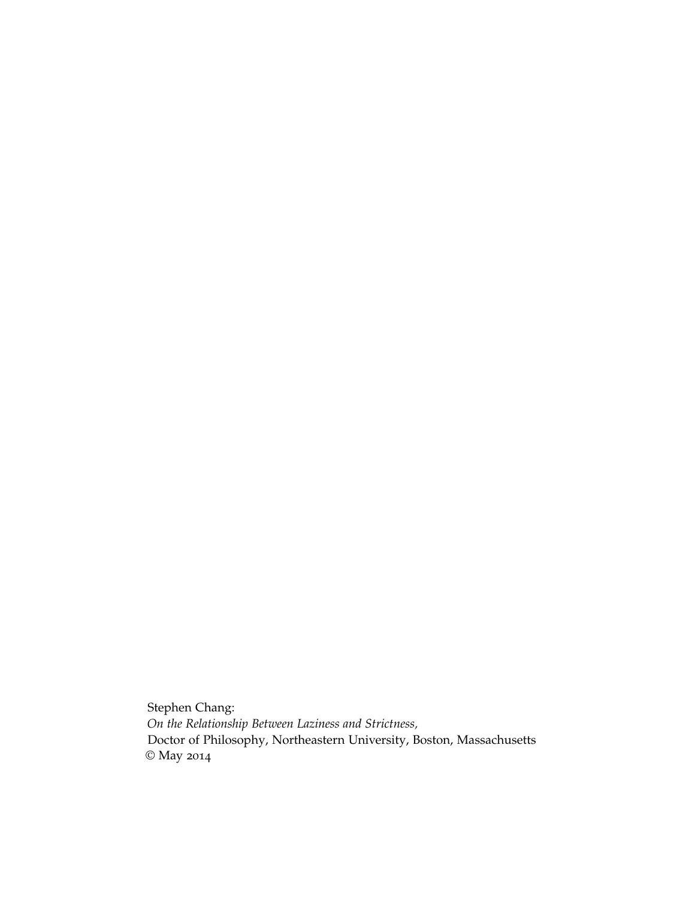Stephen Chang:
*On the Relationship Between Laziness and Strictness,*
Doctor of Philosophy, Northeastern University, Boston, Massachusetts
© May 2014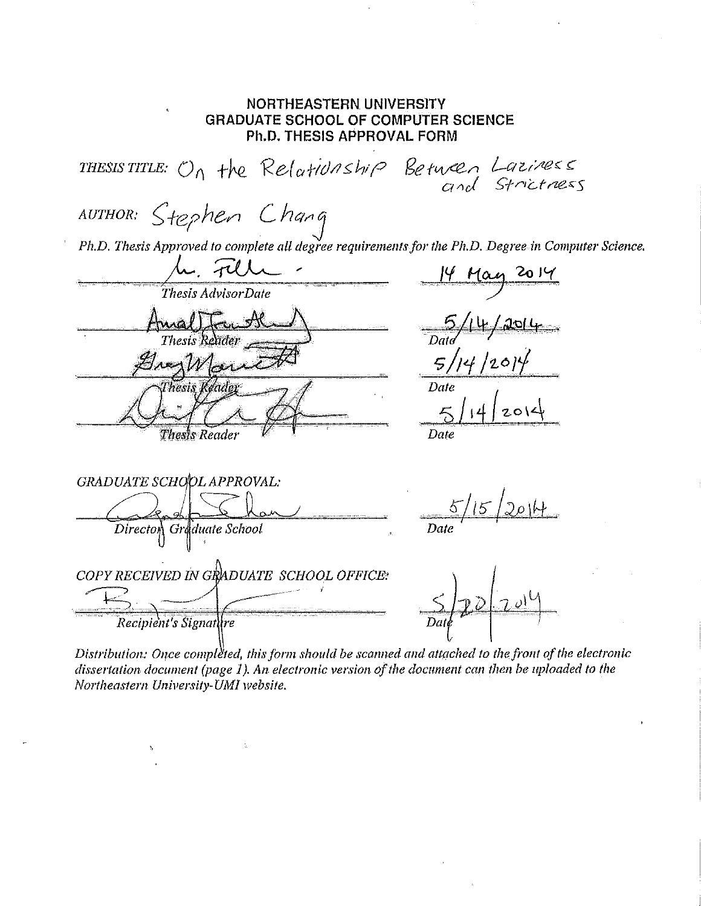**NORTHEASTERN UNIVERSITY**
**GRADUATE SCHOOL OF COMPUTER SCIENCE**
**Ph.D. THESIS APPROVAL FORM**

*THESIS TITLE:* On the Relationship Between Laziness and Strictness

*AUTHOR:* Stephen Chang

*Ph.D. Thesis Approved to complete all degree requirements for the Ph.D. Degree in Computer Science.*

| | |
|---|---|
| *Thesis AdvisorDate* | 14 May 2014 |
| *Thesis Reader* | 5/14/2014 *Date* |
| *Thesis Reader* | 5/14/2014 *Date* |
| *Thesis Reader* | 5/14/2014 *Date* |

*GRADUATE SCHOOL APPROVAL:*

| | |
|---|---|
| *Director, Graduate School* | 5/15/2014 *Date* |

*COPY RECEIVED IN GRADUATE SCHOOL OFFICE:*

| | |
|---|---|
| *Recipient's Signature* | 5/20/2014 *Date* |

*Distribution: Once completed, this form should be scanned and attached to the front of the electronic dissertation document (page 1). An electronic version of the document can then be uploaded to the Northeastern University-UMI website.*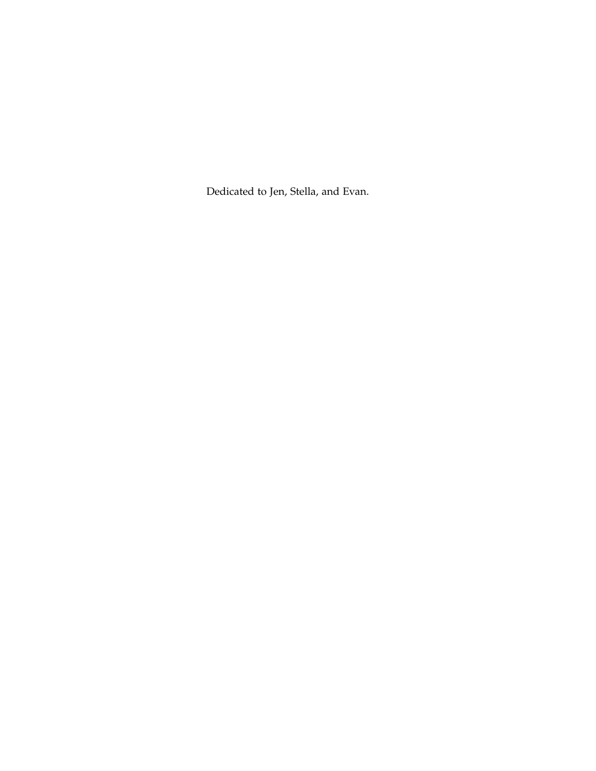Dedicated to Jen, Stella, and Evan.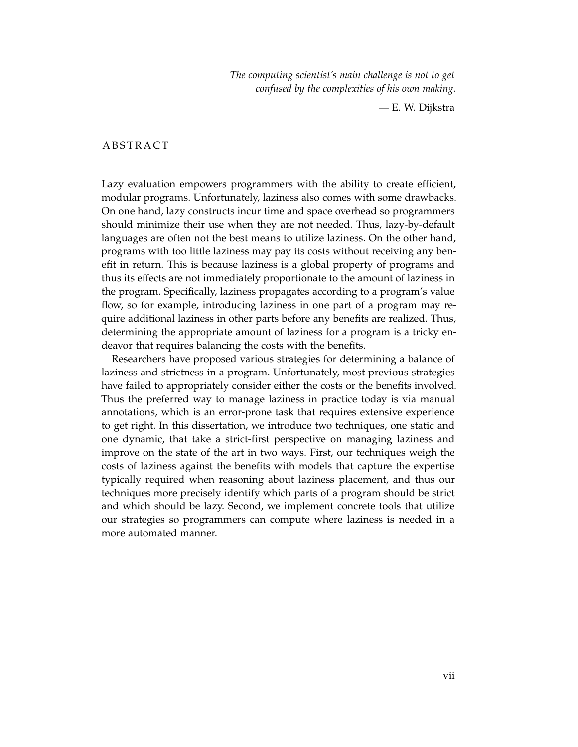*The computing scientist's main challenge is not to get confused by the complexities of his own making.*

— E. W. Dijkstra

# ABSTRACT

Lazy evaluation empowers programmers with the ability to create efficient, modular programs. Unfortunately, laziness also comes with some drawbacks. On one hand, lazy constructs incur time and space overhead so programmers should minimize their use when they are not needed. Thus, lazy-by-default languages are often not the best means to utilize laziness. On the other hand, programs with too little laziness may pay its costs without receiving any benefit in return. This is because laziness is a global property of programs and thus its effects are not immediately proportionate to the amount of laziness in the program. Specifically, laziness propagates according to a program's value flow, so for example, introducing laziness in one part of a program may require additional laziness in other parts before any benefits are realized. Thus, determining the appropriate amount of laziness for a program is a tricky endeavor that requires balancing the costs with the benefits.

Researchers have proposed various strategies for determining a balance of laziness and strictness in a program. Unfortunately, most previous strategies have failed to appropriately consider either the costs or the benefits involved. Thus the preferred way to manage laziness in practice today is via manual annotations, which is an error-prone task that requires extensive experience to get right. In this dissertation, we introduce two techniques, one static and one dynamic, that take a strict-first perspective on managing laziness and improve on the state of the art in two ways. First, our techniques weigh the costs of laziness against the benefits with models that capture the expertise typically required when reasoning about laziness placement, and thus our techniques more precisely identify which parts of a program should be strict and which should be lazy. Second, we implement concrete tools that utilize our strategies so programmers can compute where laziness is needed in a more automated manner.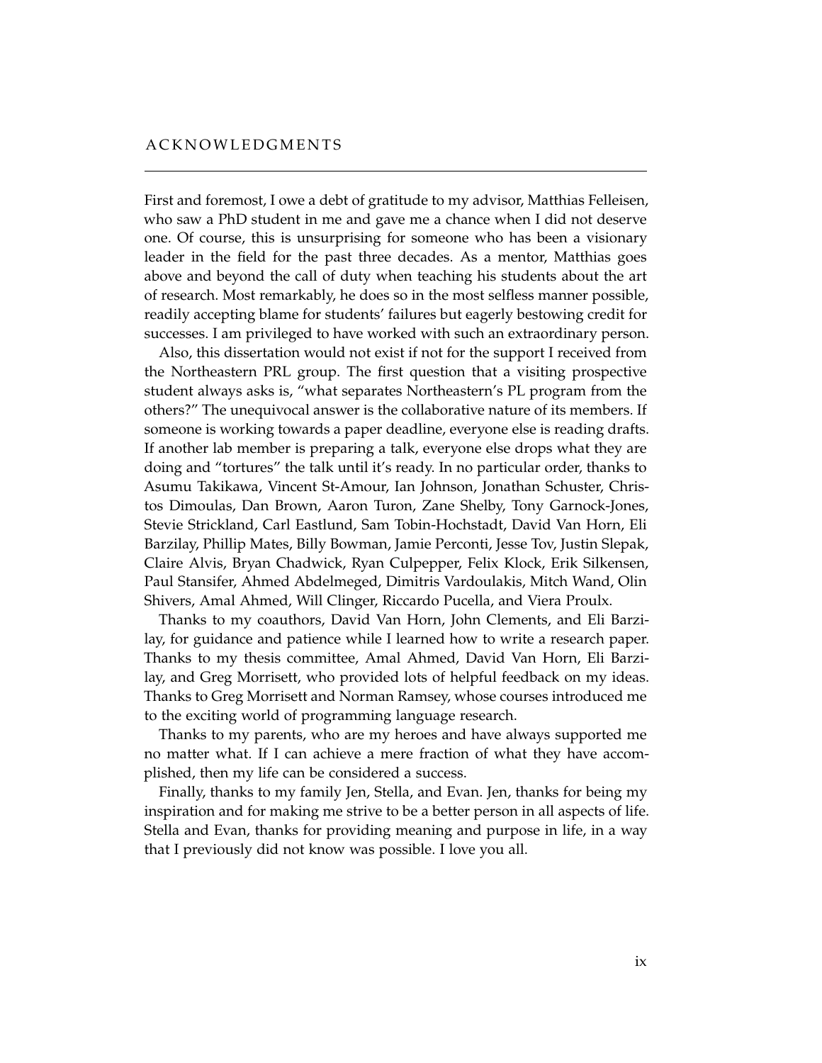# ACKNOWLEDGMENTS

First and foremost, I owe a debt of gratitude to my advisor, Matthias Felleisen, who saw a PhD student in me and gave me a chance when I did not deserve one. Of course, this is unsurprising for someone who has been a visionary leader in the field for the past three decades. As a mentor, Matthias goes above and beyond the call of duty when teaching his students about the art of research. Most remarkably, he does so in the most selfless manner possible, readily accepting blame for students' failures but eagerly bestowing credit for successes. I am privileged to have worked with such an extraordinary person.

Also, this dissertation would not exist if not for the support I received from the Northeastern PRL group. The first question that a visiting prospective student always asks is, "what separates Northeastern's PL program from the others?" The unequivocal answer is the collaborative nature of its members. If someone is working towards a paper deadline, everyone else is reading drafts. If another lab member is preparing a talk, everyone else drops what they are doing and "tortures" the talk until it's ready. In no particular order, thanks to Asumu Takikawa, Vincent St-Amour, Ian Johnson, Jonathan Schuster, Christos Dimoulas, Dan Brown, Aaron Turon, Zane Shelby, Tony Garnock-Jones, Stevie Strickland, Carl Eastlund, Sam Tobin-Hochstadt, David Van Horn, Eli Barzilay, Phillip Mates, Billy Bowman, Jamie Perconti, Jesse Tov, Justin Slepak, Claire Alvis, Bryan Chadwick, Ryan Culpepper, Felix Klock, Erik Silkensen, Paul Stansifer, Ahmed Abdelmeged, Dimitris Vardoulakis, Mitch Wand, Olin Shivers, Amal Ahmed, Will Clinger, Riccardo Pucella, and Viera Proulx.

Thanks to my coauthors, David Van Horn, John Clements, and Eli Barzilay, for guidance and patience while I learned how to write a research paper. Thanks to my thesis committee, Amal Ahmed, David Van Horn, Eli Barzilay, and Greg Morrisett, who provided lots of helpful feedback on my ideas. Thanks to Greg Morrisett and Norman Ramsey, whose courses introduced me to the exciting world of programming language research.

Thanks to my parents, who are my heroes and have always supported me no matter what. If I can achieve a mere fraction of what they have accomplished, then my life can be considered a success.

Finally, thanks to my family Jen, Stella, and Evan. Jen, thanks for being my inspiration and for making me strive to be a better person in all aspects of life. Stella and Evan, thanks for providing meaning and purpose in life, in a way that I previously did not know was possible. I love you all.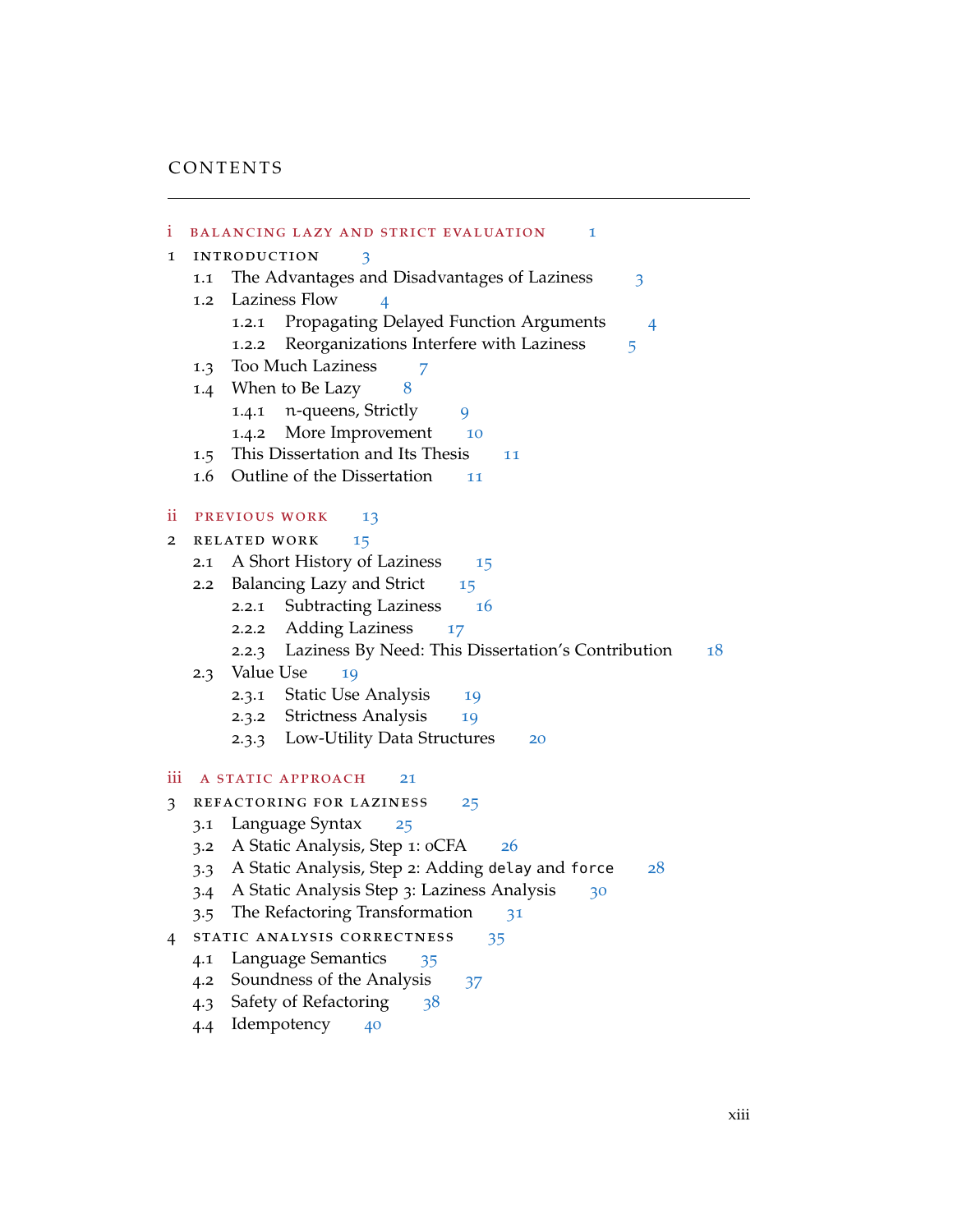# CONTENTS

- i BALANCING LAZY AND STRICT EVALUATION 1
- 1 INTRODUCTION 3
  - 1.1 The Advantages and Disadvantages of Laziness 3
  - 1.2 Laziness Flow 4
    - 1.2.1 Propagating Delayed Function Arguments 4
    - 1.2.2 Reorganizations Interfere with Laziness 5
  - 1.3 Too Much Laziness 7
  - 1.4 When to Be Lazy 8
    - 1.4.1 $n$-queens, Strictly 9
    - 1.4.2 More Improvement 10
  - 1.5 This Dissertation and Its Thesis 11
  - 1.6 Outline of the Dissertation 11
- ii PREVIOUS WORK 13
- 2 RELATED WORK 15
  - 2.1 A Short History of Laziness 15
  - 2.2 Balancing Lazy and Strict 15
    - 2.2.1 Subtracting Laziness 16
    - 2.2.2 Adding Laziness 17
    - 2.2.3 Laziness By Need: This Dissertation's Contribution 18
  - 2.3 Value Use 19
    - 2.3.1 Static Use Analysis 19
    - 2.3.2 Strictness Analysis 19
    - 2.3.3 Low-Utility Data Structures 20
- iii A STATIC APPROACH 21
- 3 REFACTORING FOR LAZINESS 25
  - 3.1 Language Syntax 25
  - 3.2 A Static Analysis, Step 1: 0CFA 26
  - 3.3 A Static Analysis, Step 2: Adding `delay` and `force` 28
  - 3.4 A Static Analysis Step 3: Laziness Analysis 30
  - 3.5 The Refactoring Transformation 31
- 4 STATIC ANALYSIS CORRECTNESS 35
  - 4.1 Language Semantics 35
  - 4.2 Soundness of the Analysis 37
  - 4.3 Safety of Refactoring 38
  - 4.4 Idempotency 40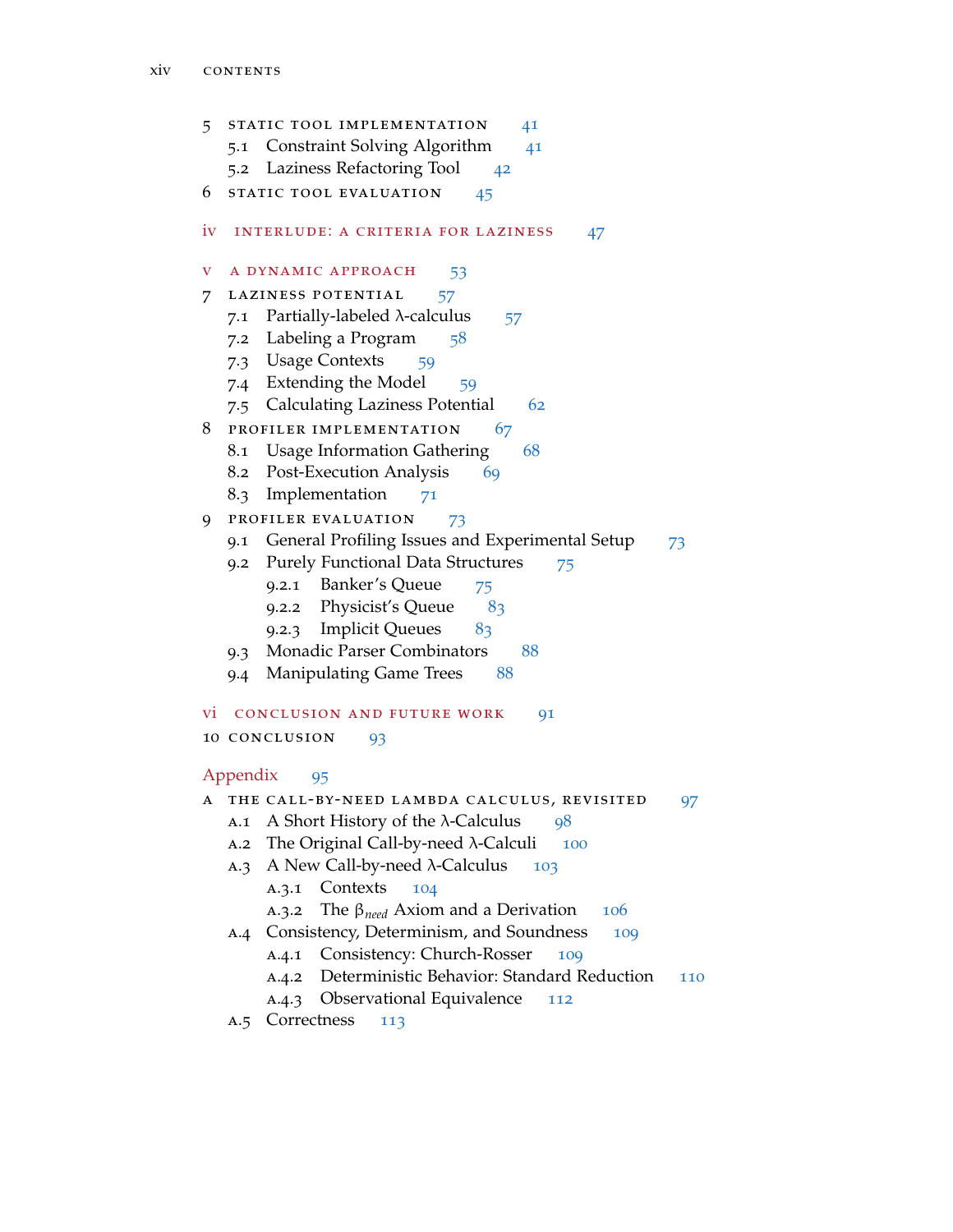5 STATIC TOOL IMPLEMENTATION 41
  5.1 Constraint Solving Algorithm 41
  5.2 Laziness Refactoring Tool 42
6 STATIC TOOL EVALUATION 45

iv INTERLUDE: A CRITERIA FOR LAZINESS 47

v A DYNAMIC APPROACH 53
7 LAZINESS POTENTIAL 57
  7.1 Partially-labeled λ-calculus 57
  7.2 Labeling a Program 58
  7.3 Usage Contexts 59
  7.4 Extending the Model 59
  7.5 Calculating Laziness Potential 62
8 PROFILER IMPLEMENTATION 67
  8.1 Usage Information Gathering 68
  8.2 Post-Execution Analysis 69
  8.3 Implementation 71
9 PROFILER EVALUATION 73
  9.1 General Profiling Issues and Experimental Setup 73
  9.2 Purely Functional Data Structures 75
    9.2.1 Banker's Queue 75
    9.2.2 Physicist's Queue 83
    9.2.3 Implicit Queues 83
  9.3 Monadic Parser Combinators 88
  9.4 Manipulating Game Trees 88

vi CONCLUSION AND FUTURE WORK 91
10 CONCLUSION 93

Appendix 95
A THE CALL-BY-NEED LAMBDA CALCULUS, REVISITED 97
  A.1 A Short History of the λ-Calculus 98
  A.2 The Original Call-by-need λ-Calculi 100
  A.3 A New Call-by-need λ-Calculus 103
    A.3.1 Contexts 104
    A.3.2 The $\beta_{need}$ Axiom and a Derivation 106
  A.4 Consistency, Determinism, and Soundness 109
    A.4.1 Consistency: Church-Rosser 109
    A.4.2 Deterministic Behavior: Standard Reduction 110
    A.4.3 Observational Equivalence 112
  A.5 Correctness 113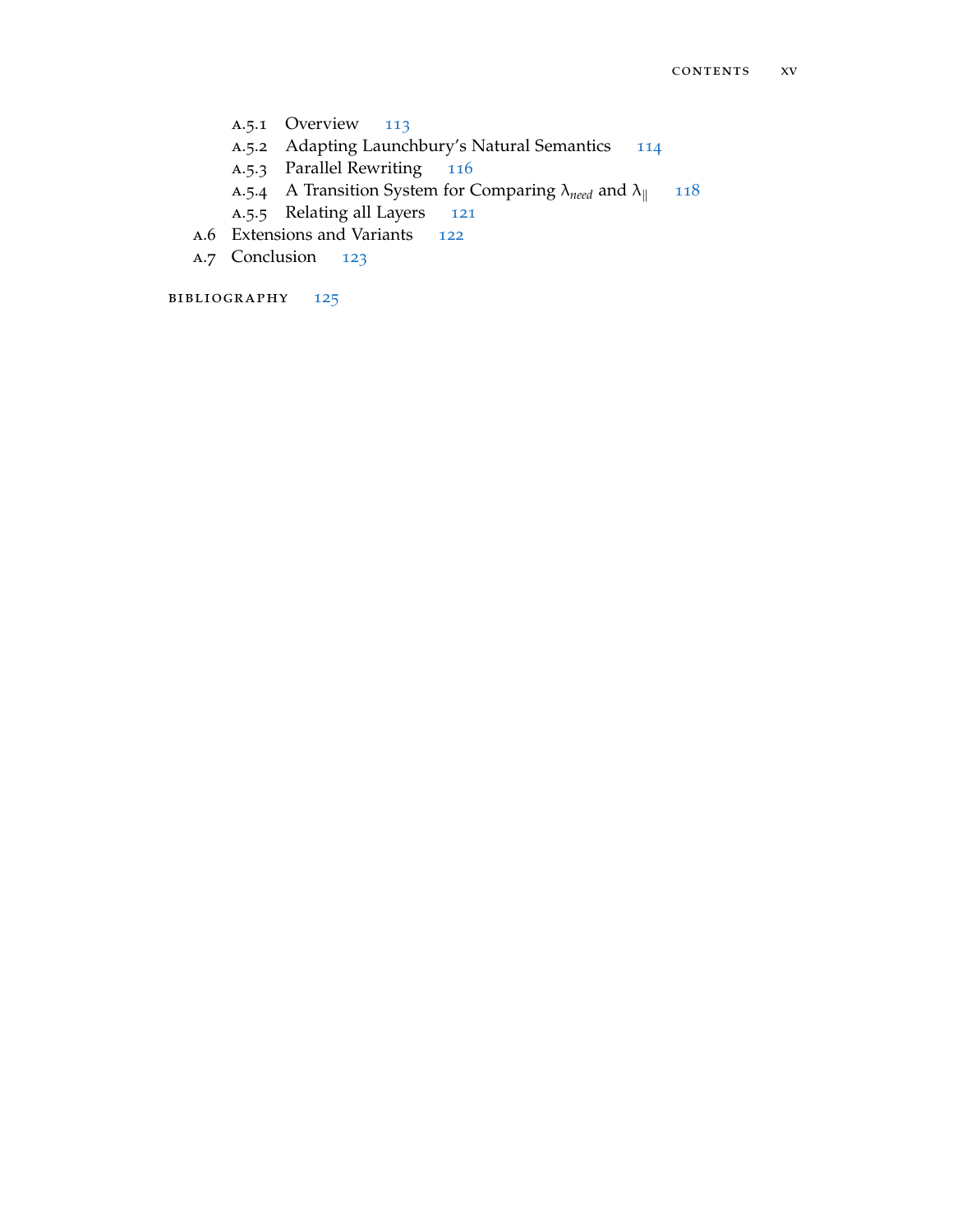- A.5.1 Overview 113
- A.5.2 Adapting Launchbury's Natural Semantics 114
- A.5.3 Parallel Rewriting 116
- A.5.4 A Transition System for Comparing $\lambda_{need}$ and $\lambda_{\|}$ 118
- A.5.5 Relating all Layers 121

A.6 Extensions and Variants 122

A.7 Conclusion 123

BIBLIOGRAPHY 125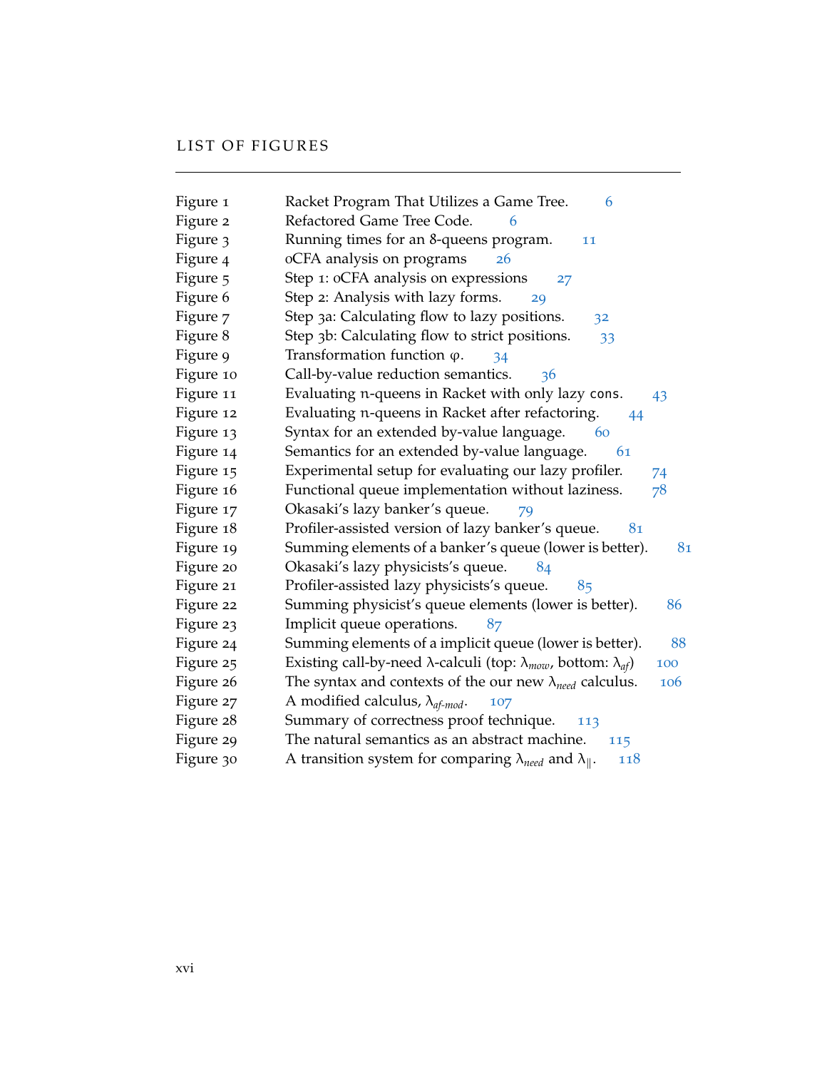# LIST OF FIGURES

| | | |
|---|---|---|
| Figure 1 | Racket Program That Utilizes a Game Tree. | 6 |
| Figure 2 | Refactored Game Tree Code. | 6 |
| Figure 3 | Running times for an 8-queens program. | 11 |
| Figure 4 | 0CFA analysis on programs | 26 |
| Figure 5 | Step 1: 0CFA analysis on expressions | 27 |
| Figure 6 | Step 2: Analysis with lazy forms. | 29 |
| Figure 7 | Step 3a: Calculating flow to lazy positions. | 32 |
| Figure 8 | Step 3b: Calculating flow to strict positions. | 33 |
| Figure 9 | Transformation function $\varphi$. | 34 |
| Figure 10 | Call-by-value reduction semantics. | 36 |
| Figure 11 | Evaluating $n$-queens in Racket with only lazy `cons`. | 43 |
| Figure 12 | Evaluating $n$-queens in Racket after refactoring. | 44 |
| Figure 13 | Syntax for an extended by-value language. | 60 |
| Figure 14 | Semantics for an extended by-value language. | 61 |
| Figure 15 | Experimental setup for evaluating our lazy profiler. | 74 |
| Figure 16 | Functional queue implementation without laziness. | 78 |
| Figure 17 | Okasaki's lazy banker's queue. | 79 |
| Figure 18 | Profiler-assisted version of lazy banker's queue. | 81 |
| Figure 19 | Summing elements of a banker's queue (lower is better). | 81 |
| Figure 20 | Okasaki's lazy physicists's queue. | 84 |
| Figure 21 | Profiler-assisted lazy physicists's queue. | 85 |
| Figure 22 | Summing physicist's queue elements (lower is better). | 86 |
| Figure 23 | Implicit queue operations. | 87 |
| Figure 24 | Summing elements of a implicit queue (lower is better). | 88 |
| Figure 25 | Existing call-by-need $\lambda$-calculi (top: $\lambda_{mow}$, bottom: $\lambda_{af}$) | 100 |
| Figure 26 | The syntax and contexts of the our new $\lambda_{need}$ calculus. | 106 |
| Figure 27 | A modified calculus, $\lambda_{af\text{-}mod}$. | 107 |
| Figure 28 | Summary of correctness proof technique. | 113 |
| Figure 29 | The natural semantics as an abstract machine. | 115 |
| Figure 30 | A transition system for comparing $\lambda_{need}$ and $\lambda_{\parallel}$. | 118 |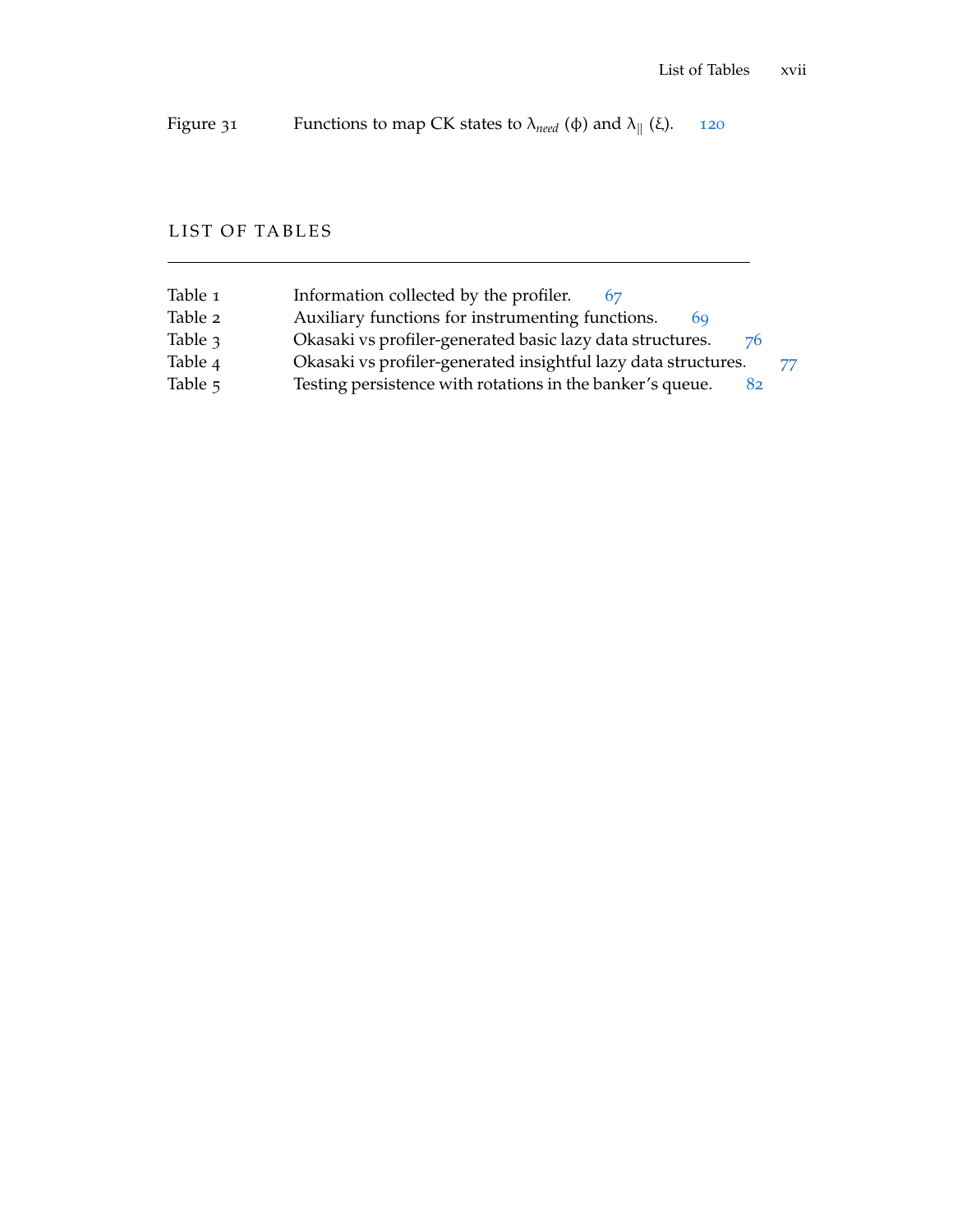Figure 31 Functions to map CK states to $\lambda_{need}$ ($\phi$) and $\lambda_{\|}$ ($\xi$). 120

## LIST OF TABLES

Table 1 Information collected by the profiler. 67
Table 2 Auxiliary functions for instrumenting functions. 69
Table 3 Okasaki vs profiler-generated basic lazy data structures. 76
Table 4 Okasaki vs profiler-generated insightful lazy data structures. 77
Table 5 Testing persistence with rotations in the banker's queue. 82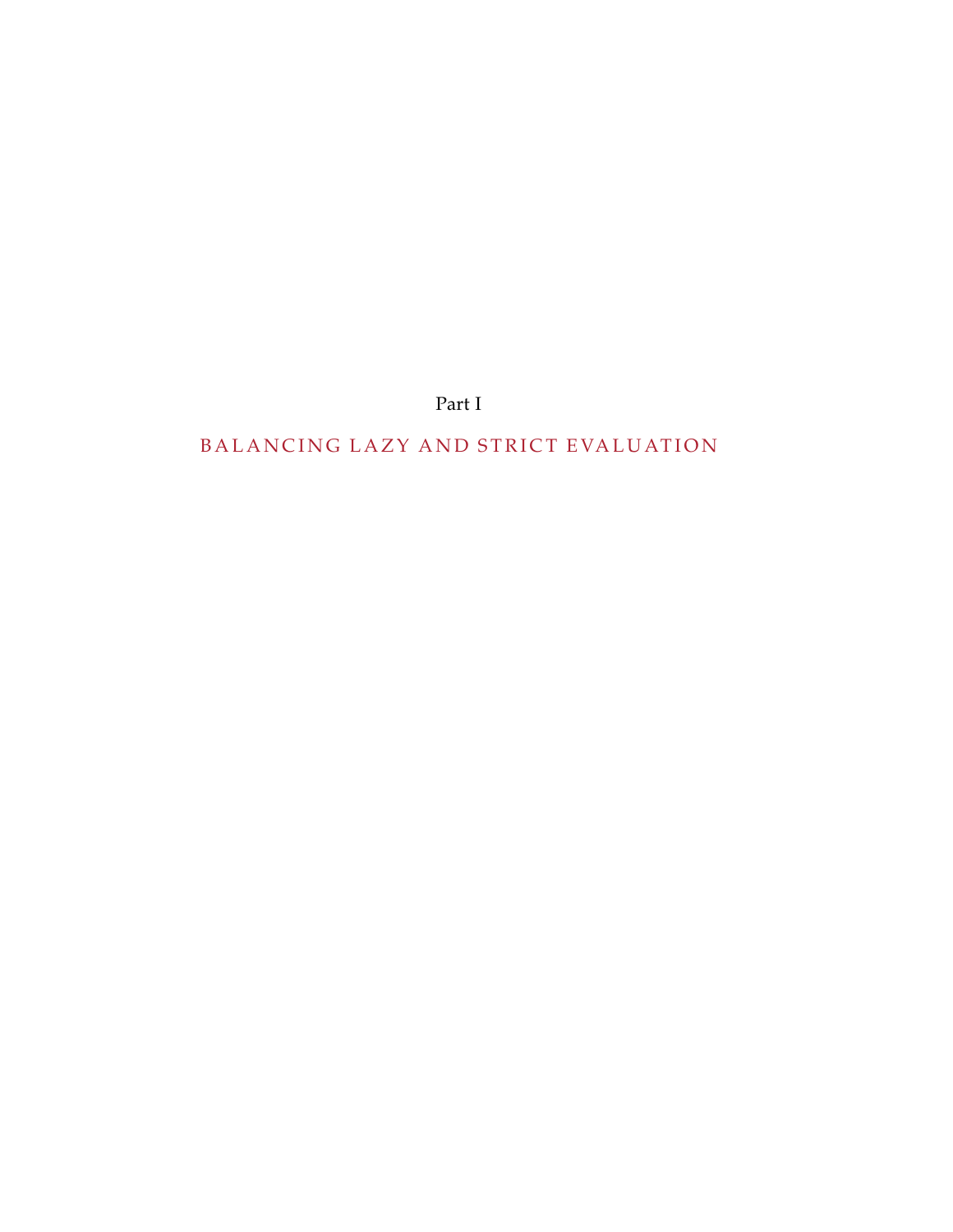# Part I

# BALANCING LAZY AND STRICT EVALUATION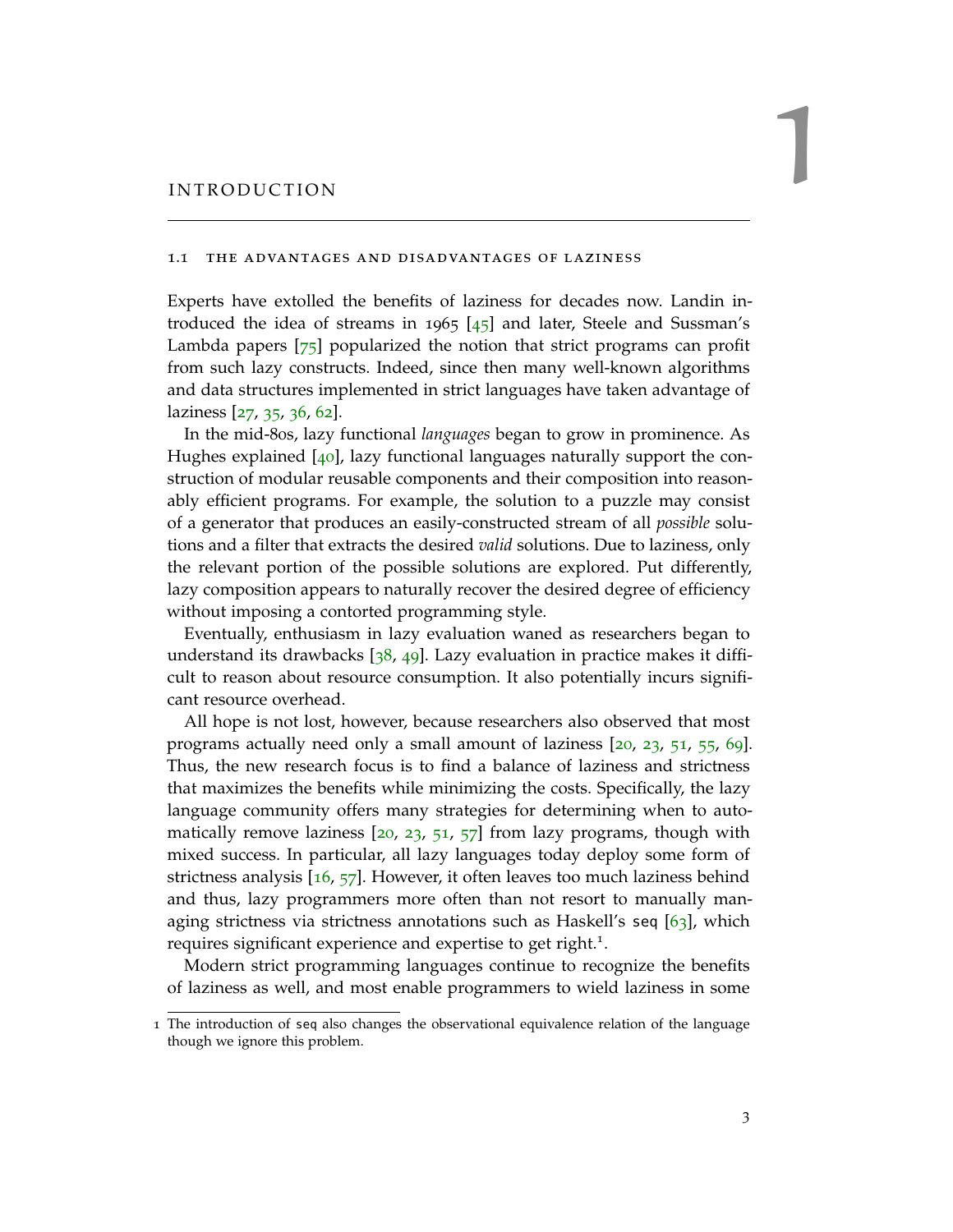# 1 INTRODUCTION

## 1.1 The advantages and disadvantages of laziness

Experts have extolled the benefits of laziness for decades now. Landin introduced the idea of streams in 1965 [45] and later, Steele and Sussman's Lambda papers [75] popularized the notion that strict programs can profit from such lazy constructs. Indeed, since then many well-known algorithms and data structures implemented in strict languages have taken advantage of laziness [27, 35, 36, 62].

In the mid-80s, lazy functional *languages* began to grow in prominence. As Hughes explained [40], lazy functional languages naturally support the construction of modular reusable components and their composition into reasonably efficient programs. For example, the solution to a puzzle may consist of a generator that produces an easily-constructed stream of all *possible* solutions and a filter that extracts the desired *valid* solutions. Due to laziness, only the relevant portion of the possible solutions are explored. Put differently, lazy composition appears to naturally recover the desired degree of efficiency without imposing a contorted programming style.

Eventually, enthusiasm in lazy evaluation waned as researchers began to understand its drawbacks [38, 49]. Lazy evaluation in practice makes it difficult to reason about resource consumption. It also potentially incurs significant resource overhead.

All hope is not lost, however, because researchers also observed that most programs actually need only a small amount of laziness [20, 23, 51, 55, 69]. Thus, the new research focus is to find a balance of laziness and strictness that maximizes the benefits while minimizing the costs. Specifically, the lazy language community offers many strategies for determining when to automatically remove laziness [20, 23, 51, 57] from lazy programs, though with mixed success. In particular, all lazy languages today deploy some form of strictness analysis [16, 57]. However, it often leaves too much laziness behind and thus, lazy programmers more often than not resort to manually managing strictness via strictness annotations such as Haskell's `seq` [63], which requires significant experience and expertise to get right.[1].

Modern strict programming languages continue to recognize the benefits of laziness as well, and most enable programmers to wield laziness in some

---

[1] The introduction of `seq` also changes the observational equivalence relation of the language though we ignore this problem.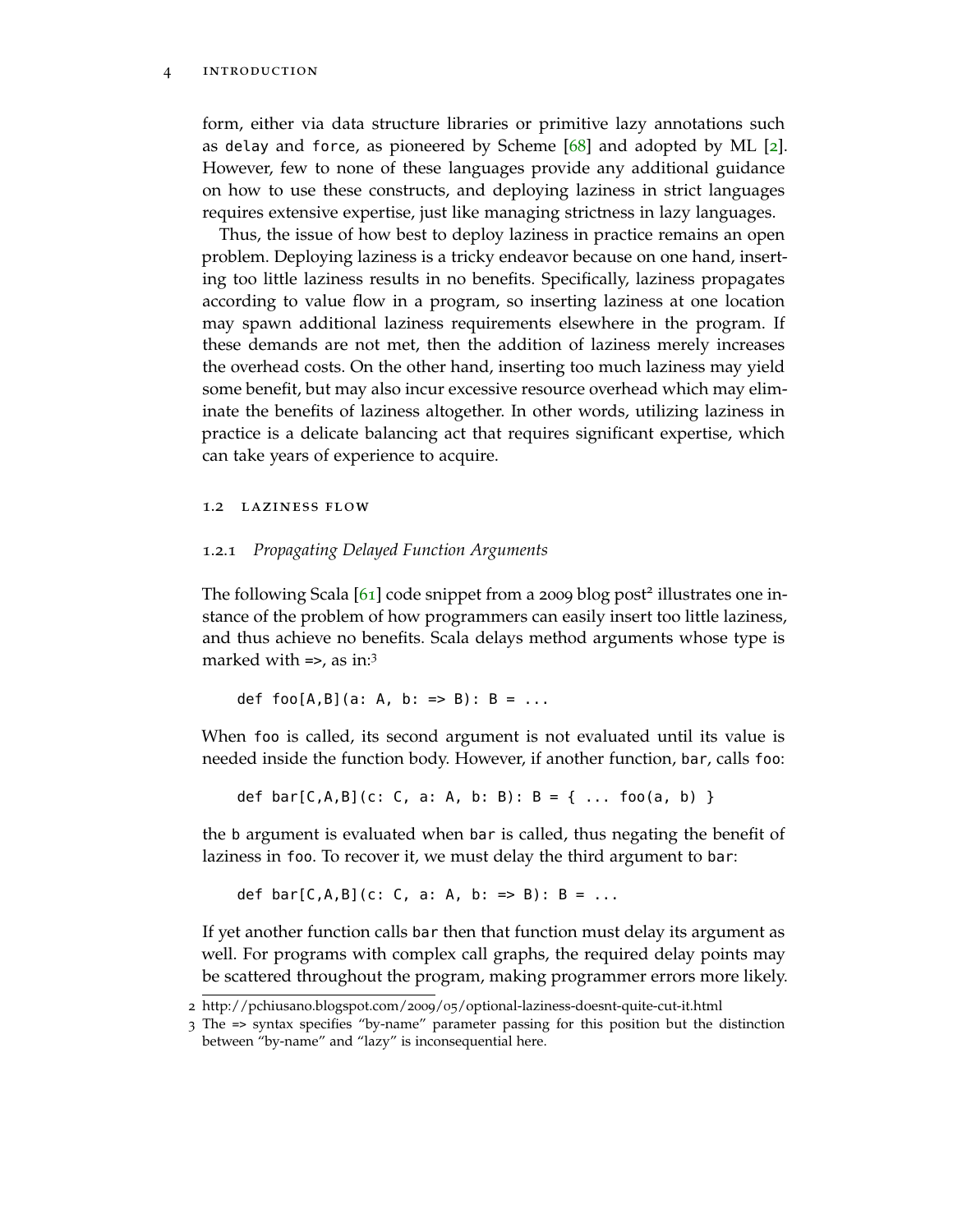form, either via data structure libraries or primitive lazy annotations such as `delay` and `force`, as pioneered by Scheme [68] and adopted by ML [2]. However, few to none of these languages provide any additional guidance on how to use these constructs, and deploying laziness in strict languages requires extensive expertise, just like managing strictness in lazy languages.

Thus, the issue of how best to deploy laziness in practice remains an open problem. Deploying laziness is a tricky endeavor because on one hand, inserting too little laziness results in no benefits. Specifically, laziness propagates according to value flow in a program, so inserting laziness at one location may spawn additional laziness requirements elsewhere in the program. If these demands are not met, then the addition of laziness merely increases the overhead costs. On the other hand, inserting too much laziness may yield some benefit, but may also incur excessive resource overhead which may eliminate the benefits of laziness altogether. In other words, utilizing laziness in practice is a delicate balancing act that requires significant expertise, which can take years of experience to acquire.

## 1.2 Laziness Flow

### 1.2.1 *Propagating Delayed Function Arguments*

The following Scala [61] code snippet from a 2009 blog post[2] illustrates one instance of the problem of how programmers can easily insert too little laziness, and thus achieve no benefits. Scala delays method arguments whose type is marked with =>, as in:[3]

```
def foo[A,B](a: A, b: => B): B = ...
```

When `foo` is called, its second argument is not evaluated until its value is needed inside the function body. However, if another function, `bar`, calls `foo`:

```
def bar[C,A,B](c: C, a: A, b: B): B = { ... foo(a, b) }
```

the `b` argument is evaluated when `bar` is called, thus negating the benefit of laziness in `foo`. To recover it, we must delay the third argument to `bar`:

```
def bar[C,A,B](c: C, a: A, b: => B): B = ...
```

If yet another function calls `bar` then that function must delay its argument as well. For programs with complex call graphs, the required delay points may be scattered throughout the program, making programmer errors more likely.

2 http://pchiusano.blogspot.com/2009/05/optional-laziness-doesnt-quite-cut-it.html

3 The => syntax specifies "by-name" parameter passing for this position but the distinction between "by-name" and "lazy" is inconsequential here.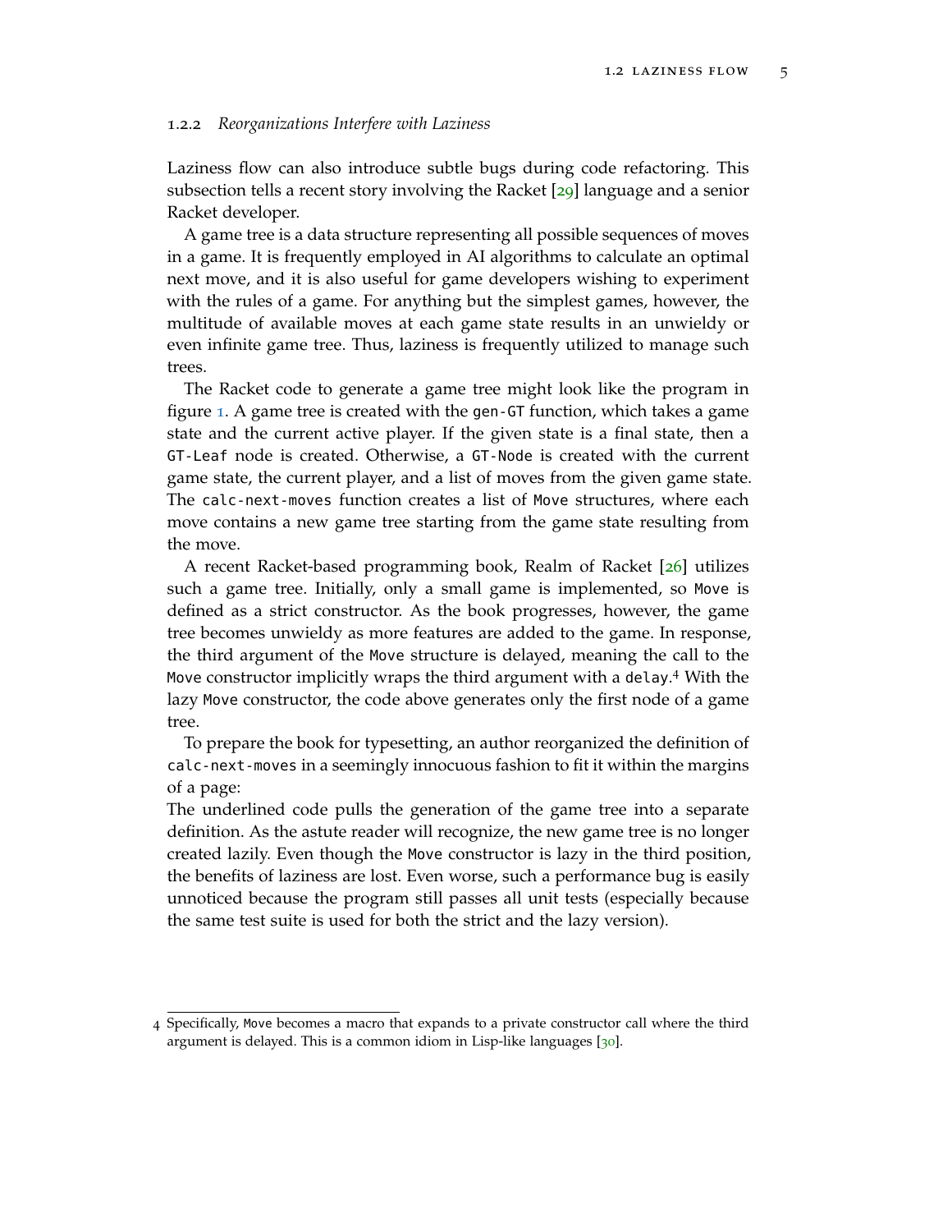### 1.2.2 *Reorganizations Interfere with Laziness*

Laziness flow can also introduce subtle bugs during code refactoring. This subsection tells a recent story involving the Racket [29] language and a senior Racket developer.

A game tree is a data structure representing all possible sequences of moves in a game. It is frequently employed in AI algorithms to calculate an optimal next move, and it is also useful for game developers wishing to experiment with the rules of a game. For anything but the simplest games, however, the multitude of available moves at each game state results in an unwieldy or even infinite game tree. Thus, laziness is frequently utilized to manage such trees.

The Racket code to generate a game tree might look like the program in figure 1. A game tree is created with the `gen-GT` function, which takes a game state and the current active player. If the given state is a final state, then a `GT-Leaf` node is created. Otherwise, a `GT-Node` is created with the current game state, the current player, and a list of moves from the given game state. The `calc-next-moves` function creates a list of `Move` structures, where each move contains a new game tree starting from the game state resulting from the move.

A recent Racket-based programming book, Realm of Racket [26] utilizes such a game tree. Initially, only a small game is implemented, so `Move` is defined as a strict constructor. As the book progresses, however, the game tree becomes unwieldy as more features are added to the game. In response, the third argument of the `Move` structure is delayed, meaning the call to the `Move` constructor implicitly wraps the third argument with a `delay`.[4] With the lazy `Move` constructor, the code above generates only the first node of a game tree.

To prepare the book for typesetting, an author reorganized the definition of `calc-next-moves` in a seemingly innocuous fashion to fit it within the margins of a page:

The underlined code pulls the generation of the game tree into a separate definition. As the astute reader will recognize, the new game tree is no longer created lazily. Even though the `Move` constructor is lazy in the third position, the benefits of laziness are lost. Even worse, such a performance bug is easily unnoticed because the program still passes all unit tests (especially because the same test suite is used for both the strict and the lazy version).

4 Specifically, `Move` becomes a macro that expands to a private constructor call where the third argument is delayed. This is a common idiom in Lisp-like languages [30].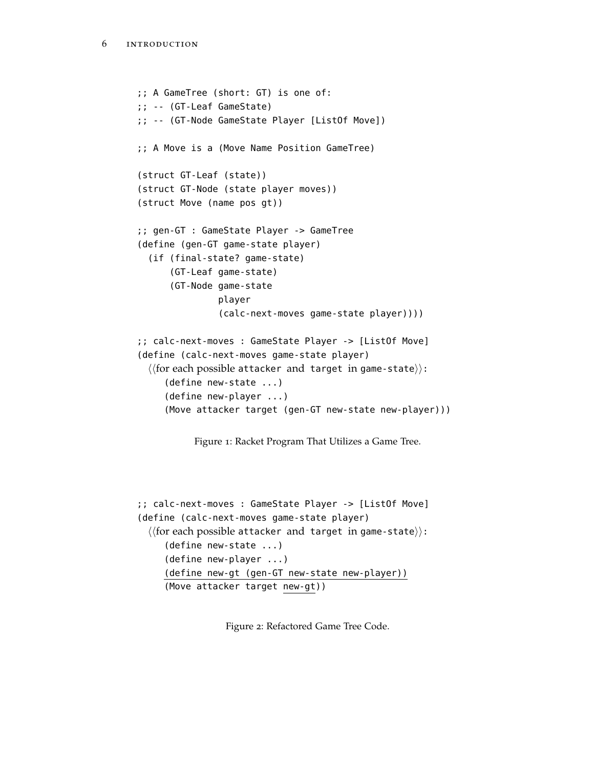```
;; A GameTree (short: GT) is one of:
;; -- (GT-Leaf GameState)
;; -- (GT-Node GameState Player [ListOf Move])

;; A Move is a (Move Name Position GameTree)

(struct GT-Leaf (state))
(struct GT-Node (state player moves))
(struct Move (name pos gt))

;; gen-GT : GameState Player -> GameTree
(define (gen-GT game-state player)
  (if (final-state? game-state)
      (GT-Leaf game-state)
      (GT-Node game-state
               player
               (calc-next-moves game-state player))))

;; calc-next-moves : GameState Player -> [ListOf Move]
(define (calc-next-moves game-state player)
  ⟨⟨for each possible attacker and target in game-state⟩⟩:
     (define new-state ...)
     (define new-player ...)
     (Move attacker target (gen-GT new-state new-player)))
```

Figure 1: Racket Program That Utilizes a Game Tree.

```
;; calc-next-moves : GameState Player -> [ListOf Move]
(define (calc-next-moves game-state player)
  ⟨⟨for each possible attacker and target in game-state⟩⟩:
     (define new-state ...)
     (define new-player ...)
     (define new-gt (gen-GT new-state new-player))
     (Move attacker target new-gt))
```

Figure 2: Refactored Game Tree Code.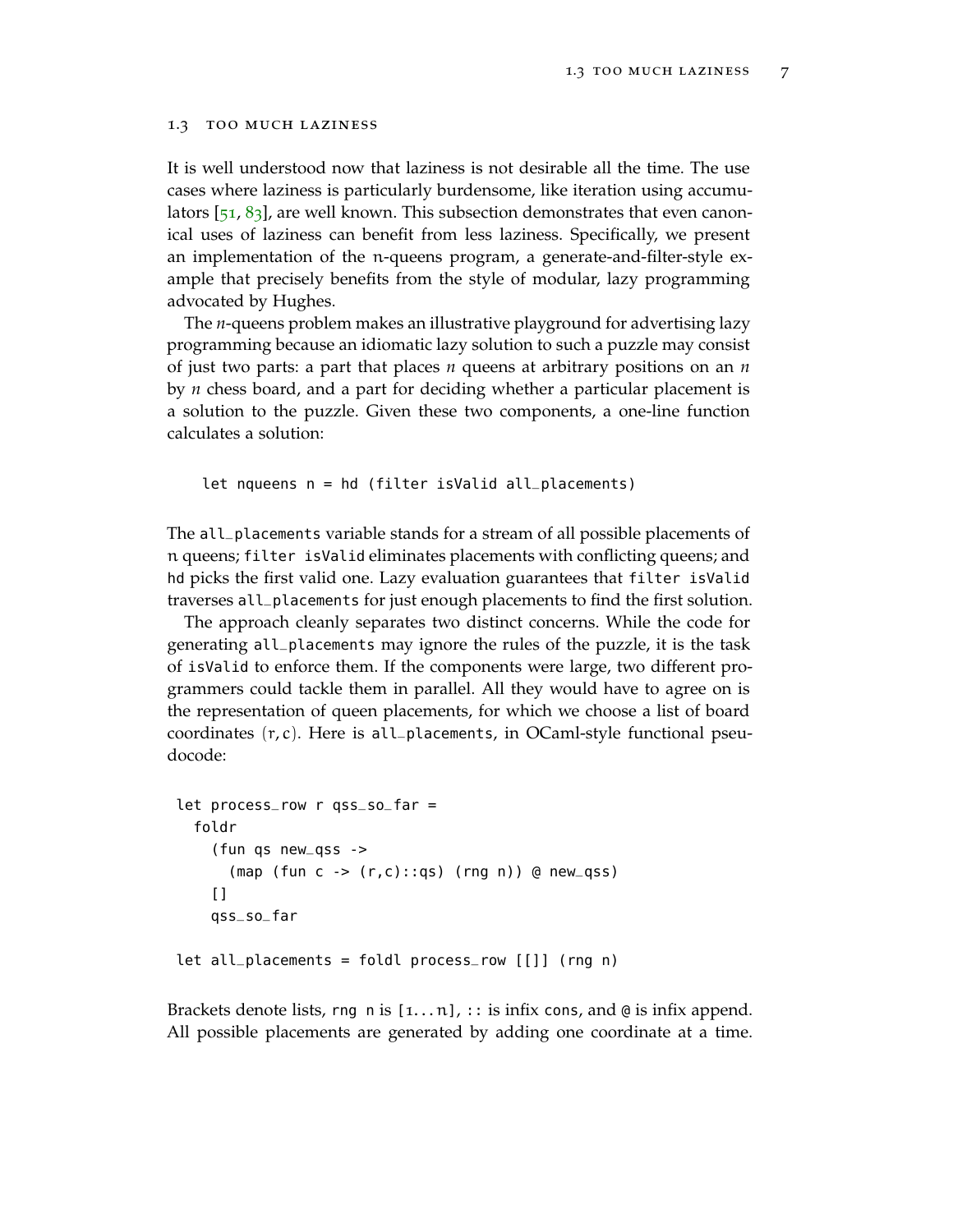## 1.3 Too much laziness

It is well understood now that laziness is not desirable all the time. The use cases where laziness is particularly burdensome, like iteration using accumulators [51, 83], are well known. This subsection demonstrates that even canonical uses of laziness can benefit from less laziness. Specifically, we present an implementation of the n-queens program, a generate-and-filter-style example that precisely benefits from the style of modular, lazy programming advocated by Hughes.

The *n*-queens problem makes an illustrative playground for advertising lazy programming because an idiomatic lazy solution to such a puzzle may consist of just two parts: a part that places *n* queens at arbitrary positions on an *n* by *n* chess board, and a part for deciding whether a particular placement is a solution to the puzzle. Given these two components, a one-line function calculates a solution:

```
let nqueens n = hd (filter isValid all_placements)
```

The `all_placements` variable stands for a stream of all possible placements of n queens; `filter isValid` eliminates placements with conflicting queens; and `hd` picks the first valid one. Lazy evaluation guarantees that `filter isValid` traverses `all_placements` for just enough placements to find the first solution.

The approach cleanly separates two distinct concerns. While the code for generating `all_placements` may ignore the rules of the puzzle, it is the task of `isValid` to enforce them. If the components were large, two different programmers could tackle them in parallel. All they would have to agree on is the representation of queen placements, for which we choose a list of board coordinates $(r, c)$. Here is `all_placements`, in OCaml-style functional pseudocode:

```
let process_row r qss_so_far =
  foldr
    (fun qs new_qss ->
      (map (fun c -> (r,c)::qs) (rng n)) @ new_qss)
    []
    qss_so_far

let all_placements = foldl process_row [[]] (rng n)
```

Brackets denote lists, `rng n` is $[1 \ldots n]$, `::` is infix `cons`, and `@` is infix append. All possible placements are generated by adding one coordinate at a time.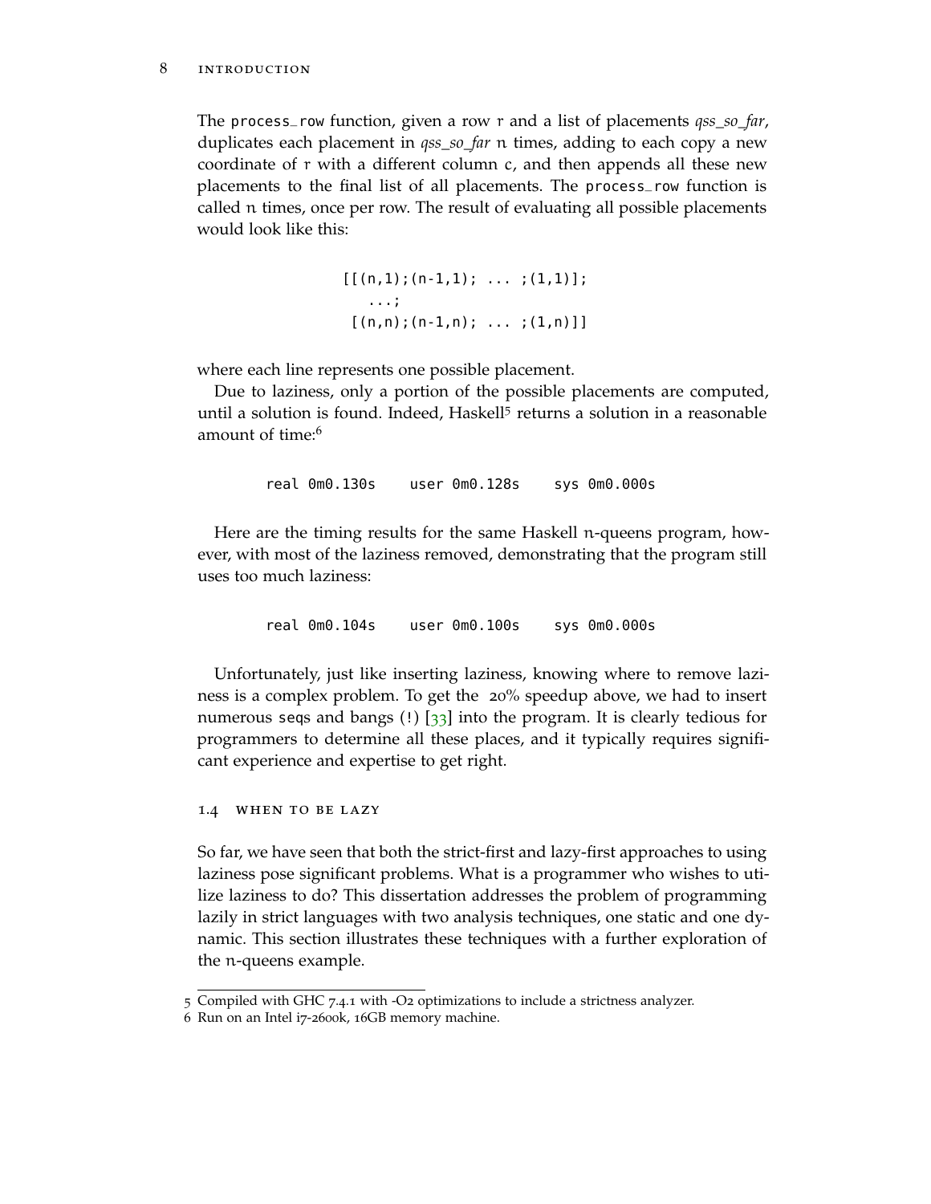The `process_row` function, given a row r and a list of placements *qss_so_far*, duplicates each placement in *qss_so_far* n times, adding to each copy a new coordinate of r with a different column c, and then appends all these new placements to the final list of all placements. The `process_row` function is called n times, once per row. The result of evaluating all possible placements would look like this:

```
[[(n,1);(n-1,1); ... ;(1,1)];
    ...;
 [(n,n);(n-1,n); ... ;(1,n)]]
```

where each line represents one possible placement.

Due to laziness, only a portion of the possible placements are computed, until a solution is found. Indeed, Haskell[5] returns a solution in a reasonable amount of time:[6]

```
real 0m0.130s    user 0m0.128s    sys 0m0.000s
```

Here are the timing results for the same Haskell n-queens program, however, with most of the laziness removed, demonstrating that the program still uses too much laziness:

```
real 0m0.104s    user 0m0.100s    sys 0m0.000s
```

Unfortunately, just like inserting laziness, knowing where to remove laziness is a complex problem. To get the 20% speedup above, we had to insert numerous `seq`s and bangs (`!`) [33] into the program. It is clearly tedious for programmers to determine all these places, and it typically requires significant experience and expertise to get right.

## 1.4 When to be lazy

So far, we have seen that both the strict-first and lazy-first approaches to using laziness pose significant problems. What is a programmer who wishes to utilize laziness to do? This dissertation addresses the problem of programming lazily in strict languages with two analysis techniques, one static and one dynamic. This section illustrates these techniques with a further exploration of the n-queens example.

---

5 Compiled with GHC 7.4.1 with -O2 optimizations to include a strictness analyzer.

6 Run on an Intel i7-2600k, 16GB memory machine.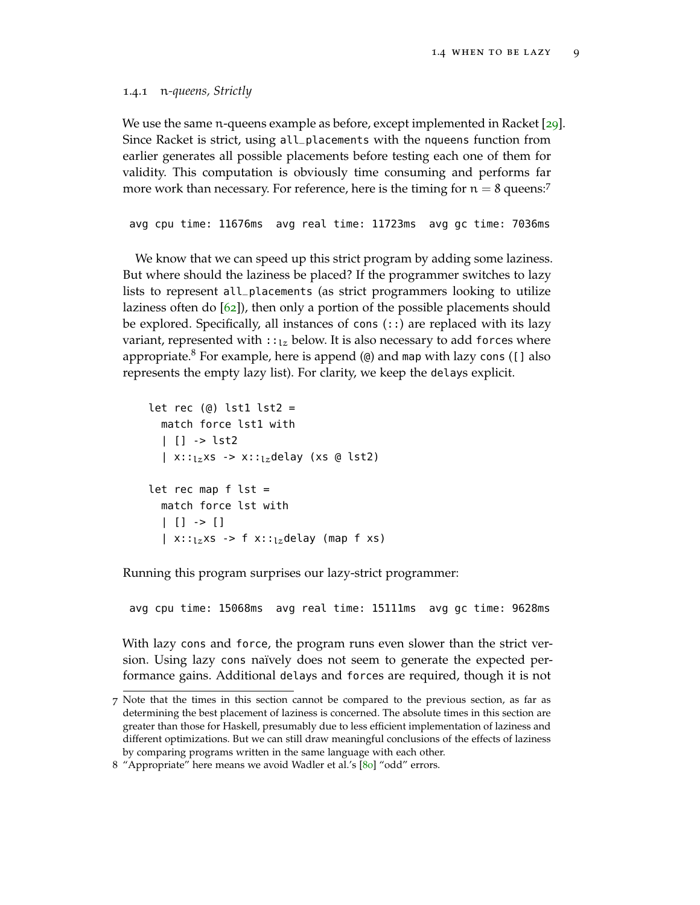### 1.4.1 n-*queens, Strictly*

We use the same n-queens example as before, except implemented in Racket [29]. Since Racket is strict, using `all_placements` with the `nqueens` function from earlier generates all possible placements before testing each one of them for validity. This computation is obviously time consuming and performs far more work than necessary. For reference, here is the timing for $n = 8$ queens:[7]

```
avg cpu time: 11676ms  avg real time: 11723ms  avg gc time: 7036ms
```

We know that we can speed up this strict program by adding some laziness. But where should the laziness be placed? If the programmer switches to lazy lists to represent `all_placements` (as strict programmers looking to utilize laziness often do [62]), then only a portion of the possible placements should be explored. Specifically, all instances of `cons` (`::`) are replaced with its lazy variant, represented with $::_{lz}$ below. It is also necessary to add `force`s where appropriate.[8] For example, here is append (`@`) and `map` with lazy `cons` (`[]` also represents the empty lazy list). For clarity, we keep the `delay`s explicit.

```
let rec (@) lst1 lst2 =
  match force lst1 with
  | [] -> lst2
  | x::lz xs -> x::lz delay (xs @ lst2)

let rec map f lst =
  match force lst with
  | [] -> []
  | x::lz xs -> f x::lz delay (map f xs)
```

Running this program surprises our lazy-strict programmer:

```
avg cpu time: 15068ms  avg real time: 15111ms  avg gc time: 9628ms
```

With lazy `cons` and `force`, the program runs even slower than the strict version. Using lazy `cons` naïvely does not seem to generate the expected performance gains. Additional `delay`s and `force`s are required, though it is not

---

7 Note that the times in this section cannot be compared to the previous section, as far as determining the best placement of laziness is concerned. The absolute times in this section are greater than those for Haskell, presumably due to less efficient implementation of laziness and different optimizations. But we can still draw meaningful conclusions of the effects of laziness by comparing programs written in the same language with each other.

8 "Appropriate" here means we avoid Wadler et al.'s [80] "odd" errors.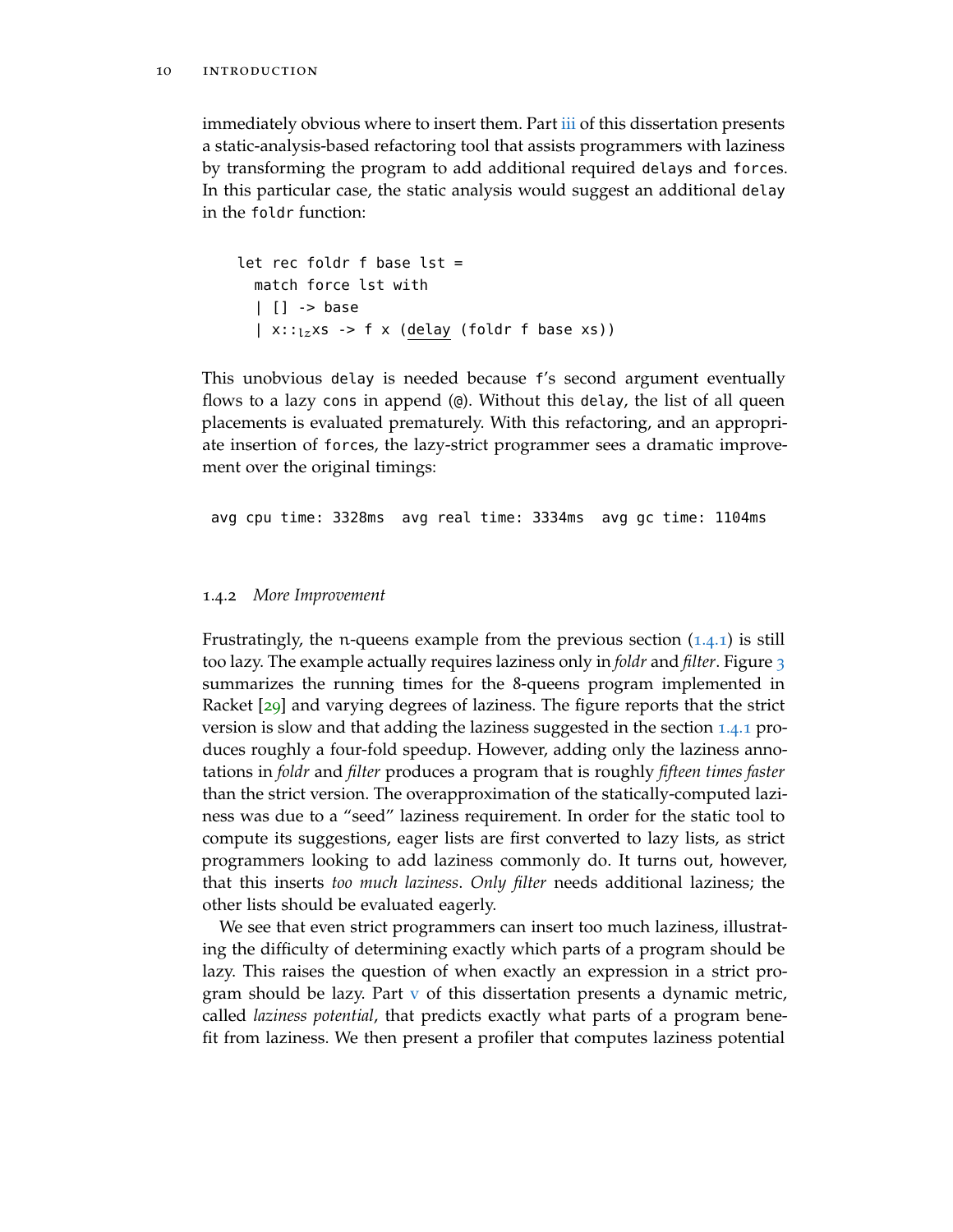immediately obvious where to insert them. Part iii of this dissertation presents a static-analysis-based refactoring tool that assists programmers with laziness by transforming the program to add additional required `delay`s and `force`s. In this particular case, the static analysis would suggest an additional `delay` in the `foldr` function:

```
let rec foldr f base lst =
  match force lst with
  | [] -> base
  | x::lz xs -> f x (delay (foldr f base xs))
```

This unobvious `delay` is needed because `f`'s second argument eventually flows to a lazy `cons` in append (`@`). Without this `delay`, the list of all queen placements is evaluated prematurely. With this refactoring, and an appropriate insertion of `force`s, the lazy-strict programmer sees a dramatic improvement over the original timings:

```
avg cpu time: 3328ms  avg real time: 3334ms  avg gc time: 1104ms
```

### 1.4.2 *More Improvement*

Frustratingly, the n-queens example from the previous section (1.4.1) is still too lazy. The example actually requires laziness only in *foldr* and *filter*. Figure 3 summarizes the running times for the 8-queens program implemented in Racket [29] and varying degrees of laziness. The figure reports that the strict version is slow and that adding the laziness suggested in the section 1.4.1 produces roughly a four-fold speedup. However, adding only the laziness annotations in *foldr* and *filter* produces a program that is roughly *fifteen times faster* than the strict version. The overapproximation of the statically-computed laziness was due to a "seed" laziness requirement. In order for the static tool to compute its suggestions, eager lists are first converted to lazy lists, as strict programmers looking to add laziness commonly do. It turns out, however, that this inserts *too much laziness*. *Only filter* needs additional laziness; the other lists should be evaluated eagerly.

We see that even strict programmers can insert too much laziness, illustrating the difficulty of determining exactly which parts of a program should be lazy. This raises the question of when exactly an expression in a strict program should be lazy. Part v of this dissertation presents a dynamic metric, called *laziness potential*, that predicts exactly what parts of a program benefit from laziness. We then present a profiler that computes laziness potential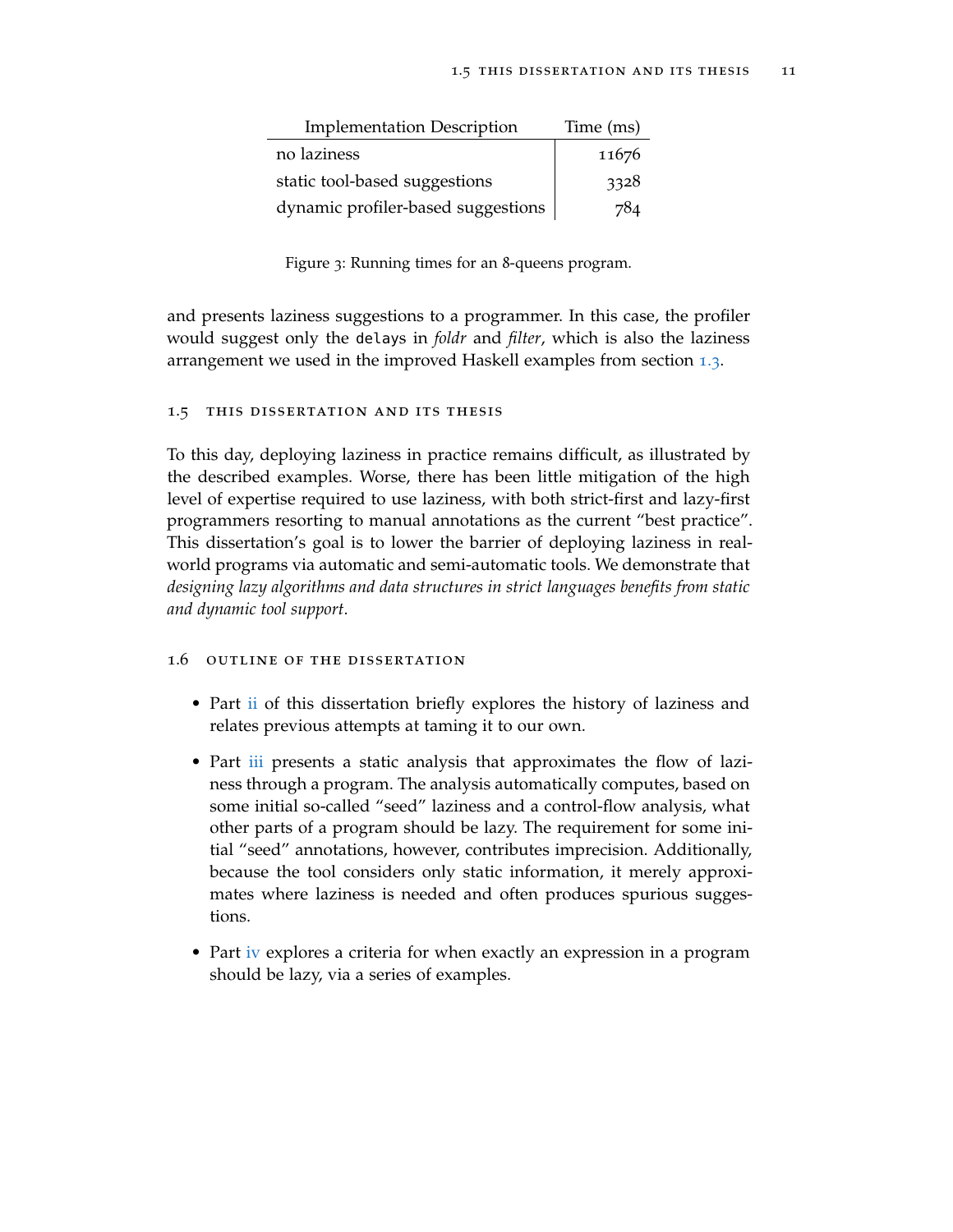| Implementation Description | Time (ms) |
|---|---|
| no laziness | 11676 |
| static tool-based suggestions | 3328 |
| dynamic profiler-based suggestions | 784 |

Figure 3: Running times for an 8-queens program.

and presents laziness suggestions to a programmer. In this case, the profiler would suggest only the `delays` in *foldr* and *filter*, which is also the laziness arrangement we used in the improved Haskell examples from section 1.3.

## 1.5 This dissertation and its thesis

To this day, deploying laziness in practice remains difficult, as illustrated by the described examples. Worse, there has been little mitigation of the high level of expertise required to use laziness, with both strict-first and lazy-first programmers resorting to manual annotations as the current "best practice". This dissertation's goal is to lower the barrier of deploying laziness in real-world programs via automatic and semi-automatic tools. We demonstrate that *designing lazy algorithms and data structures in strict languages benefits from static and dynamic tool support*.

## 1.6 Outline of the dissertation

- Part ii of this dissertation briefly explores the history of laziness and relates previous attempts at taming it to our own.
- Part iii presents a static analysis that approximates the flow of laziness through a program. The analysis automatically computes, based on some initial so-called "seed" laziness and a control-flow analysis, what other parts of a program should be lazy. The requirement for some initial "seed" annotations, however, contributes imprecision. Additionally, because the tool considers only static information, it merely approximates where laziness is needed and often produces spurious suggestions.
- Part iv explores a criteria for when exactly an expression in a program should be lazy, via a series of examples.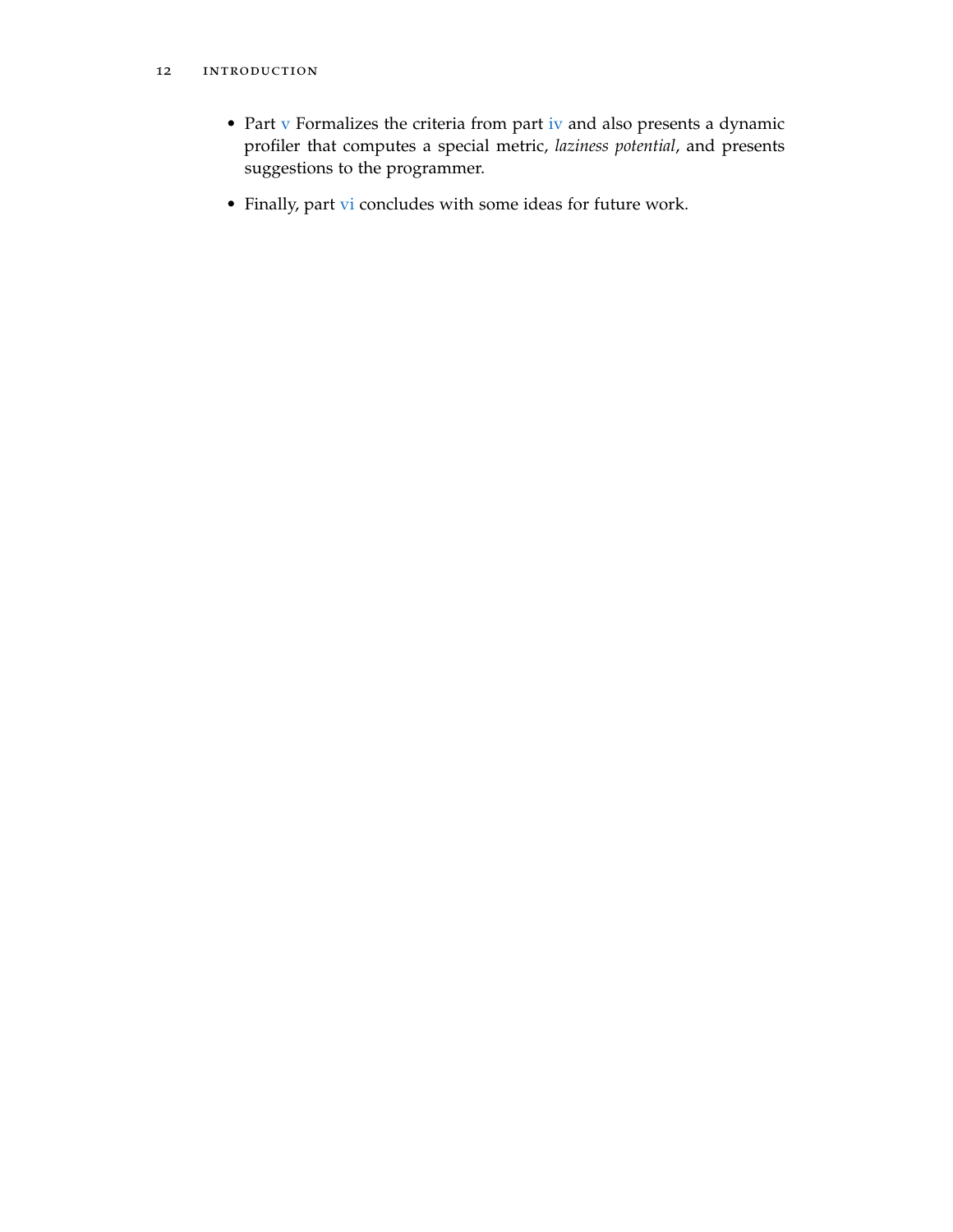- Part v Formalizes the criteria from part iv and also presents a dynamic profiler that computes a special metric, *laziness potential*, and presents suggestions to the programmer.
- Finally, part vi concludes with some ideas for future work.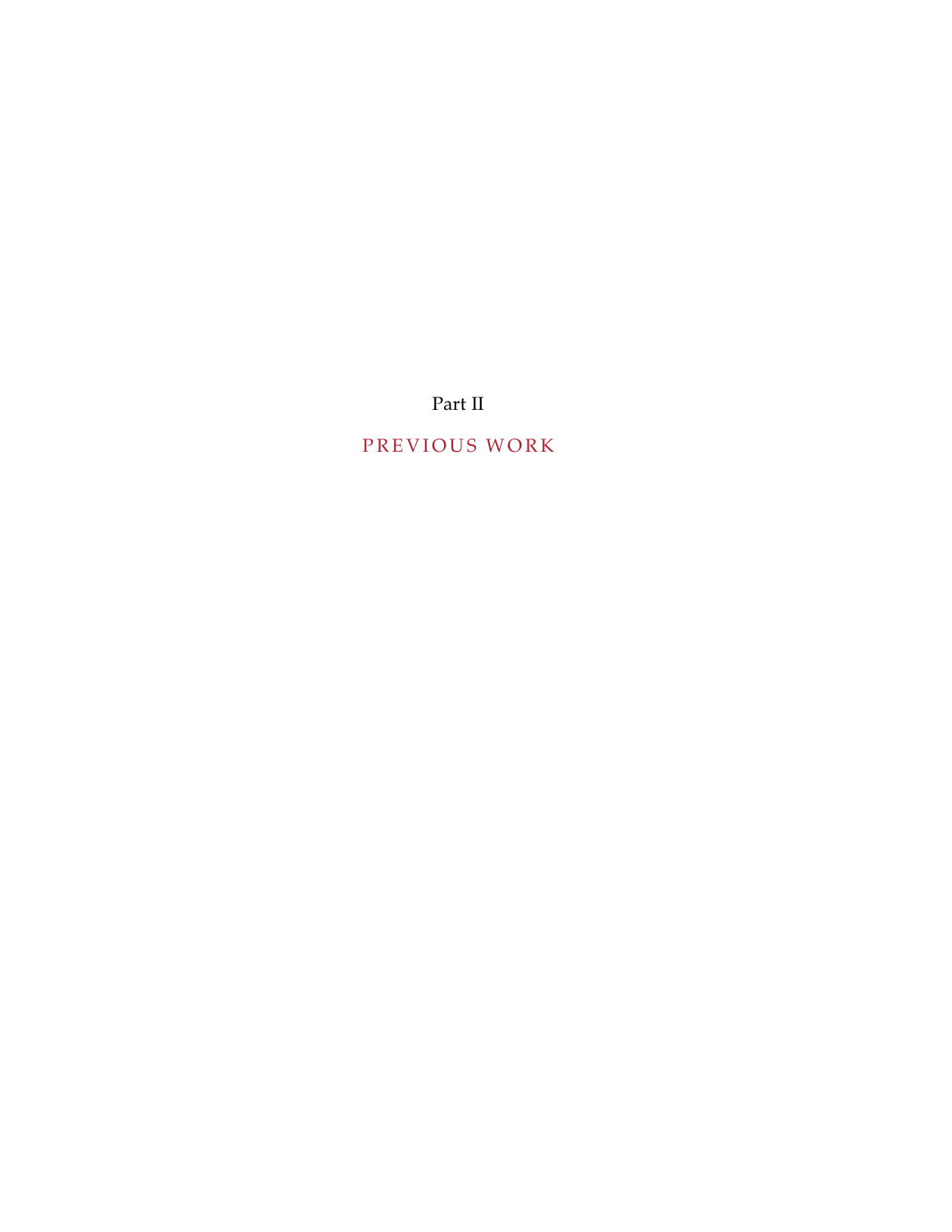# Part II

# PREVIOUS WORK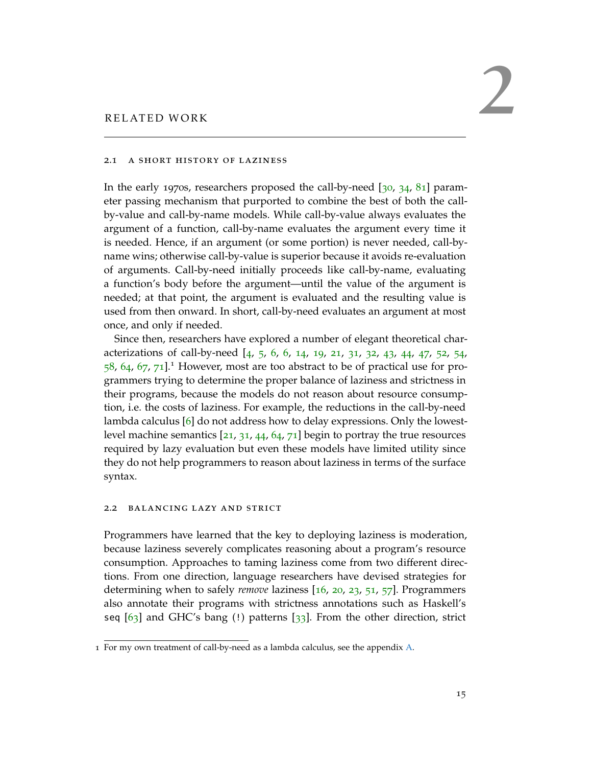# 2 RELATED WORK

## 2.1 A SHORT HISTORY OF LAZINESS

In the early 1970s, researchers proposed the call-by-need [30, 34, 81] parameter passing mechanism that purported to combine the best of both the call-by-value and call-by-name models. While call-by-value always evaluates the argument of a function, call-by-name evaluates the argument every time it is needed. Hence, if an argument (or some portion) is never needed, call-by-name wins; otherwise call-by-value is superior because it avoids re-evaluation of arguments. Call-by-need initially proceeds like call-by-name, evaluating a function's body before the argument—until the value of the argument is needed; at that point, the argument is evaluated and the resulting value is used from then onward. In short, call-by-need evaluates an argument at most once, and only if needed.

Since then, researchers have explored a number of elegant theoretical characterizations of call-by-need [4, 5, 6, 6, 14, 19, 21, 31, 32, 43, 44, 47, 52, 54, 58, 64, 67, 71].[1] However, most are too abstract to be of practical use for programmers trying to determine the proper balance of laziness and strictness in their programs, because the models do not reason about resource consumption, i.e. the costs of laziness. For example, the reductions in the call-by-need lambda calculus [6] do not address how to delay expressions. Only the lowest-level machine semantics [21, 31, 44, 64, 71] begin to portray the true resources required by lazy evaluation but even these models have limited utility since they do not help programmers to reason about laziness in terms of the surface syntax.

## 2.2 BALANCING LAZY AND STRICT

Programmers have learned that the key to deploying laziness is moderation, because laziness severely complicates reasoning about a program's resource consumption. Approaches to taming laziness come from two different directions. From one direction, language researchers have devised strategies for determining when to safely *remove* laziness [16, 20, 23, 51, 57]. Programmers also annotate their programs with strictness annotations such as Haskell's `seq` [63] and GHC's bang (!) patterns [33]. From the other direction, strict

[1] For my own treatment of call-by-need as a lambda calculus, see the appendix A.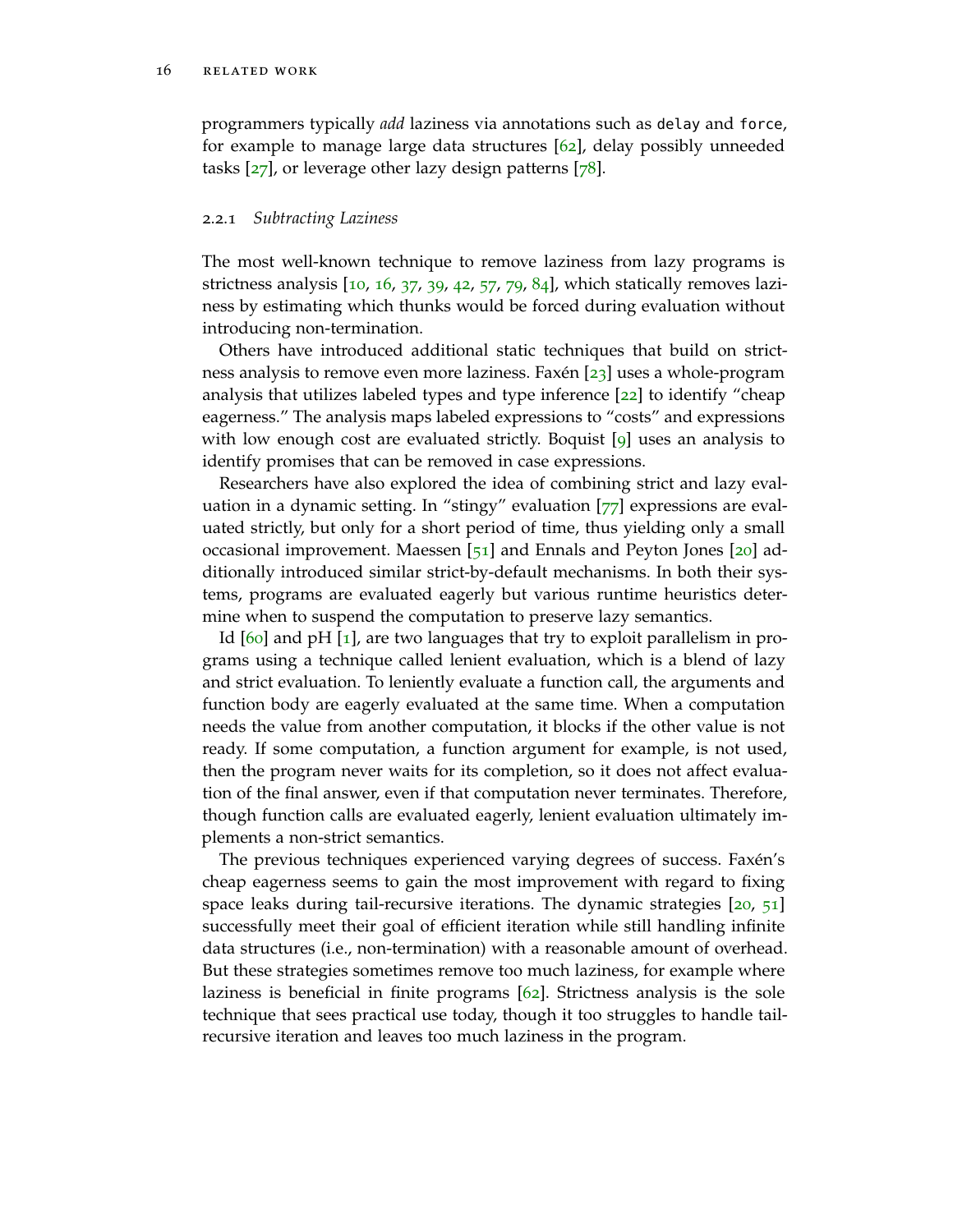programmers typically *add* laziness via annotations such as `delay` and `force`, for example to manage large data structures [62], delay possibly unneeded tasks [27], or leverage other lazy design patterns [78].

### 2.2.1 *Subtracting Laziness*

The most well-known technique to remove laziness from lazy programs is strictness analysis [10, 16, 37, 39, 42, 57, 79, 84], which statically removes laziness by estimating which thunks would be forced during evaluation without introducing non-termination.

Others have introduced additional static techniques that build on strictness analysis to remove even more laziness. Faxén [23] uses a whole-program analysis that utilizes labeled types and type inference [22] to identify "cheap eagerness." The analysis maps labeled expressions to "costs" and expressions with low enough cost are evaluated strictly. Boquist [9] uses an analysis to identify promises that can be removed in case expressions.

Researchers have also explored the idea of combining strict and lazy evaluation in a dynamic setting. In "stingy" evaluation [77] expressions are evaluated strictly, but only for a short period of time, thus yielding only a small occasional improvement. Maessen [51] and Ennals and Peyton Jones [20] additionally introduced similar strict-by-default mechanisms. In both their systems, programs are evaluated eagerly but various runtime heuristics determine when to suspend the computation to preserve lazy semantics.

Id [60] and pH [1], are two languages that try to exploit parallelism in programs using a technique called lenient evaluation, which is a blend of lazy and strict evaluation. To leniently evaluate a function call, the arguments and function body are eagerly evaluated at the same time. When a computation needs the value from another computation, it blocks if the other value is not ready. If some computation, a function argument for example, is not used, then the program never waits for its completion, so it does not affect evaluation of the final answer, even if that computation never terminates. Therefore, though function calls are evaluated eagerly, lenient evaluation ultimately implements a non-strict semantics.

The previous techniques experienced varying degrees of success. Faxén's cheap eagerness seems to gain the most improvement with regard to fixing space leaks during tail-recursive iterations. The dynamic strategies [20, 51] successfully meet their goal of efficient iteration while still handling infinite data structures (i.e., non-termination) with a reasonable amount of overhead. But these strategies sometimes remove too much laziness, for example where laziness is beneficial in finite programs [62]. Strictness analysis is the sole technique that sees practical use today, though it too struggles to handle tail-recursive iteration and leaves too much laziness in the program.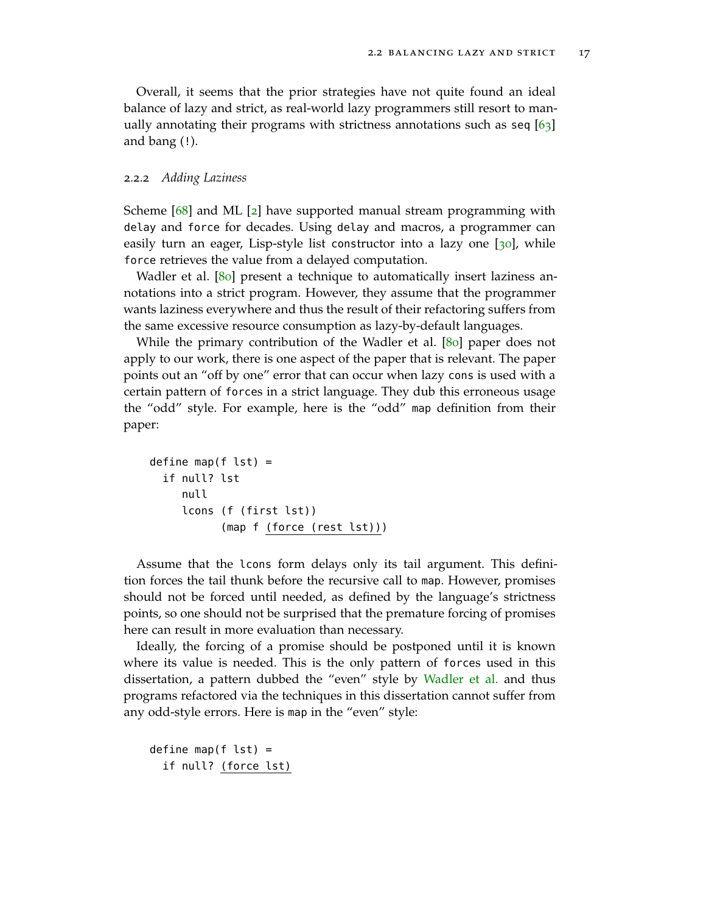Overall, it seems that the prior strategies have not quite found an ideal balance of lazy and strict, as real-world lazy programmers still resort to manually annotating their programs with strictness annotations such as `seq` [63] and bang (`!`).

### 2.2.2 *Adding Laziness*

Scheme [68] and ML [2] have supported manual stream programming with `delay` and `force` for decades. Using `delay` and macros, a programmer can easily turn an eager, Lisp-style list `constructor` into a lazy one [30], while `force` retrieves the value from a delayed computation.

Wadler et al. [80] present a technique to automatically insert laziness annotations into a strict program. However, they assume that the programmer wants laziness everywhere and thus the result of their refactoring suffers from the same excessive resource consumption as lazy-by-default languages.

While the primary contribution of the Wadler et al. [80] paper does not apply to our work, there is one aspect of the paper that is relevant. The paper points out an "off by one" error that can occur when lazy `cons` is used with a certain pattern of `force`s in a strict language. They dub this erroneous usage the "odd" style. For example, here is the "odd" `map` definition from their paper:

```
define map(f lst) =
  if null? lst
     null
     lcons (f (first lst))
           (map f (force (rest lst)))
```

Assume that the `lcons` form delays only its tail argument. This definition forces the tail thunk before the recursive call to `map`. However, promises should not be forced until needed, as defined by the language's strictness points, so one should not be surprised that the premature forcing of promises here can result in more evaluation than necessary.

Ideally, the forcing of a promise should be postponed until it is known where its value is needed. This is the only pattern of `force`s used in this dissertation, a pattern dubbed the "even" style by Wadler et al. and thus programs refactored via the techniques in this dissertation cannot suffer from any odd-style errors. Here is `map` in the "even" style:

```
define map(f lst) =
  if null? (force lst)
```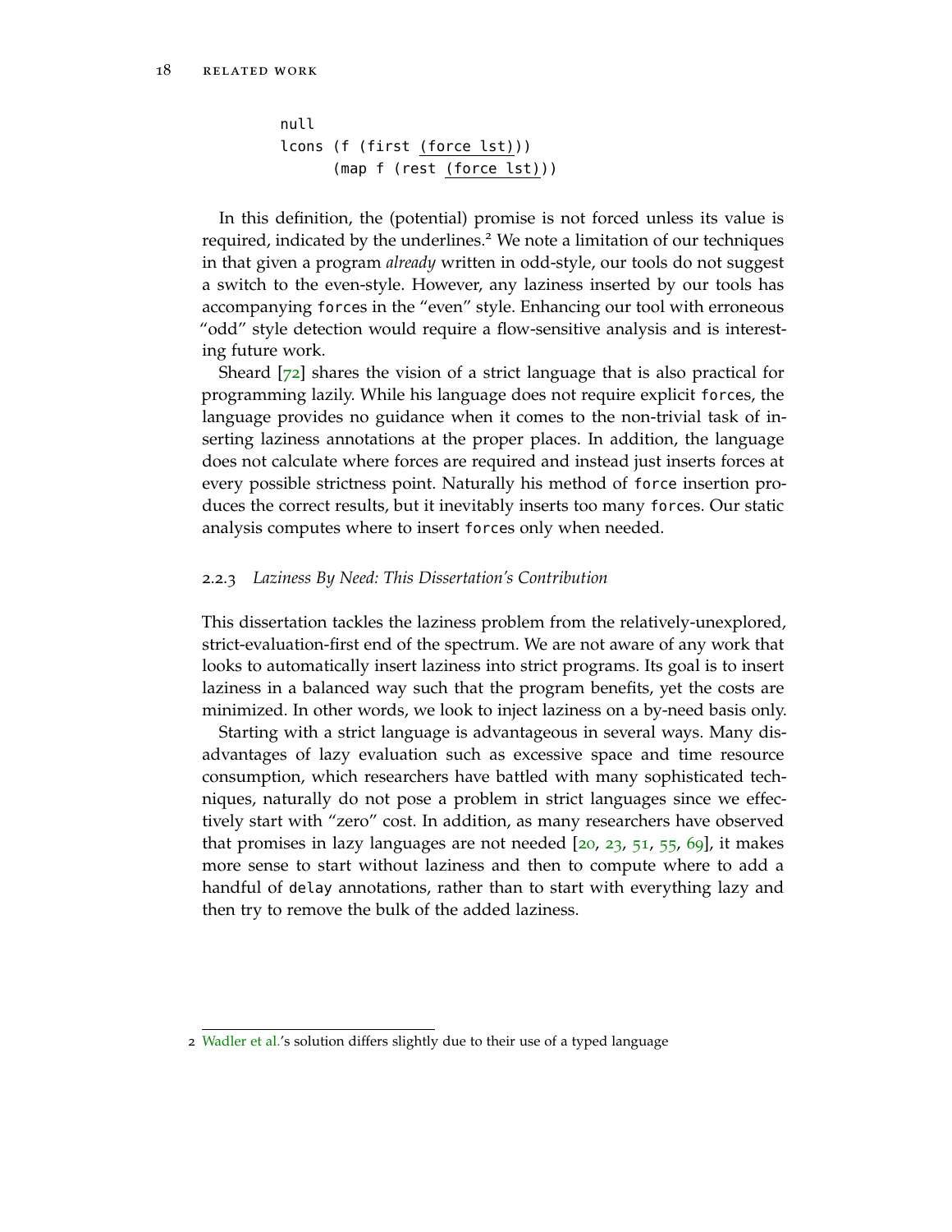```
null
lcons (f (first (force lst)))
      (map f (rest (force lst)))
```

In this definition, the (potential) promise is not forced unless its value is required, indicated by the underlines.[2] We note a limitation of our techniques in that given a program *already* written in odd-style, our tools do not suggest a switch to the even-style. However, any laziness inserted by our tools has accompanying `forces` in the "even" style. Enhancing our tool with erroneous "odd" style detection would require a flow-sensitive analysis and is interesting future work.

Sheard [72] shares the vision of a strict language that is also practical for programming lazily. While his language does not require explicit `forces`, the language provides no guidance when it comes to the non-trivial task of inserting laziness annotations at the proper places. In addition, the language does not calculate where forces are required and instead just inserts forces at every possible strictness point. Naturally his method of `force` insertion produces the correct results, but it inevitably inserts too many `forces`. Our static analysis computes where to insert `forces` only when needed.

### 2.2.3 *Laziness By Need: This Dissertation's Contribution*

This dissertation tackles the laziness problem from the relatively-unexplored, strict-evaluation-first end of the spectrum. We are not aware of any work that looks to automatically insert laziness into strict programs. Its goal is to insert laziness in a balanced way such that the program benefits, yet the costs are minimized. In other words, we look to inject laziness on a by-need basis only.

Starting with a strict language is advantageous in several ways. Many disadvantages of lazy evaluation such as excessive space and time resource consumption, which researchers have battled with many sophisticated techniques, naturally do not pose a problem in strict languages since we effectively start with "zero" cost. In addition, as many researchers have observed that promises in lazy languages are not needed [20, 23, 51, 55, 69], it makes more sense to start without laziness and then to compute where to add a handful of `delay` annotations, rather than to start with everything lazy and then try to remove the bulk of the added laziness.

---

2 Wadler et al.'s solution differs slightly due to their use of a typed language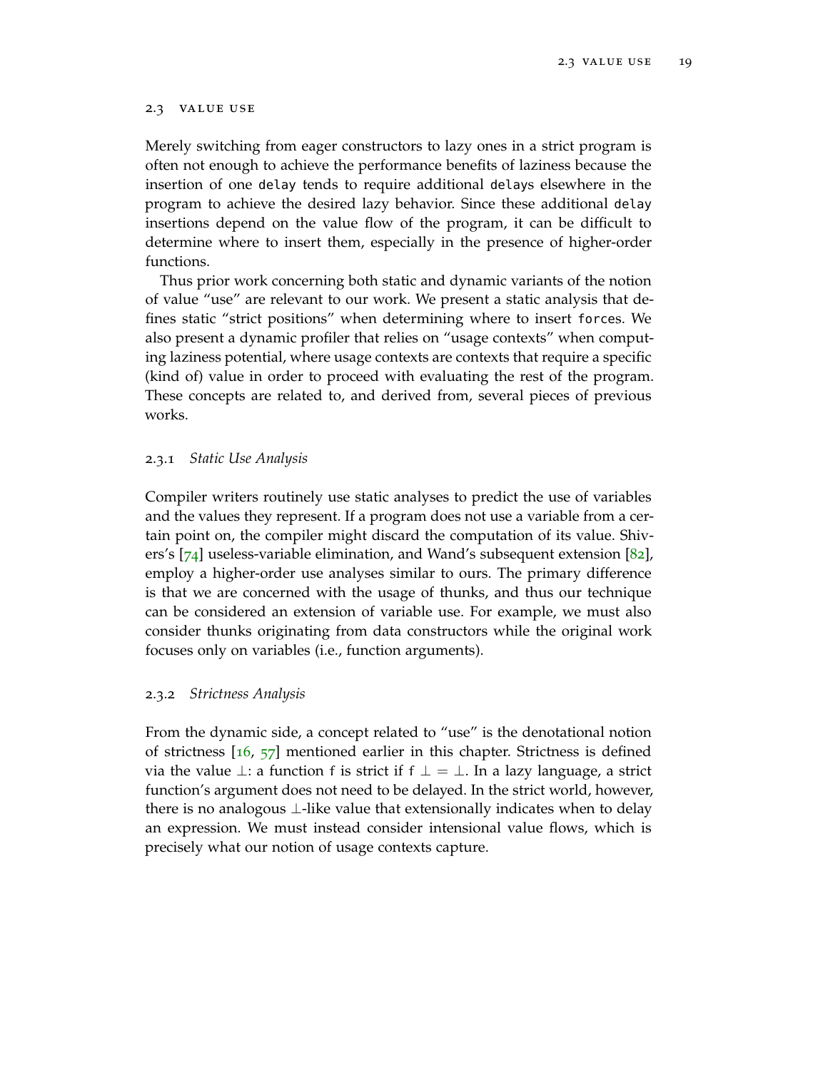## 2.3 VALUE USE

Merely switching from eager constructors to lazy ones in a strict program is often not enough to achieve the performance benefits of laziness because the insertion of one `delay` tends to require additional `delay`s elsewhere in the program to achieve the desired lazy behavior. Since these additional `delay` insertions depend on the value flow of the program, it can be difficult to determine where to insert them, especially in the presence of higher-order functions.

Thus prior work concerning both static and dynamic variants of the notion of value "use" are relevant to our work. We present a static analysis that defines static "strict positions" when determining where to insert `force`s. We also present a dynamic profiler that relies on "usage contexts" when computing laziness potential, where usage contexts are contexts that require a specific (kind of) value in order to proceed with evaluating the rest of the program. These concepts are related to, and derived from, several pieces of previous works.

### 2.3.1 *Static Use Analysis*

Compiler writers routinely use static analyses to predict the use of variables and the values they represent. If a program does not use a variable from a certain point on, the compiler might discard the computation of its value. Shivers's [74] useless-variable elimination, and Wand's subsequent extension [82], employ a higher-order use analyses similar to ours. The primary difference is that we are concerned with the usage of thunks, and thus our technique can be considered an extension of variable use. For example, we must also consider thunks originating from data constructors while the original work focuses only on variables (i.e., function arguments).

### 2.3.2 *Strictness Analysis*

From the dynamic side, a concept related to "use" is the denotational notion of strictness [16, 57] mentioned earlier in this chapter. Strictness is defined via the value $\perp$: a function f is strict if $\mathsf{f}\ \perp = \perp$. In a lazy language, a strict function's argument does not need to be delayed. In the strict world, however, there is no analogous $\perp$-like value that extensionally indicates when to delay an expression. We must instead consider intensional value flows, which is precisely what our notion of usage contexts capture.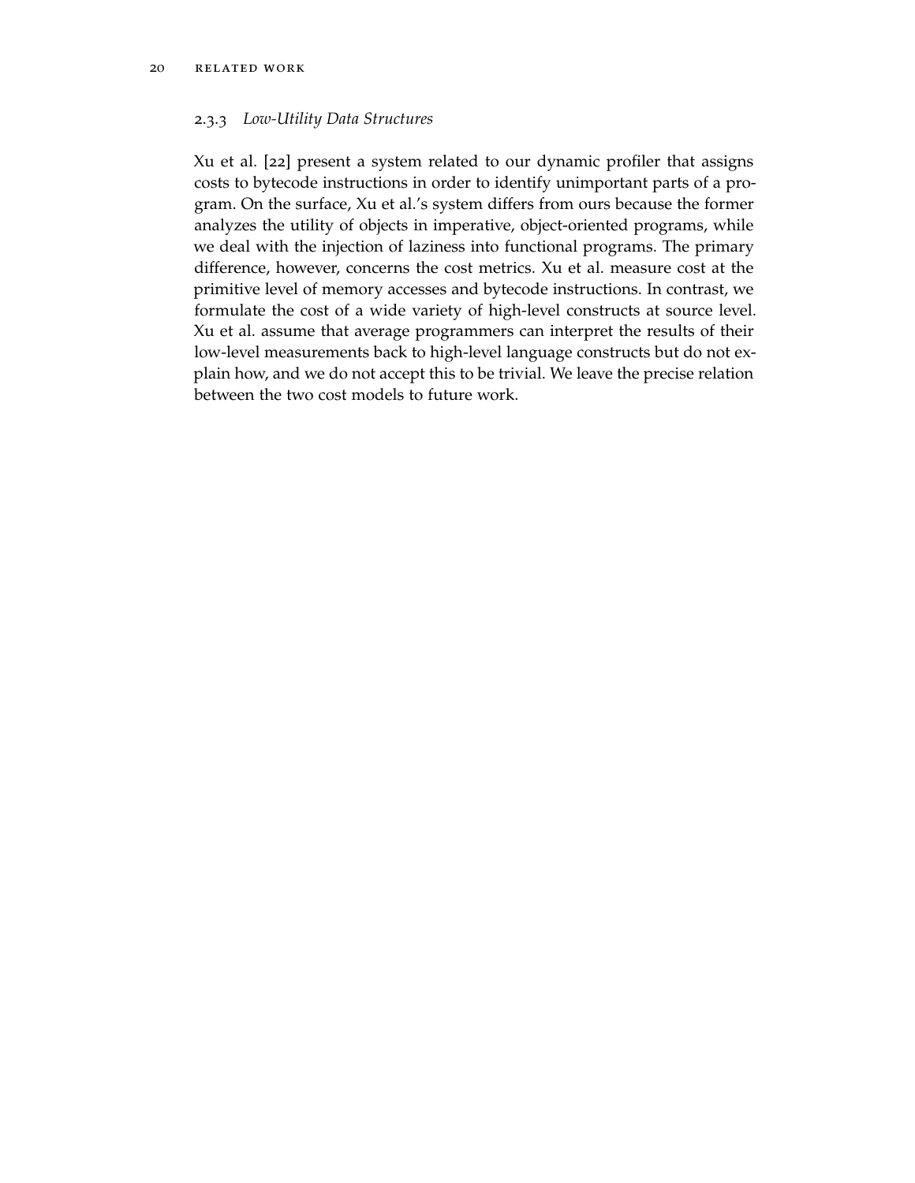### 2.3.3 *Low-Utility Data Structures*

Xu et al. [22] present a system related to our dynamic profiler that assigns costs to bytecode instructions in order to identify unimportant parts of a program. On the surface, Xu et al.'s system differs from ours because the former analyzes the utility of objects in imperative, object-oriented programs, while we deal with the injection of laziness into functional programs. The primary difference, however, concerns the cost metrics. Xu et al. measure cost at the primitive level of memory accesses and bytecode instructions. In contrast, we formulate the cost of a wide variety of high-level constructs at source level. Xu et al. assume that average programmers can interpret the results of their low-level measurements back to high-level language constructs but do not explain how, and we do not accept this to be trivial. We leave the precise relation between the two cost models to future work.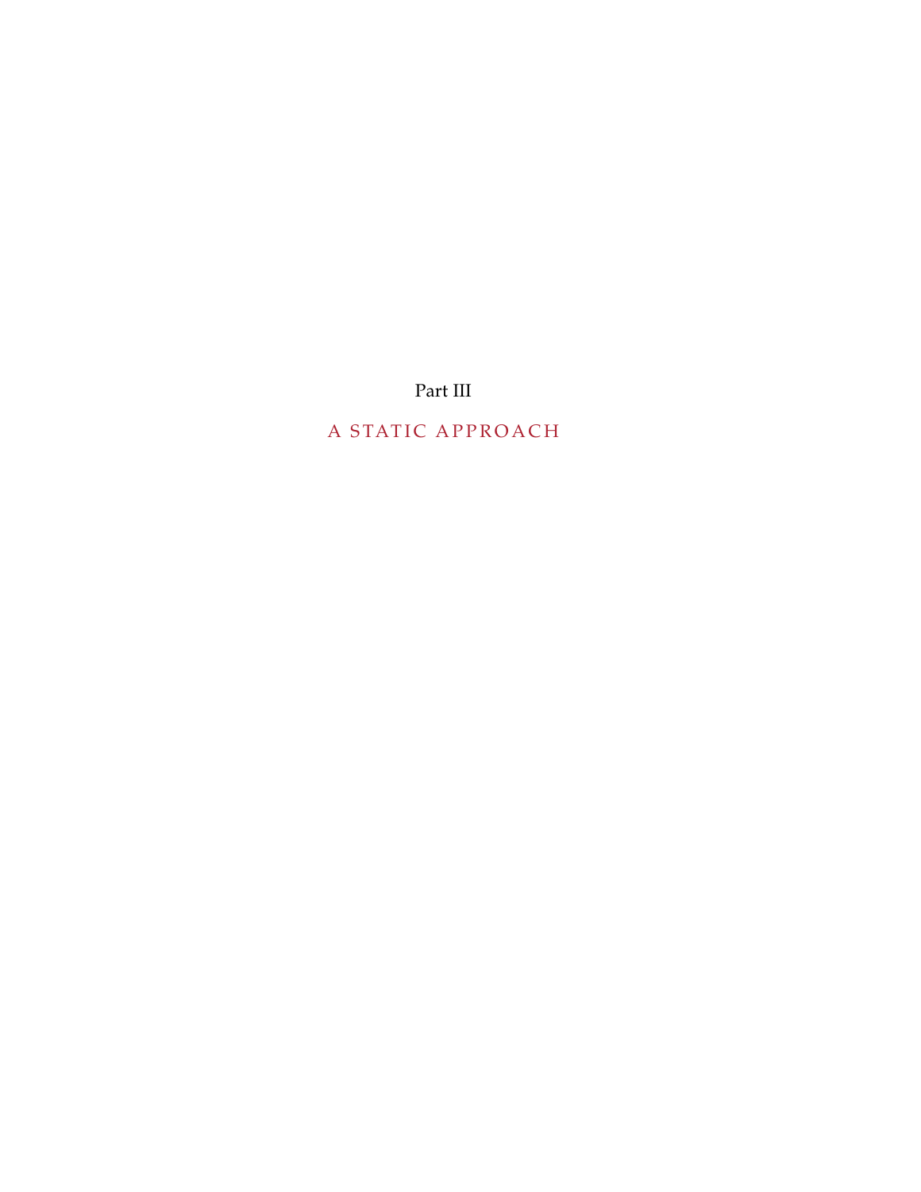# Part III

# A STATIC APPROACH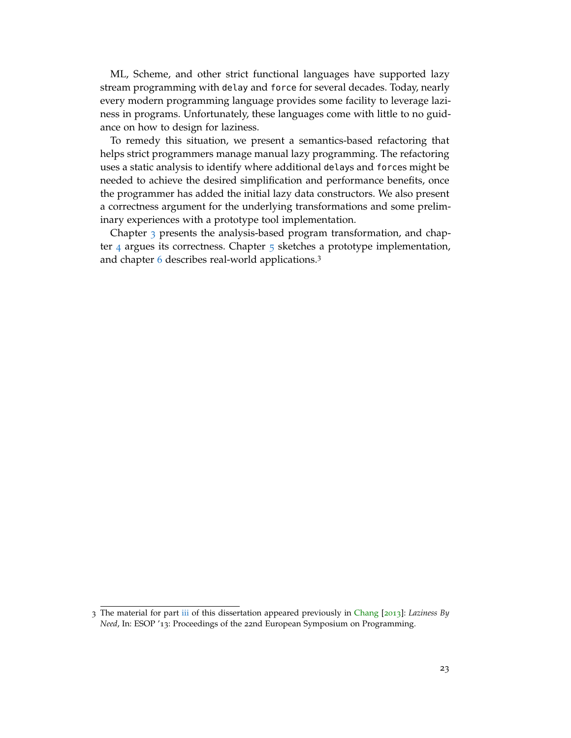ML, Scheme, and other strict functional languages have supported lazy stream programming with `delay` and `force` for several decades. Today, nearly every modern programming language provides some facility to leverage laziness in programs. Unfortunately, these languages come with little to no guidance on how to design for laziness.

To remedy this situation, we present a semantics-based refactoring that helps strict programmers manage manual lazy programming. The refactoring uses a static analysis to identify where additional `delay`s and `force`s might be needed to achieve the desired simplification and performance benefits, once the programmer has added the initial lazy data constructors. We also present a correctness argument for the underlying transformations and some preliminary experiences with a prototype tool implementation.

Chapter 3 presents the analysis-based program transformation, and chapter 4 argues its correctness. Chapter 5 sketches a prototype implementation, and chapter 6 describes real-world applications.[3]

---

3 The material for part iii of this dissertation appeared previously in Chang [2013]: *Laziness By Need*, In: ESOP '13: Proceedings of the 22nd European Symposium on Programming.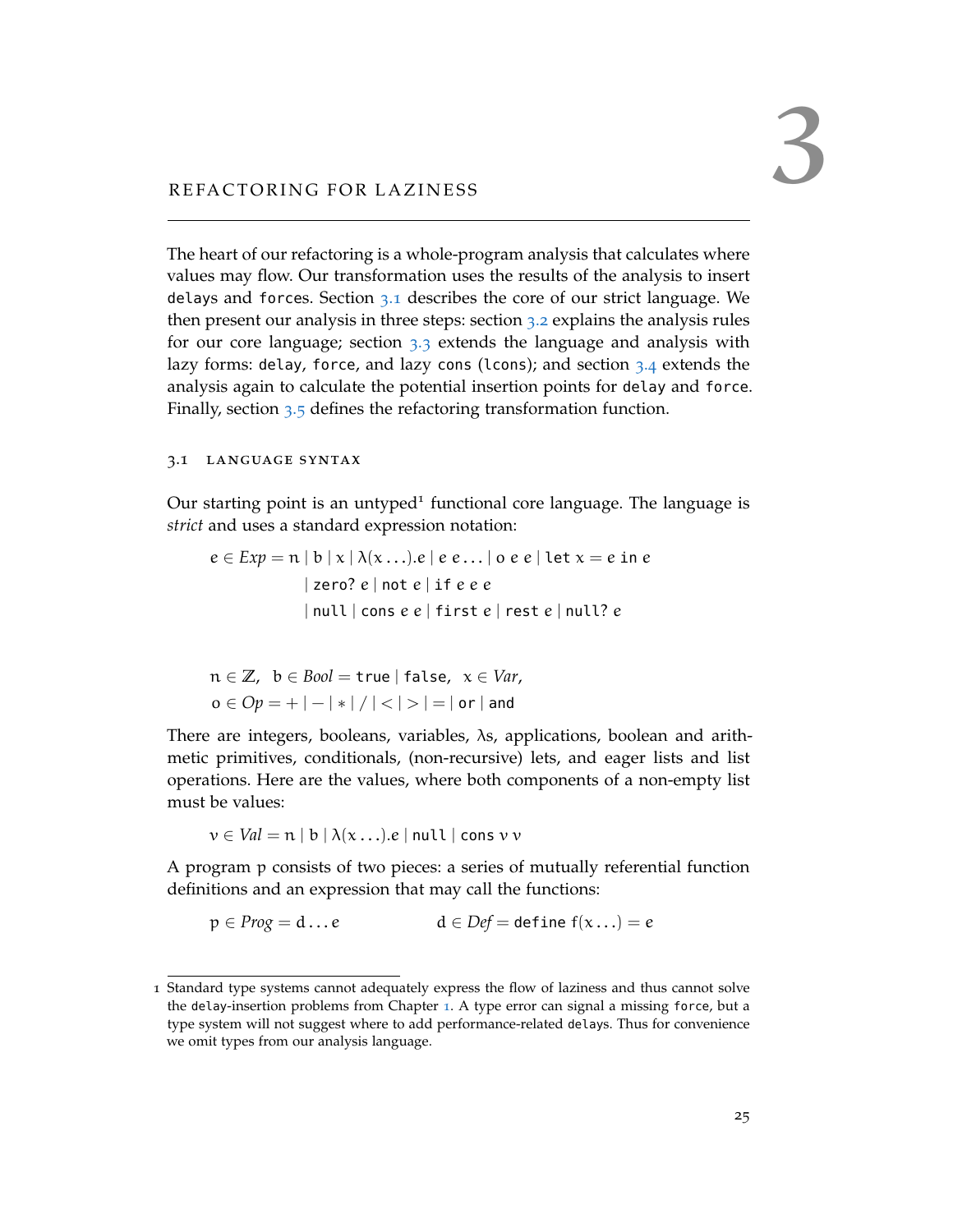# 3 REFACTORING FOR LAZINESS

The heart of our refactoring is a whole-program analysis that calculates where values may flow. Our transformation uses the results of the analysis to insert `delay`s and `force`s. Section 3.1 describes the core of our strict language. We then present our analysis in three steps: section 3.2 explains the analysis rules for our core language; section 3.3 extends the language and analysis with lazy forms: `delay`, `force`, and lazy `cons` (`lcons`); and section 3.4 extends the analysis again to calculate the potential insertion points for `delay` and `force`. Finally, section 3.5 defines the refactoring transformation function.

## 3.1 LANGUAGE SYNTAX

Our starting point is an untyped[1] functional core language. The language is *strict* and uses a standard expression notation:

$$
\begin{aligned}
e \in \mathit{Exp} = {} & n \mid b \mid x \mid \lambda(x\ldots).e \mid e\ e\ldots \mid o\ e\ e \mid \texttt{let}\ x = e\ \texttt{in}\ e \\
& \mid \texttt{zero?}\ e \mid \texttt{not}\ e \mid \texttt{if}\ e\ e\ e \\
& \mid \texttt{null} \mid \texttt{cons}\ e\ e \mid \texttt{first}\ e \mid \texttt{rest}\ e \mid \texttt{null?}\ e
\end{aligned}
$$

$$
\begin{aligned}
& n \in \mathbb{Z},\quad b \in \mathit{Bool} = \texttt{true} \mid \texttt{false},\quad x \in \mathit{Var}, \\
& o \in \mathit{Op} = + \mid - \mid * \mid / \mid < \mid > \mid = \mid \texttt{or} \mid \texttt{and}
\end{aligned}
$$

There are integers, booleans, variables, λs, applications, boolean and arithmetic primitives, conditionals, (non-recursive) lets, and eager lists and list operations. Here are the values, where both components of a non-empty list must be values:

$$v \in \mathit{Val} = n \mid b \mid \lambda(x\ldots).e \mid \texttt{null} \mid \texttt{cons}\ v\ v$$

A program $p$ consists of two pieces: a series of mutually referential function definitions and an expression that may call the functions:

$$p \in \mathit{Prog} = d\ldots e \qquad\qquad d \in \mathit{Def} = \texttt{define}\ \mathsf{f}(x\ldots) = e$$

---

1 Standard type systems cannot adequately express the flow of laziness and thus cannot solve the `delay`-insertion problems from Chapter 1. A type error can signal a missing `force`, but a type system will not suggest where to add performance-related `delay`s. Thus for convenience we omit types from our analysis language.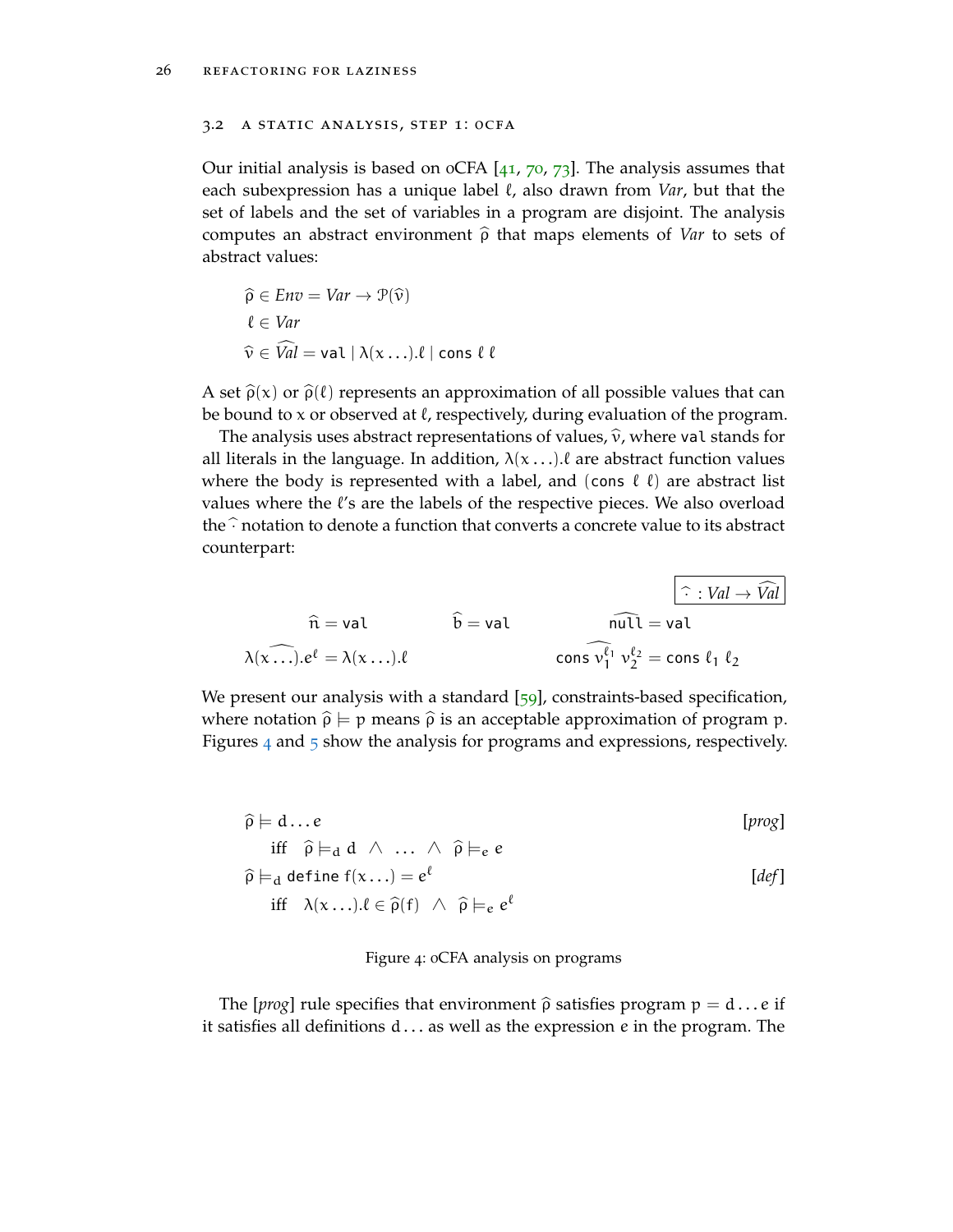## 3.2 A static analysis, step 1: 0CFA

Our initial analysis is based on 0CFA [41, 70, 73]. The analysis assumes that each subexpression has a unique label $\ell$, also drawn from *Var*, but that the set of labels and the set of variables in a program are disjoint. The analysis computes an abstract environment $\widehat{\rho}$ that maps elements of *Var* to sets of abstract values:

$$\widehat{\rho} \in Env = Var \to \mathcal{P}(\widehat{v})$$
$$\ell \in Var$$
$$\widehat{v} \in \widehat{Val} = \mathtt{val} \mid \lambda(x \ldots).\ell \mid \mathtt{cons}\ \ell\ \ell$$

A set $\widehat{\rho}(x)$ or $\widehat{\rho}(\ell)$ represents an approximation of all possible values that can be bound to $x$ or observed at $\ell$, respectively, during evaluation of the program.

The analysis uses abstract representations of values, $\widehat{v}$, where `val` stands for all literals in the language. In addition, $\lambda(x \ldots).\ell$ are abstract function values where the body is represented with a label, and $(\mathtt{cons}\ \ell\ \ell)$ are abstract list values where the $\ell$'s are the labels of the respective pieces. We also overload the $\widehat{\cdot}$ notation to denote a function that converts a concrete value to its abstract counterpart:

$$\boxed{\widehat{\cdot} : Val \to \widehat{Val}}$$

$$\widehat{n} = \mathtt{val} \qquad \widehat{b} = \mathtt{val} \qquad \widehat{\mathtt{null}} = \mathtt{val}$$

$$\widehat{\lambda(x \ldots).e^{\ell}} = \lambda(x \ldots).\ell \qquad \widehat{\mathtt{cons}\ v_1^{\ell_1}\ v_2^{\ell_2}} = \mathtt{cons}\ \ell_1\ \ell_2$$

We present our analysis with a standard [59], constraints-based specification, where notation $\widehat{\rho} \models p$ means $\widehat{\rho}$ is an acceptable approximation of program p. Figures 4 and 5 show the analysis for programs and expressions, respectively.

$$\widehat{\rho} \models d \ldots e \qquad [prog]$$
$$\quad \text{iff} \quad \widehat{\rho} \models_d d \ \wedge\ \ldots\ \wedge\ \widehat{\rho} \models_e e$$
$$\widehat{\rho} \models_d \mathtt{define}\ f(x \ldots) = e^{\ell} \qquad [def]$$
$$\quad \text{iff} \quad \lambda(x \ldots).\ell \in \widehat{\rho}(f) \ \wedge\ \widehat{\rho} \models_e e^{\ell}$$

Figure 4: 0CFA analysis on programs

The [*prog*] rule specifies that environment $\widehat{\rho}$ satisfies program $p = d \ldots e$ if it satisfies all definitions $d \ldots$ as well as the expression $e$ in the program. The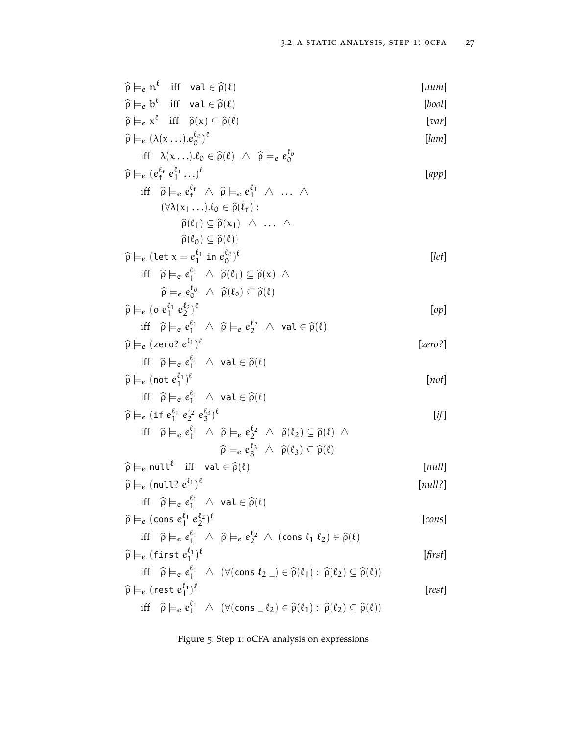$$\widehat{\rho} \models_e n^{\ell} \quad \text{iff} \quad \mathsf{val} \in \widehat{\rho}(\ell) \qquad [num]$$

$$\widehat{\rho} \models_e b^{\ell} \quad \text{iff} \quad \mathsf{val} \in \widehat{\rho}(\ell) \qquad [bool]$$

$$\widehat{\rho} \models_e x^{\ell} \quad \text{iff} \quad \widehat{\rho}(x) \subseteq \widehat{\rho}(\ell) \qquad [var]$$

$$\widehat{\rho} \models_e (\lambda(x \ldots).e_0^{\ell_0})^{\ell} \qquad [lam]$$
$$\quad \text{iff} \quad \lambda(x \ldots).\ell_0 \in \widehat{\rho}(\ell) \;\wedge\; \widehat{\rho} \models_e e_0^{\ell_0}$$

$$\widehat{\rho} \models_e (e_f^{\ell_f}\; e_1^{\ell_1} \ldots)^{\ell} \qquad [app]$$
$$\quad \text{iff} \quad \widehat{\rho} \models_e e_f^{\ell_f} \;\wedge\; \widehat{\rho} \models_e e_1^{\ell_1} \;\wedge\; \ldots \;\wedge$$
$$\qquad (\forall \lambda(x_1 \ldots).\ell_0 \in \widehat{\rho}(\ell_f) :$$
$$\qquad\quad \widehat{\rho}(\ell_1) \subseteq \widehat{\rho}(x_1) \;\wedge\; \ldots \;\wedge$$
$$\qquad\quad \widehat{\rho}(\ell_0) \subseteq \widehat{\rho}(\ell))$$

$$\widehat{\rho} \models_e (\mathsf{let}\; x = e_1^{\ell_1} \;\mathsf{in}\; e_0^{\ell_0})^{\ell} \qquad [let]$$
$$\quad \text{iff} \quad \widehat{\rho} \models_e e_1^{\ell_1} \;\wedge\; \widehat{\rho}(\ell_1) \subseteq \widehat{\rho}(x) \;\wedge$$
$$\qquad \widehat{\rho} \models_e e_0^{\ell_0} \;\wedge\; \widehat{\rho}(\ell_0) \subseteq \widehat{\rho}(\ell)$$

$$\widehat{\rho} \models_e (\mathsf{o}\; e_1^{\ell_1}\; e_2^{\ell_2})^{\ell} \qquad [op]$$
$$\quad \text{iff} \quad \widehat{\rho} \models_e e_1^{\ell_1} \;\wedge\; \widehat{\rho} \models_e e_2^{\ell_2} \;\wedge\; \mathsf{val} \in \widehat{\rho}(\ell)$$

$$\widehat{\rho} \models_e (\mathsf{zero?}\; e_1^{\ell_1})^{\ell} \qquad [zero?]$$
$$\quad \text{iff} \quad \widehat{\rho} \models_e e_1^{\ell_1} \;\wedge\; \mathsf{val} \in \widehat{\rho}(\ell)$$

$$\widehat{\rho} \models_e (\mathsf{not}\; e_1^{\ell_1})^{\ell} \qquad [not]$$
$$\quad \text{iff} \quad \widehat{\rho} \models_e e_1^{\ell_1} \;\wedge\; \mathsf{val} \in \widehat{\rho}(\ell)$$

$$\widehat{\rho} \models_e (\mathsf{if}\; e_1^{\ell_1}\; e_2^{\ell_2}\; e_3^{\ell_3})^{\ell} \qquad [if]$$
$$\quad \text{iff} \quad \widehat{\rho} \models_e e_1^{\ell_1} \;\wedge\; \widehat{\rho} \models_e e_2^{\ell_2} \;\wedge\; \widehat{\rho}(\ell_2) \subseteq \widehat{\rho}(\ell) \;\wedge$$
$$\qquad\qquad \widehat{\rho} \models_e e_3^{\ell_3} \;\wedge\; \widehat{\rho}(\ell_3) \subseteq \widehat{\rho}(\ell)$$

$$\widehat{\rho} \models_e \mathsf{null}^{\ell} \quad \text{iff} \quad \mathsf{val} \in \widehat{\rho}(\ell) \qquad [null]$$

$$\widehat{\rho} \models_e (\mathsf{null?}\; e_1^{\ell_1})^{\ell} \qquad [null?]$$
$$\quad \text{iff} \quad \widehat{\rho} \models_e e_1^{\ell_1} \;\wedge\; \mathsf{val} \in \widehat{\rho}(\ell)$$

$$\widehat{\rho} \models_e (\mathsf{cons}\; e_1^{\ell_1}\; e_2^{\ell_2})^{\ell} \qquad [cons]$$
$$\quad \text{iff} \quad \widehat{\rho} \models_e e_1^{\ell_1} \;\wedge\; \widehat{\rho} \models_e e_2^{\ell_2} \;\wedge\; (\mathsf{cons}\; \ell_1\; \ell_2) \in \widehat{\rho}(\ell)$$

$$\widehat{\rho} \models_e (\mathsf{first}\; e_1^{\ell_1})^{\ell} \qquad [first]$$
$$\quad \text{iff} \quad \widehat{\rho} \models_e e_1^{\ell_1} \;\wedge\; (\forall (\mathsf{cons}\; \ell_2\; \_) \in \widehat{\rho}(\ell_1) :\; \widehat{\rho}(\ell_2) \subseteq \widehat{\rho}(\ell))$$

$$\widehat{\rho} \models_e (\mathsf{rest}\; e_1^{\ell_1})^{\ell} \qquad [rest]$$
$$\quad \text{iff} \quad \widehat{\rho} \models_e e_1^{\ell_1} \;\wedge\; (\forall (\mathsf{cons}\; \_\; \ell_2) \in \widehat{\rho}(\ell_1) :\; \widehat{\rho}(\ell_2) \subseteq \widehat{\rho}(\ell))$$

Figure 5: Step 1: 0CFA analysis on expressions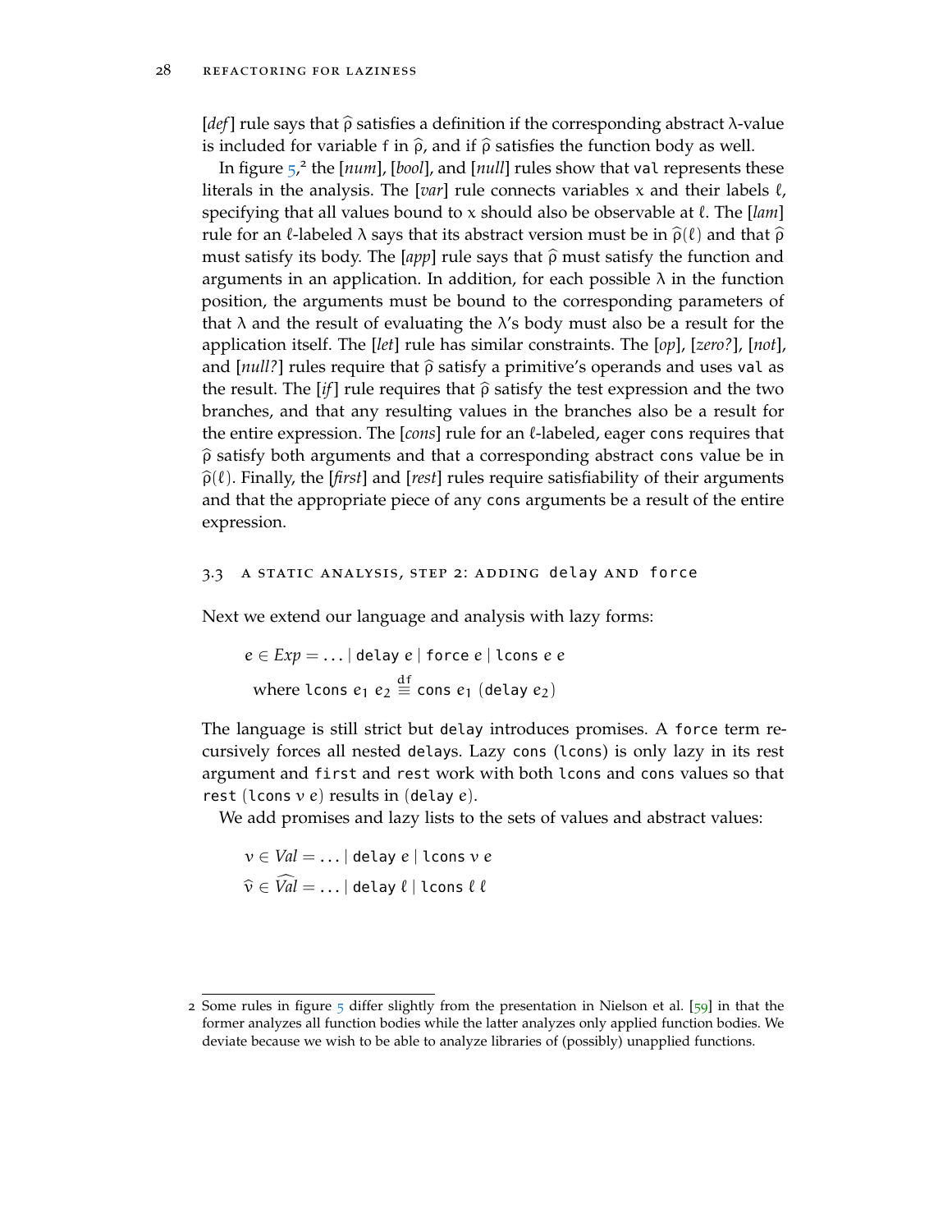[*def*] rule says that $\widehat{\rho}$ satisfies a definition if the corresponding abstract λ-value is included for variable `f` in $\widehat{\rho}$, and if $\widehat{\rho}$ satisfies the function body as well.

In figure 5,[2] the [*num*], [*bool*], and [*null*] rules show that `val` represents these literals in the analysis. The [*var*] rule connects variables $x$ and their labels $\ell$, specifying that all values bound to $x$ should also be observable at $\ell$. The [*lam*] rule for an $\ell$-labeled λ says that its abstract version must be in $\widehat{\rho}(\ell)$ and that $\widehat{\rho}$ must satisfy its body. The [*app*] rule says that $\widehat{\rho}$ must satisfy the function and arguments in an application. In addition, for each possible λ in the function position, the arguments must be bound to the corresponding parameters of that λ and the result of evaluating the λ's body must also be a result for the application itself. The [*let*] rule has similar constraints. The [*op*], [*zero?*], [*not*], and [*null?*] rules require that $\widehat{\rho}$ satisfy a primitive's operands and uses `val` as the result. The [*if*] rule requires that $\widehat{\rho}$ satisfy the test expression and the two branches, and that any resulting values in the branches also be a result for the entire expression. The [*cons*] rule for an $\ell$-labeled, eager `cons` requires that $\widehat{\rho}$ satisfy both arguments and that a corresponding abstract `cons` value be in $\widehat{\rho}(\ell)$. Finally, the [*first*] and [*rest*] rules require satisfiability of their arguments and that the appropriate piece of any `cons` arguments be a result of the entire expression.

## 3.3 A STATIC ANALYSIS, STEP 2: ADDING `delay` AND `force`

Next we extend our language and analysis with lazy forms:

$$e \in Exp = \ldots \mid \texttt{delay}\ e \mid \texttt{force}\ e \mid \texttt{lcons}\ e\ e$$

$$\text{where } \texttt{lcons}\ e_1\ e_2 \stackrel{\text{df}}{\equiv} \texttt{cons}\ e_1\ (\texttt{delay}\ e_2)$$

The language is still strict but `delay` introduces promises. A `force` term recursively forces all nested `delay`s. Lazy `cons` (`lcons`) is only lazy in its rest argument and `first` and `rest` work with both `lcons` and `cons` values so that `rest` $(\texttt{lcons}\ v\ e)$ results in $(\texttt{delay}\ e)$.

We add promises and lazy lists to the sets of values and abstract values:

$$v \in Val = \ldots \mid \texttt{delay}\ e \mid \texttt{lcons}\ v\ e$$

$$\widehat{v} \in \widehat{Val} = \ldots \mid \texttt{delay}\ \ell \mid \texttt{lcons}\ \ell\ \ell$$

---

2 Some rules in figure 5 differ slightly from the presentation in Nielson et al. [59] in that the former analyzes all function bodies while the latter analyzes only applied function bodies. We deviate because we wish to be able to analyze libraries of (possibly) unapplied functions.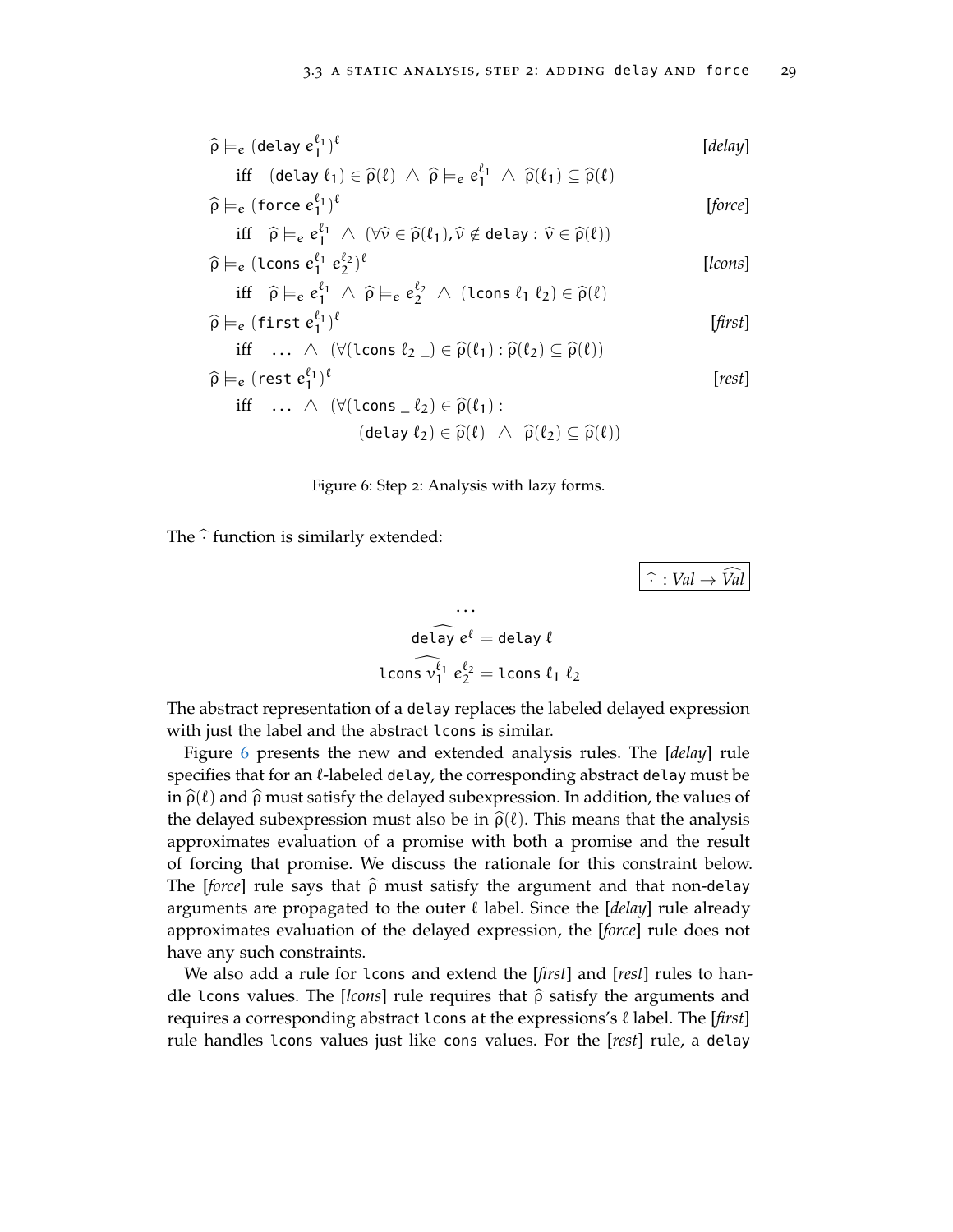$$\widehat{\rho} \models_e (\mathtt{delay}\ e_1^{\ell_1})^\ell \qquad [delay]$$
$$\text{iff} \quad (\mathtt{delay}\ \ell_1) \in \widehat{\rho}(\ell) \ \wedge\ \widehat{\rho} \models_e e_1^{\ell_1} \ \wedge\ \widehat{\rho}(\ell_1) \subseteq \widehat{\rho}(\ell)$$

$$\widehat{\rho} \models_e (\mathtt{force}\ e_1^{\ell_1})^\ell \qquad [force]$$
$$\text{iff} \quad \widehat{\rho} \models_e e_1^{\ell_1} \ \wedge\ (\forall \widehat{v} \in \widehat{\rho}(\ell_1), \widehat{v} \notin \mathtt{delay} : \widehat{v} \in \widehat{\rho}(\ell))$$

$$\widehat{\rho} \models_e (\mathtt{lcons}\ e_1^{\ell_1}\ e_2^{\ell_2})^\ell \qquad [lcons]$$
$$\text{iff} \quad \widehat{\rho} \models_e e_1^{\ell_1} \ \wedge\ \widehat{\rho} \models_e e_2^{\ell_2} \ \wedge\ (\mathtt{lcons}\ \ell_1\ \ell_2) \in \widehat{\rho}(\ell)$$

$$\widehat{\rho} \models_e (\mathtt{first}\ e_1^{\ell_1})^\ell \qquad [first]$$
$$\text{iff} \quad \ldots \ \wedge\ (\forall (\mathtt{lcons}\ \ell_2\ \_) \in \widehat{\rho}(\ell_1) : \widehat{\rho}(\ell_2) \subseteq \widehat{\rho}(\ell))$$

$$\widehat{\rho} \models_e (\mathtt{rest}\ e_1^{\ell_1})^\ell \qquad [rest]$$
$$\text{iff} \quad \ldots \ \wedge\ (\forall (\mathtt{lcons}\ \_\ \ell_2) \in \widehat{\rho}(\ell_1) : (\mathtt{delay}\ \ell_2) \in \widehat{\rho}(\ell) \ \wedge\ \widehat{\rho}(\ell_2) \subseteq \widehat{\rho}(\ell))$$

Figure 6: Step 2: Analysis with lazy forms.

The $\widehat{\cdot}$ function is similarly extended:

$$\boxed{\widehat{\cdot} : Val \rightarrow \widehat{Val}}$$

$$\ldots$$
$$\widehat{\mathtt{delay}\ e^\ell} = \mathtt{delay}\ \ell$$
$$\widehat{\mathtt{lcons}\ v_1^{\ell_1}\ e_2^{\ell_2}} = \mathtt{lcons}\ \ell_1\ \ell_2$$

The abstract representation of a `delay` replaces the labeled delayed expression with just the label and the abstract `lcons` is similar.

Figure 6 presents the new and extended analysis rules. The [*delay*] rule specifies that for an $\ell$-labeled `delay`, the corresponding abstract `delay` must be in $\widehat{\rho}(\ell)$ and $\widehat{\rho}$ must satisfy the delayed subexpression. In addition, the values of the delayed subexpression must also be in $\widehat{\rho}(\ell)$. This means that the analysis approximates evaluation of a promise with both a promise and the result of forcing that promise. We discuss the rationale for this constraint below. The [*force*] rule says that $\widehat{\rho}$ must satisfy the argument and that non-`delay` arguments are propagated to the outer $\ell$ label. Since the [*delay*] rule already approximates evaluation of the delayed expression, the [*force*] rule does not have any such constraints.

We also add a rule for `lcons` and extend the [*first*] and [*rest*] rules to handle `lcons` values. The [*lcons*] rule requires that $\widehat{\rho}$ satisfy the arguments and requires a corresponding abstract `lcons` at the expressions's $\ell$ label. The [*first*] rule handles `lcons` values just like `cons` values. For the [*rest*] rule, a `delay`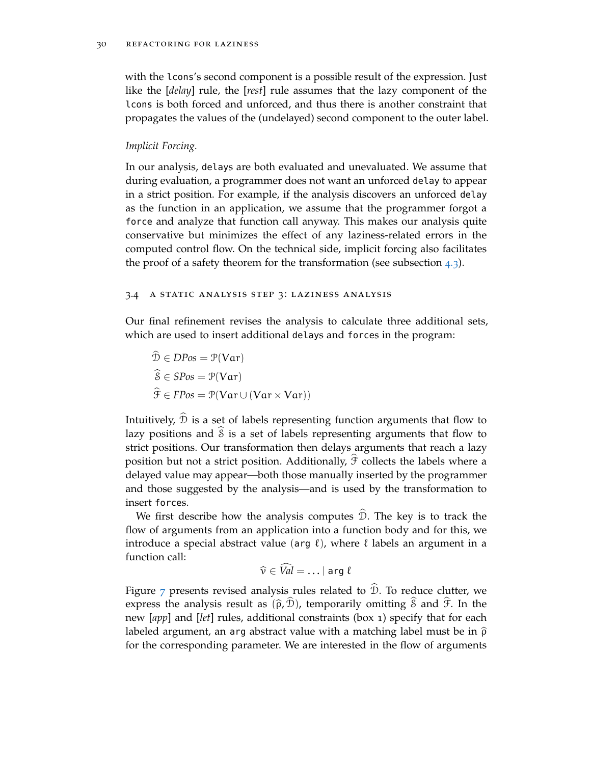with the `lcons`'s second component is a possible result of the expression. Just like the [*delay*] rule, the [*rest*] rule assumes that the lazy component of the `lcons` is both forced and unforced, and thus there is another constraint that propagates the values of the (undelayed) second component to the outer label.

*Implicit Forcing.*

In our analysis, `delay`s are both evaluated and unevaluated. We assume that during evaluation, a programmer does not want an unforced `delay` to appear in a strict position. For example, if the analysis discovers an unforced `delay` as the function in an application, we assume that the programmer forgot a `force` and analyze that function call anyway. This makes our analysis quite conservative but minimizes the effect of any laziness-related errors in the computed control flow. On the technical side, implicit forcing also facilitates the proof of a safety theorem for the transformation (see subsection 4.3).

### 3.4 A Static Analysis Step 3: Laziness Analysis

Our final refinement revises the analysis to calculate three additional sets, which are used to insert additional `delay`s and `force`s in the program:

$$\widehat{\mathcal{D}} \in DPos = \mathcal{P}(\mathsf{Var})$$

$$\widehat{\mathcal{S}} \in SPos = \mathcal{P}(\mathsf{Var})$$

$$\widehat{\mathcal{F}} \in FPos = \mathcal{P}(\mathsf{Var} \cup (\mathsf{Var} \times \mathsf{Var}))$$

Intuitively, $\widehat{\mathcal{D}}$ is a set of labels representing function arguments that flow to lazy positions and $\widehat{\mathcal{S}}$ is a set of labels representing arguments that flow to strict positions. Our transformation then delays arguments that reach a lazy position but not a strict position. Additionally, $\widehat{\mathcal{F}}$ collects the labels where a delayed value may appear—both those manually inserted by the programmer and those suggested by the analysis—and is used by the transformation to insert `force`s.

We first describe how the analysis computes $\widehat{\mathcal{D}}$. The key is to track the flow of arguments from an application into a function body and for this, we introduce a special abstract value $(\mathsf{arg}\ \ell)$, where $\ell$ labels an argument in a function call:

$$\widehat{v} \in \widehat{Val} = \ldots \mid \mathsf{arg}\ \ell$$

Figure 7 presents revised analysis rules related to $\widehat{\mathcal{D}}$. To reduce clutter, we express the analysis result as $(\widehat{\rho}, \widehat{\mathcal{D}})$, temporarily omitting $\widehat{\mathcal{S}}$ and $\widehat{\mathcal{F}}$. In the new [*app*] and [*let*] rules, additional constraints (box 1) specify that for each labeled argument, an `arg` abstract value with a matching label must be in $\widehat{\rho}$ for the corresponding parameter. We are interested in the flow of arguments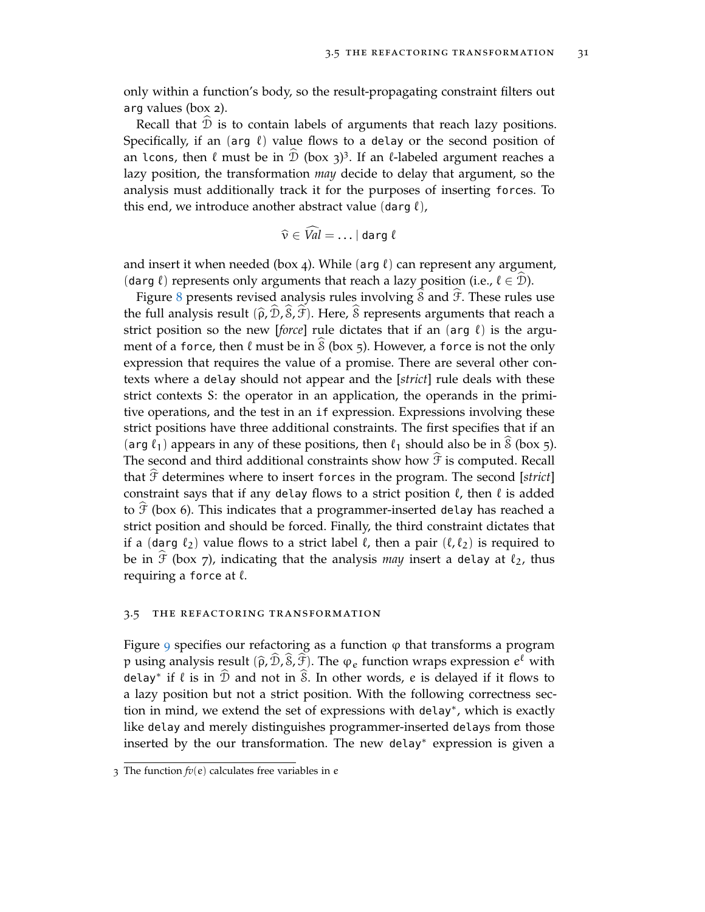only within a function's body, so the result-propagating constraint filters out `arg` values (box 2).

Recall that $\widehat{\mathcal{D}}$ is to contain labels of arguments that reach lazy positions. Specifically, if an (`arg` $\ell$) value flows to a `delay` or the second position of an `lcons`, then $\ell$ must be in $\widehat{\mathcal{D}}$ (box 3)[3]. If an $\ell$-labeled argument reaches a lazy position, the transformation *may* decide to delay that argument, so the analysis must additionally track it for the purposes of inserting `force`s. To this end, we introduce another abstract value (`darg` $\ell$),

$$\widehat{v} \in \widehat{Val} = \ldots \mid \texttt{darg}\ \ell$$

and insert it when needed (box 4). While (`arg` $\ell$) can represent any argument, (`darg` $\ell$) represents only arguments that reach a lazy position (i.e., $\ell \in \widehat{\mathcal{D}}$).

Figure 8 presents revised analysis rules involving $\widehat{\mathcal{S}}$ and $\widehat{\mathcal{F}}$. These rules use the full analysis result $(\widehat{\rho}, \widehat{\mathcal{D}}, \widehat{\mathcal{S}}, \widehat{\mathcal{F}})$. Here, $\widehat{\mathcal{S}}$ represents arguments that reach a strict position so the new [*force*] rule dictates that if an (`arg` $\ell$) is the argument of a `force`, then $\ell$ must be in $\widehat{\mathcal{S}}$ (box 5). However, a `force` is not the only expression that requires the value of a promise. There are several other contexts where a `delay` should not appear and the [*strict*] rule deals with these strict contexts S: the operator in an application, the operands in the primitive operations, and the test in an `if` expression. Expressions involving these strict positions have three additional constraints. The first specifies that if an (`arg` $\ell_1$) appears in any of these positions, then $\ell_1$ should also be in $\widehat{\mathcal{S}}$ (box 5). The second and third additional constraints show how $\widehat{\mathcal{F}}$ is computed. Recall that $\widehat{\mathcal{F}}$ determines where to insert `force`s in the program. The second [*strict*] constraint says that if any `delay` flows to a strict position $\ell$, then $\ell$ is added to $\widehat{\mathcal{F}}$ (box 6). This indicates that a programmer-inserted `delay` has reached a strict position and should be forced. Finally, the third constraint dictates that if a (`darg` $\ell_2$) value flows to a strict label $\ell$, then a pair $(\ell, \ell_2)$ is required to be in $\widehat{\mathcal{F}}$ (box 7), indicating that the analysis *may* insert a `delay` at $\ell_2$, thus requiring a `force` at $\ell$.

## 3.5 The Refactoring Transformation

Figure 9 specifies our refactoring as a function $\varphi$ that transforms a program p using analysis result $(\widehat{\rho}, \widehat{\mathcal{D}}, \widehat{\mathcal{S}}, \widehat{\mathcal{F}})$. The $\varphi_e$ function wraps expression $e^\ell$ with `delay`$^*$ if $\ell$ is in $\widehat{\mathcal{D}}$ and not in $\widehat{\mathcal{S}}$. In other words, e is delayed if it flows to a lazy position but not a strict position. With the following correctness section in mind, we extend the set of expressions with `delay`$^*$, which is exactly like `delay` and merely distinguishes programmer-inserted `delay`s from those inserted by the our transformation. The new `delay`$^*$ expression is given a

---

3 The function $fv(e)$ calculates free variables in e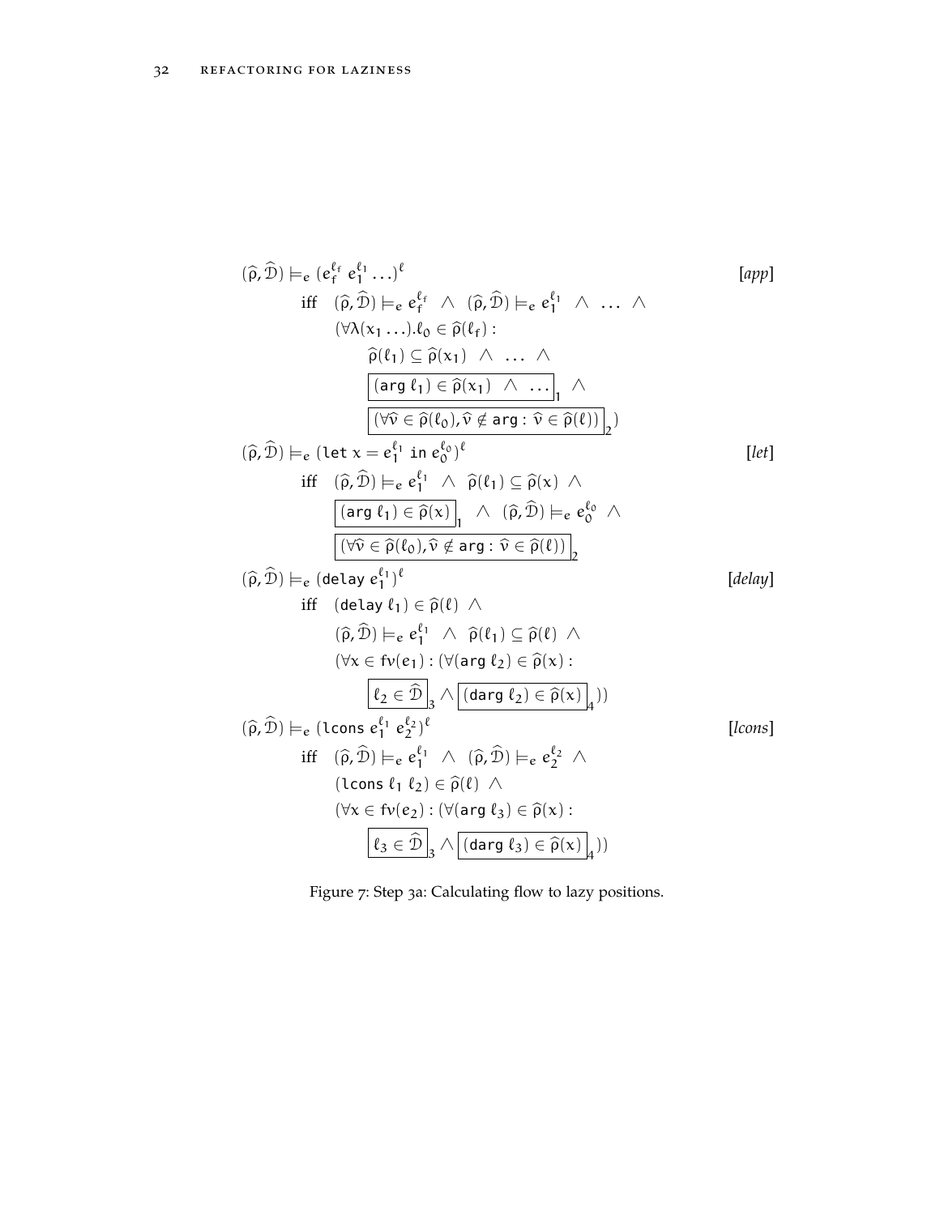$$
\begin{aligned}
&(\widehat{\rho},\widehat{\mathcal{D}}) \models_e (e_f^{\ell_f}\ e_1^{\ell_1} \ldots)^{\ell} && [\mathit{app}]\\
&\quad \text{iff} \quad (\widehat{\rho},\widehat{\mathcal{D}}) \models_e e_f^{\ell_f} \ \wedge\ (\widehat{\rho},\widehat{\mathcal{D}}) \models_e e_1^{\ell_1} \ \wedge\ \ldots\ \wedge\\
&\qquad\quad (\forall \lambda(x_1 \ldots).\ell_0 \in \widehat{\rho}(\ell_f) :\\
&\qquad\qquad \widehat{\rho}(\ell_1) \subseteq \widehat{\rho}(x_1) \ \wedge\ \ldots\ \wedge\\
&\qquad\qquad \boxed{(\mathtt{arg}\ \ell_1) \in \widehat{\rho}(x_1) \ \wedge\ \ldots}_1 \ \wedge\\
&\qquad\qquad \boxed{(\forall \widehat{v} \in \widehat{\rho}(\ell_0), \widehat{v} \notin \mathtt{arg} : \widehat{v} \in \widehat{\rho}(\ell))}_2)\\
&(\widehat{\rho},\widehat{\mathcal{D}}) \models_e (\mathtt{let}\ x = e_1^{\ell_1}\ \mathtt{in}\ e_0^{\ell_0})^{\ell} && [\mathit{let}]\\
&\quad \text{iff} \quad (\widehat{\rho},\widehat{\mathcal{D}}) \models_e e_1^{\ell_1} \ \wedge\ \widehat{\rho}(\ell_1) \subseteq \widehat{\rho}(x) \ \wedge\\
&\qquad\quad \boxed{(\mathtt{arg}\ \ell_1) \in \widehat{\rho}(x)}_1 \ \wedge\ (\widehat{\rho},\widehat{\mathcal{D}}) \models_e e_0^{\ell_0} \ \wedge\\
&\qquad\quad \boxed{(\forall \widehat{v} \in \widehat{\rho}(\ell_0), \widehat{v} \notin \mathtt{arg} : \widehat{v} \in \widehat{\rho}(\ell))}_2\\
&(\widehat{\rho},\widehat{\mathcal{D}}) \models_e (\mathtt{delay}\ e_1^{\ell_1})^{\ell} && [\mathit{delay}]\\
&\quad \text{iff} \quad (\mathtt{delay}\ \ell_1) \in \widehat{\rho}(\ell) \ \wedge\\
&\qquad\quad (\widehat{\rho},\widehat{\mathcal{D}}) \models_e e_1^{\ell_1} \ \wedge\ \widehat{\rho}(\ell_1) \subseteq \widehat{\rho}(\ell) \ \wedge\\
&\qquad\quad (\forall x \in fv(e_1) : (\forall (\mathtt{arg}\ \ell_2) \in \widehat{\rho}(x) :\\
&\qquad\qquad \boxed{\ell_2 \in \widehat{\mathcal{D}}}_3 \wedge \boxed{(\mathtt{darg}\ \ell_2) \in \widehat{\rho}(x)}_4))\\
&(\widehat{\rho},\widehat{\mathcal{D}}) \models_e (\mathtt{lcons}\ e_1^{\ell_1}\ e_2^{\ell_2})^{\ell} && [\mathit{lcons}]\\
&\quad \text{iff} \quad (\widehat{\rho},\widehat{\mathcal{D}}) \models_e e_1^{\ell_1} \ \wedge\ (\widehat{\rho},\widehat{\mathcal{D}}) \models_e e_2^{\ell_2} \ \wedge\\
&\qquad\quad (\mathtt{lcons}\ \ell_1\ \ell_2) \in \widehat{\rho}(\ell) \ \wedge\\
&\qquad\quad (\forall x \in fv(e_2) : (\forall (\mathtt{arg}\ \ell_3) \in \widehat{\rho}(x) :\\
&\qquad\qquad \boxed{\ell_3 \in \widehat{\mathcal{D}}}_3 \wedge \boxed{(\mathtt{darg}\ \ell_3) \in \widehat{\rho}(x)}_4))
\end{aligned}
$$

Figure 7: Step 3a: Calculating flow to lazy positions.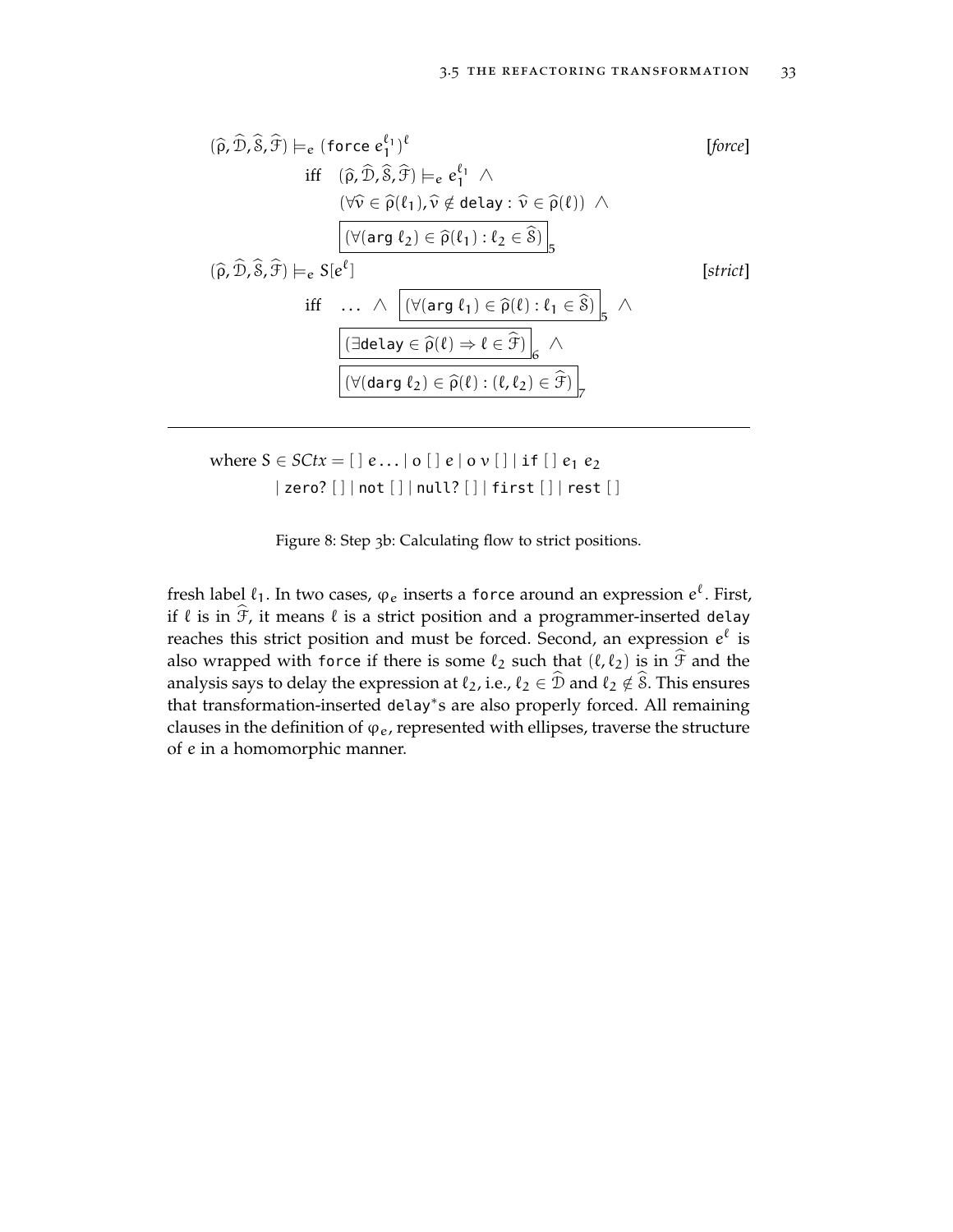$$
\begin{aligned}
&(\widehat{\rho}, \widehat{\mathcal{D}}, \widehat{\mathcal{S}}, \widehat{\mathcal{F}}) \models_e (\texttt{force}\ e_1^{\ell_1})^{\ell} && [\textit{force}] \\
&\qquad \text{iff} \quad (\widehat{\rho}, \widehat{\mathcal{D}}, \widehat{\mathcal{S}}, \widehat{\mathcal{F}}) \models_e e_1^{\ell_1} \ \wedge \\
&\qquad\qquad (\forall \widehat{v} \in \widehat{\rho}(\ell_1), \widehat{v} \notin \texttt{delay} : \widehat{v} \in \widehat{\rho}(\ell)) \ \wedge \\
&\qquad\qquad \boxed{(\forall (\texttt{arg}\ \ell_2) \in \widehat{\rho}(\ell_1) : \ell_2 \in \widehat{\mathcal{S}})}_5 \\
&(\widehat{\rho}, \widehat{\mathcal{D}}, \widehat{\mathcal{S}}, \widehat{\mathcal{F}}) \models_e S[e^{\ell}] && [\textit{strict}] \\
&\qquad \text{iff} \quad \ldots \ \wedge \ \boxed{(\forall (\texttt{arg}\ \ell_1) \in \widehat{\rho}(\ell) : \ell_1 \in \widehat{\mathcal{S}})}_5 \ \wedge \\
&\qquad\qquad \boxed{(\exists \texttt{delay} \in \widehat{\rho}(\ell) \Rightarrow \ell \in \widehat{\mathcal{F}})}_6 \ \wedge \\
&\qquad\qquad \boxed{(\forall (\texttt{darg}\ \ell_2) \in \widehat{\rho}(\ell) : (\ell, \ell_2) \in \widehat{\mathcal{F}})}_7
\end{aligned}
$$

---

$$
\begin{aligned}
\text{where } S \in SCtx = {} & [\,]\ e \ldots \mid o\ [\,]\ e \mid o\ v\ [\,] \mid \texttt{if}\ [\,]\ e_1\ e_2 \\
& \mid \texttt{zero?}\ [\,] \mid \texttt{not}\ [\,] \mid \texttt{null?}\ [\,] \mid \texttt{first}\ [\,] \mid \texttt{rest}\ [\,]
\end{aligned}
$$

Figure 8: Step 3b: Calculating flow to strict positions.

fresh label $\ell_1$. In two cases, $\varphi_e$ inserts a `force` around an expression $e^{\ell}$. First, if $\ell$ is in $\widehat{\mathcal{F}}$, it means $\ell$ is a strict position and a programmer-inserted `delay` reaches this strict position and must be forced. Second, an expression $e^{\ell}$ is also wrapped with `force` if there is some $\ell_2$ such that $(\ell, \ell_2)$ is in $\widehat{\mathcal{F}}$ and the analysis says to delay the expression at $\ell_2$, i.e., $\ell_2 \in \widehat{\mathcal{D}}$ and $\ell_2 \notin \widehat{\mathcal{S}}$. This ensures that transformation-inserted `delay`*s are also properly forced. All remaining clauses in the definition of $\varphi_e$, represented with ellipses, traverse the structure of $e$ in a homomorphic manner.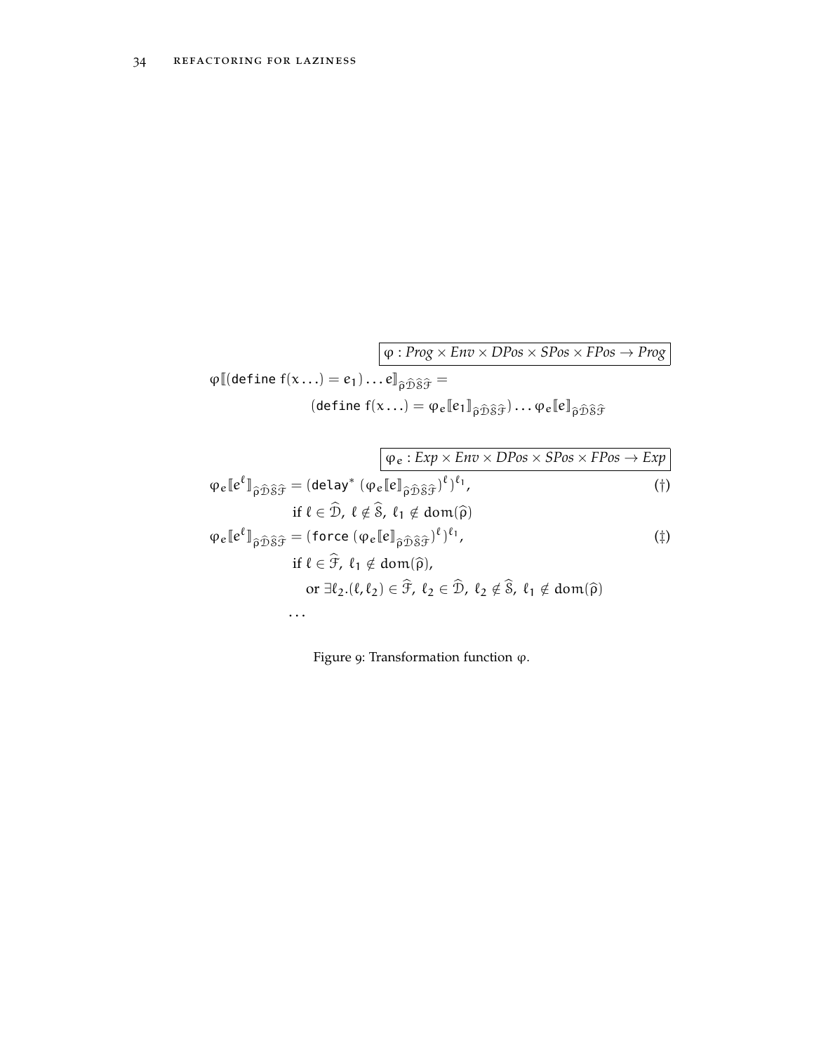$$\boxed{\varphi : \textit{Prog} \times \textit{Env} \times \textit{DPos} \times \textit{SPos} \times \textit{FPos} \to \textit{Prog}}$$

$$\varphi[\![(\texttt{define}\ \mathsf{f}(x\ldots) = e_1)\ldots e]\!]_{\widehat{\rho}\widehat{\mathcal{D}}\widehat{\mathcal{S}}\widehat{\mathcal{F}}} =$$

$$(\texttt{define}\ \mathsf{f}(x\ldots) = \varphi_e[\![e_1]\!]_{\widehat{\rho}\widehat{\mathcal{D}}\widehat{\mathcal{S}}\widehat{\mathcal{F}}})\ldots \varphi_e[\![e]\!]_{\widehat{\rho}\widehat{\mathcal{D}}\widehat{\mathcal{S}}\widehat{\mathcal{F}}}$$

$$\boxed{\varphi_e : \textit{Exp} \times \textit{Env} \times \textit{DPos} \times \textit{SPos} \times \textit{FPos} \to \textit{Exp}}$$

$$\varphi_e[\![e^{\ell}]\!]_{\widehat{\rho}\widehat{\mathcal{D}}\widehat{\mathcal{S}}\widehat{\mathcal{F}}} = (\texttt{delay}^*\ (\varphi_e[\![e]\!]_{\widehat{\rho}\widehat{\mathcal{D}}\widehat{\mathcal{S}}\widehat{\mathcal{F}}})^{\ell})^{\ell_1}, \qquad (\dagger)$$

$$\text{if } \ell \in \widehat{\mathcal{D}},\ \ell \notin \widehat{\mathcal{S}},\ \ell_1 \notin \mathrm{dom}(\widehat{\rho})$$

$$\varphi_e[\![e^{\ell}]\!]_{\widehat{\rho}\widehat{\mathcal{D}}\widehat{\mathcal{S}}\widehat{\mathcal{F}}} = (\texttt{force}\ (\varphi_e[\![e]\!]_{\widehat{\rho}\widehat{\mathcal{D}}\widehat{\mathcal{S}}\widehat{\mathcal{F}}})^{\ell})^{\ell_1}, \qquad (\ddagger)$$

$$\text{if } \ell \in \widehat{\mathcal{F}},\ \ell_1 \notin \mathrm{dom}(\widehat{\rho}),$$

$$\text{or } \exists \ell_2.(\ell, \ell_2) \in \widehat{\mathcal{F}},\ \ell_2 \in \widehat{\mathcal{D}},\ \ell_2 \notin \widehat{\mathcal{S}},\ \ell_1 \notin \mathrm{dom}(\widehat{\rho})$$

$$\ldots$$

Figure 9: Transformation function $\varphi$.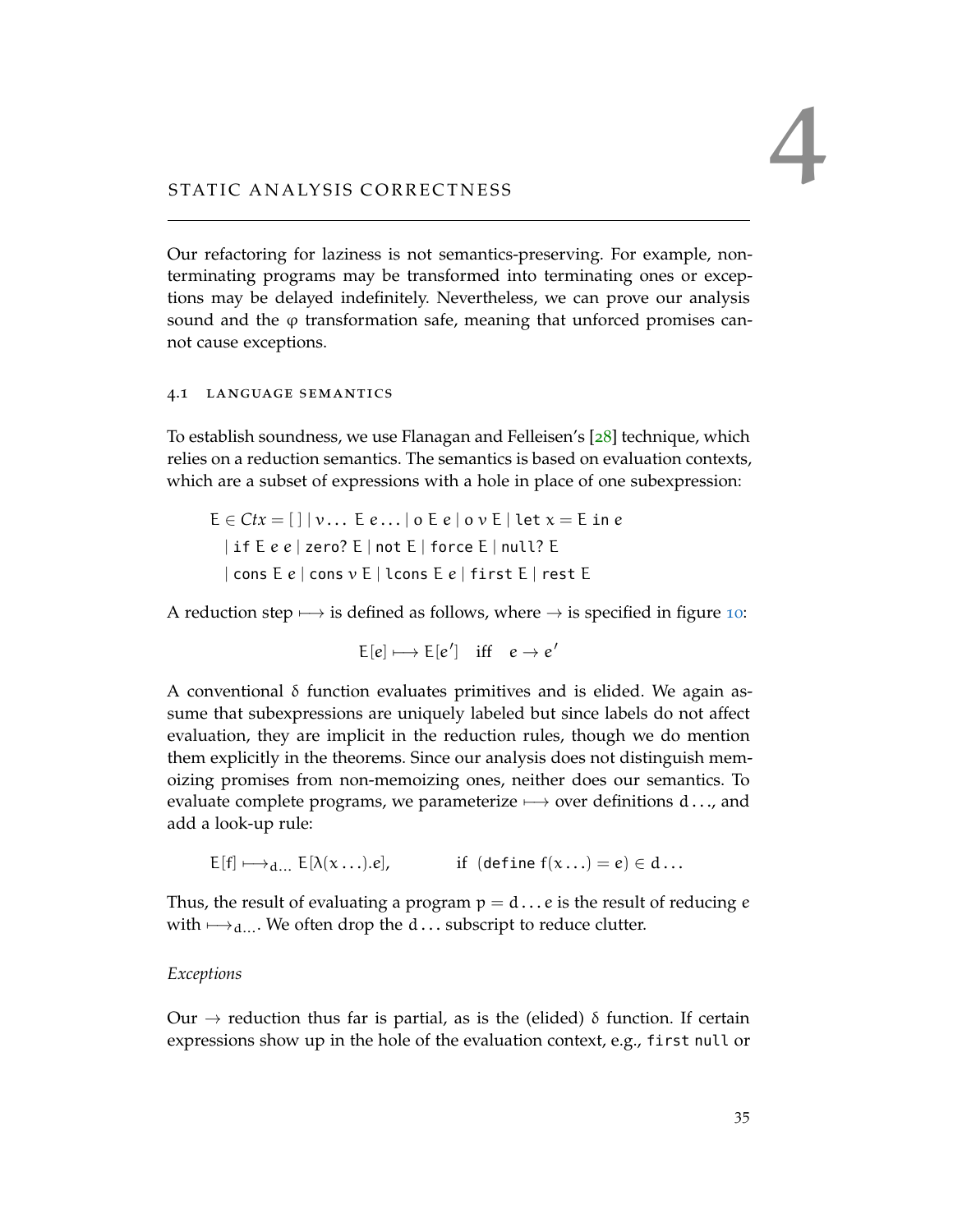# 4 STATIC ANALYSIS CORRECTNESS

Our refactoring for laziness is not semantics-preserving. For example, non-terminating programs may be transformed into terminating ones or exceptions may be delayed indefinitely. Nevertheless, we can prove our analysis sound and the φ transformation safe, meaning that unforced promises cannot cause exceptions.

## 4.1 LANGUAGE SEMANTICS

To establish soundness, we use Flanagan and Felleisen's [28] technique, which relies on a reduction semantics. The semantics is based on evaluation contexts, which are a subset of expressions with a hole in place of one subexpression:

$$
\begin{aligned}
E \in \mathit{Ctx} = {} & [\,] \mid v \ldots\; E\; e \ldots \mid o\; E\; e \mid o\; v\; E \mid \texttt{let}\; x = E\; \texttt{in}\; e \\
& \mid \texttt{if}\; E\; e\; e \mid \texttt{zero?}\; E \mid \texttt{not}\; E \mid \texttt{force}\; E \mid \texttt{null?}\; E \\
& \mid \texttt{cons}\; E\; e \mid \texttt{cons}\; v\; E \mid \texttt{lcons}\; E\; e \mid \texttt{first}\; E \mid \texttt{rest}\; E
\end{aligned}
$$

A reduction step $\longmapsto$ is defined as follows, where $\rightarrow$ is specified in figure 10:

$$E[e] \longmapsto E[e'] \quad \text{iff} \quad e \rightarrow e'$$

A conventional δ function evaluates primitives and is elided. We again assume that subexpressions are uniquely labeled but since labels do not affect evaluation, they are implicit in the reduction rules, though we do mention them explicitly in the theorems. Since our analysis does not distinguish memoizing promises from non-memoizing ones, neither does our semantics. To evaluate complete programs, we parameterize $\longmapsto$ over definitions $d \ldots$, and add a look-up rule:

$$E[f] \longmapsto_{d\ldots} E[\lambda(x \ldots).e], \qquad \text{if } (\texttt{define}\; f(x \ldots) = e) \in d \ldots$$

Thus, the result of evaluating a program $p = d \ldots e$ is the result of reducing $e$ with $\longmapsto_{d\ldots}$. We often drop the $d \ldots$ subscript to reduce clutter.

*Exceptions*

Our $\rightarrow$ reduction thus far is partial, as is the (elided) δ function. If certain expressions show up in the hole of the evaluation context, e.g., `first null` or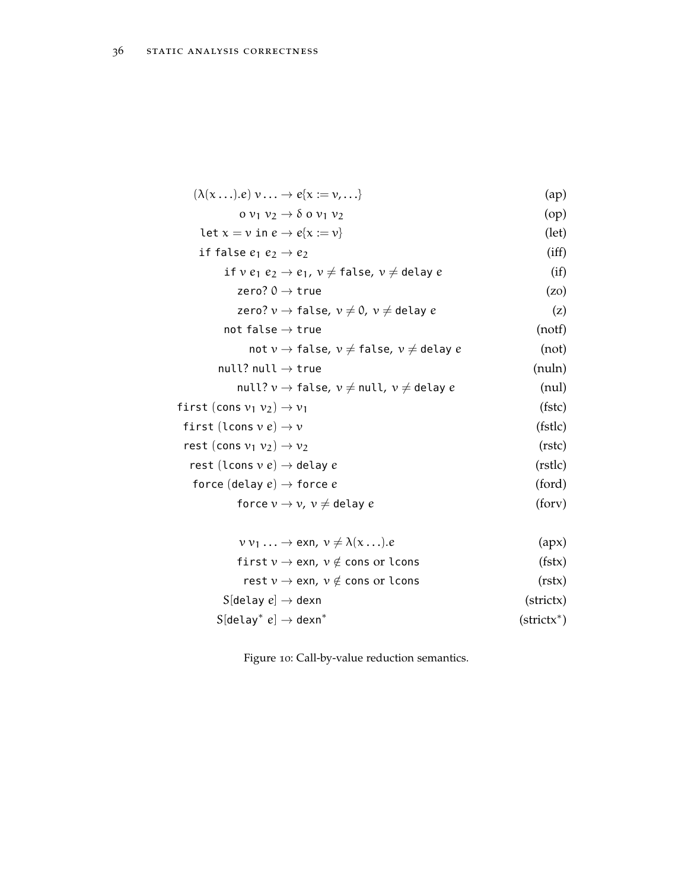$$
\begin{aligned}
(\lambda(x \ldots).e)\ v \ldots &\rightarrow e\{x := v, \ldots\} && \text{(ap)}\\
o\ v_1\ v_2 &\rightarrow \delta\ o\ v_1\ v_2 && \text{(op)}\\
\mathtt{let}\ x = v\ \mathtt{in}\ e &\rightarrow e\{x := v\} && \text{(let)}\\
\mathtt{if\ false}\ e_1\ e_2 &\rightarrow e_2 && \text{(iff)}\\
\mathtt{if}\ v\ e_1\ e_2 &\rightarrow e_1,\ v \neq \mathtt{false},\ v \neq \mathtt{delay}\ e && \text{(if)}\\
\mathtt{zero?}\ 0 &\rightarrow \mathtt{true} && \text{(zo)}\\
\mathtt{zero?}\ v &\rightarrow \mathtt{false},\ v \neq 0,\ v \neq \mathtt{delay}\ e && \text{(z)}\\
\mathtt{not\ false} &\rightarrow \mathtt{true} && \text{(notf)}\\
\mathtt{not}\ v &\rightarrow \mathtt{false},\ v \neq \mathtt{false},\ v \neq \mathtt{delay}\ e && \text{(not)}\\
\mathtt{null?\ null} &\rightarrow \mathtt{true} && \text{(nuln)}\\
\mathtt{null?}\ v &\rightarrow \mathtt{false},\ v \neq \mathtt{null},\ v \neq \mathtt{delay}\ e && \text{(nul)}\\
\mathtt{first}\ (\mathtt{cons}\ v_1\ v_2) &\rightarrow v_1 && \text{(fstc)}\\
\mathtt{first}\ (\mathtt{lcons}\ v\ e) &\rightarrow v && \text{(fstlc)}\\
\mathtt{rest}\ (\mathtt{cons}\ v_1\ v_2) &\rightarrow v_2 && \text{(rstc)}\\
\mathtt{rest}\ (\mathtt{lcons}\ v\ e) &\rightarrow \mathtt{delay}\ e && \text{(rstlc)}\\
\mathtt{force}\ (\mathtt{delay}\ e) &\rightarrow \mathtt{force}\ e && \text{(ford)}\\
\mathtt{force}\ v &\rightarrow v,\ v \neq \mathtt{delay}\ e && \text{(forv)}
\end{aligned}
$$

$$
\begin{aligned}
v\ v_1 \ldots &\rightarrow \mathtt{exn},\ v \neq \lambda(x \ldots).e && \text{(apx)}\\
\mathtt{first}\ v &\rightarrow \mathtt{exn},\ v \notin \mathtt{cons}\ \text{or}\ \mathtt{lcons} && \text{(fstx)}\\
\mathtt{rest}\ v &\rightarrow \mathtt{exn},\ v \notin \mathtt{cons}\ \text{or}\ \mathtt{lcons} && \text{(rstx)}\\
S[\mathtt{delay}\ e] &\rightarrow \mathtt{dexn} && \text{(strictx)}\\
S[\mathtt{delay}^*\ e] &\rightarrow \mathtt{dexn}^* && \text{(strictx}^*\text{)}
\end{aligned}
$$

Figure 10: Call-by-value reduction semantics.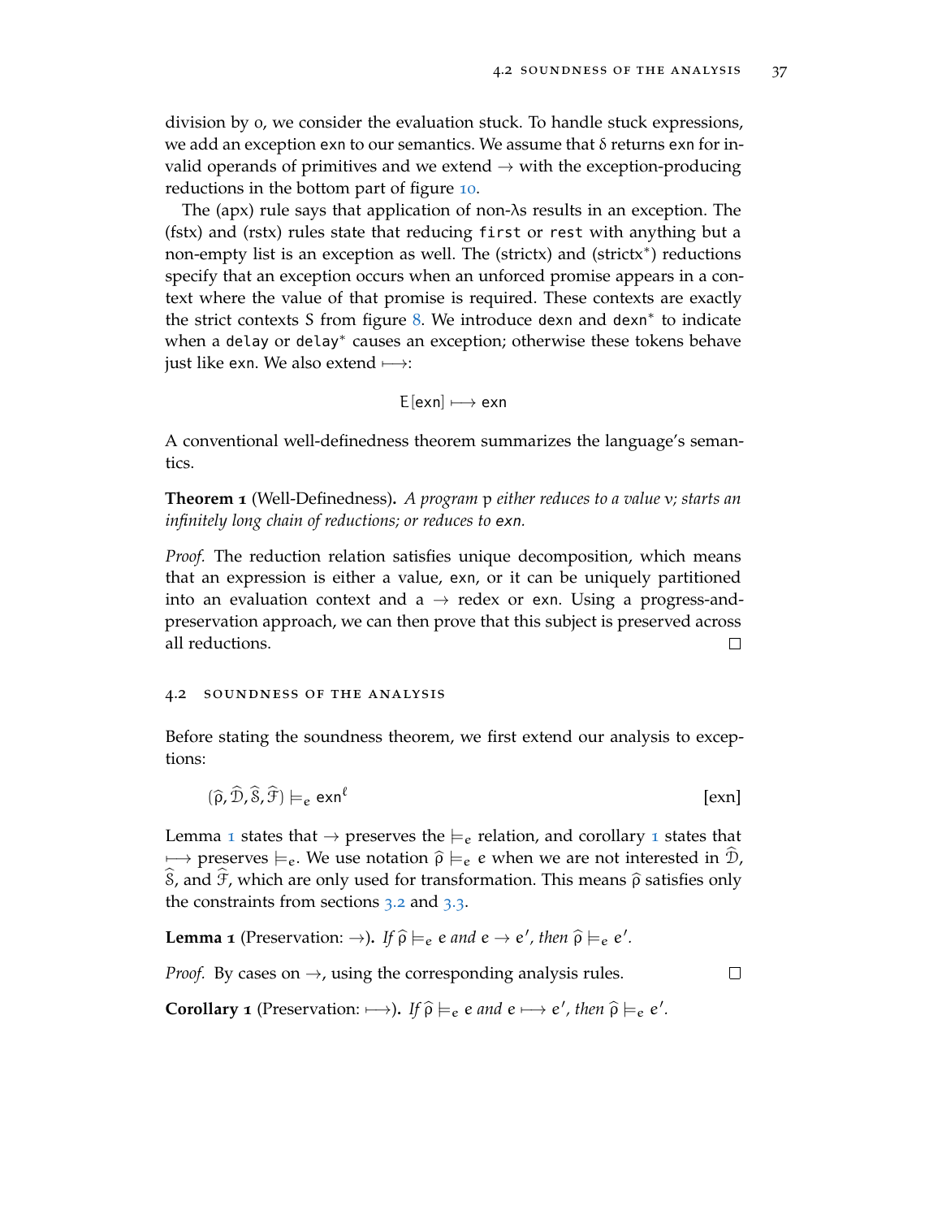division by 0, we consider the evaluation stuck. To handle stuck expressions, we add an exception exn to our semantics. We assume that $\delta$ returns exn for invalid operands of primitives and we extend $\rightarrow$ with the exception-producing reductions in the bottom part of figure 10.

The (apx) rule says that application of non-$\lambda$s results in an exception. The (fstx) and (rstx) rules state that reducing first or rest with anything but a non-empty list is an exception as well. The (strictx) and (strictx*) reductions specify that an exception occurs when an unforced promise appears in a context where the value of that promise is required. These contexts are exactly the strict contexts $S$ from figure 8. We introduce dexn and dexn* to indicate when a delay or delay* causes an exception; otherwise these tokens behave just like exn. We also extend $\longmapsto$:

$$E[\mathsf{exn}] \longmapsto \mathsf{exn}$$

A conventional well-definedness theorem summarizes the language's semantics.

**Theorem 1** (Well-Definedness)**.** *A program* $p$ *either reduces to a value* $v$*; starts an infinitely long chain of reductions; or reduces to* exn*.*

*Proof.* The reduction relation satisfies unique decomposition, which means that an expression is either a value, exn, or it can be uniquely partitioned into an evaluation context and a $\rightarrow$ redex or exn. Using a progress-and-preservation approach, we can then prove that this subject is preserved across all reductions. □

## 4.2 Soundness of the Analysis

Before stating the soundness theorem, we first extend our analysis to exceptions:

$$(\widehat{\rho}, \widehat{\mathcal{D}}, \widehat{\mathcal{S}}, \widehat{\mathcal{F}}) \models_e \mathsf{exn}^{\ell} \qquad \text{[exn]}$$

Lemma 1 states that $\rightarrow$ preserves the $\models_e$ relation, and corollary 1 states that $\longmapsto$ preserves $\models_e$. We use notation $\widehat{\rho} \models_e e$ when we are not interested in $\widehat{\mathcal{D}}$, $\widehat{\mathcal{S}}$, and $\widehat{\mathcal{F}}$, which are only used for transformation. This means $\widehat{\rho}$ satisfies only the constraints from sections 3.2 and 3.3.

**Lemma 1** (Preservation: $\rightarrow$)**.** *If* $\widehat{\rho} \models_e e$ *and* $e \rightarrow e'$*, then* $\widehat{\rho} \models_e e'$*.*

*Proof.* By cases on $\rightarrow$, using the corresponding analysis rules. □

**Corollary 1** (Preservation: $\longmapsto$)**.** *If* $\widehat{\rho} \models_e e$ *and* $e \longmapsto e'$*, then* $\widehat{\rho} \models_e e'$*.*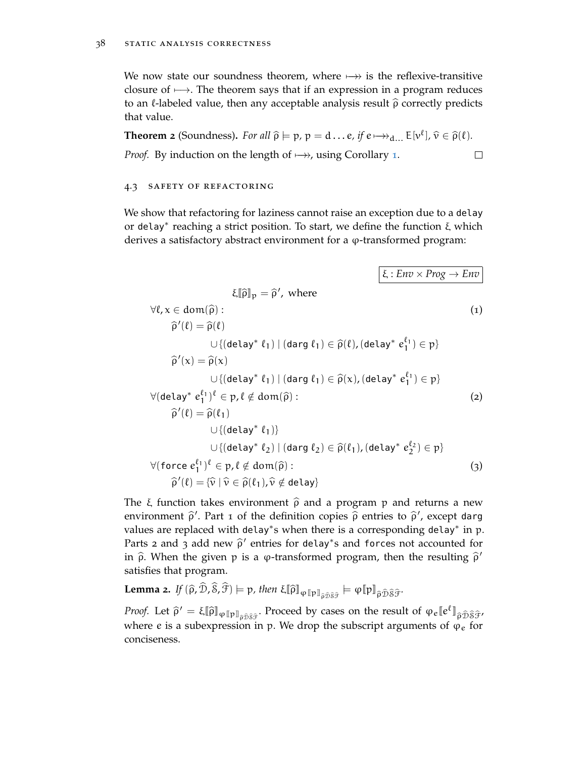We now state our soundness theorem, where $\longmapsto\!\!\!\!\!\rightarrow$ is the reflexive-transitive closure of $\longmapsto$. The theorem says that if an expression in a program reduces to an $\ell$-labeled value, then any acceptable analysis result $\widehat{\rho}$ correctly predicts that value.

**Theorem 2** (Soundness)**.** *For all $\widehat{\rho} \models p$, $p = d \ldots e$, if $e \longmapsto\!\!\!\!\!\rightarrow_{d\ldots} E[v^{\ell}]$, $\widehat{v} \in \widehat{\rho}(\ell)$.*

*Proof.* By induction on the length of $\longmapsto\!\!\!\!\!\rightarrow$, using Corollary 1. □

## 4.3 Safety of Refactoring

We show that refactoring for laziness cannot raise an exception due to a `delay` or `delay*` reaching a strict position. To start, we define the function $\xi$ which derives a satisfactory abstract environment for a $\varphi$-transformed program:

$$\boxed{\xi : \mathit{Env} \times \mathit{Prog} \rightarrow \mathit{Env}}$$

$$\xi[\![\widehat{\rho}]\!]_p = \widehat{\rho}', \text{ where}$$

$$\forall \ell, x \in \mathrm{dom}(\widehat{\rho}): \tag{1}$$
$$\widehat{\rho}'(\ell) = \widehat{\rho}(\ell) \cup \{(\texttt{delay}^*\ \ell_1) \mid (\texttt{darg}\ \ell_1) \in \widehat{\rho}(\ell), (\texttt{delay}^*\ e_1^{\ell_1}) \in p\}$$
$$\widehat{\rho}'(x) = \widehat{\rho}(x) \cup \{(\texttt{delay}^*\ \ell_1) \mid (\texttt{darg}\ \ell_1) \in \widehat{\rho}(x), (\texttt{delay}^*\ e_1^{\ell_1}) \in p\}$$

$$\forall (\texttt{delay}^*\ e_1^{\ell_1})^{\ell} \in p, \ell \notin \mathrm{dom}(\widehat{\rho}): \tag{2}$$
$$\widehat{\rho}'(\ell) = \widehat{\rho}(\ell_1) \cup \{(\texttt{delay}^*\ \ell_1)\} \cup \{(\texttt{delay}^*\ \ell_2) \mid (\texttt{darg}\ \ell_2) \in \widehat{\rho}(\ell_1), (\texttt{delay}^*\ e_2^{\ell_2}) \in p\}$$

$$\forall (\texttt{force}\ e_1^{\ell_1})^{\ell} \in p, \ell \notin \mathrm{dom}(\widehat{\rho}): \tag{3}$$
$$\widehat{\rho}'(\ell) = \{\widehat{v} \mid \widehat{v} \in \widehat{\rho}(\ell_1), \widehat{v} \notin \texttt{delay}\}$$

The $\xi$ function takes environment $\widehat{\rho}$ and a program $p$ and returns a new environment $\widehat{\rho}'$. Part 1 of the definition copies $\widehat{\rho}$ entries to $\widehat{\rho}'$, except `darg` values are replaced with `delay*`s when there is a corresponding `delay*` in $p$. Parts 2 and 3 add new $\widehat{\rho}'$ entries for `delay*`s and `force`s not accounted for in $\widehat{\rho}$. When the given $p$ is a $\varphi$-transformed program, then the resulting $\widehat{\rho}'$ satisfies that program.

**Lemma 2.** *If $(\widehat{\rho}, \widehat{\mathcal{D}}, \widehat{\mathcal{S}}, \widehat{\mathcal{F}}) \models p$, then $\xi[\![\widehat{\rho}]\!]_{\varphi[\![p]\!]_{\widehat{\rho}\widehat{\mathcal{D}}\widehat{\mathcal{S}}\widehat{\mathcal{F}}}} \models \varphi[\![p]\!]_{\widehat{\rho}\widehat{\mathcal{D}}\widehat{\mathcal{S}}\widehat{\mathcal{F}}}$.*

*Proof.* Let $\widehat{\rho}' = \xi[\![\widehat{\rho}]\!]_{\varphi[\![p]\!]_{\widehat{\rho}\widehat{\mathcal{D}}\widehat{\mathcal{S}}\widehat{\mathcal{F}}}}$. Proceed by cases on the result of $\varphi_e[\![e^{\ell}]\!]_{\widehat{\rho}\widehat{\mathcal{D}}\widehat{\mathcal{S}}\widehat{\mathcal{F}}}$, where $e$ is a subexpression in $p$. We drop the subscript arguments of $\varphi_e$ for conciseness.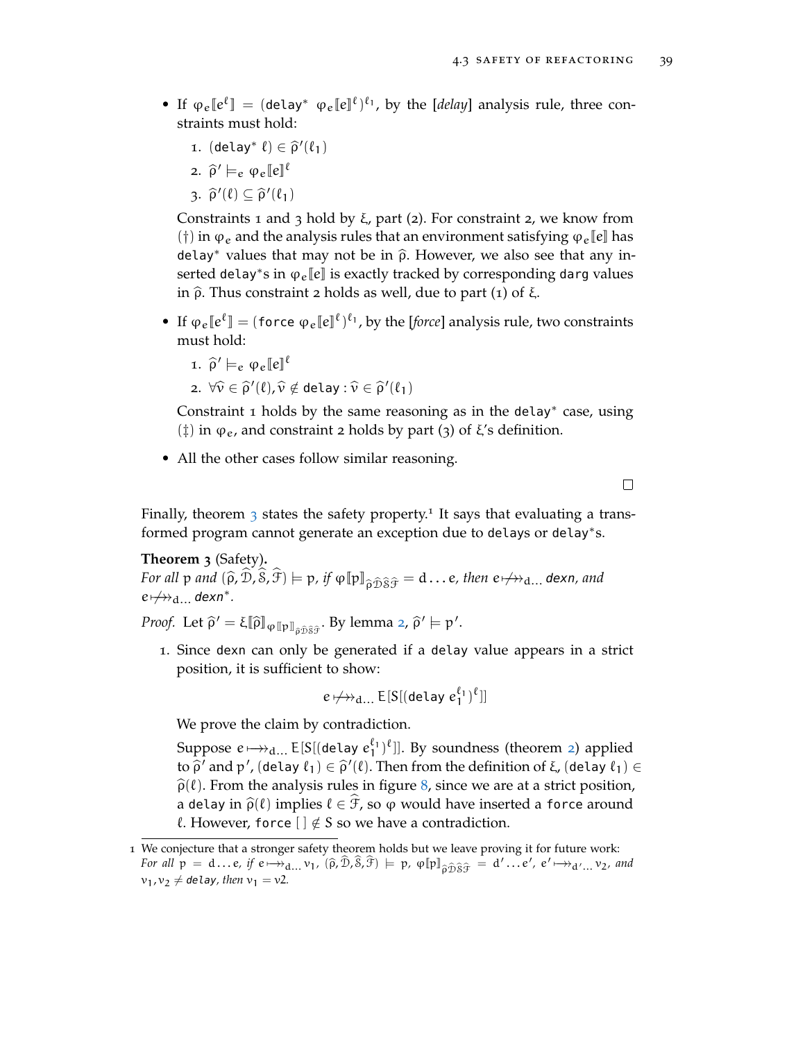- If $\varphi_e[\![e^\ell]\!] = (\texttt{delay}^*\ \varphi_e[\![e]\!]^\ell)^{\ell_1}$, by the [*delay*] analysis rule, three constraints must hold:

  1. $(\texttt{delay}^*\ \ell) \in \widehat{\rho}'(\ell_1)$
  2. $\widehat{\rho}' \models_e \varphi_e[\![e]\!]^\ell$
  3. $\widehat{\rho}'(\ell) \subseteq \widehat{\rho}'(\ell_1)$

  Constraints 1 and 3 hold by $\xi$, part (2). For constraint 2, we know from (†) in $\varphi_e$ and the analysis rules that an environment satisfying $\varphi_e[\![e]\!]$ has $\texttt{delay}^*$ values that may not be in $\widehat{\rho}$. However, we also see that any inserted $\texttt{delay}^*$s in $\varphi_e[\![e]\!]$ is exactly tracked by corresponding `darg` values in $\widehat{\rho}$. Thus constraint 2 holds as well, due to part (1) of $\xi$.

- If $\varphi_e[\![e^\ell]\!] = (\texttt{force}\ \varphi_e[\![e]\!]^\ell)^{\ell_1}$, by the [*force*] analysis rule, two constraints must hold:

  1. $\widehat{\rho}' \models_e \varphi_e[\![e]\!]^\ell$
  2. $\forall \widehat{v} \in \widehat{\rho}'(\ell), \widehat{v} \notin \texttt{delay} : \widehat{v} \in \widehat{\rho}'(\ell_1)$

  Constraint 1 holds by the same reasoning as in the $\texttt{delay}^*$ case, using (‡) in $\varphi_e$, and constraint 2 holds by part (3) of $\xi$'s definition.

- All the other cases follow similar reasoning.

□

Finally, theorem 3 states the safety property.[1] It says that evaluating a transformed program cannot generate an exception due to `delay`s or $\texttt{delay}^*$s.

**Theorem 3** (Safety)**.**
*For all* $p$ *and* $(\widehat{\rho}, \widehat{\mathcal{D}}, \widehat{\mathcal{S}}, \widehat{\mathcal{F}}) \models p$*, if* $\varphi[\![p]\!]_{\widehat{\rho}\widehat{\mathcal{D}}\widehat{\mathcal{S}}\widehat{\mathcal{F}}} = d \ldots e$*, then* $e \not\mapsto\!\!\!\!\to_{d\ldots}$ ***dexn****, and* $e \not\mapsto\!\!\!\!\to_{d\ldots}$ ***dexn****$^*$.

*Proof.* Let $\widehat{\rho}' = \xi[\![\widehat{\rho}]\!]_{\varphi[\![p]\!]_{\widehat{\rho}\widehat{\mathcal{D}}\widehat{\mathcal{S}}\widehat{\mathcal{F}}}}$. By lemma 2, $\widehat{\rho}' \models p'$.

1. Since `dexn` can only be generated if a `delay` value appears in a strict position, it is sufficient to show:

$$e \not\mapsto\!\!\!\!\to_{d\ldots} E[S[(\texttt{delay}\ e_1^{\ell_1})^\ell]]$$

   We prove the claim by contradiction.

   Suppose $e \mapsto\!\!\!\!\to_{d\ldots} E[S[(\texttt{delay}\ e_1^{\ell_1})^\ell]]$. By soundness (theorem 2) applied to $\widehat{\rho}'$ and $p'$, $(\texttt{delay}\ \ell_1) \in \widehat{\rho}'(\ell)$. Then from the definition of $\xi$, $(\texttt{delay}\ \ell_1) \in \widehat{\rho}(\ell)$. From the analysis rules in figure 8, since we are at a strict position, a `delay` in $\widehat{\rho}(\ell)$ implies $\ell \in \widehat{\mathcal{F}}$, so $\varphi$ would have inserted a `force` around $\ell$. However, `force` $[\,] \notin S$ so we have a contradiction.

---

[1] We conjecture that a stronger safety theorem holds but we leave proving it for future work: *For all* $p = d \ldots e$*, if* $e \mapsto\!\!\!\!\to_{d\ldots} v_1$*,* $(\widehat{\rho}, \widehat{\mathcal{D}}, \widehat{\mathcal{S}}, \widehat{\mathcal{F}}) \models p$*,* $\varphi[\![p]\!]_{\widehat{\rho}\widehat{\mathcal{D}}\widehat{\mathcal{S}}\widehat{\mathcal{F}}} = d' \ldots e'$*,* $e' \mapsto\!\!\!\!\to_{d'\ldots} v_2$*, and* $v_1, v_2 \neq$ ***delay****, then* $v_1 = v2$*.*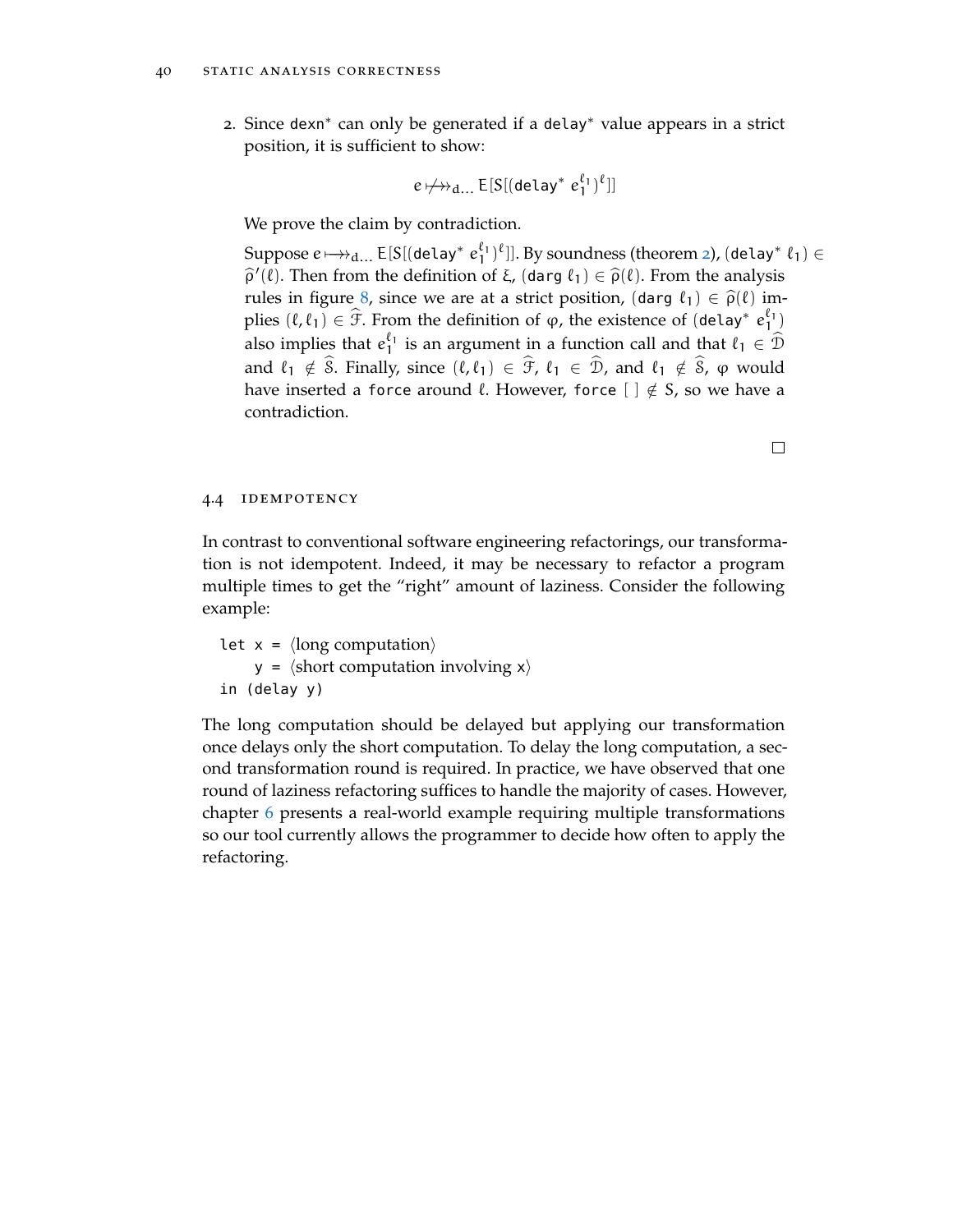2. Since $\texttt{dexn}^*$ can only be generated if a $\texttt{delay}^*$ value appears in a strict position, it is sufficient to show:

$$e \not\longmapsto\!\!\!\!\rightarrow_{d\ldots} E[S[(\texttt{delay}^*\ e_1^{\ell_1})^{\ell}]]$$

   We prove the claim by contradiction.

   Suppose $e \longmapsto\!\!\!\!\rightarrow_{d\ldots} E[S[(\texttt{delay}^*\ e_1^{\ell_1})^{\ell}]]$. By soundness (theorem 2), $(\texttt{delay}^*\ \ell_1) \in \widehat{\rho}'(\ell)$. Then from the definition of $\xi$, $(\texttt{darg}\ \ell_1) \in \widehat{\rho}(\ell)$. From the analysis rules in figure 8, since we are at a strict position, $(\texttt{darg}\ \ell_1) \in \widehat{\rho}(\ell)$ implies $(\ell, \ell_1) \in \widehat{\mathcal{F}}$. From the definition of $\varphi$, the existence of $(\texttt{delay}^*\ e_1^{\ell_1})$ also implies that $e_1^{\ell_1}$ is an argument in a function call and that $\ell_1 \in \widehat{\mathcal{D}}$ and $\ell_1 \notin \widehat{\mathcal{S}}$. Finally, since $(\ell, \ell_1) \in \widehat{\mathcal{F}}$, $\ell_1 \in \widehat{\mathcal{D}}$, and $\ell_1 \notin \widehat{\mathcal{S}}$, $\varphi$ would have inserted a `force` around $\ell$. However, $\texttt{force}\ [\,] \notin S$, so we have a contradiction.

□

## 4.4 Idempotency

In contrast to conventional software engineering refactorings, our transformation is not idempotent. Indeed, it may be necessary to refactor a program multiple times to get the "right" amount of laziness. Consider the following example:

```
let x = ⟨long computation⟩
    y = ⟨short computation involving x⟩
in (delay y)
```

The long computation should be delayed but applying our transformation once delays only the short computation. To delay the long computation, a second transformation round is required. In practice, we have observed that one round of laziness refactoring suffices to handle the majority of cases. However, chapter 6 presents a real-world example requiring multiple transformations so our tool currently allows the programmer to decide how often to apply the refactoring.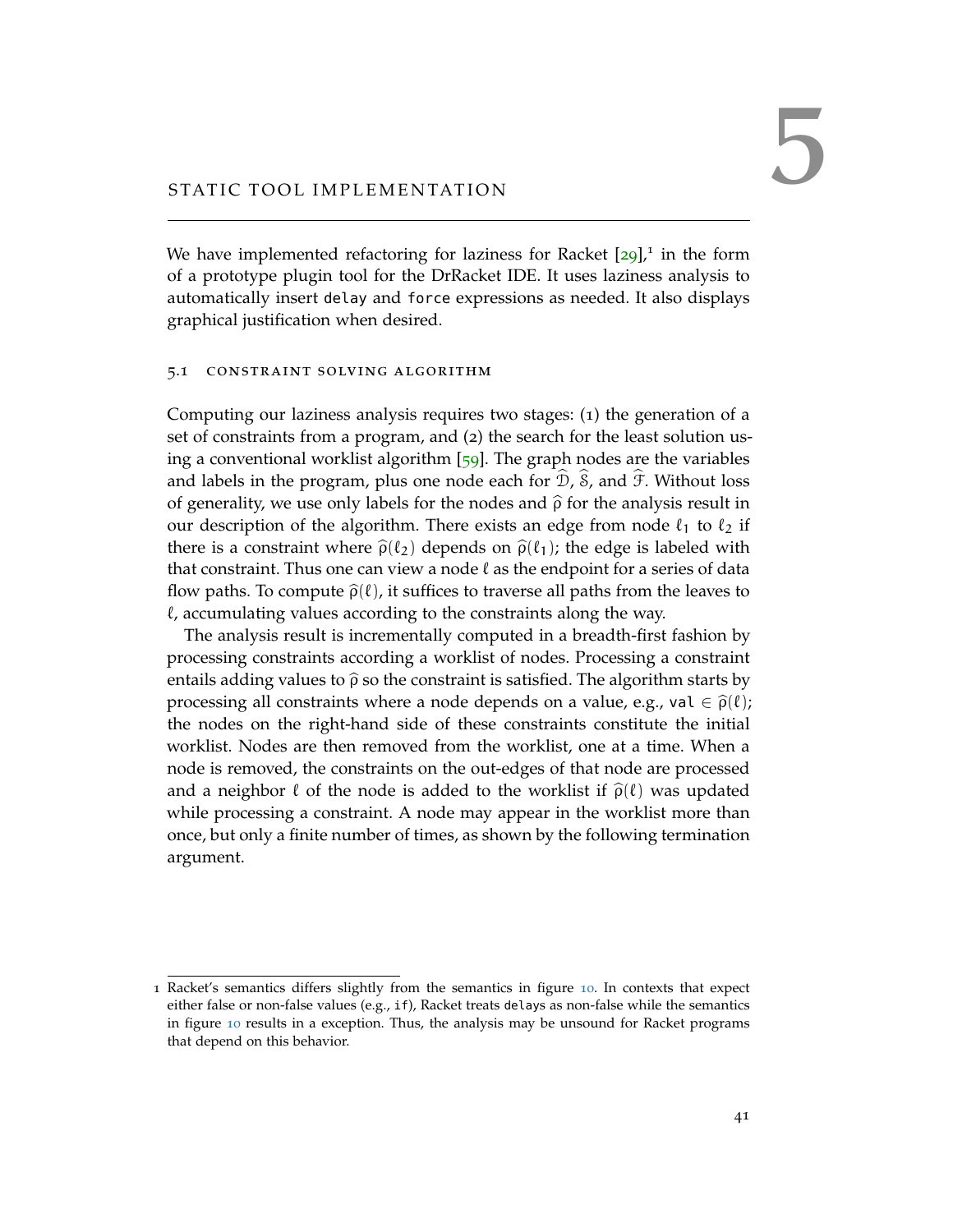# 5 STATIC TOOL IMPLEMENTATION

We have implemented refactoring for laziness for Racket [29],[1] in the form of a prototype plugin tool for the DrRacket IDE. It uses laziness analysis to automatically insert `delay` and `force` expressions as needed. It also displays graphical justification when desired.

## 5.1 CONSTRAINT SOLVING ALGORITHM

Computing our laziness analysis requires two stages: (1) the generation of a set of constraints from a program, and (2) the search for the least solution using a conventional worklist algorithm [59]. The graph nodes are the variables and labels in the program, plus one node each for $\widehat{\mathcal{D}}$, $\widehat{\mathcal{S}}$, and $\widehat{\mathcal{F}}$. Without loss of generality, we use only labels for the nodes and $\widehat{\rho}$ for the analysis result in our description of the algorithm. There exists an edge from node $\ell_1$ to $\ell_2$ if there is a constraint where $\widehat{\rho}(\ell_2)$ depends on $\widehat{\rho}(\ell_1)$; the edge is labeled with that constraint. Thus one can view a node $\ell$ as the endpoint for a series of data flow paths. To compute $\widehat{\rho}(\ell)$, it suffices to traverse all paths from the leaves to $\ell$, accumulating values according to the constraints along the way.

The analysis result is incrementally computed in a breadth-first fashion by processing constraints according a worklist of nodes. Processing a constraint entails adding values to $\widehat{\rho}$ so the constraint is satisfied. The algorithm starts by processing all constraints where a node depends on a value, e.g., `val` $\in \widehat{\rho}(\ell)$; the nodes on the right-hand side of these constraints constitute the initial worklist. Nodes are then removed from the worklist, one at a time. When a node is removed, the constraints on the out-edges of that node are processed and a neighbor $\ell$ of the node is added to the worklist if $\widehat{\rho}(\ell)$ was updated while processing a constraint. A node may appear in the worklist more than once, but only a finite number of times, as shown by the following termination argument.

---

[1] Racket's semantics differs slightly from the semantics in figure 10. In contexts that expect either false or non-false values (e.g., `if`), Racket treats `delay`s as non-false while the semantics in figure 10 results in a exception. Thus, the analysis may be unsound for Racket programs that depend on this behavior.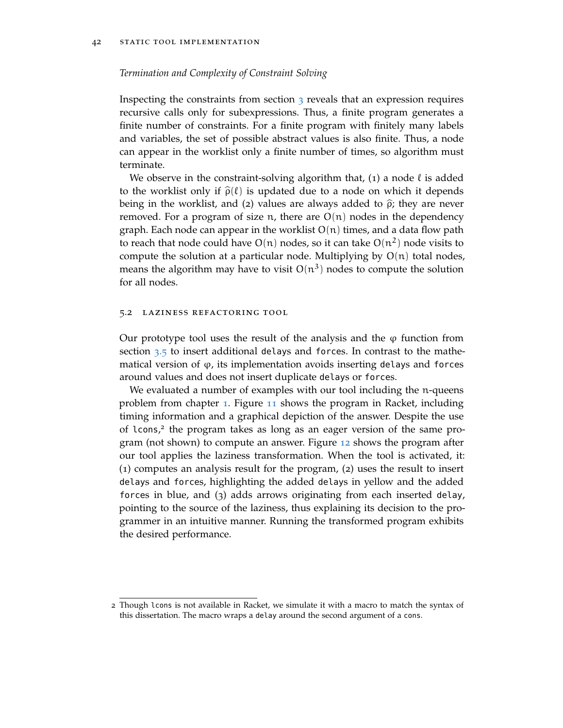*Termination and Complexity of Constraint Solving*

Inspecting the constraints from section 3 reveals that an expression requires recursive calls only for subexpressions. Thus, a finite program generates a finite number of constraints. For a finite program with finitely many labels and variables, the set of possible abstract values is also finite. Thus, a node can appear in the worklist only a finite number of times, so algorithm must terminate.

We observe in the constraint-solving algorithm that, (1) a node $\ell$ is added to the worklist only if $\widehat{\rho}(\ell)$ is updated due to a node on which it depends being in the worklist, and (2) values are always added to $\widehat{\rho}$; they are never removed. For a program of size $n$, there are $O(n)$ nodes in the dependency graph. Each node can appear in the worklist $O(n)$ times, and a data flow path to reach that node could have $O(n)$ nodes, so it can take $O(n^2)$ node visits to compute the solution at a particular node. Multiplying by $O(n)$ total nodes, means the algorithm may have to visit $O(n^3)$ nodes to compute the solution for all nodes.

## 5.2 Laziness Refactoring Tool

Our prototype tool uses the result of the analysis and the $\varphi$ function from section 3.5 to insert additional `delay`s and `force`s. In contrast to the mathematical version of $\varphi$, its implementation avoids inserting `delay`s and `force`s around values and does not insert duplicate `delay`s or `force`s.

We evaluated a number of examples with our tool including the $n$-queens problem from chapter 1. Figure 11 shows the program in Racket, including timing information and a graphical depiction of the answer. Despite the use of `lcons`,[2] the program takes as long as an eager version of the same program (not shown) to compute an answer. Figure 12 shows the program after our tool applies the laziness transformation. When the tool is activated, it: (1) computes an analysis result for the program, (2) uses the result to insert `delay`s and `force`s, highlighting the added `delay`s in yellow and the added `force`s in blue, and (3) adds arrows originating from each inserted `delay`, pointing to the source of the laziness, thus explaining its decision to the programmer in an intuitive manner. Running the transformed program exhibits the desired performance.

[2] Though `lcons` is not available in Racket, we simulate it with a macro to match the syntax of this dissertation. The macro wraps a `delay` around the second argument of a `cons`.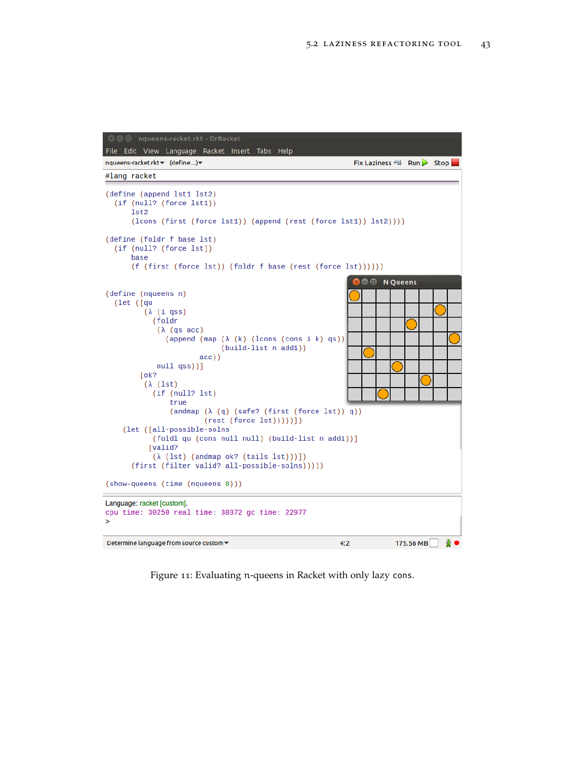```
#lang racket

(define (append lst1 lst2)
  (if (null? (force lst1))
      lst2
      (lcons (first (force lst1)) (append (rest (force lst1)) lst2))))

(define (foldr f base lst)
  (if (null? (force lst))
      base
      (f (first (force lst)) (foldr f base (rest (force lst))))))

(define (nqueens n)
  (let ([qu
         (λ (i qss)
           (foldr
            (λ (qs acc)
              (append (map (λ (k) (lcons (cons i k) qs))
                           (build-list n add1))
                      acc))
            null qss))]
        [ok?
         (λ (lst)
           (if (null? lst)
               true
               (andmap (λ (q) (safe? (first (force lst)) q))
                       (rest (force lst)))))])
    (let ([all-possible-solns
           (foldl qu (cons null null) (build-list n add1))]
          [valid?
           (λ (lst) (andmap ok? (tails lst)))])
      (first (filter valid? all-possible-solns)))))

(show-queens (time (nqueens 8)))
```

```
Language: racket [custom].
cpu time: 30250 real time: 30372 gc time: 22977
>
```

Figure 11: Evaluating n-queens in Racket with only lazy cons.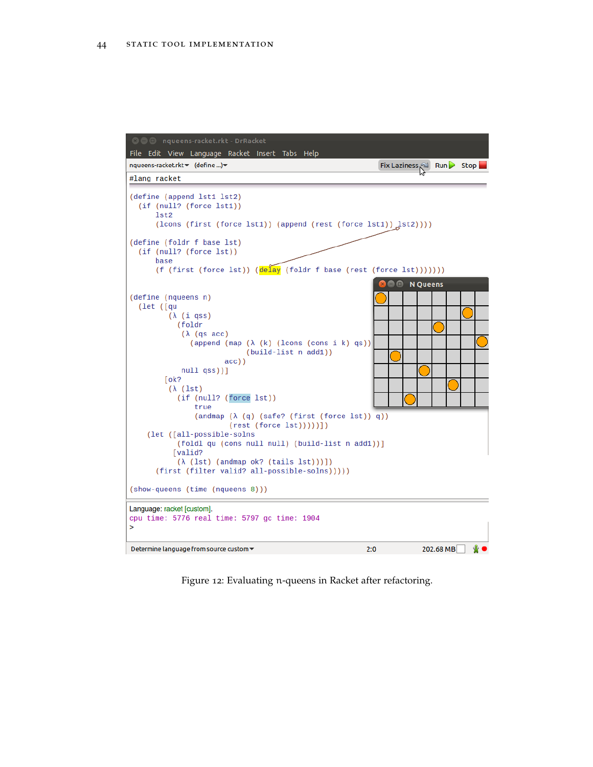nqueens-racket.rkt - DrRacket

File Edit View Language Racket Insert Tabs Help

nqueens-racket.rkt (define ...) Fix Laziness Run Stop

```
#lang racket

(define (append lst1 lst2)
  (if (null? (force lst1))
      lst2
      (lcons (first (force lst1)) (append (rest (force lst1)) lst2))))

(define (foldr f base lst)
  (if (null? (force lst))
      base
      (f (first (force lst)) (delay (foldr f base (rest (force lst)))))))

(define (nqueens n)
  (let ([qu
         (λ (i qss)
           (foldr
            (λ (qs acc)
              (append (map (λ (k) (lcons (cons i k) qs))
                           (build-list n add1))
                      acc))
            null qss))]
        [ok?
         (λ (lst)
           (if (null? (force lst))
               true
               (andmap (λ (q) (safe? (first (force lst)) q))
                       (rest (force lst)))))])
    (let ([all-possible-solns
           (foldl qu (cons null null) (build-list n add1))]
          [valid?
           (λ (lst) (andmap ok? (tails lst)))])
      (first (filter valid? all-possible-solns)))))

(show-queens (time (nqueens 8)))
```

N Queens

Language: racket [custom].

```
cpu time: 5776 real time: 5797 gc time: 1904
>
```

Determine language from source custom 2:0 202.68 MB

Figure 12: Evaluating n-queens in Racket after refactoring.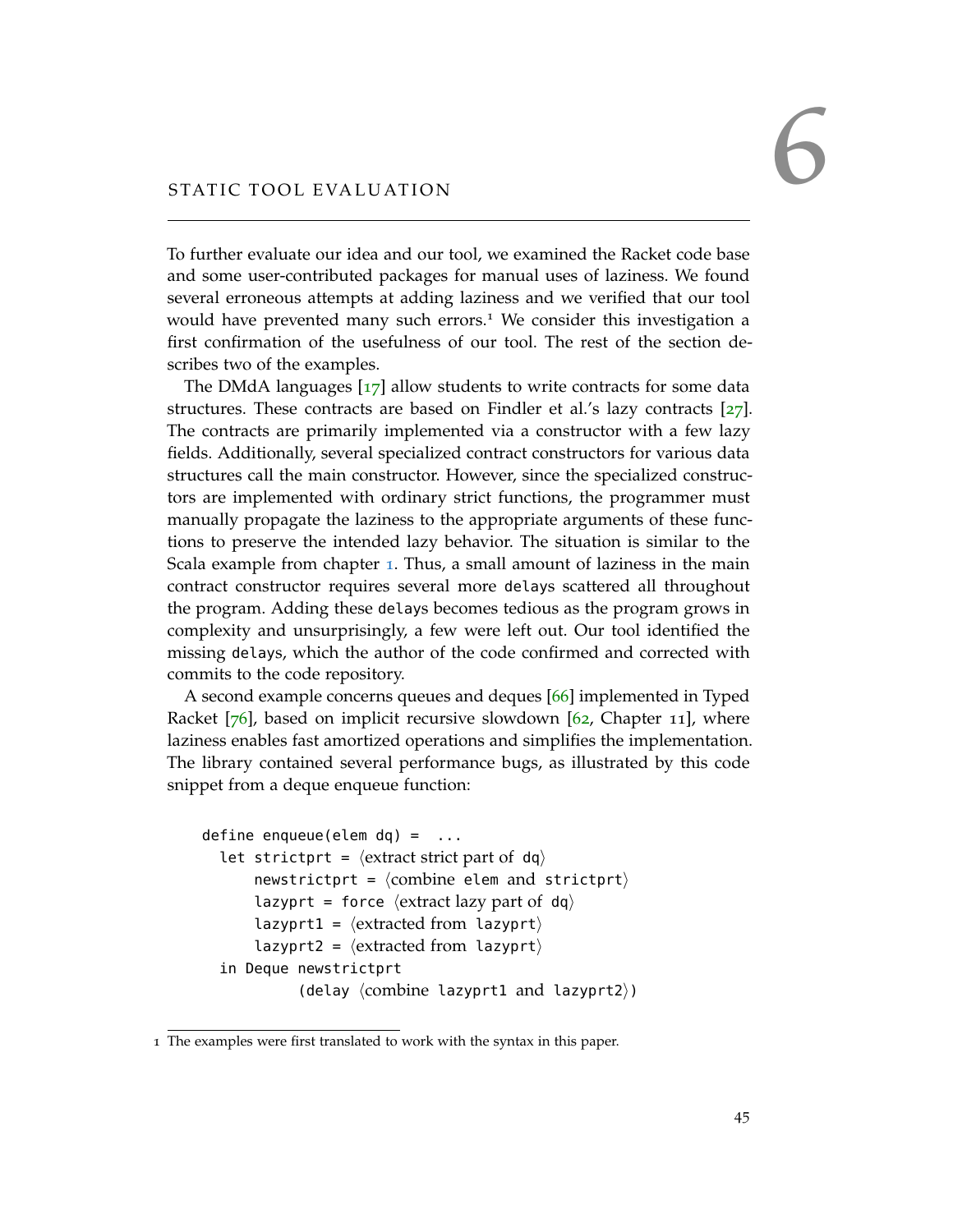# 6 STATIC TOOL EVALUATION

To further evaluate our idea and our tool, we examined the Racket code base and some user-contributed packages for manual uses of laziness. We found several erroneous attempts at adding laziness and we verified that our tool would have prevented many such errors.[1] We consider this investigation a first confirmation of the usefulness of our tool. The rest of the section describes two of the examples.

The DMdA languages [17] allow students to write contracts for some data structures. These contracts are based on Findler et al.'s lazy contracts [27]. The contracts are primarily implemented via a constructor with a few lazy fields. Additionally, several specialized contract constructors for various data structures call the main constructor. However, since the specialized constructors are implemented with ordinary strict functions, the programmer must manually propagate the laziness to the appropriate arguments of these functions to preserve the intended lazy behavior. The situation is similar to the Scala example from chapter 1. Thus, a small amount of laziness in the main contract constructor requires several more `delay`s scattered all throughout the program. Adding these `delay`s becomes tedious as the program grows in complexity and unsurprisingly, a few were left out. Our tool identified the missing `delay`s, which the author of the code confirmed and corrected with commits to the code repository.

A second example concerns queues and deques [66] implemented in Typed Racket [76], based on implicit recursive slowdown [62, Chapter 11], where laziness enables fast amortized operations and simplifies the implementation. The library contained several performance bugs, as illustrated by this code snippet from a deque enqueue function:

```
define enqueue(elem dq) =  ...
  let strictprt = ⟨extract strict part of dq⟩
      newstrictprt = ⟨combine elem and strictprt⟩
      lazyprt = force ⟨extract lazy part of dq⟩
      lazyprt1 = ⟨extracted from lazyprt⟩
      lazyprt2 = ⟨extracted from lazyprt⟩
  in Deque newstrictprt
          (delay ⟨combine lazyprt1 and lazyprt2⟩)
```

[1] The examples were first translated to work with the syntax in this paper.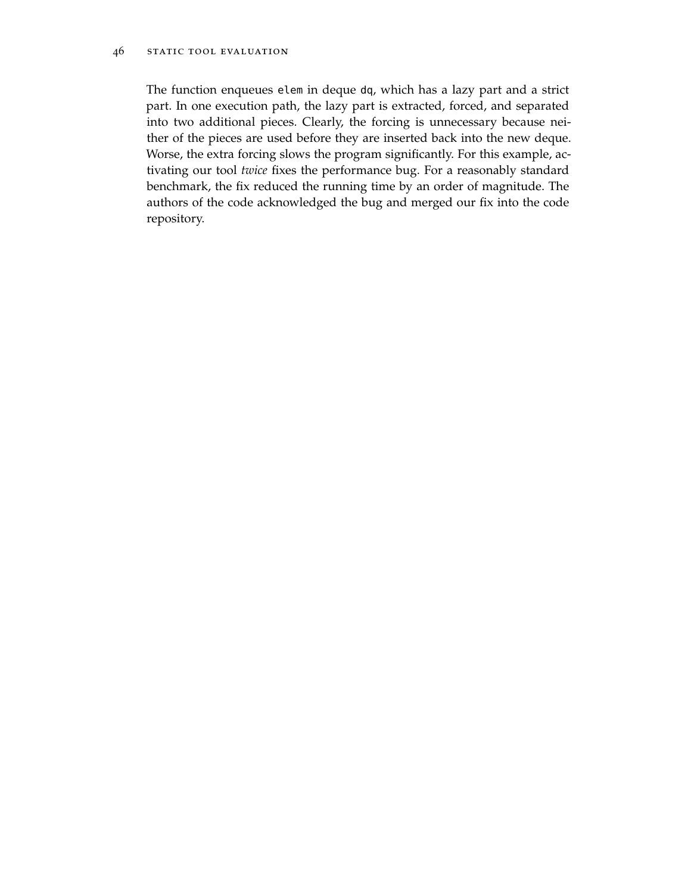The function enqueues `elem` in deque `dq`, which has a lazy part and a strict part. In one execution path, the lazy part is extracted, forced, and separated into two additional pieces. Clearly, the forcing is unnecessary because neither of the pieces are used before they are inserted back into the new deque. Worse, the extra forcing slows the program significantly. For this example, activating our tool *twice* fixes the performance bug. For a reasonably standard benchmark, the fix reduced the running time by an order of magnitude. The authors of the code acknowledged the bug and merged our fix into the code repository.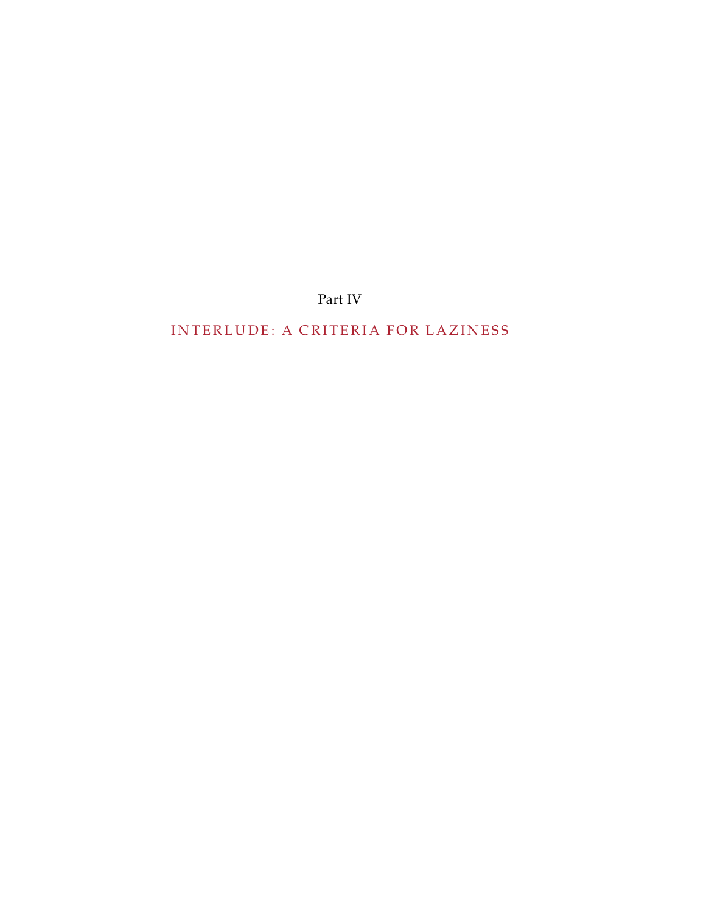# Part IV

# INTERLUDE: A CRITERIA FOR LAZINESS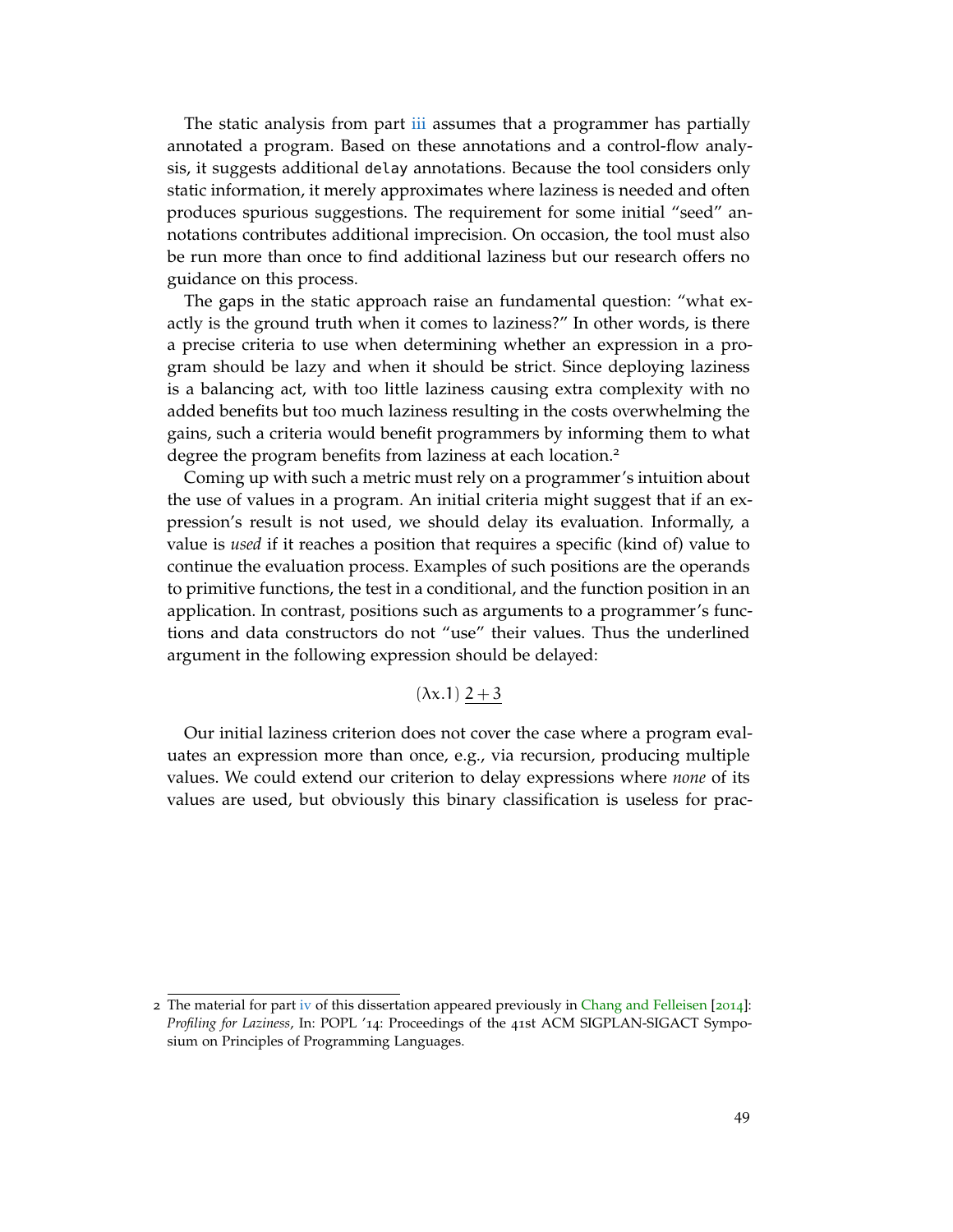The static analysis from part iii assumes that a programmer has partially annotated a program. Based on these annotations and a control-flow analysis, it suggests additional `delay` annotations. Because the tool considers only static information, it merely approximates where laziness is needed and often produces spurious suggestions. The requirement for some initial "seed" annotations contributes additional imprecision. On occasion, the tool must also be run more than once to find additional laziness but our research offers no guidance on this process.

The gaps in the static approach raise an fundamental question: "what exactly is the ground truth when it comes to laziness?" In other words, is there a precise criteria to use when determining whether an expression in a program should be lazy and when it should be strict. Since deploying laziness is a balancing act, with too little laziness causing extra complexity with no added benefits but too much laziness resulting in the costs overwhelming the gains, such a criteria would benefit programmers by informing them to what degree the program benefits from laziness at each location.[2]

Coming up with such a metric must rely on a programmer's intuition about the use of values in a program. An initial criteria might suggest that if an expression's result is not used, we should delay its evaluation. Informally, a value is *used* if it reaches a position that requires a specific (kind of) value to continue the evaluation process. Examples of such positions are the operands to primitive functions, the test in a conditional, and the function position in an application. In contrast, positions such as arguments to a programmer's functions and data constructors do not "use" their values. Thus the underlined argument in the following expression should be delayed:

$$(\lambda x.1)\ \underline{2+3}$$

Our initial laziness criterion does not cover the case where a program evaluates an expression more than once, e.g., via recursion, producing multiple values. We could extend our criterion to delay expressions where *none* of its values are used, but obviously this binary classification is useless for prac-

2 The material for part iv of this dissertation appeared previously in Chang and Felleisen [2014]: *Profiling for Laziness*, In: POPL '14: Proceedings of the 41st ACM SIGPLAN-SIGACT Symposium on Principles of Programming Languages.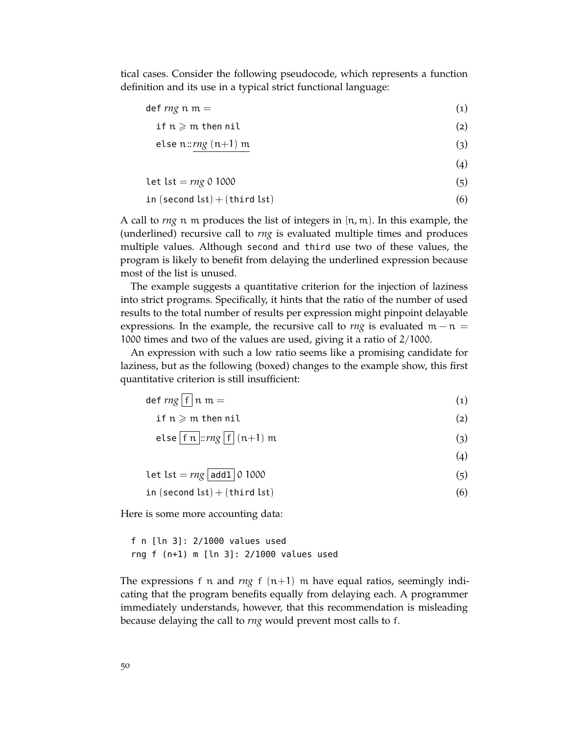tical cases. Consider the following pseudocode, which represents a function definition and its use in a typical strict functional language:

```
def rng n m =                              (1)
  if n ⩾ m then nil                        (2)
  else n::rng (n+1) m                      (3)
                                           (4)
let lst = rng 0 1000                       (5)
in (second lst) + (third lst)              (6)
```

A call to *rng* $n$ $m$ produces the list of integers in $[n, m)$. In this example, the (underlined) recursive call to *rng* is evaluated multiple times and produces multiple values. Although second and third use two of these values, the program is likely to benefit from delaying the underlined expression because most of the list is unused.

The example suggests a quantitative criterion for the injection of laziness into strict programs. Specifically, it hints that the ratio of the number of used results to the total number of results per expression might pinpoint delayable expressions. In the example, the recursive call to *rng* is evaluated $m - n = 1000$ times and two of the values are used, giving it a ratio of $2/1000$.

An expression with such a low ratio seems like a promising candidate for laziness, but as the following (boxed) changes to the example show, this first quantitative criterion is still insufficient:

```
def rng [f] n m =                          (1)
  if n ⩾ m then nil                        (2)
  else [f n]::rng [f] (n+1) m              (3)
                                           (4)
let lst = rng [add1] 0 1000                (5)
in (second lst) + (third lst)              (6)
```

Here is some more accounting data:

```
f n [ln 3]: 2/1000 values used
rng f (n+1) m [ln 3]: 2/1000 values used
```

The expressions f n and *rng* f (n+1) m have equal ratios, seemingly indicating that the program benefits equally from delaying each. A programmer immediately understands, however, that this recommendation is misleading because delaying the call to *rng* would prevent most calls to f.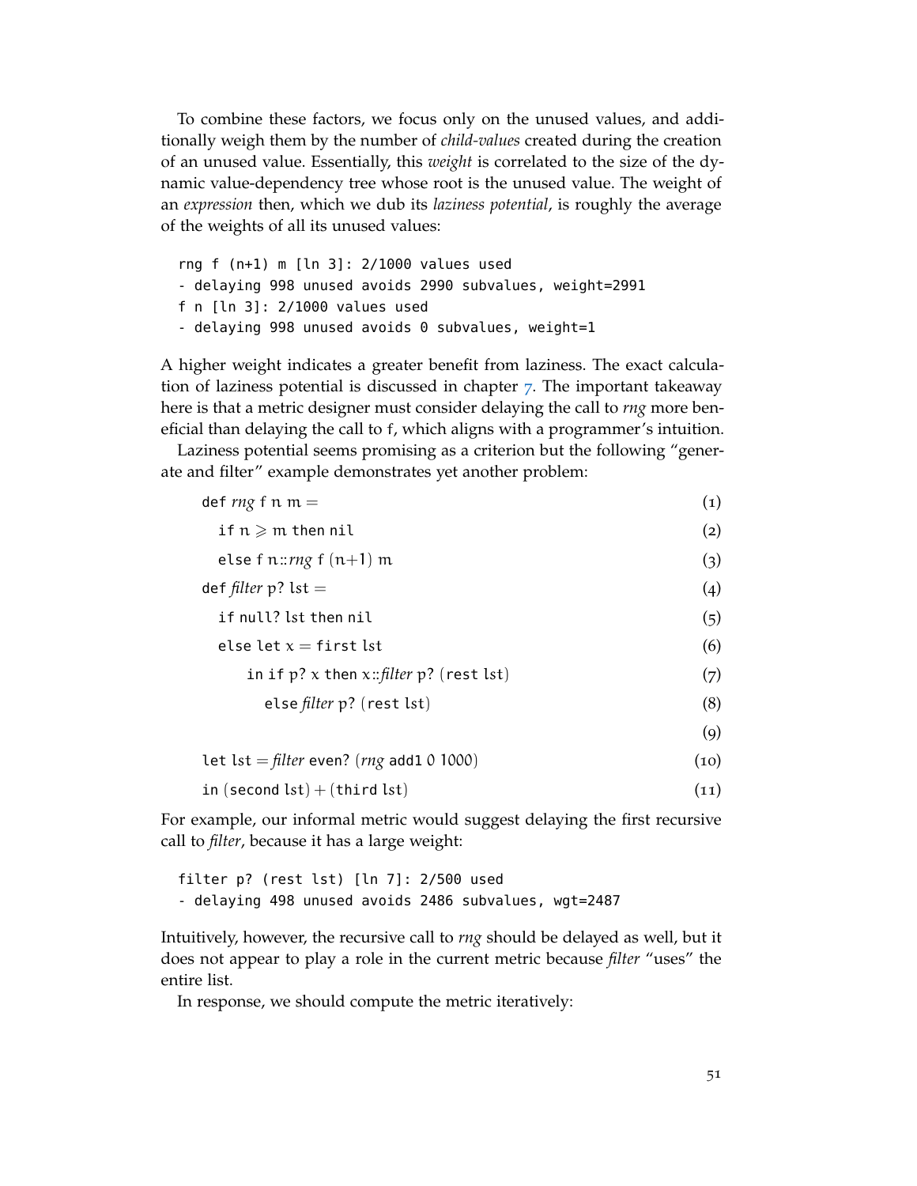To combine these factors, we focus only on the unused values, and additionally weigh them by the number of *child-values* created during the creation of an unused value. Essentially, this *weight* is correlated to the size of the dynamic value-dependency tree whose root is the unused value. The weight of an *expression* then, which we dub its *laziness potential*, is roughly the average of the weights of all its unused values:

```
rng f (n+1) m [ln 3]: 2/1000 values used
- delaying 998 unused avoids 2990 subvalues, weight=2991
f n [ln 3]: 2/1000 values used
- delaying 998 unused avoids 0 subvalues, weight=1
```

A higher weight indicates a greater benefit from laziness. The exact calculation of laziness potential is discussed in chapter 7. The important takeaway here is that a metric designer must consider delaying the call to *rng* more beneficial than delaying the call to f, which aligns with a programmer's intuition.

Laziness potential seems promising as a criterion but the following "generate and filter" example demonstrates yet another problem:

```
def rng f n m =                                   (1)
  if n ⩾ m then nil                               (2)
  else f n::rng f (n+1) m                         (3)
def filter p? lst =                               (4)
  if null? lst then nil                           (5)
  else let x = first lst                          (6)
       in if p? x then x::filter p? (rest lst)    (7)
          else filter p? (rest lst)               (8)
                                                  (9)
let lst = filter even? (rng add1 0 1000)          (10)
in (second lst) + (third lst)                     (11)
```

For example, our informal metric would suggest delaying the first recursive call to *filter*, because it has a large weight:

```
filter p? (rest lst) [ln 7]: 2/500 used
- delaying 498 unused avoids 2486 subvalues, wgt=2487
```

Intuitively, however, the recursive call to *rng* should be delayed as well, but it does not appear to play a role in the current metric because *filter* "uses" the entire list.

In response, we should compute the metric iteratively: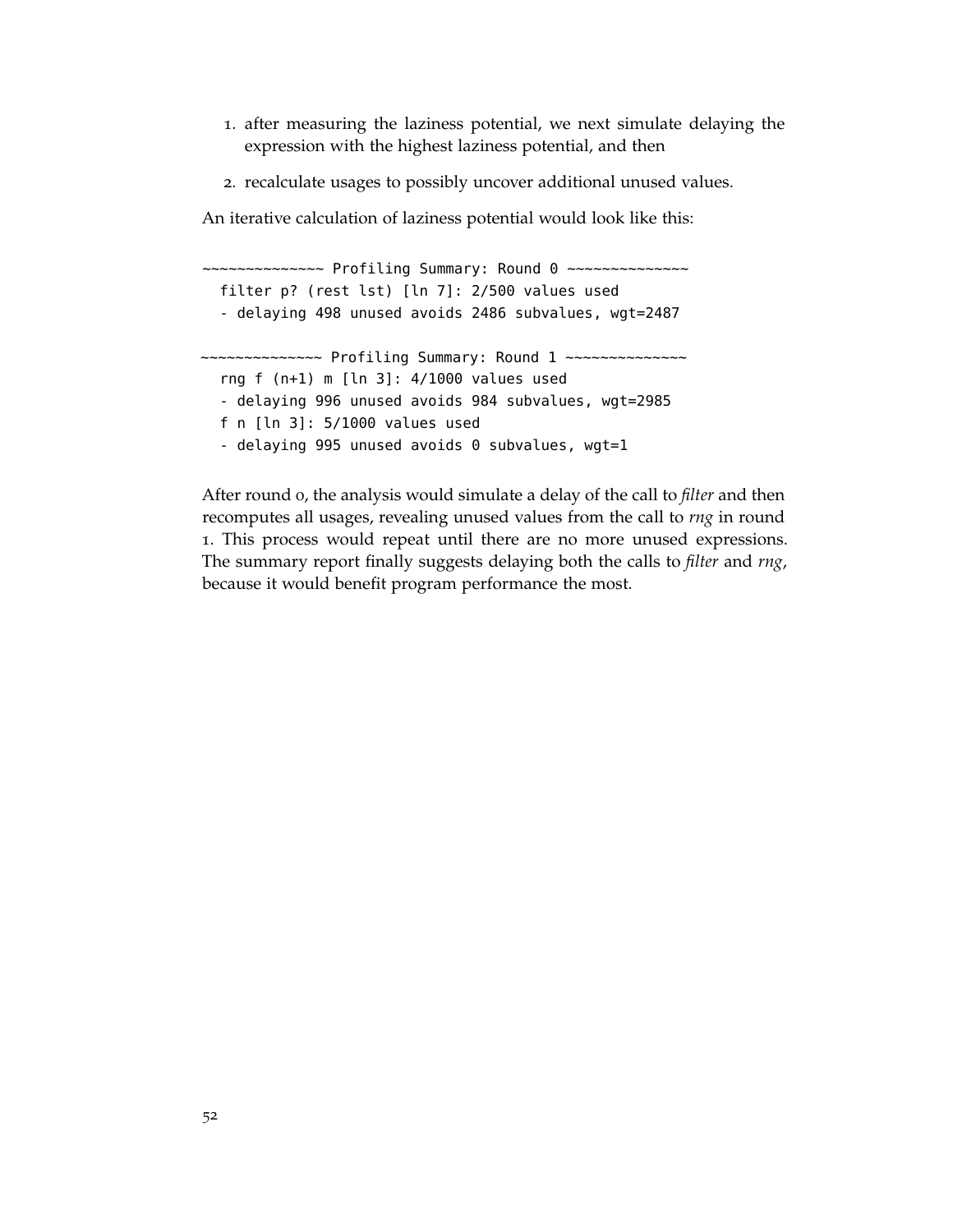1. after measuring the laziness potential, we next simulate delaying the expression with the highest laziness potential, and then
2. recalculate usages to possibly uncover additional unused values.

An iterative calculation of laziness potential would look like this:

```
~~~~~~~~~~~~~~ Profiling Summary: Round 0 ~~~~~~~~~~~~~~
  filter p? (rest lst) [ln 7]: 2/500 values used
  - delaying 498 unused avoids 2486 subvalues, wgt=2487

~~~~~~~~~~~~~~ Profiling Summary: Round 1 ~~~~~~~~~~~~~~
  rng f (n+1) m [ln 3]: 4/1000 values used
  - delaying 996 unused avoids 984 subvalues, wgt=2985
  f n [ln 3]: 5/1000 values used
  - delaying 995 unused avoids 0 subvalues, wgt=1
```

After round 0, the analysis would simulate a delay of the call to *filter* and then recomputes all usages, revealing unused values from the call to *rng* in round 1. This process would repeat until there are no more unused expressions. The summary report finally suggests delaying both the calls to *filter* and *rng*, because it would benefit program performance the most.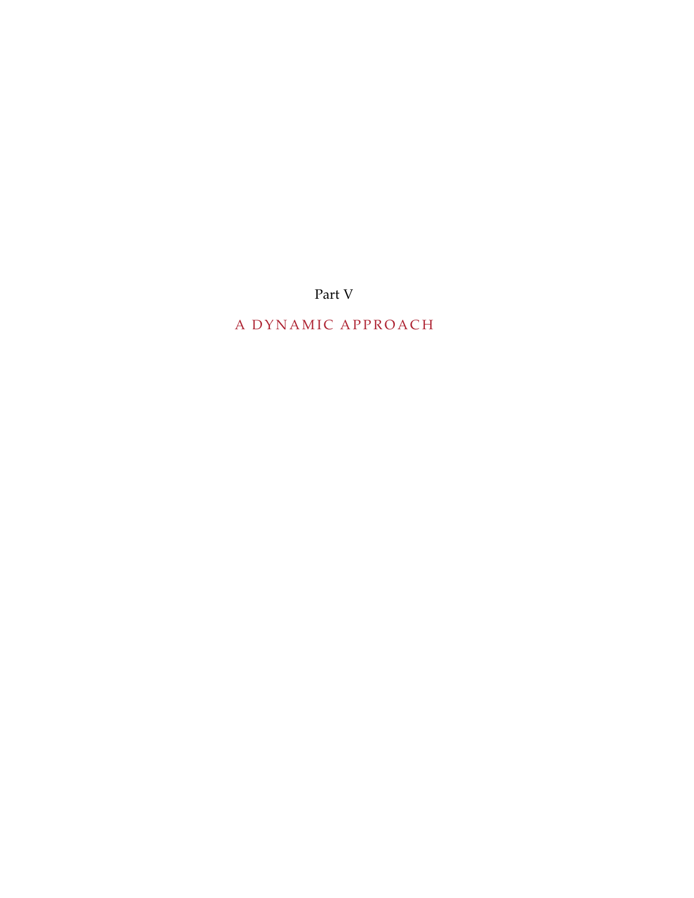# Part V

# A DYNAMIC APPROACH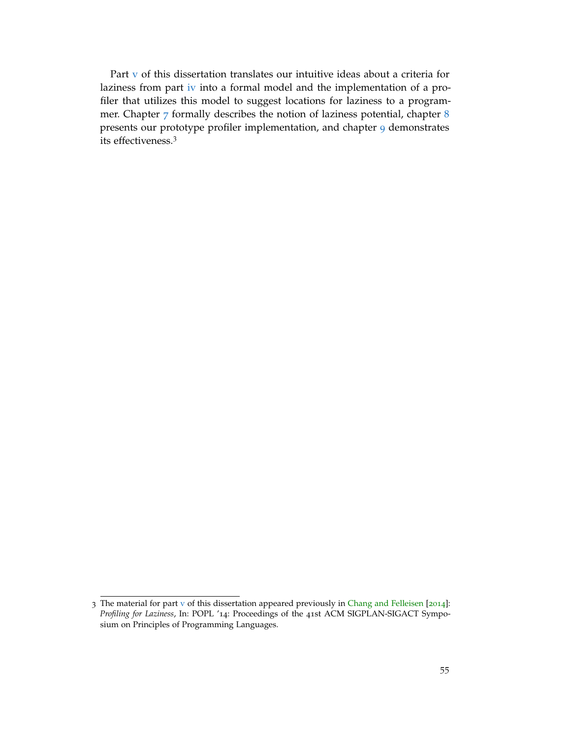Part v of this dissertation translates our intuitive ideas about a criteria for laziness from part iv into a formal model and the implementation of a profiler that utilizes this model to suggest locations for laziness to a programmer. Chapter 7 formally describes the notion of laziness potential, chapter 8 presents our prototype profiler implementation, and chapter 9 demonstrates its effectiveness.[3]

---

3 The material for part v of this dissertation appeared previously in Chang and Felleisen [2014]: *Profiling for Laziness*, In: POPL '14: Proceedings of the 41st ACM SIGPLAN-SIGACT Symposium on Principles of Programming Languages.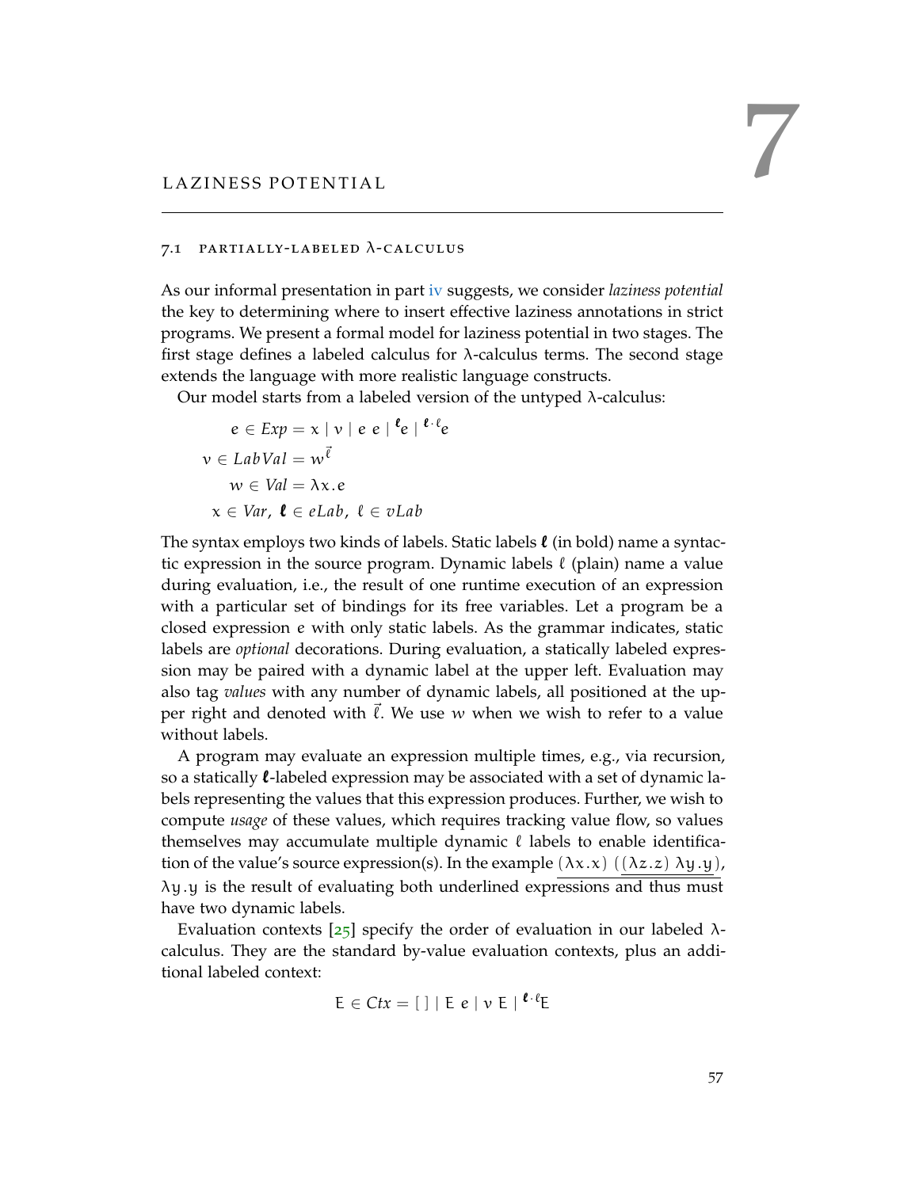# 7 LAZINESS POTENTIAL

## 7.1 PARTIALLY-LABELED λ-CALCULUS

As our informal presentation in part iv suggests, we consider *laziness potential* the key to determining where to insert effective laziness annotations in strict programs. We present a formal model for laziness potential in two stages. The first stage defines a labeled calculus for λ-calculus terms. The second stage extends the language with more realistic language constructs.

Our model starts from a labeled version of the untyped λ-calculus:

$$
\begin{aligned}
e \in \mathit{Exp} &= x \mid v \mid e\ e \mid {}^{\boldsymbol{\ell}}e \mid {}^{\boldsymbol{\ell}\cdot\ell}e \\
v \in \mathit{LabVal} &= w^{\vec{\ell}} \\
w \in \mathit{Val} &= \lambda x.e \\
x \in \mathit{Var},\ \boldsymbol{\ell} &\in \mathit{eLab},\ \ell \in \mathit{vLab}
\end{aligned}
$$

The syntax employs two kinds of labels. Static labels $\boldsymbol{\ell}$ (in bold) name a syntactic expression in the source program. Dynamic labels $\ell$ (plain) name a value during evaluation, i.e., the result of one runtime execution of an expression with a particular set of bindings for its free variables. Let a program be a closed expression $e$ with only static labels. As the grammar indicates, static labels are *optional* decorations. During evaluation, a statically labeled expression may be paired with a dynamic label at the upper left. Evaluation may also tag *values* with any number of dynamic labels, all positioned at the upper right and denoted with $\vec{\ell}$. We use $w$ when we wish to refer to a value without labels.

A program may evaluate an expression multiple times, e.g., via recursion, so a statically $\boldsymbol{\ell}$-labeled expression may be associated with a set of dynamic labels representing the values that this expression produces. Further, we wish to compute *usage* of these values, which requires tracking value flow, so values themselves may accumulate multiple dynamic $\ell$ labels to enable identification of the value's source expression(s). In the example $(\lambda x.x)\ \underline{((\lambda z.z)\ \underline{\lambda y.y})}$, $\lambda y.y$ is the result of evaluating both underlined expressions and thus must have two dynamic labels.

Evaluation contexts [25] specify the order of evaluation in our labeled λ-calculus. They are the standard by-value evaluation contexts, plus an additional labeled context:

$$
E \in \mathit{Ctx} = [\,] \mid E\ e \mid v\ E \mid {}^{\boldsymbol{\ell}\cdot\ell}E
$$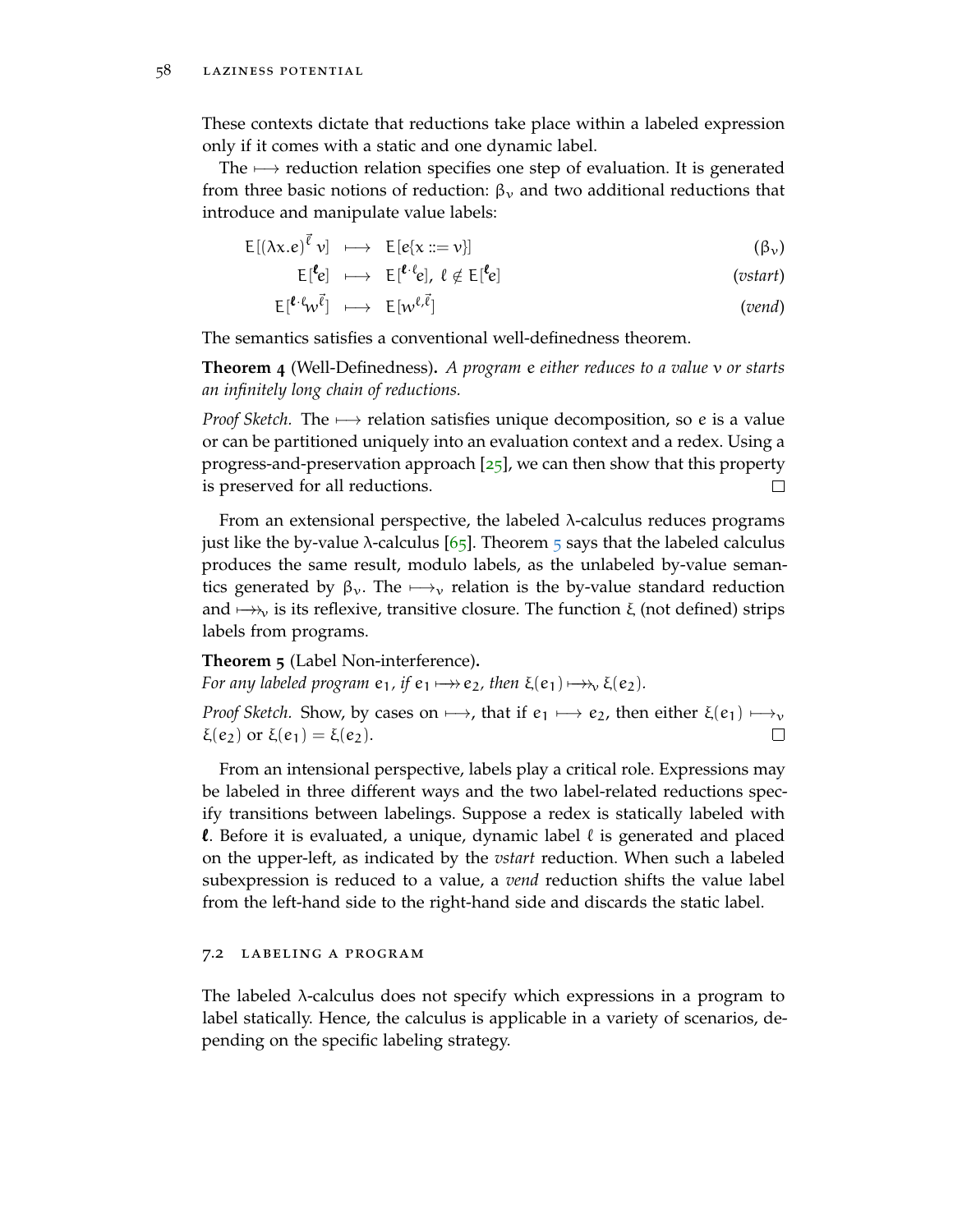These contexts dictate that reductions take place within a labeled expression only if it comes with a static and one dynamic label.

The $\longmapsto$ reduction relation specifies one step of evaluation. It is generated from three basic notions of reduction: $\beta_v$ and two additional reductions that introduce and manipulate value labels:

$$
\begin{aligned}
E[(\lambda x.e)^{\vec{\ell}}\, v] &\longmapsto E[e\{x ::= v\}] && (\beta_v)\\
E[{}^{\boldsymbol{\ell}}e] &\longmapsto E[{}^{\boldsymbol{\ell}\cdot\ell}e],\ \ell \notin E[{}^{\boldsymbol{\ell}}e] && (\textit{vstart})\\
E[{}^{\boldsymbol{\ell}\cdot\ell}w^{\vec{\ell}}] &\longmapsto E[w^{\ell,\vec{\ell}}] && (\textit{vend})
\end{aligned}
$$

The semantics satisfies a conventional well-definedness theorem.

**Theorem 4** (Well-Definedness)**.** *A program* $e$ *either reduces to a value* $v$ *or starts an infinitely long chain of reductions.*

*Proof Sketch.* The $\longmapsto$ relation satisfies unique decomposition, so $e$ is a value or can be partitioned uniquely into an evaluation context and a redex. Using a progress-and-preservation approach [25], we can then show that this property is preserved for all reductions. □

From an extensional perspective, the labeled λ-calculus reduces programs just like the by-value λ-calculus [65]. Theorem 5 says that the labeled calculus produces the same result, modulo labels, as the unlabeled by-value semantics generated by $\beta_v$. The $\longmapsto_v$ relation is the by-value standard reduction and $\longmapsto\!\!\!\!\rightarrow_v$ is its reflexive, transitive closure. The function $\xi$ (not defined) strips labels from programs.

**Theorem 5** (Label Non-interference)**.**
*For any labeled program* $e_1$*, if* $e_1 \longmapsto\!\!\!\!\rightarrow e_2$*, then* $\xi(e_1) \longmapsto\!\!\!\!\rightarrow_v \xi(e_2)$*.*

*Proof Sketch.* Show, by cases on $\longmapsto$, that if $e_1 \longmapsto e_2$, then either $\xi(e_1) \longmapsto_v \xi(e_2)$ or $\xi(e_1) = \xi(e_2)$. □

From an intensional perspective, labels play a critical role. Expressions may be labeled in three different ways and the two label-related reductions specify transitions between labelings. Suppose a redex is statically labeled with $\boldsymbol{\ell}$. Before it is evaluated, a unique, dynamic label $\ell$ is generated and placed on the upper-left, as indicated by the *vstart* reduction. When such a labeled subexpression is reduced to a value, a *vend* reduction shifts the value label from the left-hand side to the right-hand side and discards the static label.

## 7.2 Labeling a Program

The labeled λ-calculus does not specify which expressions in a program to label statically. Hence, the calculus is applicable in a variety of scenarios, depending on the specific labeling strategy.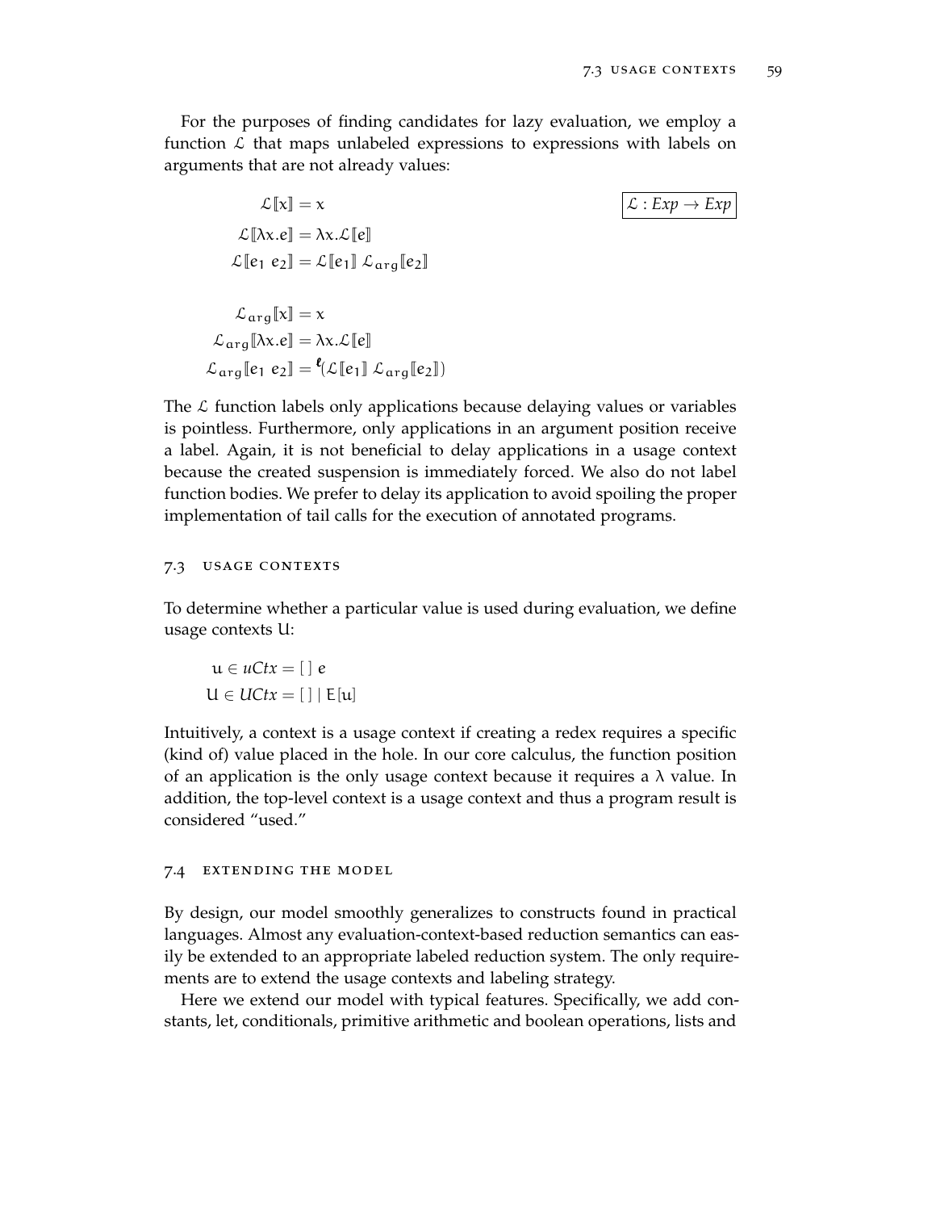For the purposes of finding candidates for lazy evaluation, we employ a function $\mathcal{L}$ that maps unlabeled expressions to expressions with labels on arguments that are not already values:

$$\boxed{\mathcal{L} : Exp \rightarrow Exp}$$

$$
\begin{aligned}
\mathcal{L}[\![x]\!] &= x \\
\mathcal{L}[\![\lambda x.e]\!] &= \lambda x.\mathcal{L}[\![e]\!] \\
\mathcal{L}[\![e_1\ e_2]\!] &= \mathcal{L}[\![e_1]\!]\ \mathcal{L}_{arg}[\![e_2]\!]
\end{aligned}
$$

$$
\begin{aligned}
\mathcal{L}_{arg}[\![x]\!] &= x \\
\mathcal{L}_{arg}[\![\lambda x.e]\!] &= \lambda x.\mathcal{L}[\![e]\!] \\
\mathcal{L}_{arg}[\![e_1\ e_2]\!] &= {}^{\ell}(\mathcal{L}[\![e_1]\!]\ \mathcal{L}_{arg}[\![e_2]\!])
\end{aligned}
$$

The $\mathcal{L}$ function labels only applications because delaying values or variables is pointless. Furthermore, only applications in an argument position receive a label. Again, it is not beneficial to delay applications in a usage context because the created suspension is immediately forced. We also do not label function bodies. We prefer to delay its application to avoid spoiling the proper implementation of tail calls for the execution of annotated programs.

## 7.3 Usage contexts

To determine whether a particular value is used during evaluation, we define usage contexts U:

$$
\begin{aligned}
u \in uCtx &= [\,]\ e \\
U \in UCtx &= [\,] \mid E[u]
\end{aligned}
$$

Intuitively, a context is a usage context if creating a redex requires a specific (kind of) value placed in the hole. In our core calculus, the function position of an application is the only usage context because it requires a $\lambda$ value. In addition, the top-level context is a usage context and thus a program result is considered "used."

## 7.4 Extending the model

By design, our model smoothly generalizes to constructs found in practical languages. Almost any evaluation-context-based reduction semantics can easily be extended to an appropriate labeled reduction system. The only requirements are to extend the usage contexts and labeling strategy.

Here we extend our model with typical features. Specifically, we add constants, let, conditionals, primitive arithmetic and boolean operations, lists and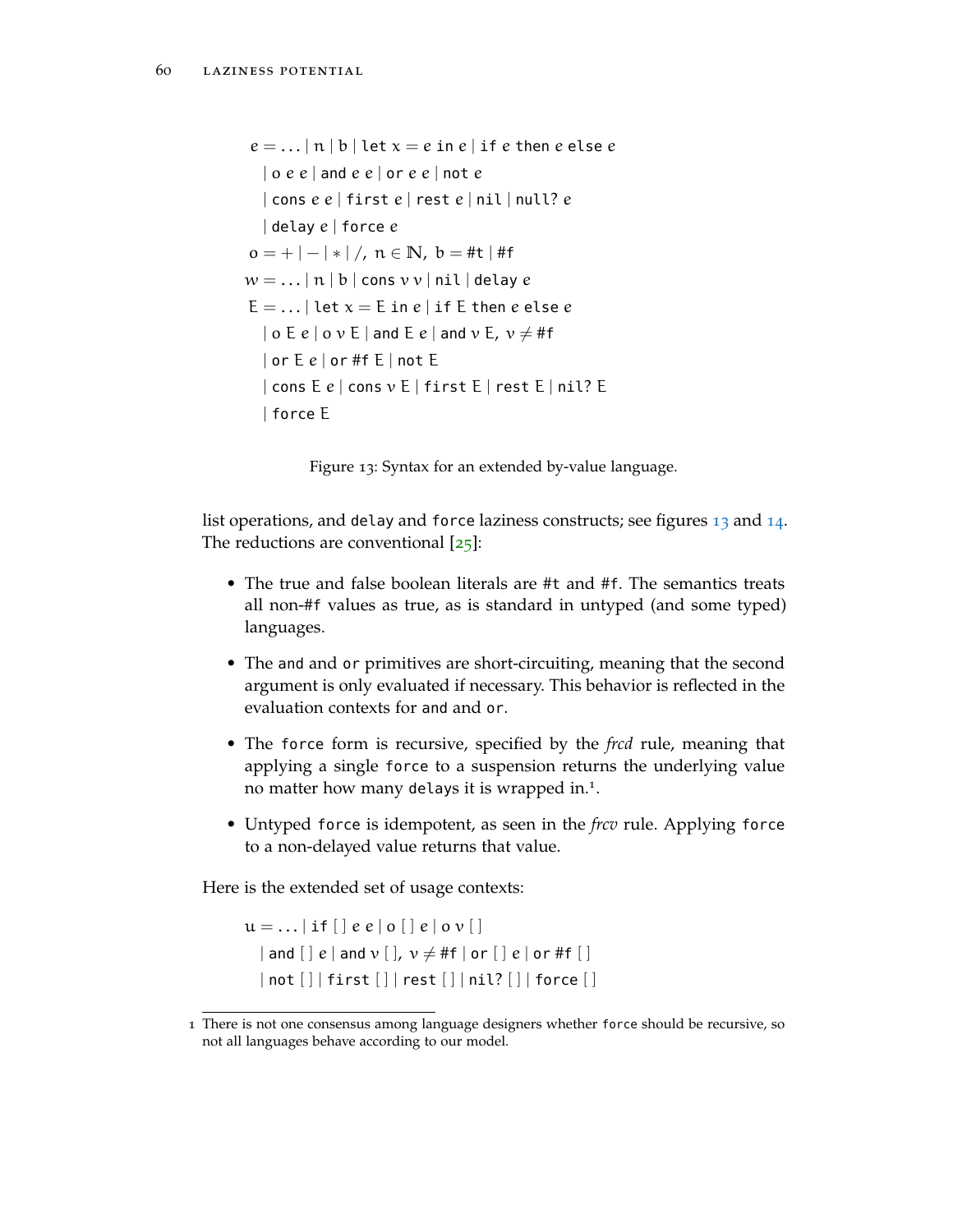$$
\begin{aligned}
e &= \ldots \mid n \mid b \mid \texttt{let } x = e \texttt{ in } e \mid \texttt{if } e \texttt{ then } e \texttt{ else } e \\
&\mid o\ e\ e \mid \texttt{and } e\ e \mid \texttt{or } e\ e \mid \texttt{not } e \\
&\mid \texttt{cons } e\ e \mid \texttt{first } e \mid \texttt{rest } e \mid \texttt{nil} \mid \texttt{null? } e \\
&\mid \texttt{delay } e \mid \texttt{force } e \\
o &= + \mid - \mid * \mid /,\ n \in \mathbb{N},\ b = \texttt{\#t} \mid \texttt{\#f} \\
w &= \ldots \mid n \mid b \mid \texttt{cons } v\ v \mid \texttt{nil} \mid \texttt{delay } e \\
E &= \ldots \mid \texttt{let } x = E \texttt{ in } e \mid \texttt{if } E \texttt{ then } e \texttt{ else } e \\
&\mid o\ E\ e \mid o\ v\ E \mid \texttt{and } E\ e \mid \texttt{and } v\ E,\ v \neq \texttt{\#f} \\
&\mid \texttt{or } E\ e \mid \texttt{or \#f } E \mid \texttt{not } E \\
&\mid \texttt{cons } E\ e \mid \texttt{cons } v\ E \mid \texttt{first } E \mid \texttt{rest } E \mid \texttt{nil? } E \\
&\mid \texttt{force } E
\end{aligned}
$$

Figure 13: Syntax for an extended by-value language.

list operations, and `delay` and `force` laziness constructs; see figures 13 and 14. The reductions are conventional [25]:

- The true and false boolean literals are `#t` and `#f`. The semantics treats all non-`#f` values as true, as is standard in untyped (and some typed) languages.
- The `and` and `or` primitives are short-circuiting, meaning that the second argument is only evaluated if necessary. This behavior is reflected in the evaluation contexts for `and` and `or`.
- The `force` form is recursive, specified by the *frcd* rule, meaning that applying a single `force` to a suspension returns the underlying value no matter how many `delay`s it is wrapped in.[1].
- Untyped `force` is idempotent, as seen in the *frcv* rule. Applying `force` to a non-delayed value returns that value.

Here is the extended set of usage contexts:

$$
\begin{aligned}
u &= \ldots \mid \texttt{if } [\,]\ e\ e \mid o\ [\,]\ e \mid o\ v\ [\,] \\
&\mid \texttt{and } [\,]\ e \mid \texttt{and } v\ [\,],\ v \neq \texttt{\#f} \mid \texttt{or } [\,]\ e \mid \texttt{or \#f } [\,] \\
&\mid \texttt{not } [\,] \mid \texttt{first } [\,] \mid \texttt{rest } [\,] \mid \texttt{nil? } [\,] \mid \texttt{force } [\,]
\end{aligned}
$$

1 There is not one consensus among language designers whether `force` should be recursive, so not all languages behave according to our model.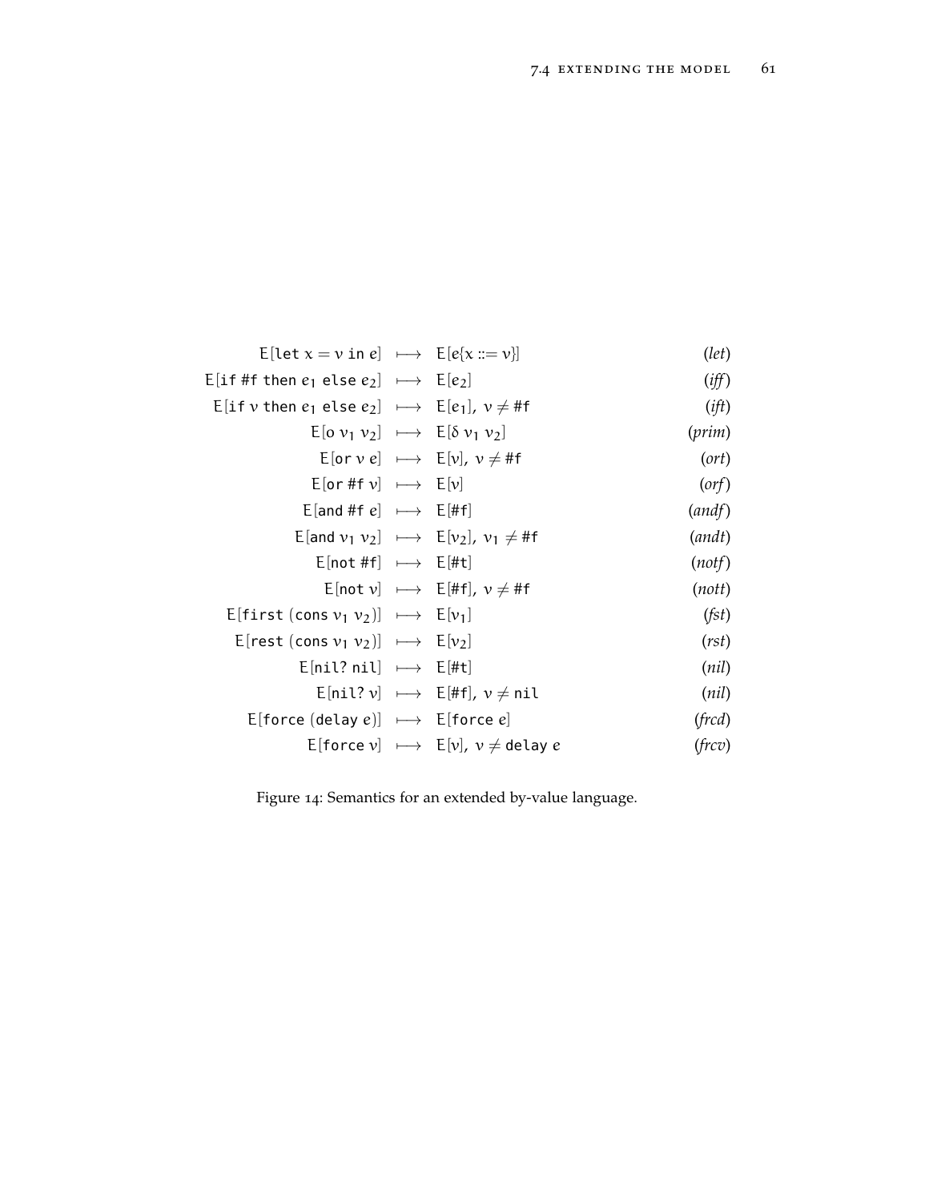$$
\begin{array}{rcll}
\mathsf{E}[\mathtt{let}\ x = v\ \mathtt{in}\ e] & \longmapsto & \mathsf{E}[e\{x ::= v\}] & (\mathit{let}) \\
\mathsf{E}[\mathtt{if}\ \mathtt{\#f}\ \mathtt{then}\ e_1\ \mathtt{else}\ e_2] & \longmapsto & \mathsf{E}[e_2] & (\mathit{iff}) \\
\mathsf{E}[\mathtt{if}\ v\ \mathtt{then}\ e_1\ \mathtt{else}\ e_2] & \longmapsto & \mathsf{E}[e_1],\ v \neq \mathtt{\#f} & (\mathit{ift}) \\
\mathsf{E}[o\ v_1\ v_2] & \longmapsto & \mathsf{E}[\delta\ v_1\ v_2] & (\mathit{prim}) \\
\mathsf{E}[\mathtt{or}\ v\ e] & \longmapsto & \mathsf{E}[v],\ v \neq \mathtt{\#f} & (\mathit{ort}) \\
\mathsf{E}[\mathtt{or}\ \mathtt{\#f}\ v] & \longmapsto & \mathsf{E}[v] & (\mathit{orf}) \\
\mathsf{E}[\mathtt{and}\ \mathtt{\#f}\ e] & \longmapsto & \mathsf{E}[\mathtt{\#f}] & (\mathit{andf}) \\
\mathsf{E}[\mathtt{and}\ v_1\ v_2] & \longmapsto & \mathsf{E}[v_2],\ v_1 \neq \mathtt{\#f} & (\mathit{andt}) \\
\mathsf{E}[\mathtt{not}\ \mathtt{\#f}] & \longmapsto & \mathsf{E}[\mathtt{\#t}] & (\mathit{notf}) \\
\mathsf{E}[\mathtt{not}\ v] & \longmapsto & \mathsf{E}[\mathtt{\#f}],\ v \neq \mathtt{\#f} & (\mathit{nott}) \\
\mathsf{E}[\mathtt{first}\ (\mathtt{cons}\ v_1\ v_2)] & \longmapsto & \mathsf{E}[v_1] & (\mathit{fst}) \\
\mathsf{E}[\mathtt{rest}\ (\mathtt{cons}\ v_1\ v_2)] & \longmapsto & \mathsf{E}[v_2] & (\mathit{rst}) \\
\mathsf{E}[\mathtt{nil?}\ \mathtt{nil}] & \longmapsto & \mathsf{E}[\mathtt{\#t}] & (\mathit{nil}) \\
\mathsf{E}[\mathtt{nil?}\ v] & \longmapsto & \mathsf{E}[\mathtt{\#f}],\ v \neq \mathtt{nil} & (\mathit{nil}) \\
\mathsf{E}[\mathtt{force}\ (\mathtt{delay}\ e)] & \longmapsto & \mathsf{E}[\mathtt{force}\ e] & (\mathit{frcd}) \\
\mathsf{E}[\mathtt{force}\ v] & \longmapsto & \mathsf{E}[v],\ v \neq \mathtt{delay}\ e & (\mathit{frcv})
\end{array}
$$

Figure 14: Semantics for an extended by-value language.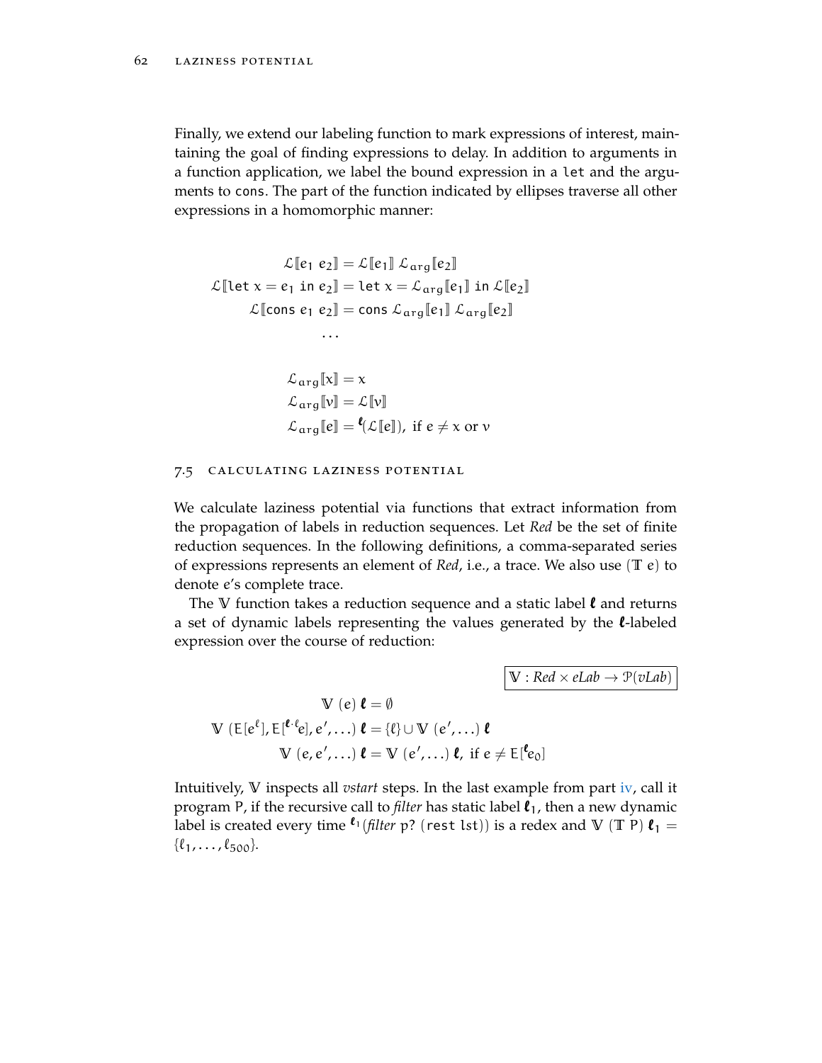Finally, we extend our labeling function to mark expressions of interest, maintaining the goal of finding expressions to delay. In addition to arguments in a function application, we label the bound expression in a `let` and the arguments to `cons`. The part of the function indicated by ellipses traverse all other expressions in a homomorphic manner:

$$
\begin{aligned}
\mathcal{L}[\![e_1\ e_2]\!] &= \mathcal{L}[\![e_1]\!]\ \mathcal{L}_{arg}[\![e_2]\!] \\
\mathcal{L}[\![\texttt{let}\ x = e_1\ \texttt{in}\ e_2]\!] &= \texttt{let}\ x = \mathcal{L}_{arg}[\![e_1]\!]\ \texttt{in}\ \mathcal{L}[\![e_2]\!] \\
\mathcal{L}[\![\texttt{cons}\ e_1\ e_2]\!] &= \texttt{cons}\ \mathcal{L}_{arg}[\![e_1]\!]\ \mathcal{L}_{arg}[\![e_2]\!] \\
&\ \ \dots
\end{aligned}
$$

$$
\begin{aligned}
\mathcal{L}_{arg}[\![x]\!] &= x \\
\mathcal{L}_{arg}[\![v]\!] &= \mathcal{L}[\![v]\!] \\
\mathcal{L}_{arg}[\![e]\!] &= {}^{\boldsymbol{\ell}}(\mathcal{L}[\![e]\!]),\ \text{if } e \neq x \text{ or } v
\end{aligned}
$$

## 7.5 CALCULATING LAZINESS POTENTIAL

We calculate laziness potential via functions that extract information from the propagation of labels in reduction sequences. Let *Red* be the set of finite reduction sequences. In the following definitions, a comma-separated series of expressions represents an element of *Red*, i.e., a trace. We also use $(\mathbb{T}\ e)$ to denote e's complete trace.

The $\mathbb{V}$ function takes a reduction sequence and a static label $\boldsymbol{\ell}$ and returns a set of dynamic labels representing the values generated by the $\boldsymbol{\ell}$-labeled expression over the course of reduction:

$$
\boxed{\mathbb{V} : \mathit{Red} \times \mathit{eLab} \to \mathcal{P}(\mathit{vLab})}
$$

$$
\begin{aligned}
\mathbb{V}\ (e)\ \boldsymbol{\ell} &= \emptyset \\
\mathbb{V}\ (E[e^{\ell}], E[{}^{\boldsymbol{\ell}\cdot\ell}e], e', \dots)\ \boldsymbol{\ell} &= \{\ell\} \cup \mathbb{V}\ (e', \dots)\ \boldsymbol{\ell} \\
\mathbb{V}\ (e, e', \dots)\ \boldsymbol{\ell} &= \mathbb{V}\ (e', \dots)\ \boldsymbol{\ell},\ \text{if } e \neq E[{}^{\boldsymbol{\ell}}e_0]
\end{aligned}
$$

Intuitively, $\mathbb{V}$ inspects all *vstart* steps. In the last example from part iv, call it program P, if the recursive call to *filter* has static label $\boldsymbol{\ell}_1$, then a new dynamic label is created every time ${}^{\boldsymbol{\ell}_1}$(*filter* p? (`rest lst`)) is a redex and $\mathbb{V}\ (\mathbb{T}\ \mathsf{P})\ \boldsymbol{\ell}_1 = \{\ell_1, \dots, \ell_{500}\}$.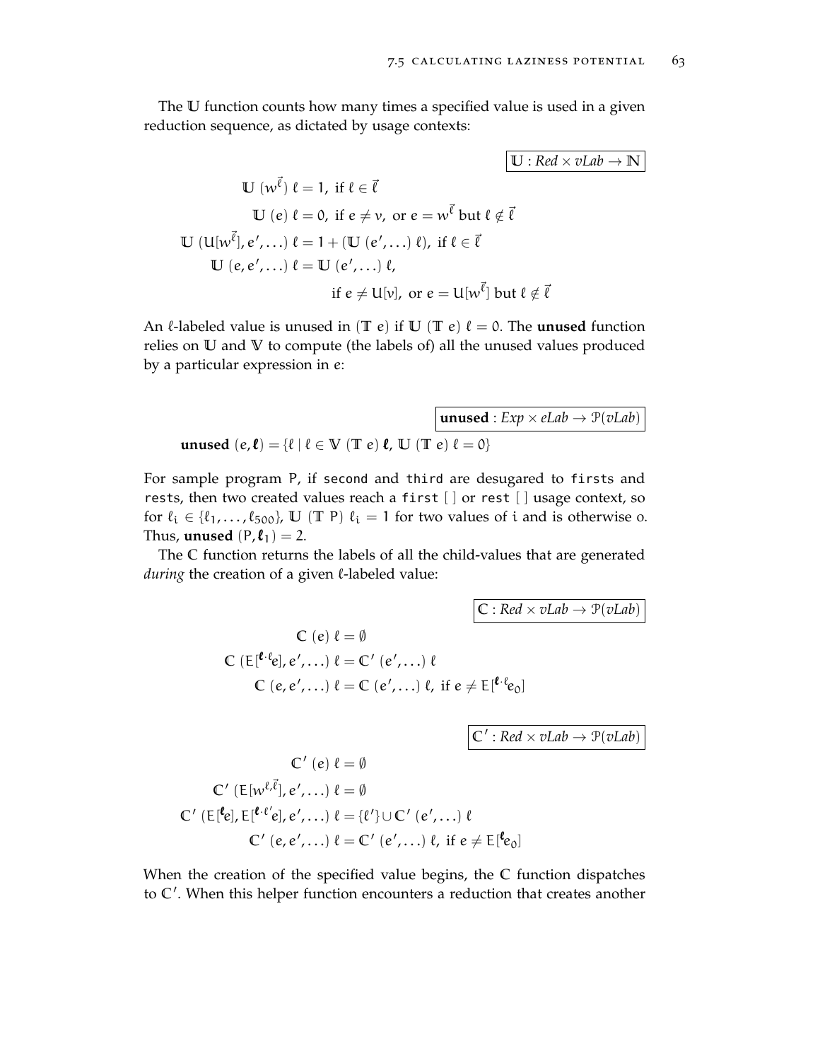The $\mathbb{U}$ function counts how many times a specified value is used in a given reduction sequence, as dictated by usage contexts:

$$\boxed{\mathbb{U} : \mathit{Red} \times \mathit{vLab} \to \mathbb{N}}$$

$$
\begin{aligned}
\mathbb{U}\ (w^{\vec{\ell}})\ \ell &= 1, \text{ if } \ell \in \vec{\ell} \\
\mathbb{U}\ (e)\ \ell &= 0, \text{ if } e \neq v, \text{ or } e = w^{\vec{\ell}} \text{ but } \ell \notin \vec{\ell} \\
\mathbb{U}\ (\mathsf{U}[w^{\vec{\ell}}], e', \ldots)\ \ell &= 1 + (\mathbb{U}\ (e', \ldots)\ \ell), \text{ if } \ell \in \vec{\ell} \\
\mathbb{U}\ (e, e', \ldots)\ \ell &= \mathbb{U}\ (e', \ldots)\ \ell, \\
&\qquad \text{if } e \neq \mathsf{U}[v], \text{ or } e = \mathsf{U}[w^{\vec{\ell}}] \text{ but } \ell \notin \vec{\ell}
\end{aligned}
$$

An $\ell$-labeled value is unused in $(\mathbb{T}\ e)$ if $\mathbb{U}\ (\mathbb{T}\ e)\ \ell = 0$. The **unused** function relies on $\mathbb{U}$ and $\mathbb{V}$ to compute (the labels of) all the unused values produced by a particular expression in $e$:

$$\boxed{\textbf{unused} : \mathit{Exp} \times \mathit{eLab} \to \mathcal{P}(\mathit{vLab})}$$

$$\textbf{unused}\ (e, \boldsymbol{\ell}) = \{\ell \mid \ell \in \mathbb{V}\ (\mathbb{T}\ e)\ \boldsymbol{\ell},\ \mathbb{U}\ (\mathbb{T}\ e)\ \ell = 0\}$$

For sample program $\mathsf{P}$, if `second` and `third` are desugared to `first`s and `rest`s, then two created values reach a `first` [ ] or `rest` [ ] usage context, so for $\ell_i \in \{\ell_1, \ldots, \ell_{500}\}$, $\mathbb{U}\ (\mathbb{T}\ \mathsf{P})\ \ell_i = 1$ for two values of $i$ and is otherwise 0. Thus, $\textbf{unused}\ (\mathsf{P}, \boldsymbol{\ell}_1) = 2$.

The $\mathbb{C}$ function returns the labels of all the child-values that are generated *during* the creation of a given $\ell$-labeled value:

$$\boxed{\mathbb{C} : \mathit{Red} \times \mathit{vLab} \to \mathcal{P}(\mathit{vLab})}$$

$$
\begin{aligned}
\mathbb{C}\ (e)\ \ell &= \emptyset \\
\mathbb{C}\ (\mathsf{E}[^{\boldsymbol{\ell}\cdot\ell}e], e', \ldots)\ \ell &= \mathbb{C}'\ (e', \ldots)\ \ell \\
\mathbb{C}\ (e, e', \ldots)\ \ell &= \mathbb{C}\ (e', \ldots)\ \ell, \text{ if } e \neq \mathsf{E}[^{\boldsymbol{\ell}\cdot\ell}e_0]
\end{aligned}
$$

$$\boxed{\mathbb{C}' : \mathit{Red} \times \mathit{vLab} \to \mathcal{P}(\mathit{vLab})}$$

$$
\begin{aligned}
\mathbb{C}'\ (e)\ \ell &= \emptyset \\
\mathbb{C}'\ (\mathsf{E}[w^{\ell,\vec{\ell}}], e', \ldots)\ \ell &= \emptyset \\
\mathbb{C}'\ (\mathsf{E}[^{\boldsymbol{\ell}}e], \mathsf{E}[^{\boldsymbol{\ell}\cdot\ell'}e], e', \ldots)\ \ell &= \{\ell'\} \cup \mathbb{C}'\ (e', \ldots)\ \ell \\
\mathbb{C}'\ (e, e', \ldots)\ \ell &= \mathbb{C}'\ (e', \ldots)\ \ell, \text{ if } e \neq \mathsf{E}[^{\boldsymbol{\ell}}e_0]
\end{aligned}
$$

When the creation of the specified value begins, the $\mathbb{C}$ function dispatches to $\mathbb{C}'$. When this helper function encounters a reduction that creates another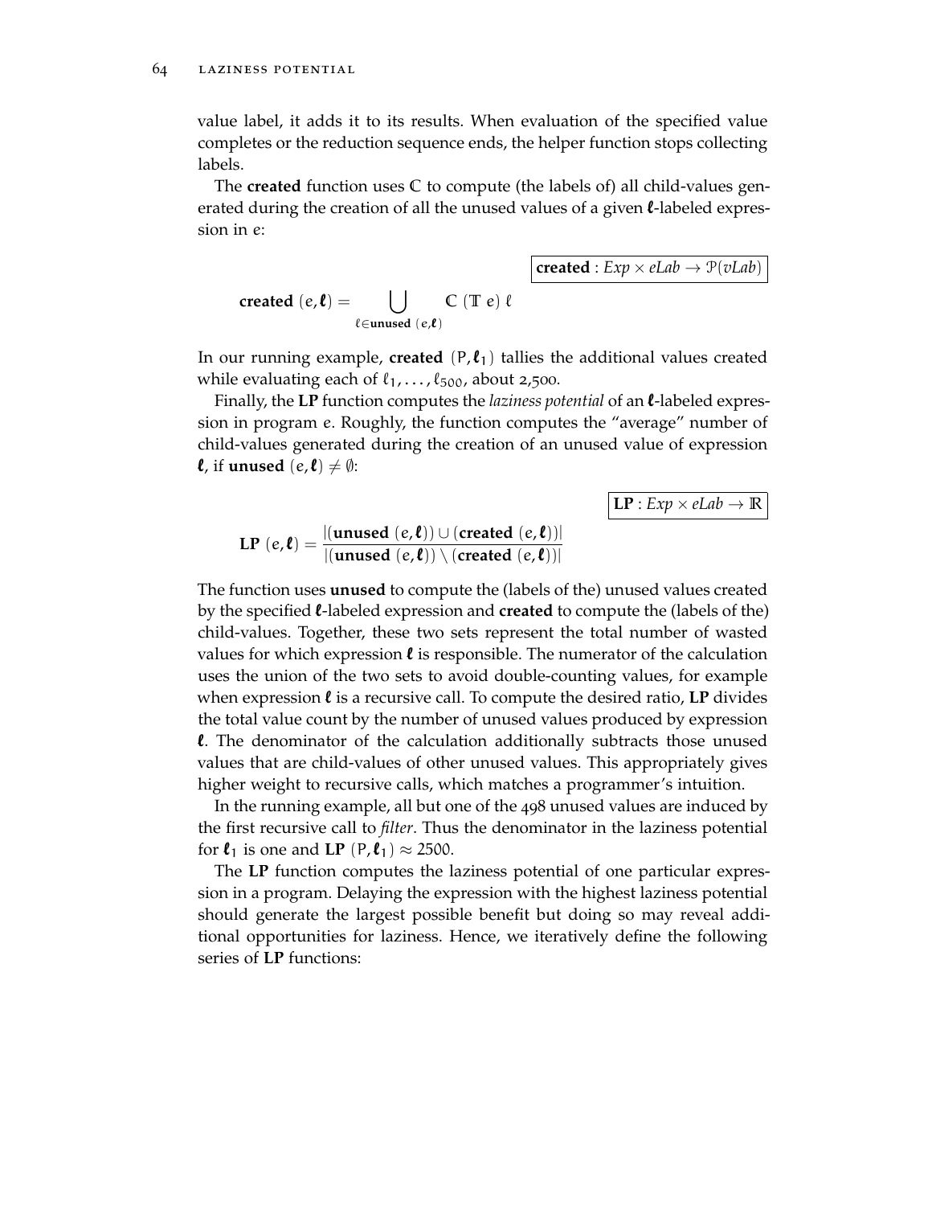value label, it adds it to its results. When evaluation of the specified value completes or the reduction sequence ends, the helper function stops collecting labels.

The **created** function uses $\mathbb{C}$ to compute (the labels of) all child-values generated during the creation of all the unused values of a given $\boldsymbol{\ell}$-labeled expression in $e$:

$$\boxed{\textbf{created} : \mathit{Exp} \times \mathit{eLab} \rightarrow \mathcal{P}(\mathit{vLab})}$$

$$\textbf{created}\ (e, \boldsymbol{\ell}) = \bigcup_{\ell \in \textbf{unused}\ (e, \boldsymbol{\ell})} \mathbb{C}\ (\mathbb{T}\ e)\ \ell$$

In our running example, **created** $(P, \boldsymbol{\ell}_1)$ tallies the additional values created while evaluating each of $\ell_1, \ldots, \ell_{500}$, about 2,500.

Finally, the **LP** function computes the *laziness potential* of an $\boldsymbol{\ell}$-labeled expression in program $e$. Roughly, the function computes the "average" number of child-values generated during the creation of an unused value of expression $\boldsymbol{\ell}$, if **unused** $(e, \boldsymbol{\ell}) \neq \emptyset$:

$$\boxed{\textbf{LP} : \mathit{Exp} \times \mathit{eLab} \rightarrow \mathbb{R}}$$

$$\textbf{LP}\ (e, \boldsymbol{\ell}) = \frac{|(\textbf{unused}\ (e, \boldsymbol{\ell})) \cup (\textbf{created}\ (e, \boldsymbol{\ell}))|}{|(\textbf{unused}\ (e, \boldsymbol{\ell})) \setminus (\textbf{created}\ (e, \boldsymbol{\ell}))|}$$

The function uses **unused** to compute the (labels of the) unused values created by the specified $\boldsymbol{\ell}$-labeled expression and **created** to compute the (labels of the) child-values. Together, these two sets represent the total number of wasted values for which expression $\boldsymbol{\ell}$ is responsible. The numerator of the calculation uses the union of the two sets to avoid double-counting values, for example when expression $\boldsymbol{\ell}$ is a recursive call. To compute the desired ratio, **LP** divides the total value count by the number of unused values produced by expression $\boldsymbol{\ell}$. The denominator of the calculation additionally subtracts those unused values that are child-values of other unused values. This appropriately gives higher weight to recursive calls, which matches a programmer's intuition.

In the running example, all but one of the 498 unused values are induced by the first recursive call to *filter*. Thus the denominator in the laziness potential for $\boldsymbol{\ell}_1$ is one and **LP** $(P, \boldsymbol{\ell}_1) \approx 2500$.

The **LP** function computes the laziness potential of one particular expression in a program. Delaying the expression with the highest laziness potential should generate the largest possible benefit but doing so may reveal additional opportunities for laziness. Hence, we iteratively define the following series of **LP** functions: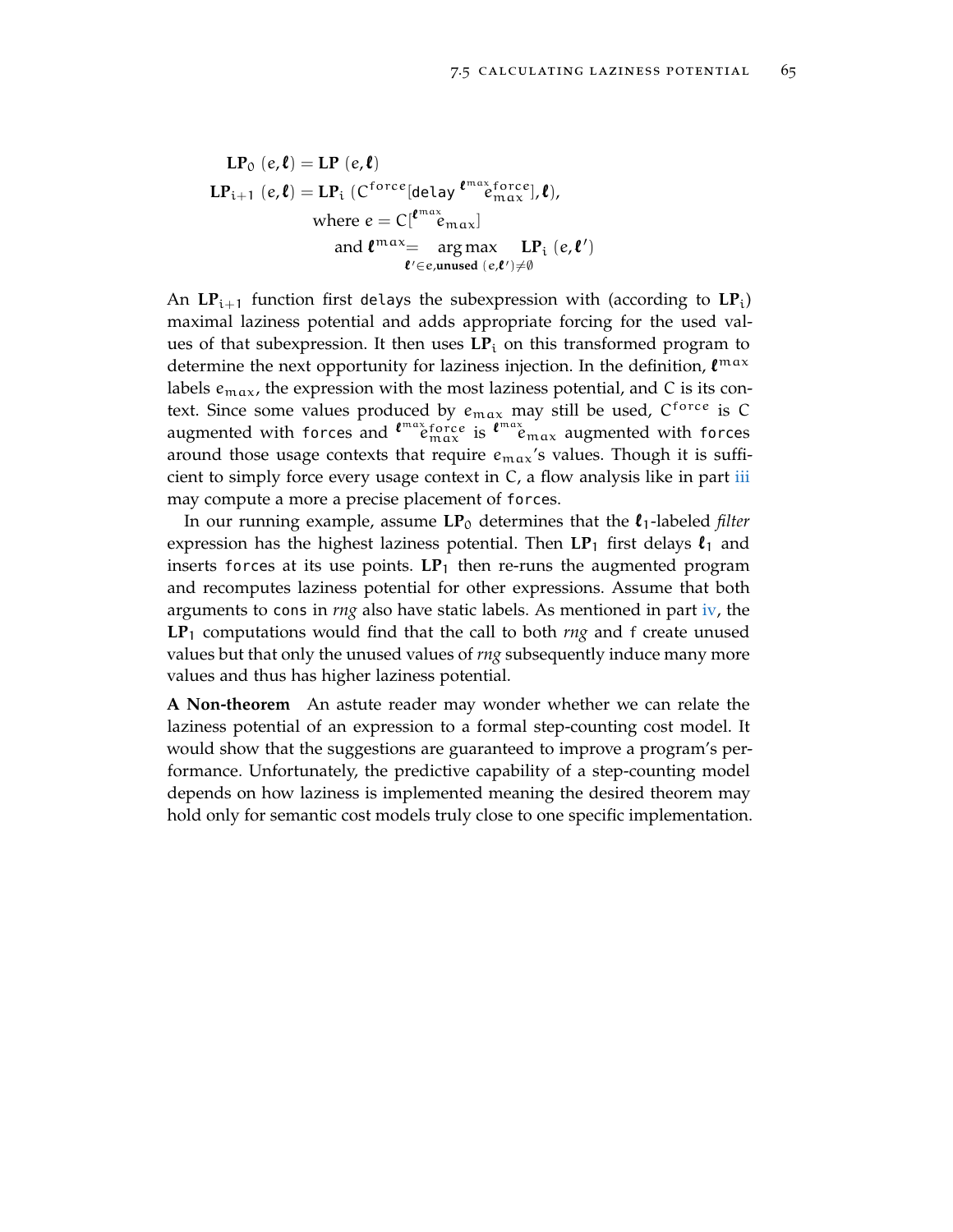$$
\begin{aligned}
\mathbf{LP}_0\ (e, \boldsymbol{\ell}) &= \mathbf{LP}\ (e, \boldsymbol{\ell}) \\
\mathbf{LP}_{i+1}\ (e, \boldsymbol{\ell}) &= \mathbf{LP}_i\ (C^{force}[\texttt{delay}\ {}^{\boldsymbol{\ell}^{max}}e^{force}_{max}], \boldsymbol{\ell}), \\
&\qquad \text{where } e = C[{}^{\boldsymbol{\ell}^{max}}e_{max}] \\
&\qquad\quad \text{and } \boldsymbol{\ell}^{max} = \underset{\boldsymbol{\ell}' \in e, \mathbf{unused}\ (e, \boldsymbol{\ell}') \neq \emptyset}{\arg\max}\ \mathbf{LP}_i\ (e, \boldsymbol{\ell}')
\end{aligned}
$$

An $\mathbf{LP}_{i+1}$ function first `delay`s the subexpression with (according to $\mathbf{LP}_i$) maximal laziness potential and adds appropriate forcing for the used values of that subexpression. It then uses $\mathbf{LP}_i$ on this transformed program to determine the next opportunity for laziness injection. In the definition, $\boldsymbol{\ell}^{max}$ labels $e_{max}$, the expression with the most laziness potential, and $C$ is its context. Since some values produced by $e_{max}$ may still be used, $C^{force}$ is $C$ augmented with `force`s and ${}^{\boldsymbol{\ell}^{max}}e^{force}_{max}$ is ${}^{\boldsymbol{\ell}^{max}}e_{max}$ augmented with `force`s around those usage contexts that require $e_{max}$'s values. Though it is sufficient to simply force every usage context in $C$, a flow analysis like in part iii may compute a more a precise placement of `force`s.

In our running example, assume $\mathbf{LP}_0$ determines that the $\boldsymbol{\ell}_1$-labeled *filter* expression has the highest laziness potential. Then $\mathbf{LP}_1$ first delays $\boldsymbol{\ell}_1$ and inserts `force`s at its use points. $\mathbf{LP}_1$ then re-runs the augmented program and recomputes laziness potential for other expressions. Assume that both arguments to `cons` in *rng* also have static labels. As mentioned in part iv, the $\mathbf{LP}_1$ computations would find that the call to both *rng* and `f` create unused values but that only the unused values of *rng* subsequently induce many more values and thus has higher laziness potential.

**A Non-theorem** An astute reader may wonder whether we can relate the laziness potential of an expression to a formal step-counting cost model. It would show that the suggestions are guaranteed to improve a program's performance. Unfortunately, the predictive capability of a step-counting model depends on how laziness is implemented meaning the desired theorem may hold only for semantic cost models truly close to one specific implementation.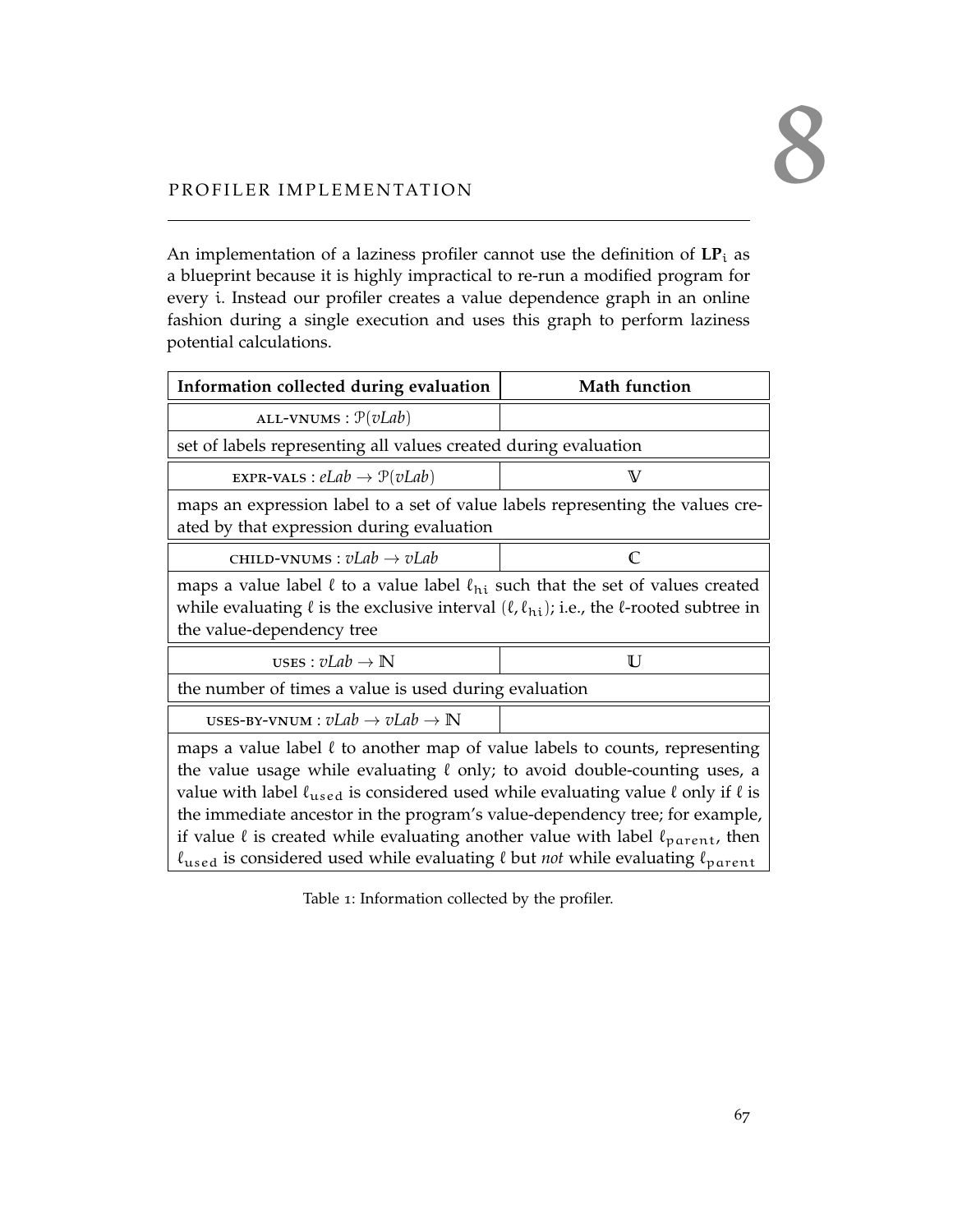# 8 PROFILER IMPLEMENTATION

An implementation of a laziness profiler cannot use the definition of $\mathbf{LP}_i$ as a blueprint because it is highly impractical to re-run a modified program for every $i$. Instead our profiler creates a value dependence graph in an online fashion during a single execution and uses this graph to perform laziness potential calculations.

| **Information collected during evaluation** | **Math function** |
|---|---|
| ALL-VNUMS : $\mathcal{P}(vLab)$ | |
| set of labels representing all values created during evaluation | |
| EXPR-VALS : $eLab \to \mathcal{P}(vLab)$ | $\mathbb{V}$ |
| maps an expression label to a set of value labels representing the values created by that expression during evaluation | |
| CHILD-VNUMS : $vLab \to vLab$ | $\mathbb{C}$ |
| maps a value label $\ell$ to a value label $\ell_{hi}$ such that the set of values created while evaluating $\ell$ is the exclusive interval $(\ell, \ell_{hi})$; i.e., the $\ell$-rooted subtree in the value-dependency tree | |
| USES : $vLab \to \mathbb{N}$ | $\mathbb{U}$ |
| the number of times a value is used during evaluation | |
| USES-BY-VNUM : $vLab \to vLab \to \mathbb{N}$ | |
| maps a value label $\ell$ to another map of value labels to counts, representing the value usage while evaluating $\ell$ only; to avoid double-counting uses, a value with label $\ell_{used}$ is considered used while evaluating value $\ell$ only if $\ell$ is the immediate ancestor in the program's value-dependency tree; for example, if value $\ell$ is created while evaluating another value with label $\ell_{parent}$, then $\ell_{used}$ is considered used while evaluating $\ell$ but *not* while evaluating $\ell_{parent}$ | |

Table 1: Information collected by the profiler.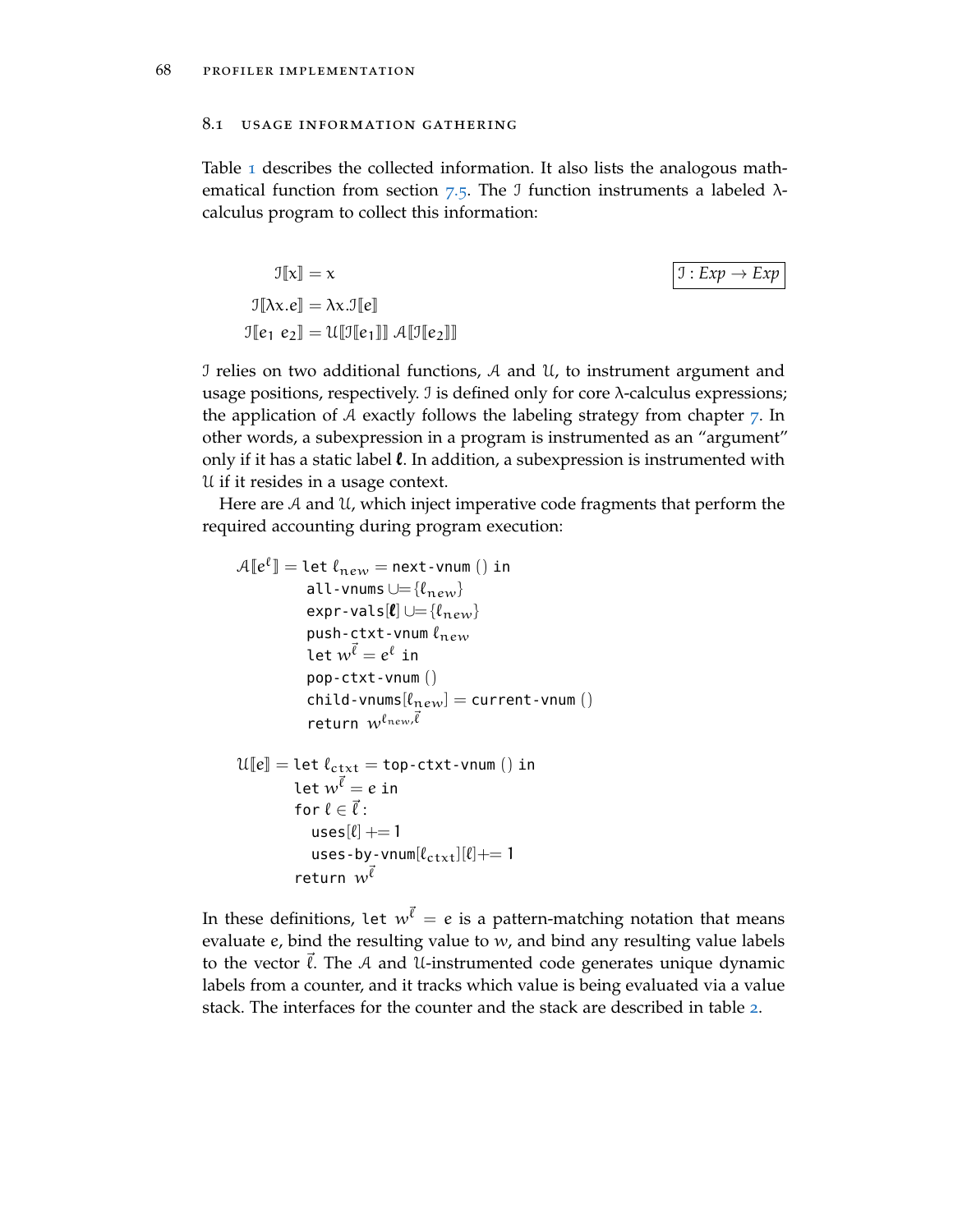## 8.1 Usage Information Gathering

Table 1 describes the collected information. It also lists the analogous mathematical function from section 7.5. The $\mathcal{I}$ function instruments a labeled λ-calculus program to collect this information:

$$
\boxed{\mathcal{I} : \mathit{Exp} \rightarrow \mathit{Exp}}
$$

$$
\begin{aligned}
\mathcal{I}[\![x]\!] &= x \\
\mathcal{I}[\![\lambda x.e]\!] &= \lambda x.\mathcal{I}[\![e]\!] \\
\mathcal{I}[\![e_1\ e_2]\!] &= \mathcal{U}[\![\mathcal{I}[\![e_1]\!]]\!]\ \mathcal{A}[\![\mathcal{I}[\![e_2]\!]]\!]
\end{aligned}
$$

$\mathcal{I}$ relies on two additional functions, $\mathcal{A}$ and $\mathcal{U}$, to instrument argument and usage positions, respectively. $\mathcal{I}$ is defined only for core λ-calculus expressions; the application of $\mathcal{A}$ exactly follows the labeling strategy from chapter 7. In other words, a subexpression in a program is instrumented as an "argument" only if it has a static label $\boldsymbol{\ell}$. In addition, a subexpression is instrumented with $\mathcal{U}$ if it resides in a usage context.

Here are $\mathcal{A}$ and $\mathcal{U}$, which inject imperative code fragments that perform the required accounting during program execution:

$$
\begin{aligned}
\mathcal{A}[\![e^{\boldsymbol{\ell}}]\!] = \ & \texttt{let}\ \ell_{new} = \texttt{next-vnum}\ ()\ \texttt{in} \\
& \quad \texttt{all-vnums} \cup\!= \{\ell_{new}\} \\
& \quad \texttt{expr-vals}[\boldsymbol{\ell}] \cup\!= \{\ell_{new}\} \\
& \quad \texttt{push-ctxt-vnum}\ \ell_{new} \\
& \quad \texttt{let}\ w^{\vec{\ell}} = e^{\boldsymbol{\ell}}\ \texttt{in} \\
& \quad \texttt{pop-ctxt-vnum}\ () \\
& \quad \texttt{child-vnums}[\ell_{new}] = \texttt{current-vnum}\ () \\
& \quad \texttt{return}\ w^{\ell_{new}, \vec{\ell}}
\end{aligned}
$$

$$
\begin{aligned}
\mathcal{U}[\![e]\!] = \ & \texttt{let}\ \ell_{ctxt} = \texttt{top-ctxt-vnum}\ ()\ \texttt{in} \\
& \texttt{let}\ w^{\vec{\ell}} = e\ \texttt{in} \\
& \texttt{for}\ \ell \in \vec{\ell}: \\
& \quad \texttt{uses}[\ell] \mathrel{+}= 1 \\
& \quad \texttt{uses-by-vnum}[\ell_{ctxt}][\ell] \mathrel{+}= 1 \\
& \texttt{return}\ w^{\vec{\ell}}
\end{aligned}
$$

In these definitions, $\texttt{let}\ w^{\vec{\ell}} = e$ is a pattern-matching notation that means evaluate $e$, bind the resulting value to $w$, and bind any resulting value labels to the vector $\vec{\ell}$. The $\mathcal{A}$ and $\mathcal{U}$-instrumented code generates unique dynamic labels from a counter, and it tracks which value is being evaluated via a value stack. The interfaces for the counter and the stack are described in table 2.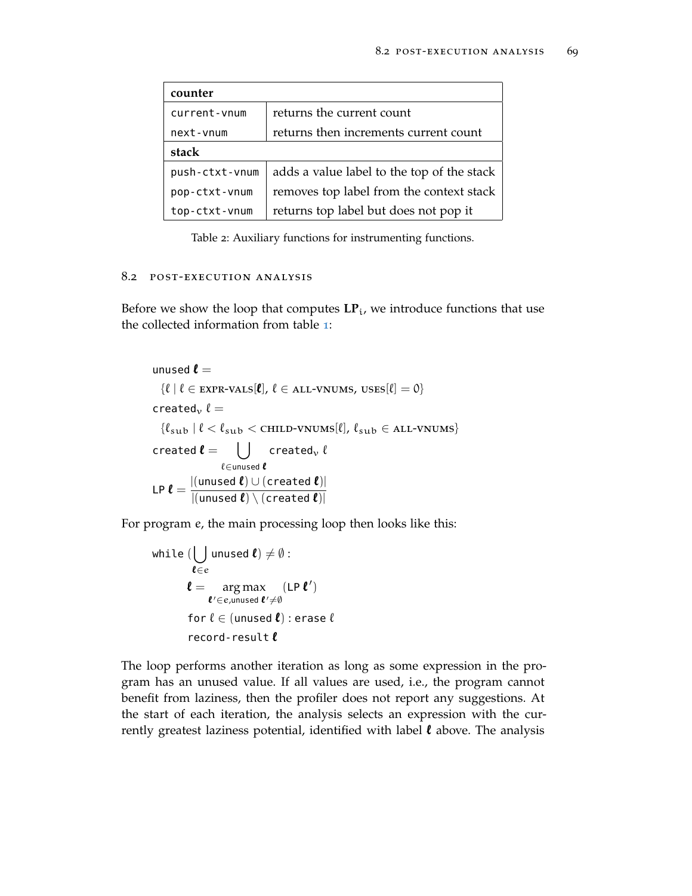| | |
|---|---|
| **counter** | |
| `current-vnum` | returns the current count |
| `next-vnum` | returns then increments current count |
| **stack** | |
| `push-ctxt-vnum` | adds a value label to the top of the stack |
| `pop-ctxt-vnum` | removes top label from the context stack |
| `top-ctxt-vnum` | returns top label but does not pop it |

Table 2: Auxiliary functions for instrumenting functions.

## 8.2 Post-execution analysis

Before we show the loop that computes $\mathbf{LP}_i$, we introduce functions that use the collected information from table 1:

$$\mathsf{unused}\ \boldsymbol{\ell} =$$

$$\{\ell \mid \ell \in \text{EXPR-VALS}[\boldsymbol{\ell}],\ \ell \in \text{ALL-VNUMS},\ \text{USES}[\ell] = 0\}$$

$$\mathsf{created}_v\ \ell =$$

$$\{\ell_{sub} \mid \ell < \ell_{sub} < \text{CHILD-VNUMS}[\ell],\ \ell_{sub} \in \text{ALL-VNUMS}\}$$

$$\mathsf{created}\ \boldsymbol{\ell} = \bigcup_{\ell \in \mathsf{unused}\ \boldsymbol{\ell}} \mathsf{created}_v\ \ell$$

$$\mathsf{LP}\ \boldsymbol{\ell} = \frac{|(\mathsf{unused}\ \boldsymbol{\ell}) \cup (\mathsf{created}\ \boldsymbol{\ell})|}{|(\mathsf{unused}\ \boldsymbol{\ell}) \setminus (\mathsf{created}\ \boldsymbol{\ell})|}$$

For program $e$, the main processing loop then looks like this:

$$\mathsf{while}\ (\bigcup_{\boldsymbol{\ell} \in e} \mathsf{unused}\ \boldsymbol{\ell}) \neq \emptyset :$$

$$\boldsymbol{\ell} = \underset{\boldsymbol{\ell}' \in e, \mathsf{unused}\ \boldsymbol{\ell}' \neq \emptyset}{\arg\max} (\mathsf{LP}\ \boldsymbol{\ell}')$$

$$\mathsf{for}\ \ell \in (\mathsf{unused}\ \boldsymbol{\ell}) : \mathsf{erase}\ \ell$$

$$\mathsf{record\text{-}result}\ \boldsymbol{\ell}$$

The loop performs another iteration as long as some expression in the program has an unused value. If all values are used, i.e., the program cannot benefit from laziness, then the profiler does not report any suggestions. At the start of each iteration, the analysis selects an expression with the currently greatest laziness potential, identified with label $\boldsymbol{\ell}$ above. The analysis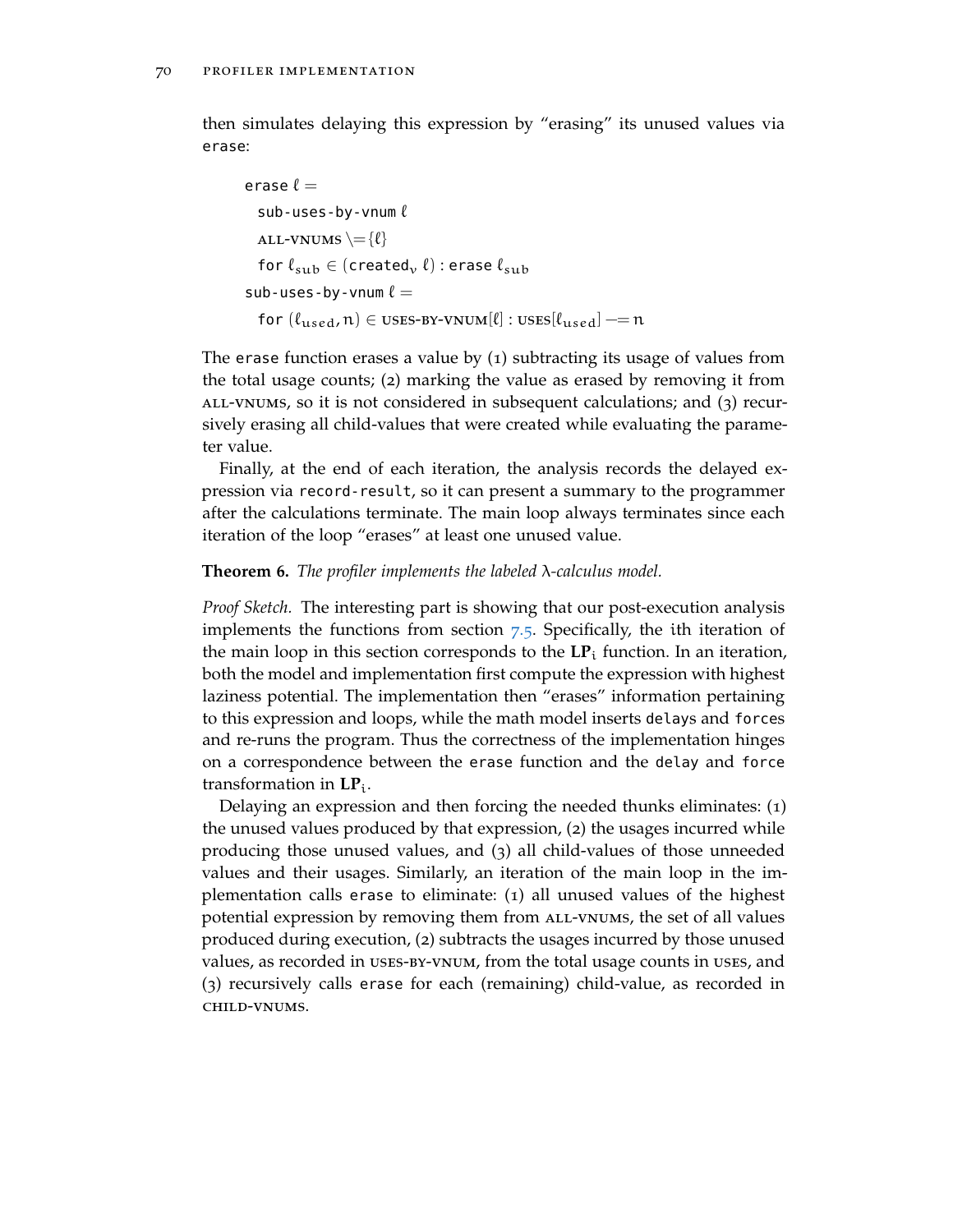then simulates delaying this expression by "erasing" its unused values via erase:

```
erase ℓ =
  sub-uses-by-vnum ℓ
  ALL-VNUMS \= {ℓ}
  for ℓ_sub ∈ (created_v ℓ) : erase ℓ_sub
sub-uses-by-vnum ℓ =
  for (ℓ_used, n) ∈ USES-BY-VNUM[ℓ] : USES[ℓ_used] −= n
```

The erase function erases a value by (1) subtracting its usage of values from the total usage counts; (2) marking the value as erased by removing it from ALL-VNUMS, so it is not considered in subsequent calculations; and (3) recursively erasing all child-values that were created while evaluating the parameter value.

Finally, at the end of each iteration, the analysis records the delayed expression via record-result, so it can present a summary to the programmer after the calculations terminate. The main loop always terminates since each iteration of the loop "erases" at least one unused value.

**Theorem 6.** *The profiler implements the labeled λ-calculus model.*

*Proof Sketch.* The interesting part is showing that our post-execution analysis implements the functions from section 7.5. Specifically, the ith iteration of the main loop in this section corresponds to the $\mathbf{LP}_i$ function. In an iteration, both the model and implementation first compute the expression with highest laziness potential. The implementation then "erases" information pertaining to this expression and loops, while the math model inserts delays and forces and re-runs the program. Thus the correctness of the implementation hinges on a correspondence between the erase function and the delay and force transformation in $\mathbf{LP}_i$.

Delaying an expression and then forcing the needed thunks eliminates: (1) the unused values produced by that expression, (2) the usages incurred while producing those unused values, and (3) all child-values of those unneeded values and their usages. Similarly, an iteration of the main loop in the implementation calls erase to eliminate: (1) all unused values of the highest potential expression by removing them from ALL-VNUMS, the set of all values produced during execution, (2) subtracts the usages incurred by those unused values, as recorded in USES-BY-VNUM, from the total usage counts in USES, and (3) recursively calls erase for each (remaining) child-value, as recorded in CHILD-VNUMS.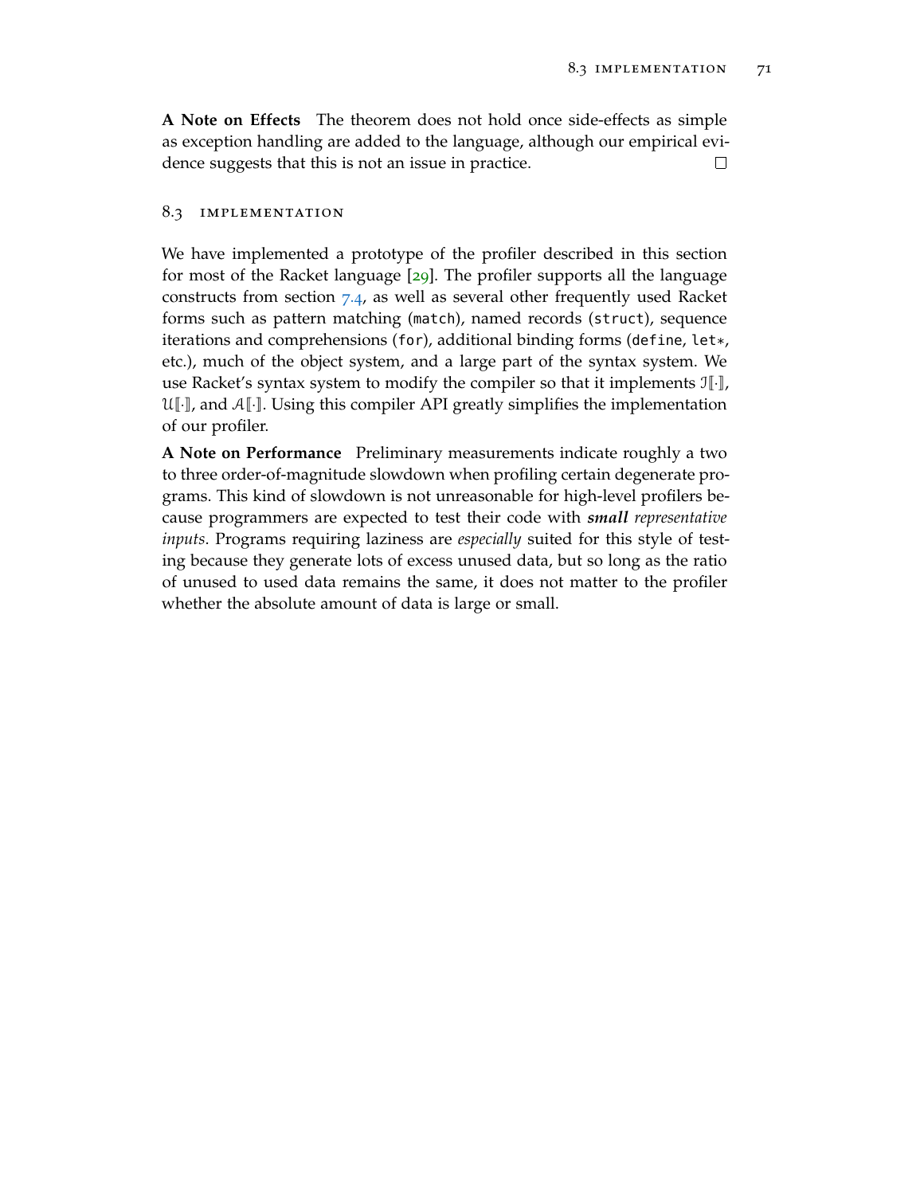**A Note on Effects** The theorem does not hold once side-effects as simple as exception handling are added to the language, although our empirical evidence suggests that this is not an issue in practice. □

## 8.3 Implementation

We have implemented a prototype of the profiler described in this section for most of the Racket language [29]. The profiler supports all the language constructs from section 7.4, as well as several other frequently used Racket forms such as pattern matching (`match`), named records (`struct`), sequence iterations and comprehensions (`for`), additional binding forms (`define`, `let*`, etc.), much of the object system, and a large part of the syntax system. We use Racket's syntax system to modify the compiler so that it implements $\mathcal{I}[\![\cdot]\!]$, $\mathcal{U}[\![\cdot]\!]$, and $\mathcal{A}[\![\cdot]\!]$. Using this compiler API greatly simplifies the implementation of our profiler.

**A Note on Performance** Preliminary measurements indicate roughly a two to three order-of-magnitude slowdown when profiling certain degenerate programs. This kind of slowdown is not unreasonable for high-level profilers because programmers are expected to test their code with ***small*** *representative inputs*. Programs requiring laziness are *especially* suited for this style of testing because they generate lots of excess unused data, but so long as the ratio of unused to used data remains the same, it does not matter to the profiler whether the absolute amount of data is large or small.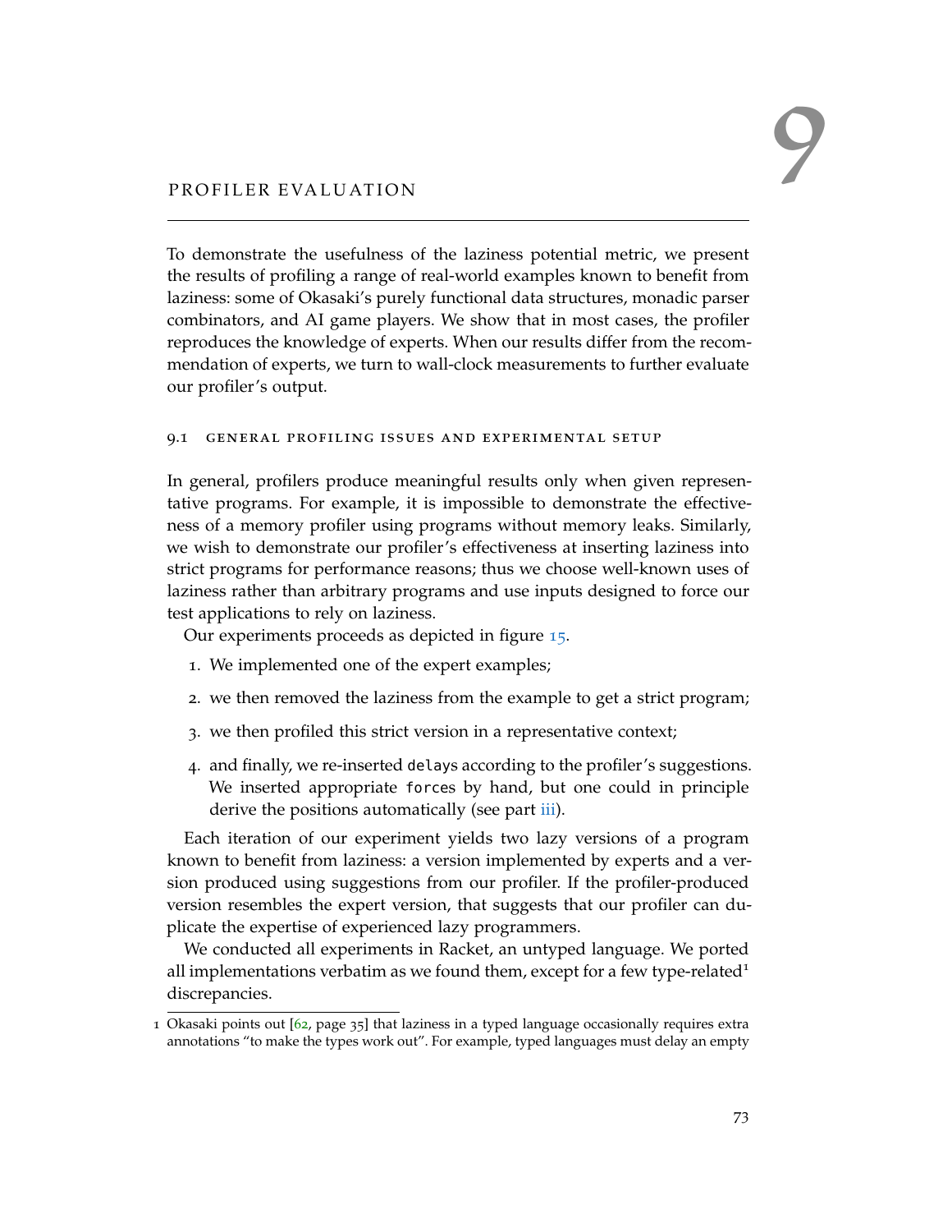# 9 PROFILER EVALUATION

To demonstrate the usefulness of the laziness potential metric, we present the results of profiling a range of real-world examples known to benefit from laziness: some of Okasaki's purely functional data structures, monadic parser combinators, and AI game players. We show that in most cases, the profiler reproduces the knowledge of experts. When our results differ from the recommendation of experts, we turn to wall-clock measurements to further evaluate our profiler's output.

## 9.1 GENERAL PROFILING ISSUES AND EXPERIMENTAL SETUP

In general, profilers produce meaningful results only when given representative programs. For example, it is impossible to demonstrate the effectiveness of a memory profiler using programs without memory leaks. Similarly, we wish to demonstrate our profiler's effectiveness at inserting laziness into strict programs for performance reasons; thus we choose well-known uses of laziness rather than arbitrary programs and use inputs designed to force our test applications to rely on laziness.

Our experiments proceeds as depicted in figure 15.

1. We implemented one of the expert examples;
2. we then removed the laziness from the example to get a strict program;
3. we then profiled this strict version in a representative context;
4. and finally, we re-inserted `delays` according to the profiler's suggestions. We inserted appropriate `forces` by hand, but one could in principle derive the positions automatically (see part iii).

Each iteration of our experiment yields two lazy versions of a program known to benefit from laziness: a version implemented by experts and a version produced using suggestions from our profiler. If the profiler-produced version resembles the expert version, that suggests that our profiler can duplicate the expertise of experienced lazy programmers.

We conducted all experiments in Racket, an untyped language. We ported all implementations verbatim as we found them, except for a few type-related[1] discrepancies.

[1] Okasaki points out [62, page 35] that laziness in a typed language occasionally requires extra annotations "to make the types work out". For example, typed languages must delay an empty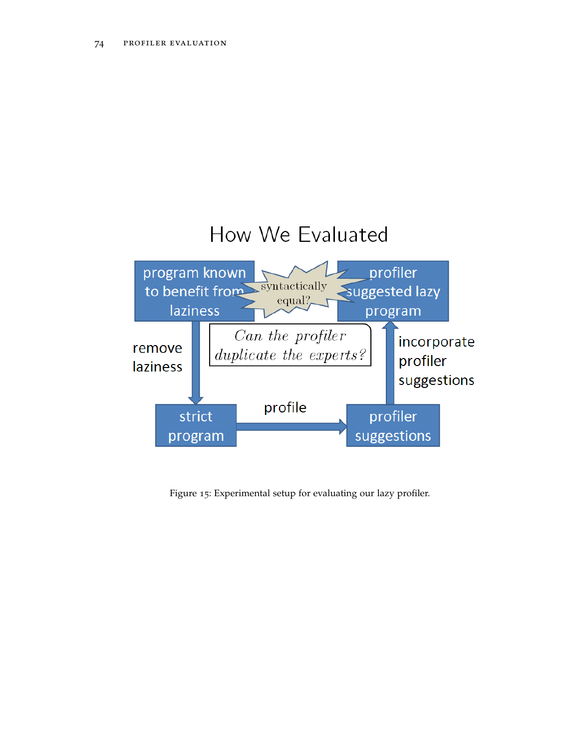How We Evaluated

program known to benefit from laziness

syntactically equal?

profiler suggested lazy program

remove laziness

Can the profiler duplicate the experts?

incorporate profiler suggestions

strict program

profile

profiler suggestions

Figure 15: Experimental setup for evaluating our lazy profiler.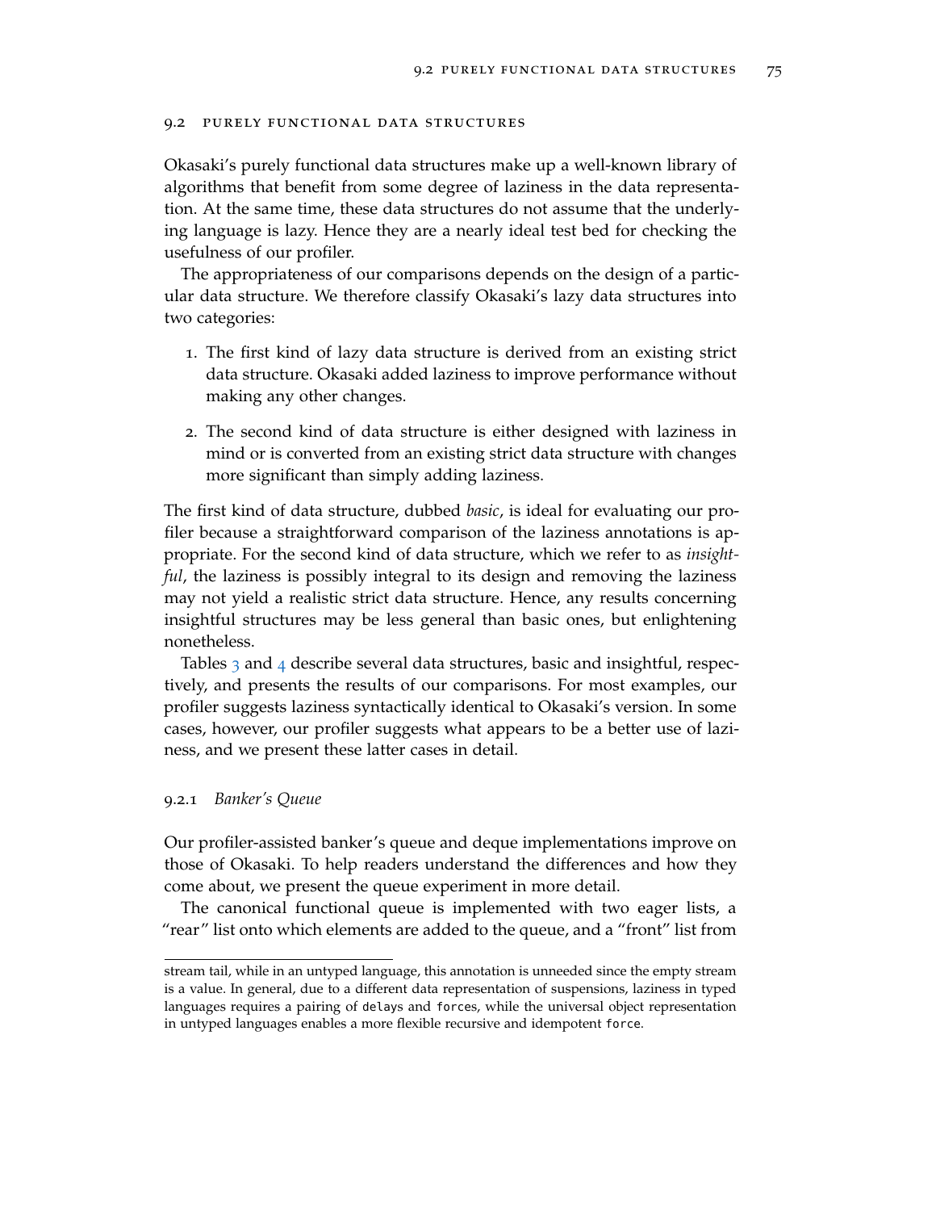## 9.2 Purely Functional Data Structures

Okasaki's purely functional data structures make up a well-known library of algorithms that benefit from some degree of laziness in the data representation. At the same time, these data structures do not assume that the underlying language is lazy. Hence they are a nearly ideal test bed for checking the usefulness of our profiler.

The appropriateness of our comparisons depends on the design of a particular data structure. We therefore classify Okasaki's lazy data structures into two categories:

1. The first kind of lazy data structure is derived from an existing strict data structure. Okasaki added laziness to improve performance without making any other changes.

2. The second kind of data structure is either designed with laziness in mind or is converted from an existing strict data structure with changes more significant than simply adding laziness.

The first kind of data structure, dubbed *basic*, is ideal for evaluating our profiler because a straightforward comparison of the laziness annotations is appropriate. For the second kind of data structure, which we refer to as *insightful*, the laziness is possibly integral to its design and removing the laziness may not yield a realistic strict data structure. Hence, any results concerning insightful structures may be less general than basic ones, but enlightening nonetheless.

Tables 3 and 4 describe several data structures, basic and insightful, respectively, and presents the results of our comparisons. For most examples, our profiler suggests laziness syntactically identical to Okasaki's version. In some cases, however, our profiler suggests what appears to be a better use of laziness, and we present these latter cases in detail.

### 9.2.1 *Banker's Queue*

Our profiler-assisted banker's queue and deque implementations improve on those of Okasaki. To help readers understand the differences and how they come about, we present the queue experiment in more detail.

The canonical functional queue is implemented with two eager lists, a "rear" list onto which elements are added to the queue, and a "front" list from

stream tail, while in an untyped language, this annotation is unneeded since the empty stream is a value. In general, due to a different data representation of suspensions, laziness in typed languages requires a pairing of `delay`s and `force`s, while the universal object representation in untyped languages enables a more flexible recursive and idempotent `force`.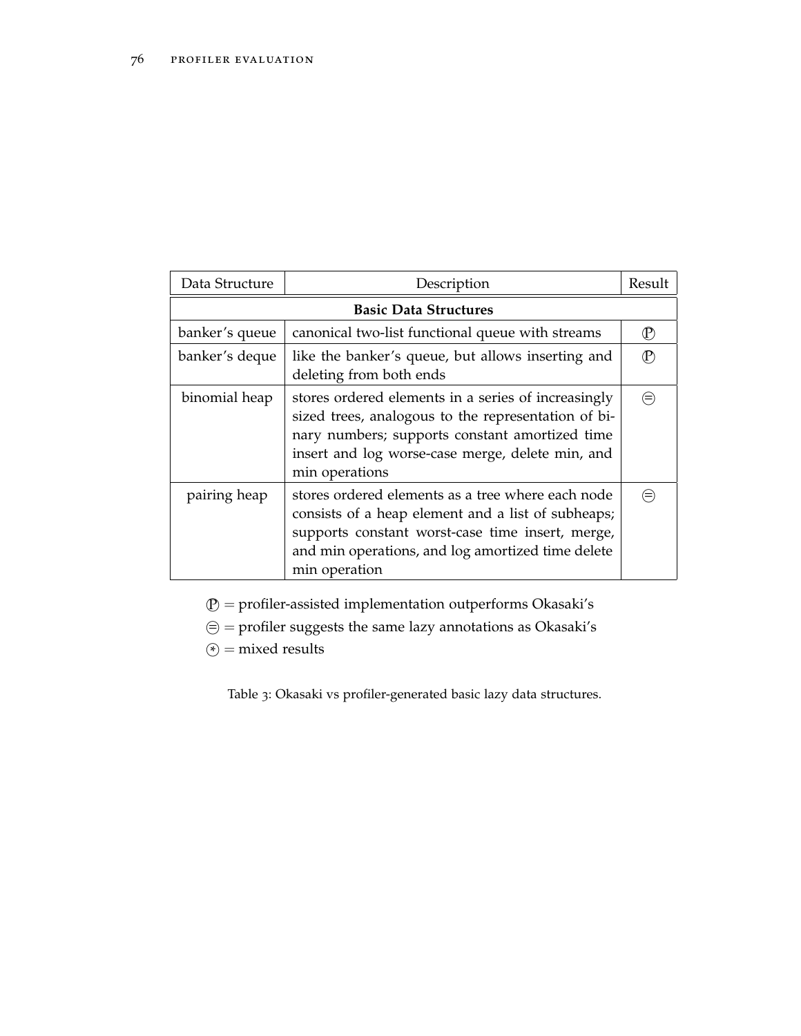| Data Structure | Description | Result |
| --- | --- | --- |
| **Basic Data Structures** | | |
| banker's queue | canonical two-list functional queue with streams | Ⓟ |
| banker's deque | like the banker's queue, but allows inserting and deleting from both ends | Ⓟ |
| binomial heap | stores ordered elements in a series of increasingly sized trees, analogous to the representation of binary numbers; supports constant amortized time insert and log worse-case merge, delete min, and min operations | ⊜ |
| pairing heap | stores ordered elements as a tree where each node consists of a heap element and a list of subheaps; supports constant worst-case time insert, merge, and min operations, and log amortized time delete min operation | ⊜ |

Ⓟ = profiler-assisted implementation outperforms Okasaki's

⊜ = profiler suggests the same lazy annotations as Okasaki's

⊛ = mixed results

Table 3: Okasaki vs profiler-generated basic lazy data structures.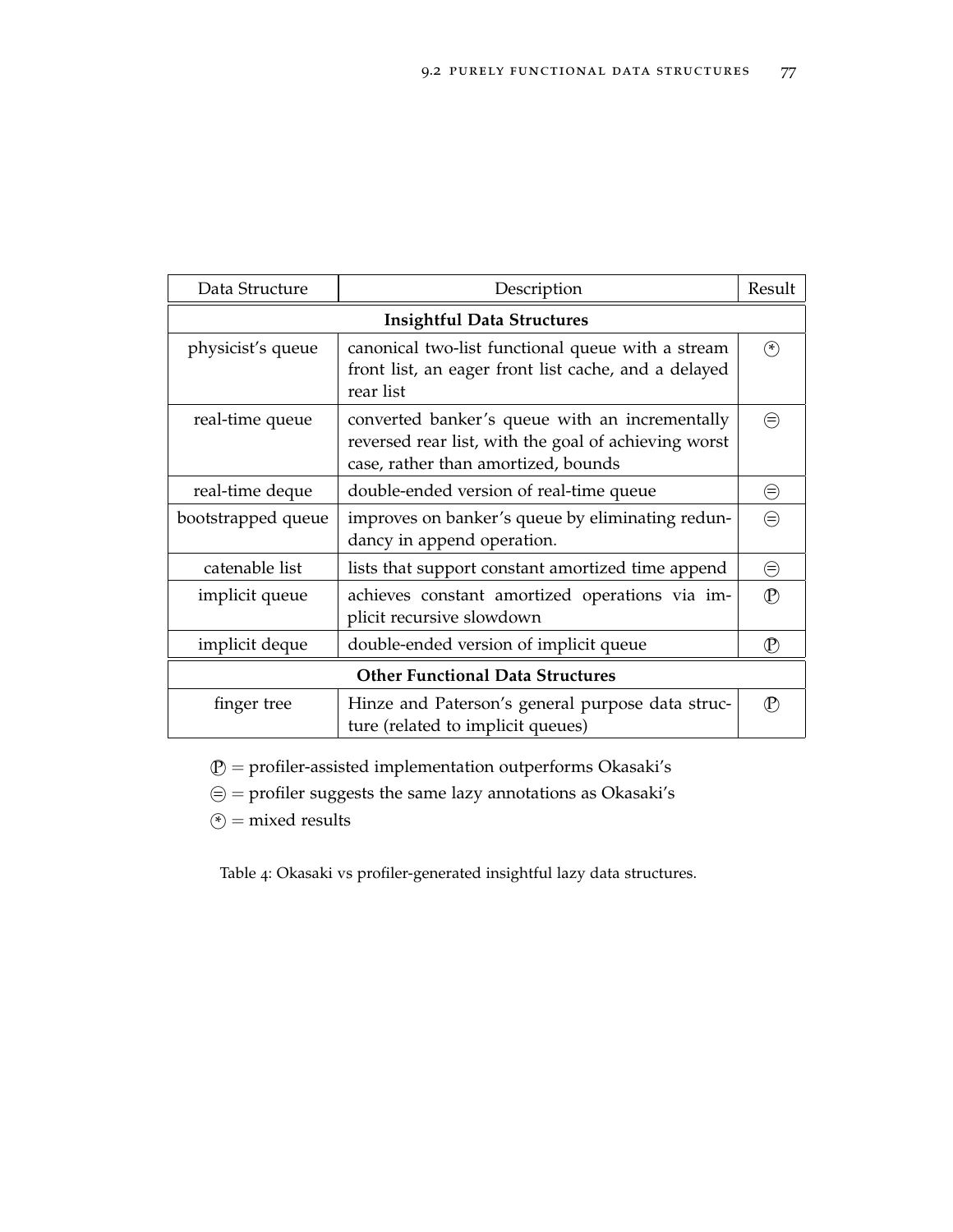| Data Structure | Description | Result |
|---|---|---|
| **Insightful Data Structures** | | |
| physicist's queue | canonical two-list functional queue with a stream front list, an eager front list cache, and a delayed rear list | ⊛ |
| real-time queue | converted banker's queue with an incrementally reversed rear list, with the goal of achieving worst case, rather than amortized, bounds | ⊜ |
| real-time deque | double-ended version of real-time queue | ⊜ |
| bootstrapped queue | improves on banker's queue by eliminating redundancy in append operation. | ⊜ |
| catenable list | lists that support constant amortized time append | ⊜ |
| implicit queue | achieves constant amortized operations via implicit recursive slowdown | Ⓟ |
| implicit deque | double-ended version of implicit queue | Ⓟ |
| **Other Functional Data Structures** | | |
| finger tree | Hinze and Paterson's general purpose data structure (related to implicit queues) | Ⓟ |

Ⓟ = profiler-assisted implementation outperforms Okasaki's

⊜ = profiler suggests the same lazy annotations as Okasaki's

⊛ = mixed results

Table 4: Okasaki vs profiler-generated insightful lazy data structures.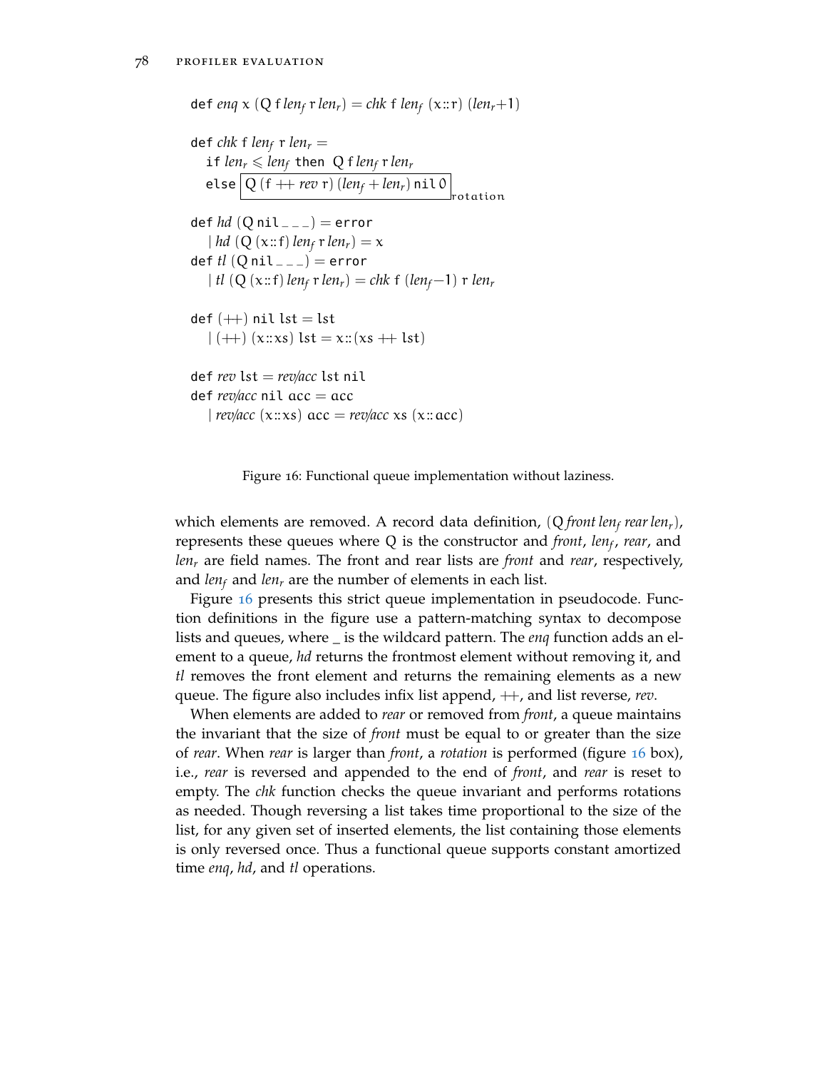```
def enq x (Q f len_f r len_r) = chk f len_f (x::r) (len_r+1)

def chk f len_f r len_r =
  if len_r ⩽ len_f then  Q f len_f r len_r
  else [Q (f ++ rev r) (len_f + len_r) nil 0]_rotation

def hd (Q nil _ _ _) = error
  | hd (Q (x::f) len_f r len_r) = x
def tl (Q nil _ _ _) = error
  | tl (Q (x::f) len_f r len_r) = chk f (len_f−1) r len_r

def (++) nil lst = lst
  | (++) (x::xs) lst = x::(xs ++ lst)

def rev lst = rev/acc lst nil
def rev/acc nil acc = acc
  | rev/acc (x::xs) acc = rev/acc xs (x::acc)
```

Figure 16: Functional queue implementation without laziness.

which elements are removed. A record data definition, (Q *front* $len_f$ *rear* $len_r$), represents these queues where Q is the constructor and *front*, $len_f$, *rear*, and $len_r$ are field names. The front and rear lists are *front* and *rear*, respectively, and $len_f$ and $len_r$ are the number of elements in each list.

Figure 16 presents this strict queue implementation in pseudocode. Function definitions in the figure use a pattern-matching syntax to decompose lists and queues, where _ is the wildcard pattern. The *enq* function adds an element to a queue, *hd* returns the frontmost element without removing it, and *tl* removes the front element and returns the remaining elements as a new queue. The figure also includes infix list append, ++, and list reverse, *rev*.

When elements are added to *rear* or removed from *front*, a queue maintains the invariant that the size of *front* must be equal to or greater than the size of *rear*. When *rear* is larger than *front*, a *rotation* is performed (figure 16 box), i.e., *rear* is reversed and appended to the end of *front*, and *rear* is reset to empty. The *chk* function checks the queue invariant and performs rotations as needed. Though reversing a list takes time proportional to the size of the list, for any given set of inserted elements, the list containing those elements is only reversed once. Thus a functional queue supports constant amortized time *enq*, *hd*, and *tl* operations.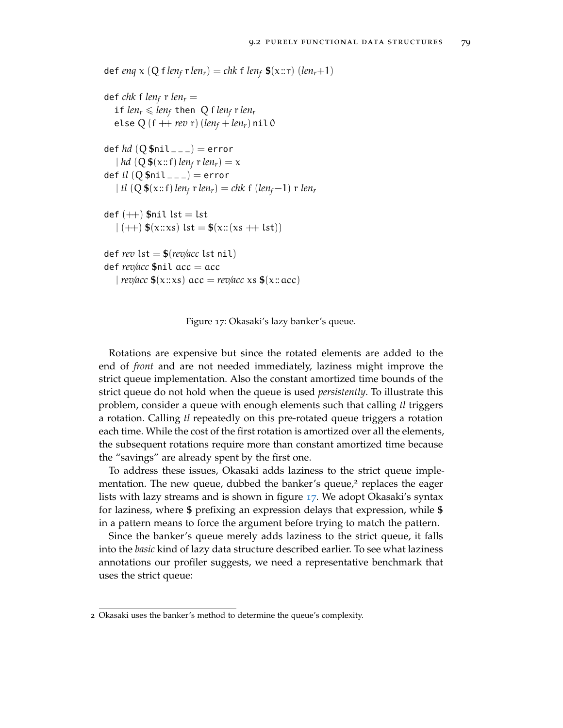```
def enq x (Q f len_f r len_r) = chk f len_f $(x::r) (len_r+1)

def chk f len_f r len_r =
  if len_r ⩽ len_f then Q f len_f r len_r
  else Q (f ++ rev r) (len_f + len_r) nil 0

def hd (Q $nil _ _ _) = error
  | hd (Q $(x::f) len_f r len_r) = x
def tl (Q $nil _ _ _) = error
  | tl (Q $(x::f) len_f r len_r) = chk f (len_f−1) r len_r

def (++) $nil lst = lst
  | (++) $(x::xs) lst = $(x::(xs ++ lst))

def rev lst = $(rev/acc lst nil)
def rev/acc $nil acc = acc
  | rev/acc $(x::xs) acc = rev/acc xs $(x::acc)
```

Figure 17: Okasaki's lazy banker's queue.

Rotations are expensive but since the rotated elements are added to the end of *front* and are not needed immediately, laziness might improve the strict queue implementation. Also the constant amortized time bounds of the strict queue do not hold when the queue is used *persistently*. To illustrate this problem, consider a queue with enough elements such that calling *tl* triggers a rotation. Calling *tl* repeatedly on this pre-rotated queue triggers a rotation each time. While the cost of the first rotation is amortized over all the elements, the subsequent rotations require more than constant amortized time because the "savings" are already spent by the first one.

To address these issues, Okasaki adds laziness to the strict queue implementation. The new queue, dubbed the banker's queue,[2] replaces the eager lists with lazy streams and is shown in figure 17. We adopt Okasaki's syntax for laziness, where **$** prefixing an expression delays that expression, while **$** in a pattern means to force the argument before trying to match the pattern.

Since the banker's queue merely adds laziness to the strict queue, it falls into the *basic* kind of lazy data structure described earlier. To see what laziness annotations our profiler suggests, we need a representative benchmark that uses the strict queue:

[2] Okasaki uses the banker's method to determine the queue's complexity.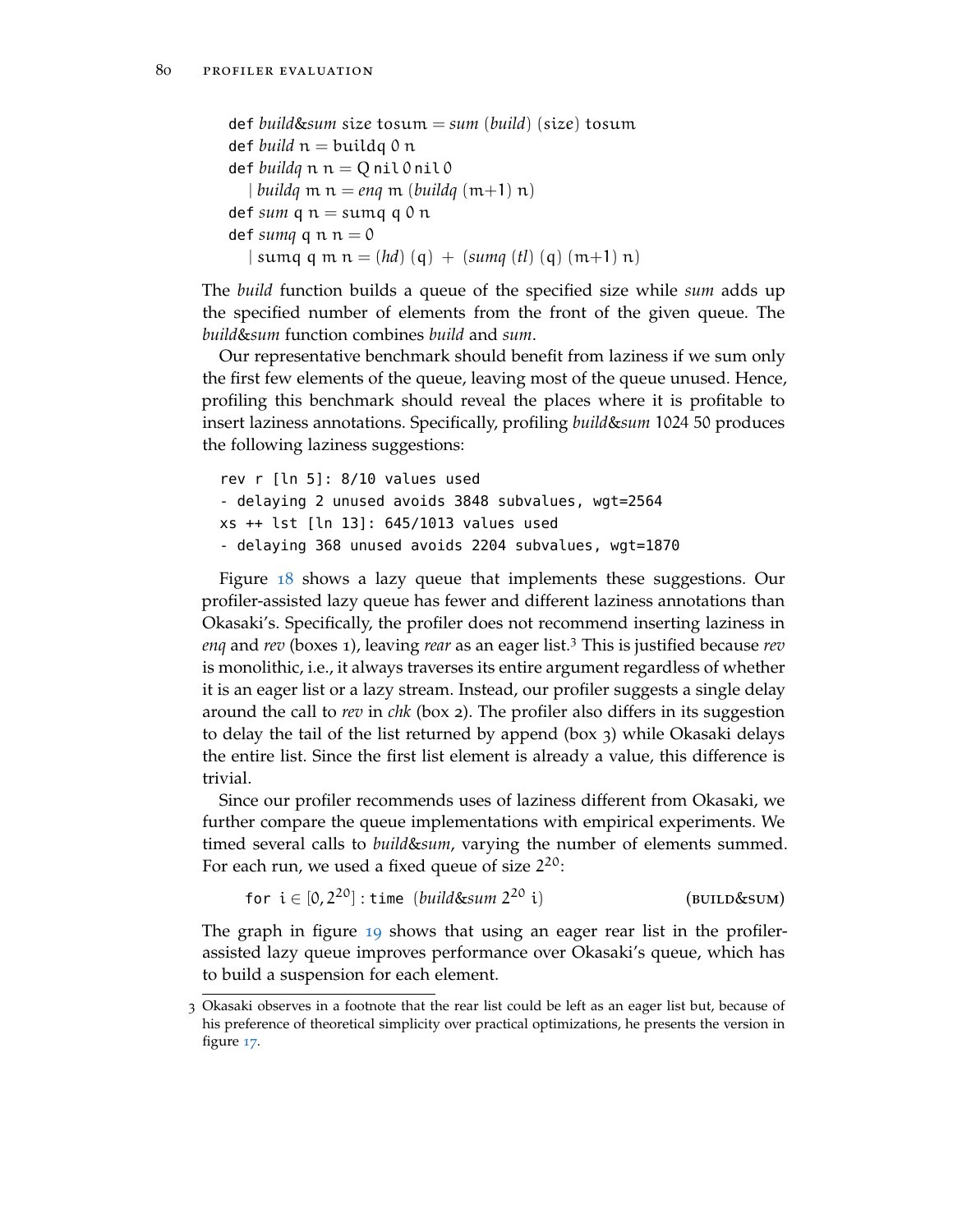```
def build&sum size tosum = sum (build) (size) tosum
def build n = buildq 0 n
def buildq n n = Q nil 0 nil 0
  | buildq m n = enq m (buildq (m+1) n)
def sum q n = sumq q 0 n
def sumq q n n = 0
  | sumq q m n = (hd) (q) + (sumq (tl) (q) (m+1) n)
```

The *build* function builds a queue of the specified size while *sum* adds up the specified number of elements from the front of the given queue. The *build&sum* function combines *build* and *sum*.

Our representative benchmark should benefit from laziness if we sum only the first few elements of the queue, leaving most of the queue unused. Hence, profiling this benchmark should reveal the places where it is profitable to insert laziness annotations. Specifically, profiling *build&sum* 1024 50 produces the following laziness suggestions:

```
rev r [ln 5]: 8/10 values used
- delaying 2 unused avoids 3848 subvalues, wgt=2564
xs ++ lst [ln 13]: 645/1013 values used
- delaying 368 unused avoids 2204 subvalues, wgt=1870
```

Figure 18 shows a lazy queue that implements these suggestions. Our profiler-assisted lazy queue has fewer and different laziness annotations than Okasaki's. Specifically, the profiler does not recommend inserting laziness in *enq* and *rev* (boxes 1), leaving *rear* as an eager list.[3] This is justified because *rev* is monolithic, i.e., it always traverses its entire argument regardless of whether it is an eager list or a lazy stream. Instead, our profiler suggests a single delay around the call to *rev* in *chk* (box 2). The profiler also differs in its suggestion to delay the tail of the list returned by append (box 3) while Okasaki delays the entire list. Since the first list element is already a value, this difference is trivial.

Since our profiler recommends uses of laziness different from Okasaki, we further compare the queue implementations with empirical experiments. We timed several calls to *build&sum*, varying the number of elements summed. For each run, we used a fixed queue of size $2^{20}$:

$$\texttt{for } i \in [0, 2^{20}] : \texttt{time } (\textit{build\&sum}\ 2^{20}\ i) \qquad \text{(BUILD\&SUM)}$$

The graph in figure 19 shows that using an eager rear list in the profiler-assisted lazy queue improves performance over Okasaki's queue, which has to build a suspension for each element.

[3] Okasaki observes in a footnote that the rear list could be left as an eager list but, because of his preference of theoretical simplicity over practical optimizations, he presents the version in figure 17.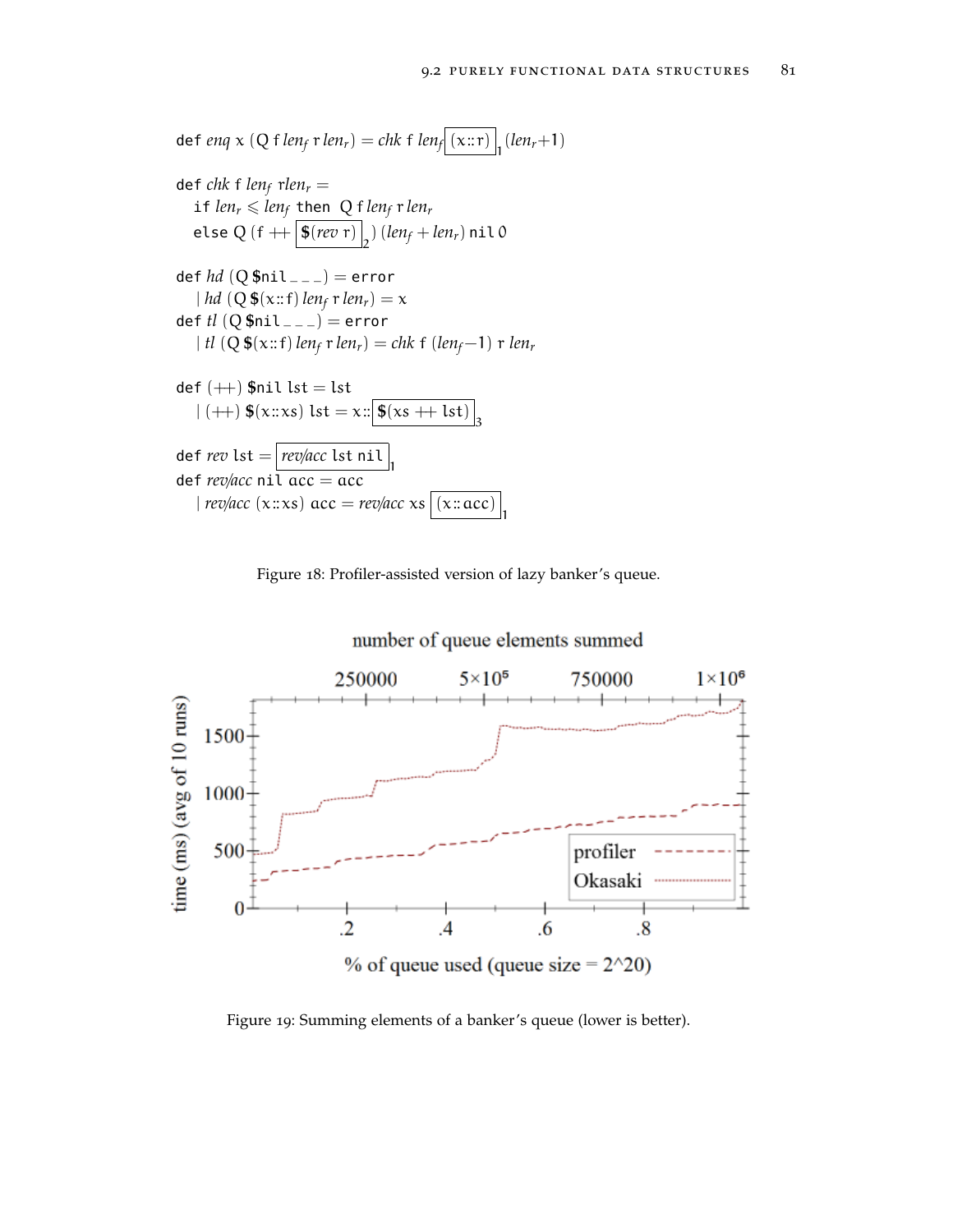```
def enq x (Q f len_f r len_r) = chk f len_f [(x::r)]_1 (len_r+1)

def chk f len_f r len_r =
  if len_r ⩽ len_f then Q f len_f r len_r
  else Q (f ++ [$(rev r)]_2) (len_f + len_r) nil 0

def hd (Q $nil _ _ _) = error
  | hd (Q $(x::f) len_f r len_r) = x
def tl (Q $nil _ _ _) = error
  | tl (Q $(x::f) len_f r len_r) = chk f (len_f−1) r len_r

def (++) $nil lst = lst
  | (++) $(x::xs) lst = x::[$(xs ++ lst)]_3

def rev lst = [rev/acc lst nil]_1
def rev/acc nil acc = acc
  | rev/acc (x::xs) acc = rev/acc xs [(x::acc)]_1
```

Figure 18: Profiler-assisted version of lazy banker's queue.

number of queue elements summed

250000
5×10⁵
750000
1×10⁶

time (ms) (avg of 10 runs)

1500
1000
500
0

.2
.4
.6
.8

% of queue used (queue size = 2^20)

profiler
Okasaki

Figure 19: Summing elements of a banker's queue (lower is better).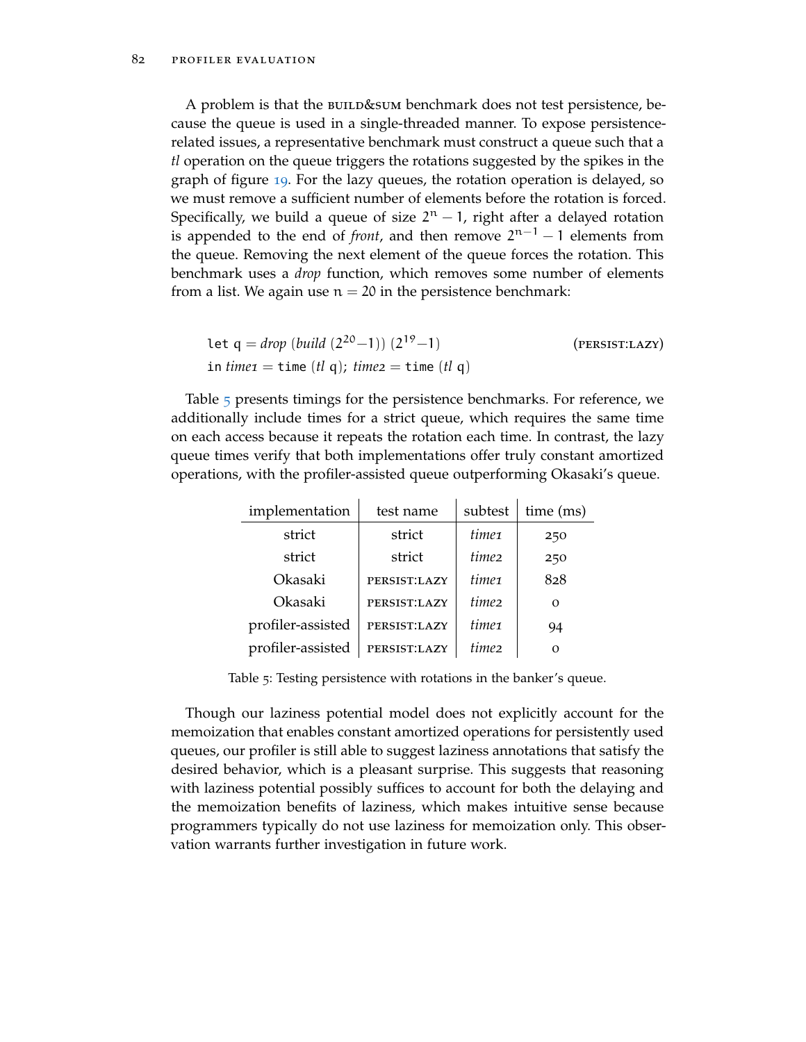A problem is that the BUILD&SUM benchmark does not test persistence, because the queue is used in a single-threaded manner. To expose persistence-related issues, a representative benchmark must construct a queue such that a *tl* operation on the queue triggers the rotations suggested by the spikes in the graph of figure 19. For the lazy queues, the rotation operation is delayed, so we must remove a sufficient number of elements before the rotation is forced. Specifically, we build a queue of size $2^n - 1$, right after a delayed rotation is appended to the end of *front*, and then remove $2^{n-1} - 1$ elements from the queue. Removing the next element of the queue forces the rotation. This benchmark uses a *drop* function, which removes some number of elements from a list. We again use $n = 20$ in the persistence benchmark:

$$\texttt{let } q = \mathit{drop}\ (\mathit{build}\ (2^{20}-1))\ (2^{19}-1) \qquad \text{(PERSIST:LAZY)}$$
$$\texttt{in } \mathit{time1} = \texttt{time}\ (\mathit{tl}\ q);\ \mathit{time2} = \texttt{time}\ (\mathit{tl}\ q)$$

Table 5 presents timings for the persistence benchmarks. For reference, we additionally include times for a strict queue, which requires the same time on each access because it repeats the rotation each time. In contrast, the lazy queue times verify that both implementations offer truly constant amortized operations, with the profiler-assisted queue outperforming Okasaki's queue.

| implementation | test name | subtest | time (ms) |
|---|---|---|---|
| strict | strict | *time1* | 250 |
| strict | strict | *time2* | 250 |
| Okasaki | PERSIST:LAZY | *time1* | 828 |
| Okasaki | PERSIST:LAZY | *time2* | 0 |
| profiler-assisted | PERSIST:LAZY | *time1* | 94 |
| profiler-assisted | PERSIST:LAZY | *time2* | 0 |

Table 5: Testing persistence with rotations in the banker's queue.

Though our laziness potential model does not explicitly account for the memoization that enables constant amortized operations for persistently used queues, our profiler is still able to suggest laziness annotations that satisfy the desired behavior, which is a pleasant surprise. This suggests that reasoning with laziness potential possibly suffices to account for both the delaying and the memoization benefits of laziness, which makes intuitive sense because programmers typically do not use laziness for memoization only. This observation warrants further investigation in future work.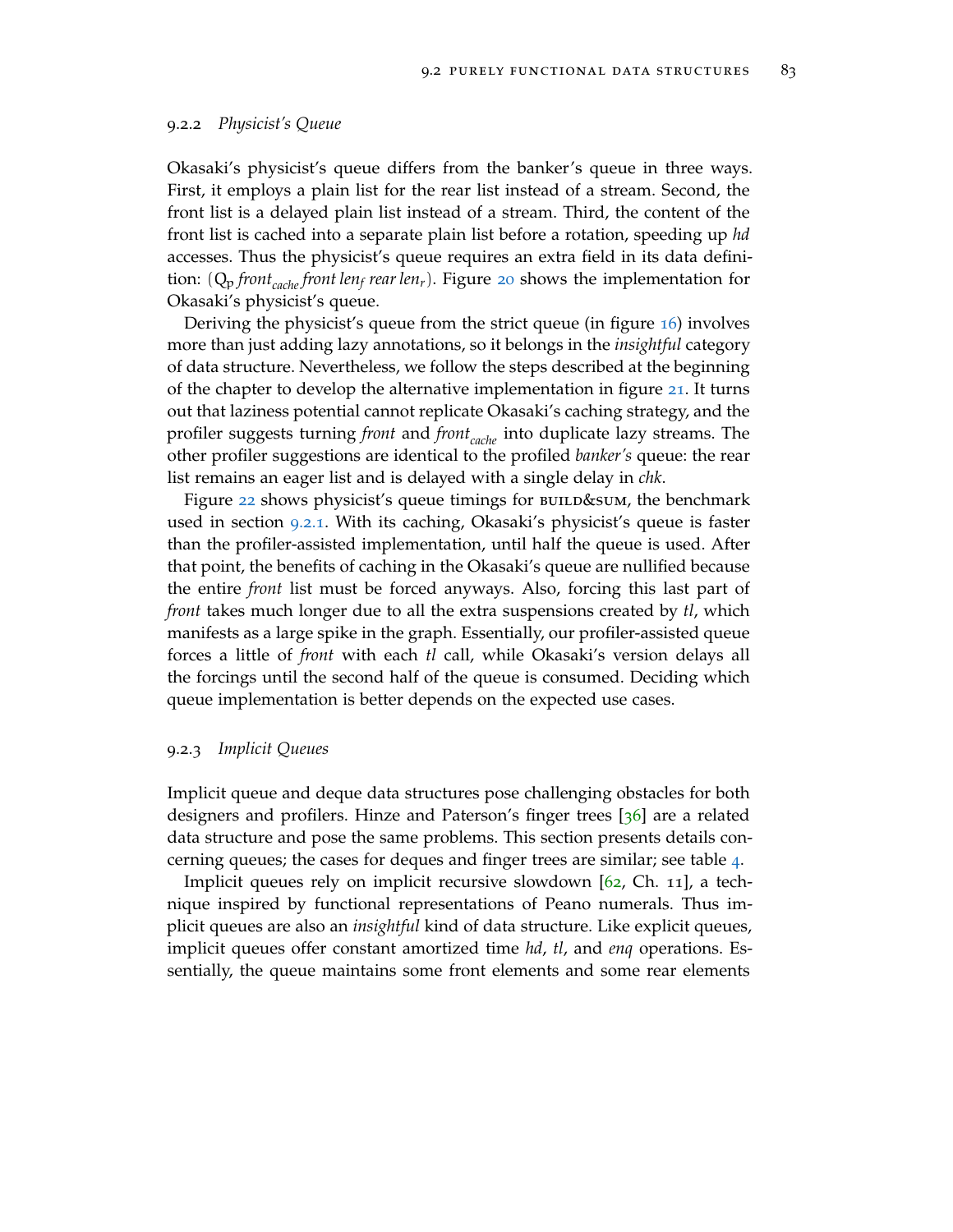### 9.2.2 *Physicist's Queue*

Okasaki's physicist's queue differs from the banker's queue in three ways. First, it employs a plain list for the rear list instead of a stream. Second, the front list is a delayed plain list instead of a stream. Third, the content of the front list is cached into a separate plain list before a rotation, speeding up *hd* accesses. Thus the physicist's queue requires an extra field in its data definition: ($\mathrm{Q_p}$ $front_{cache}$ *front* $len_f$ *rear* $len_r$). Figure 20 shows the implementation for Okasaki's physicist's queue.

Deriving the physicist's queue from the strict queue (in figure 16) involves more than just adding lazy annotations, so it belongs in the *insightful* category of data structure. Nevertheless, we follow the steps described at the beginning of the chapter to develop the alternative implementation in figure 21. It turns out that laziness potential cannot replicate Okasaki's caching strategy, and the profiler suggests turning *front* and $front_{cache}$ into duplicate lazy streams. The other profiler suggestions are identical to the profiled *banker's* queue: the rear list remains an eager list and is delayed with a single delay in *chk*.

Figure 22 shows physicist's queue timings for BUILD&SUM, the benchmark used in section 9.2.1. With its caching, Okasaki's physicist's queue is faster than the profiler-assisted implementation, until half the queue is used. After that point, the benefits of caching in the Okasaki's queue are nullified because the entire *front* list must be forced anyways. Also, forcing this last part of *front* takes much longer due to all the extra suspensions created by *tl*, which manifests as a large spike in the graph. Essentially, our profiler-assisted queue forces a little of *front* with each *tl* call, while Okasaki's version delays all the forcings until the second half of the queue is consumed. Deciding which queue implementation is better depends on the expected use cases.

### 9.2.3 *Implicit Queues*

Implicit queue and deque data structures pose challenging obstacles for both designers and profilers. Hinze and Paterson's finger trees [36] are a related data structure and pose the same problems. This section presents details concerning queues; the cases for deques and finger trees are similar; see table 4.

Implicit queues rely on implicit recursive slowdown [62, Ch. 11], a technique inspired by functional representations of Peano numerals. Thus implicit queues are also an *insightful* kind of data structure. Like explicit queues, implicit queues offer constant amortized time *hd*, *tl*, and *enq* operations. Essentially, the queue maintains some front elements and some rear elements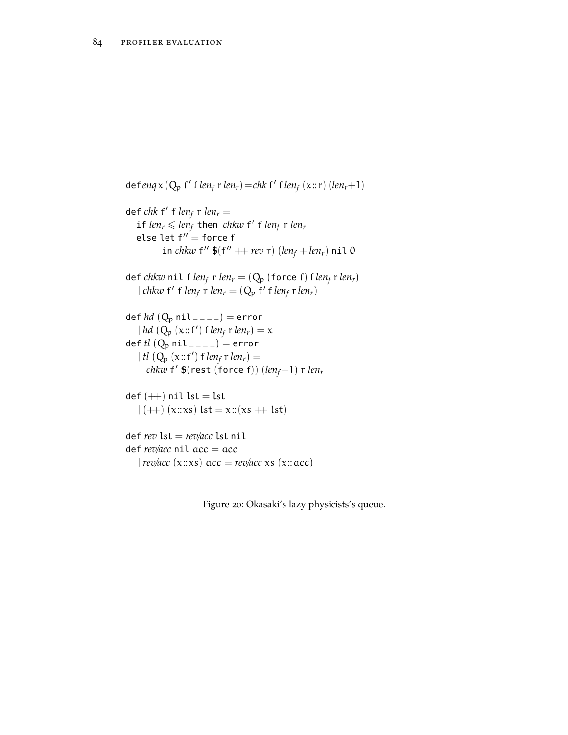```
def enq x (Qp f′ f lenf r lenr) = chk f′ f lenf (x::r) (lenr+1)

def chk f′ f lenf r lenr =
   if lenr ⩽ lenf then chkw f′ f lenf r lenr
   else let f″ = force f
        in chkw f″ $(f″ ++ rev r) (lenf + lenr) nil 0

def chkw nil f lenf r lenr = (Qp (force f) f lenf r lenr)
  | chkw f′ f lenf r lenr = (Qp f′ f lenf r lenr)

def hd (Qp nil _ _ _ _) = error
  | hd (Qp (x::f′) f lenf r lenr) = x
def tl (Qp nil _ _ _ _) = error
  | tl (Qp (x::f′) f lenf r lenr) =
     chkw f′ $(rest (force f)) (lenf−1) r lenr

def (++) nil lst = lst
  | (++) (x::xs) lst = x::(xs ++ lst)

def rev lst = rev/acc lst nil
def rev/acc nil acc = acc
  | rev/acc (x::xs) acc = rev/acc xs (x::acc)
```

Figure 20: Okasaki's lazy physicists's queue.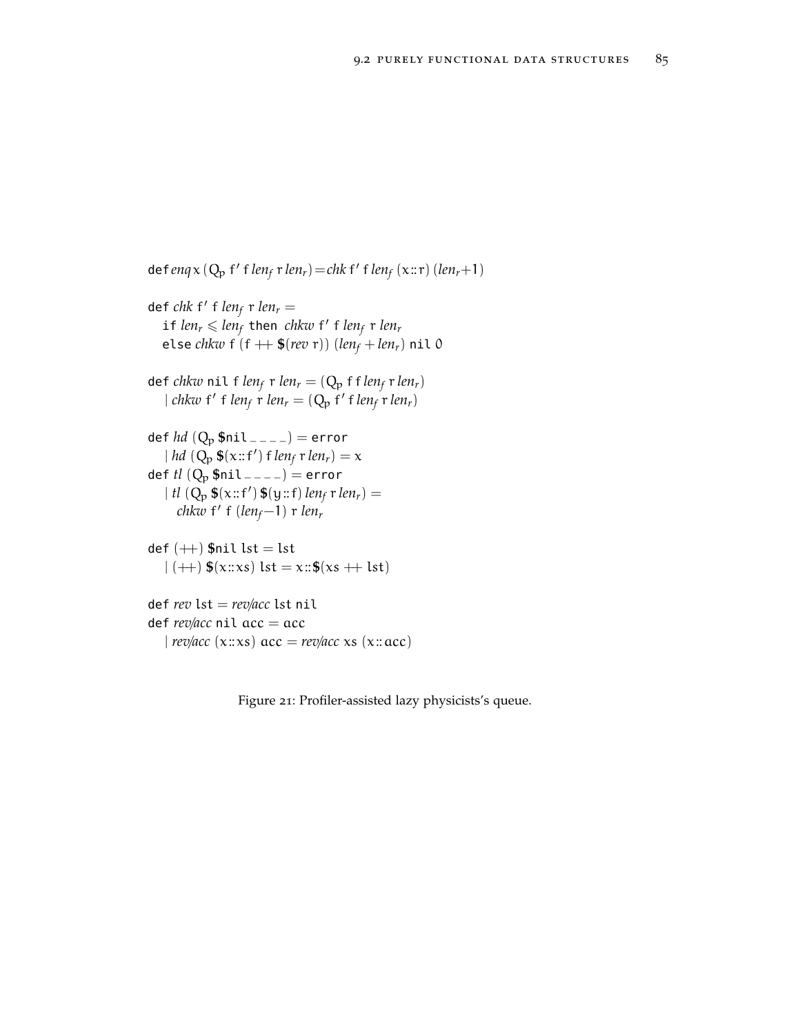```
def enq x (Qp f′ f lenf r lenr) = chk f′ f lenf (x :: r) (lenr+1)

def chk f′ f lenf r lenr =
  if lenr ⩽ lenf then chkw f′ f lenf r lenr
  else chkw f (f ++ $(rev r)) (lenf + lenr) nil 0

def chkw nil f lenf r lenr = (Qp f f lenf r lenr)
  | chkw f′ f lenf r lenr = (Qp f′ f lenf r lenr)

def hd (Qp $nil _ _ _ _) = error
  | hd (Qp $(x :: f′) f lenf r lenr) = x
def tl (Qp $nil _ _ _ _) = error
  | tl (Qp $(x :: f′) $(y :: f) lenf r lenr) =
    chkw f′ f (lenf−1) r lenr

def (++) $nil lst = lst
  | (++) $(x :: xs) lst = x :: $(xs ++ lst)

def rev lst = rev/acc lst nil
def rev/acc nil acc = acc
  | rev/acc (x :: xs) acc = rev/acc xs (x :: acc)
```

Figure 21: Profiler-assisted lazy physicists's queue.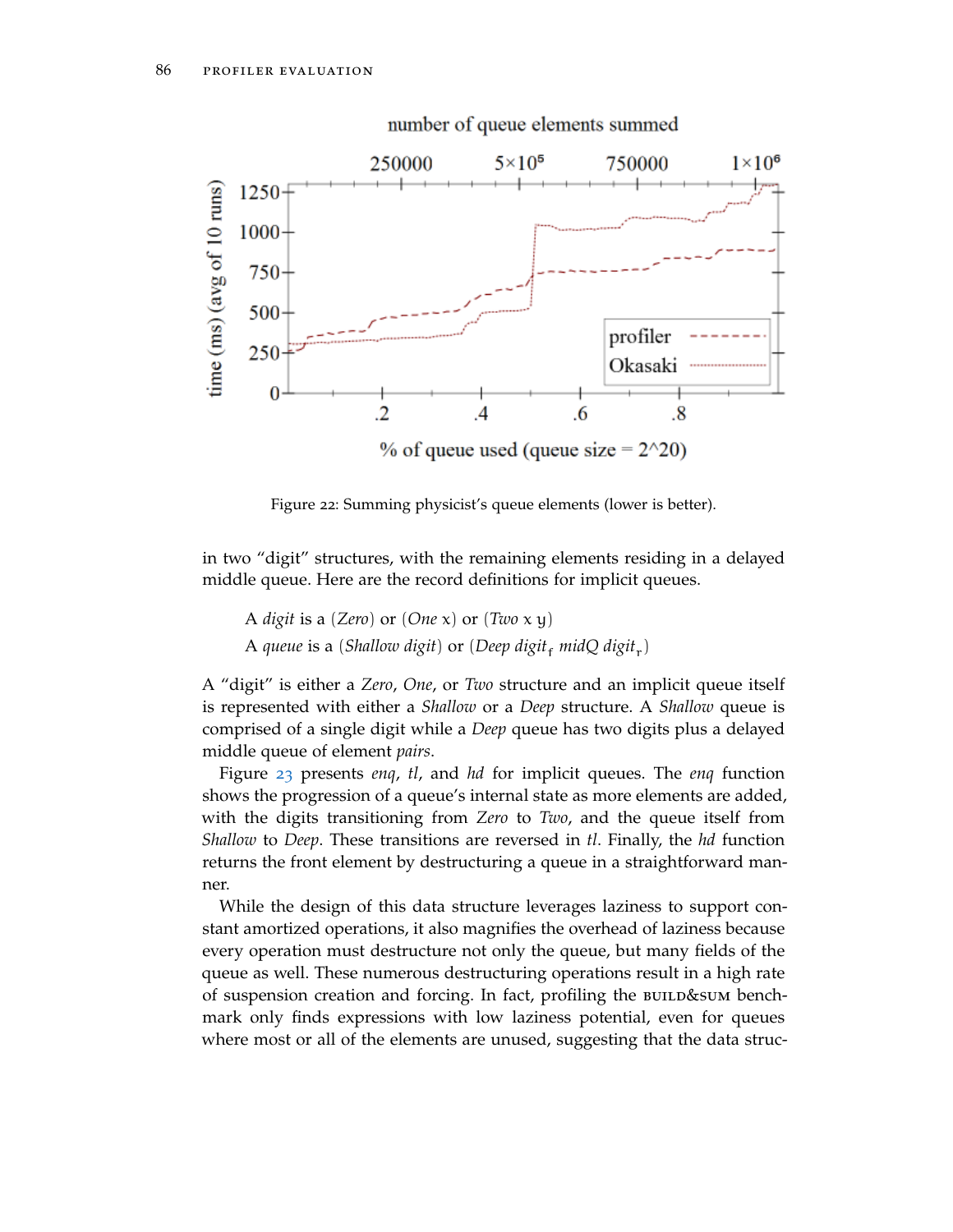number of queue elements summed

250000 5×10⁵ 750000 1×10⁶

time (ms) (avg of 10 runs)

1250
1000
750
500
250
0

.2 .4 .6 .8

% of queue used (queue size = 2^20)

profiler
Okasaki

Figure 22: Summing physicist's queue elements (lower is better).

in two "digit" structures, with the remaining elements residing in a delayed middle queue. Here are the record definitions for implicit queues.

> A *digit* is a (*Zero*) or (*One* x) or (*Two* x y)
>
> A *queue* is a (*Shallow digit*) or (*Deep* $digit_f$ *midQ* $digit_r$)

A "digit" is either a *Zero*, *One*, or *Two* structure and an implicit queue itself is represented with either a *Shallow* or a *Deep* structure. A *Shallow* queue is comprised of a single digit while a *Deep* queue has two digits plus a delayed middle queue of element *pairs*.

Figure 23 presents *enq*, *tl*, and *hd* for implicit queues. The *enq* function shows the progression of a queue's internal state as more elements are added, with the digits transitioning from *Zero* to *Two*, and the queue itself from *Shallow* to *Deep*. These transitions are reversed in *tl*. Finally, the *hd* function returns the front element by destructuring a queue in a straightforward manner.

While the design of this data structure leverages laziness to support constant amortized operations, it also magnifies the overhead of laziness because every operation must destructure not only the queue, but many fields of the queue as well. These numerous destructuring operations result in a high rate of suspension creation and forcing. In fact, profiling the BUILD&SUM benchmark only finds expressions with low laziness potential, even for queues where most or all of the elements are unused, suggesting that the data struc-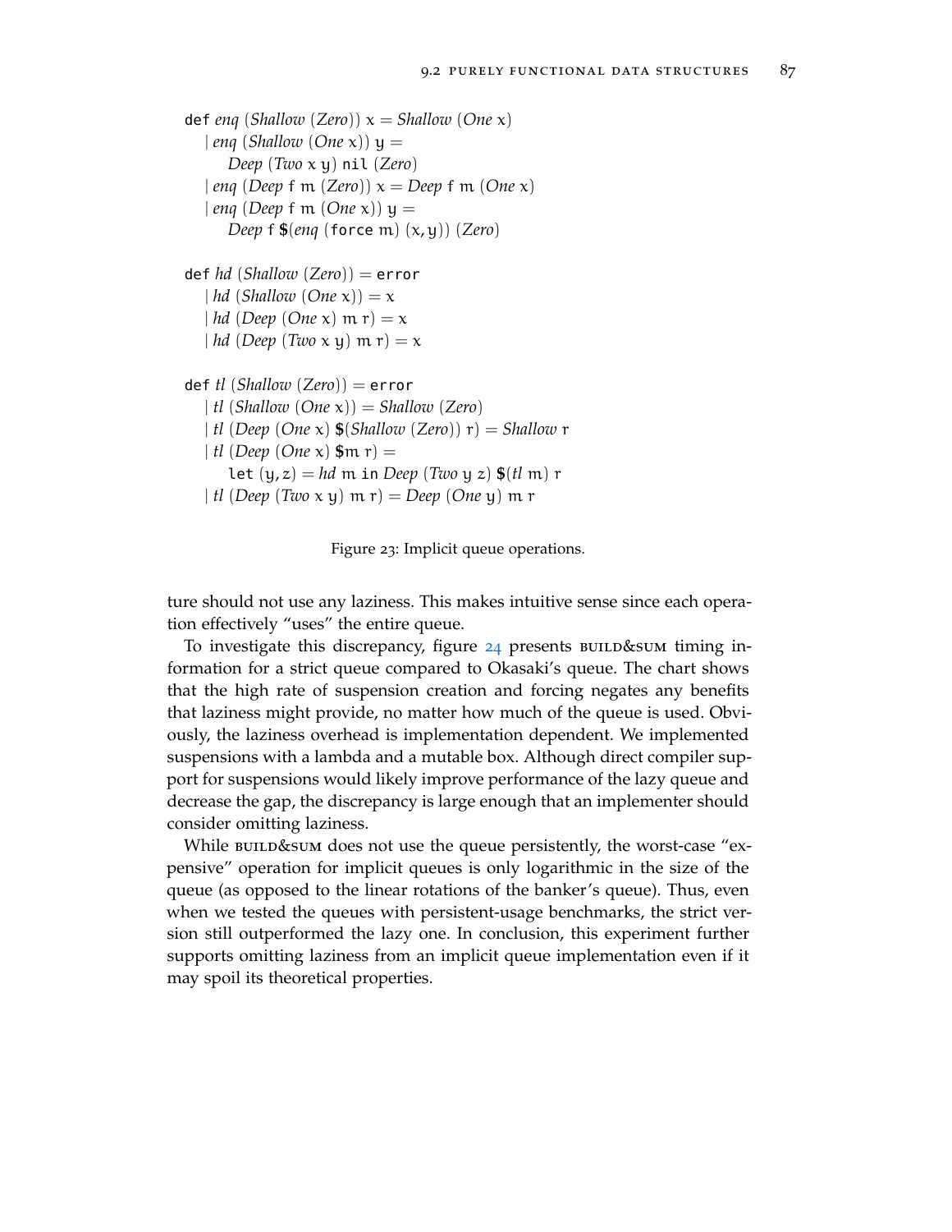```
def enq (Shallow (Zero)) x = Shallow (One x)
  | enq (Shallow (One x)) y =
      Deep (Two x y) nil (Zero)
  | enq (Deep f m (Zero)) x = Deep f m (One x)
  | enq (Deep f m (One x)) y =
      Deep f $(enq (force m) (x, y)) (Zero)

def hd (Shallow (Zero)) = error
  | hd (Shallow (One x)) = x
  | hd (Deep (One x) m r) = x
  | hd (Deep (Two x y) m r) = x

def tl (Shallow (Zero)) = error
  | tl (Shallow (One x)) = Shallow (Zero)
  | tl (Deep (One x) $(Shallow (Zero)) r) = Shallow r
  | tl (Deep (One x) $m r) =
      let (y, z) = hd m in Deep (Two y z) $(tl m) r
  | tl (Deep (Two x y) m r) = Deep (One y) m r
```

Figure 23: Implicit queue operations.

ture should not use any laziness. This makes intuitive sense since each operation effectively "uses" the entire queue.

To investigate this discrepancy, figure 24 presents BUILD&SUM timing information for a strict queue compared to Okasaki's queue. The chart shows that the high rate of suspension creation and forcing negates any benefits that laziness might provide, no matter how much of the queue is used. Obviously, the laziness overhead is implementation dependent. We implemented suspensions with a lambda and a mutable box. Although direct compiler support for suspensions would likely improve performance of the lazy queue and decrease the gap, the discrepancy is large enough that an implementer should consider omitting laziness.

While BUILD&SUM does not use the queue persistently, the worst-case "expensive" operation for implicit queues is only logarithmic in the size of the queue (as opposed to the linear rotations of the banker's queue). Thus, even when we tested the queues with persistent-usage benchmarks, the strict version still outperformed the lazy one. In conclusion, this experiment further supports omitting laziness from an implicit queue implementation even if it may spoil its theoretical properties.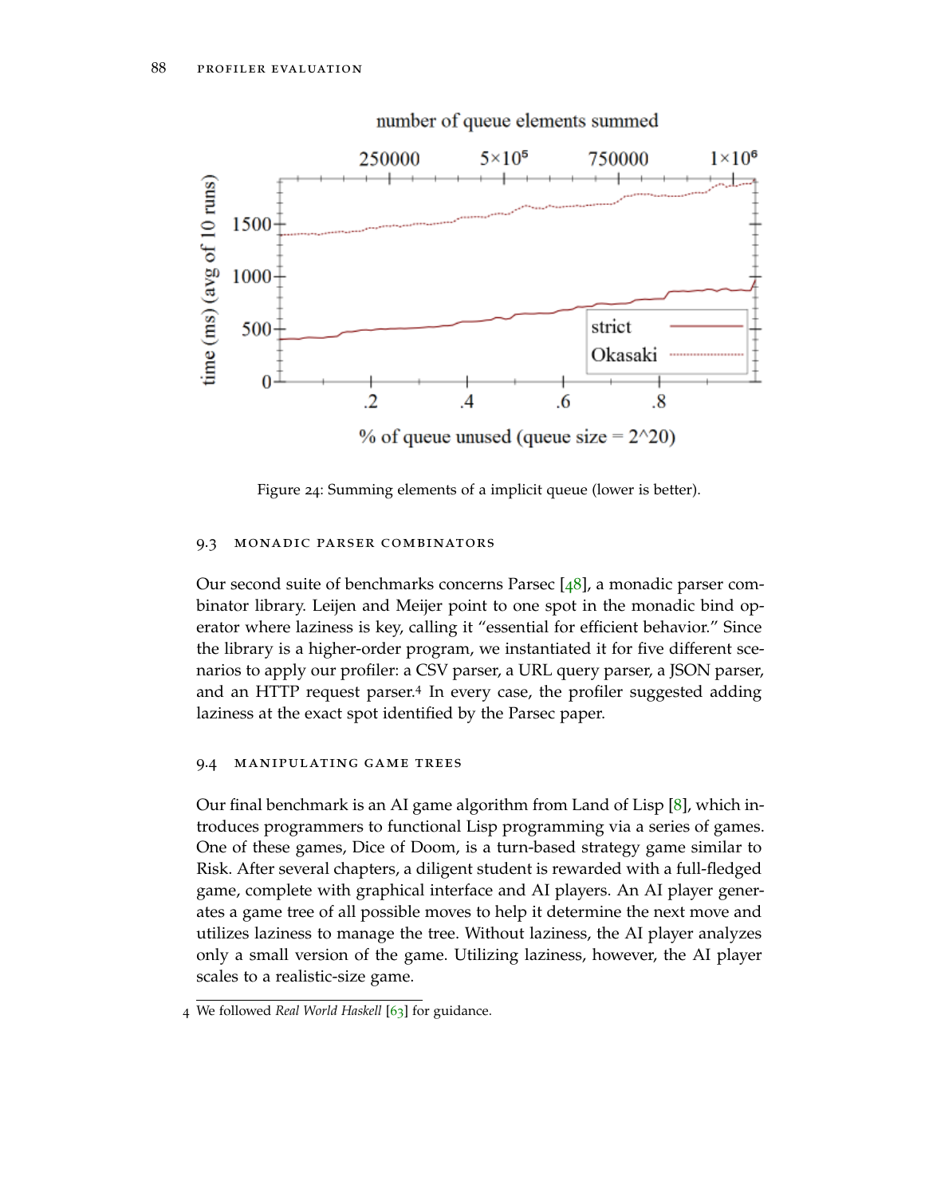number of queue elements summed

250000
5×10^5
750000
1×10^6

time (ms) (avg of 10 runs)

1500
1000
500
0

.2
.4
.6
.8

% of queue unused (queue size = 2^20)

strict
Okasaki

Figure 24: Summing elements of a implicit queue (lower is better).

## 9.3 MONADIC PARSER COMBINATORS

Our second suite of benchmarks concerns Parsec [48], a monadic parser combinator library. Leijen and Meijer point to one spot in the monadic bind operator where laziness is key, calling it "essential for efficient behavior." Since the library is a higher-order program, we instantiated it for five different scenarios to apply our profiler: a CSV parser, a URL query parser, a JSON parser, and an HTTP request parser.[4] In every case, the profiler suggested adding laziness at the exact spot identified by the Parsec paper.

## 9.4 MANIPULATING GAME TREES

Our final benchmark is an AI game algorithm from Land of Lisp [8], which introduces programmers to functional Lisp programming via a series of games. One of these games, Dice of Doom, is a turn-based strategy game similar to Risk. After several chapters, a diligent student is rewarded with a full-fledged game, complete with graphical interface and AI players. An AI player generates a game tree of all possible moves to help it determine the next move and utilizes laziness to manage the tree. Without laziness, the AI player analyzes only a small version of the game. Utilizing laziness, however, the AI player scales to a realistic-size game.

4 We followed *Real World Haskell* [63] for guidance.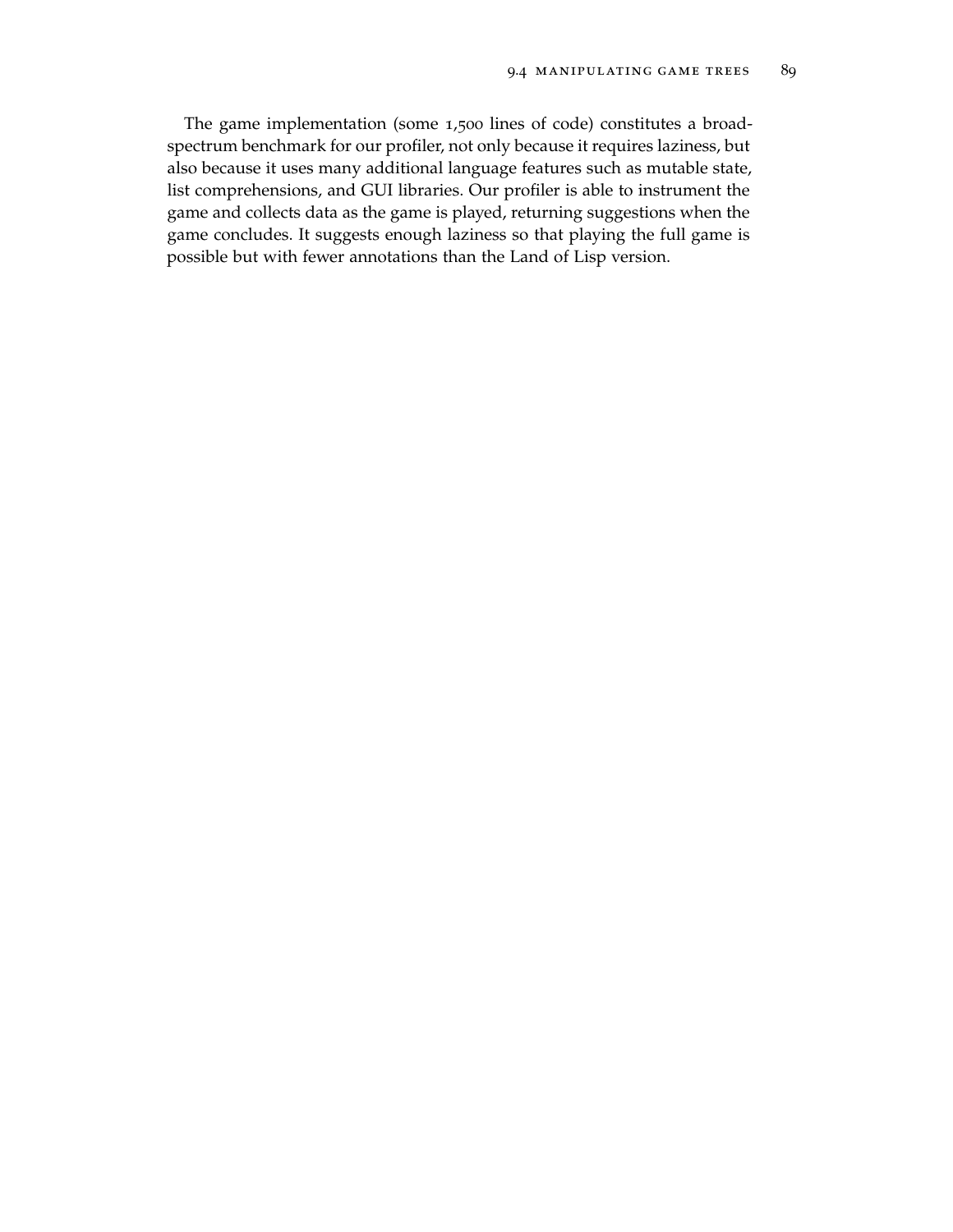The game implementation (some 1,500 lines of code) constitutes a broad-spectrum benchmark for our profiler, not only because it requires laziness, but also because it uses many additional language features such as mutable state, list comprehensions, and GUI libraries. Our profiler is able to instrument the game and collects data as the game is played, returning suggestions when the game concludes. It suggests enough laziness so that playing the full game is possible but with fewer annotations than the Land of Lisp version.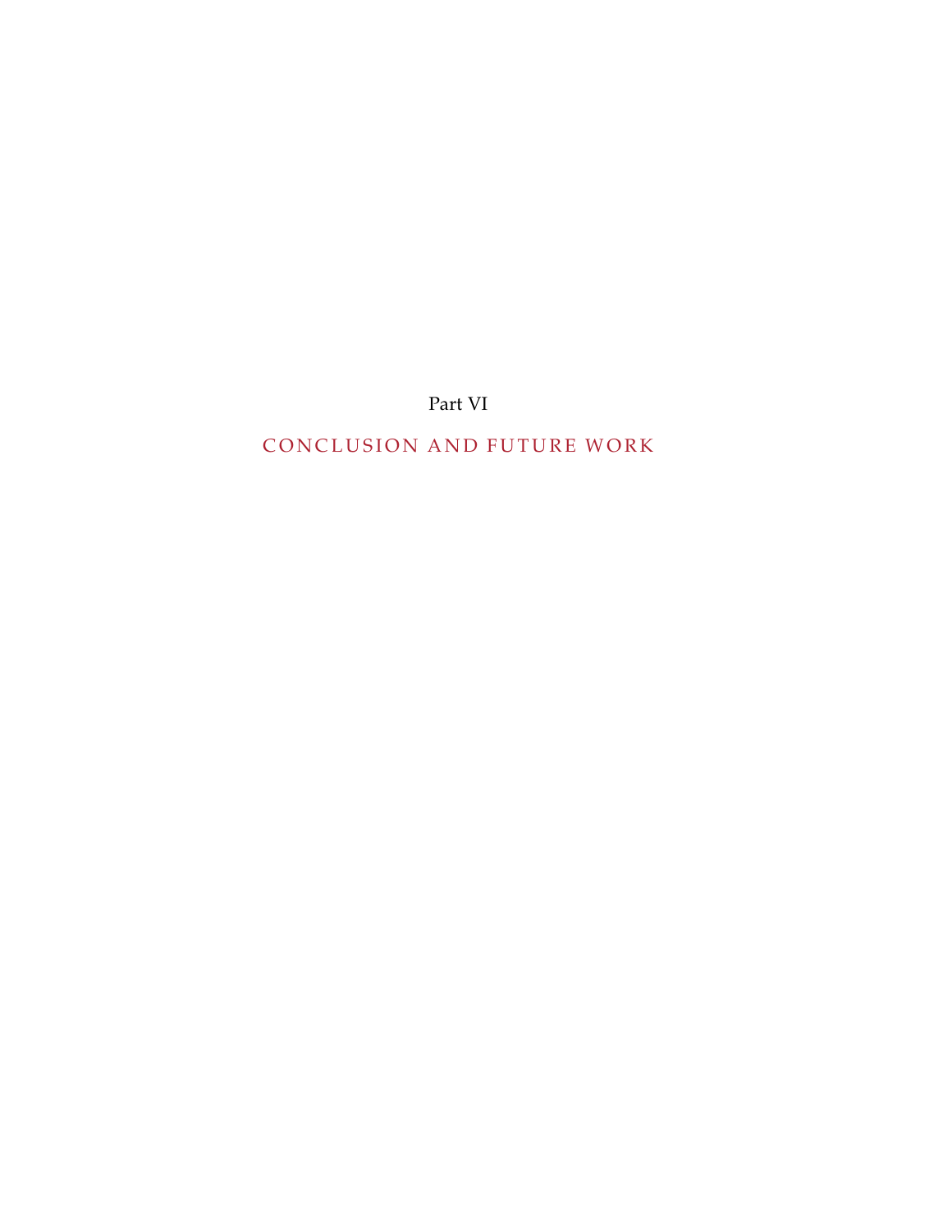# Part VI

# CONCLUSION AND FUTURE WORK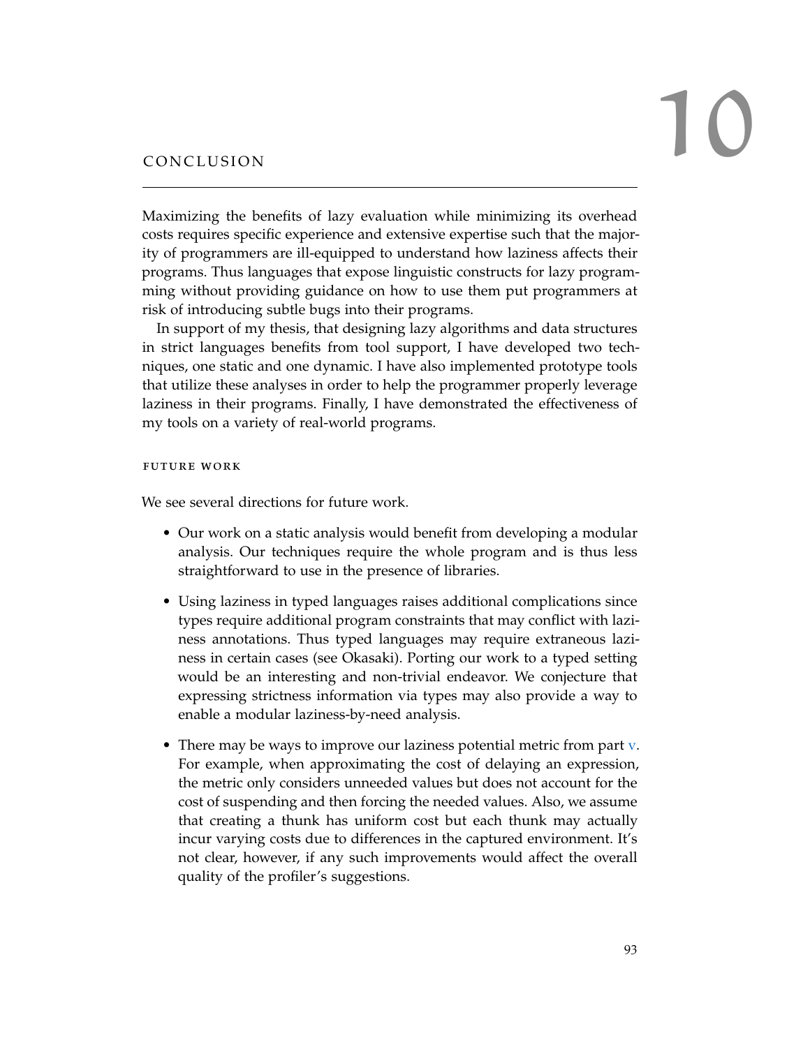# 10 CONCLUSION

Maximizing the benefits of lazy evaluation while minimizing its overhead costs requires specific experience and extensive expertise such that the majority of programmers are ill-equipped to understand how laziness affects their programs. Thus languages that expose linguistic constructs for lazy programming without providing guidance on how to use them put programmers at risk of introducing subtle bugs into their programs.

In support of my thesis, that designing lazy algorithms and data structures in strict languages benefits from tool support, I have developed two techniques, one static and one dynamic. I have also implemented prototype tools that utilize these analyses in order to help the programmer properly leverage laziness in their programs. Finally, I have demonstrated the effectiveness of my tools on a variety of real-world programs.

## FUTURE WORK

We see several directions for future work.

- Our work on a static analysis would benefit from developing a modular analysis. Our techniques require the whole program and is thus less straightforward to use in the presence of libraries.
- Using laziness in typed languages raises additional complications since types require additional program constraints that may conflict with laziness annotations. Thus typed languages may require extraneous laziness in certain cases (see Okasaki). Porting our work to a typed setting would be an interesting and non-trivial endeavor. We conjecture that expressing strictness information via types may also provide a way to enable a modular laziness-by-need analysis.
- There may be ways to improve our laziness potential metric from part v. For example, when approximating the cost of delaying an expression, the metric only considers unneeded values but does not account for the cost of suspending and then forcing the needed values. Also, we assume that creating a thunk has uniform cost but each thunk may actually incur varying costs due to differences in the captured environment. It's not clear, however, if any such improvements would affect the overall quality of the profiler's suggestions.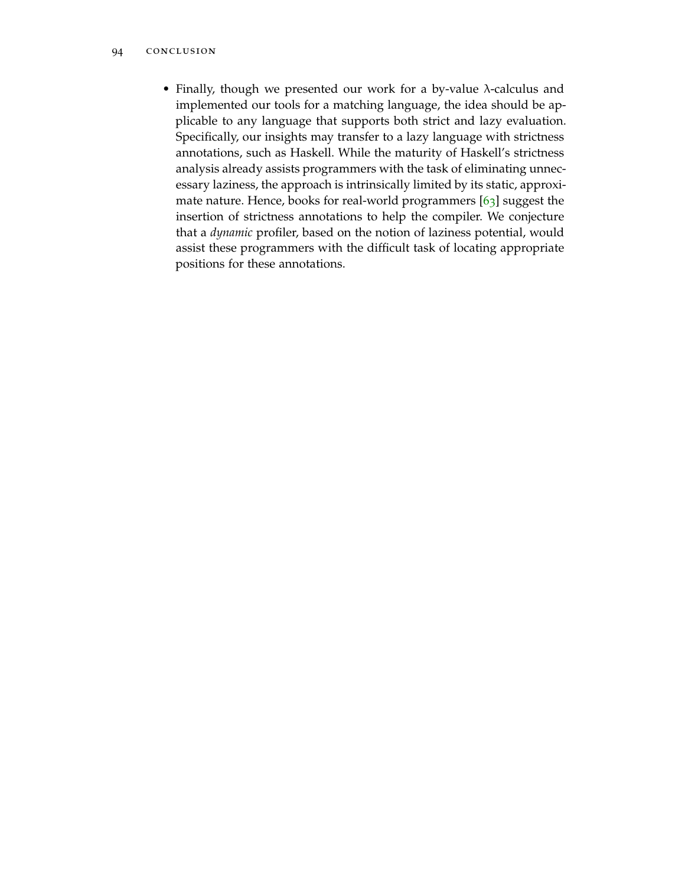- Finally, though we presented our work for a by-value λ-calculus and implemented our tools for a matching language, the idea should be applicable to any language that supports both strict and lazy evaluation. Specifically, our insights may transfer to a lazy language with strictness annotations, such as Haskell. While the maturity of Haskell's strictness analysis already assists programmers with the task of eliminating unnecessary laziness, the approach is intrinsically limited by its static, approximate nature. Hence, books for real-world programmers [63] suggest the insertion of strictness annotations to help the compiler. We conjecture that a *dynamic* profiler, based on the notion of laziness potential, would assist these programmers with the difficult task of locating appropriate positions for these annotations.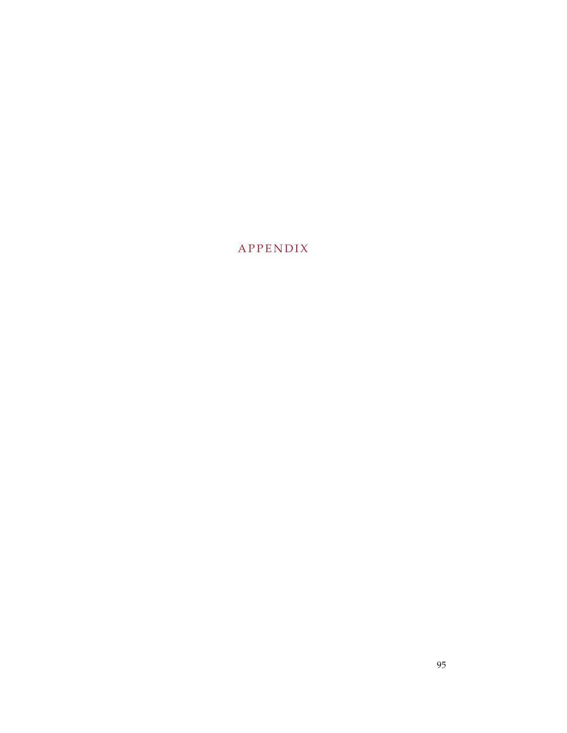# APPENDIX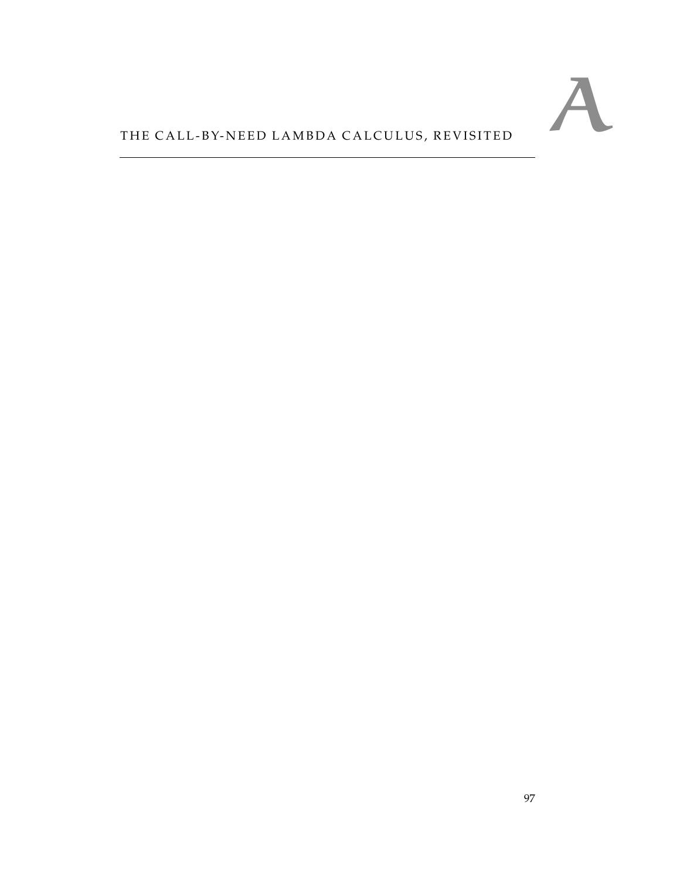# A THE CALL-BY-NEED LAMBDA CALCULUS, REVISITED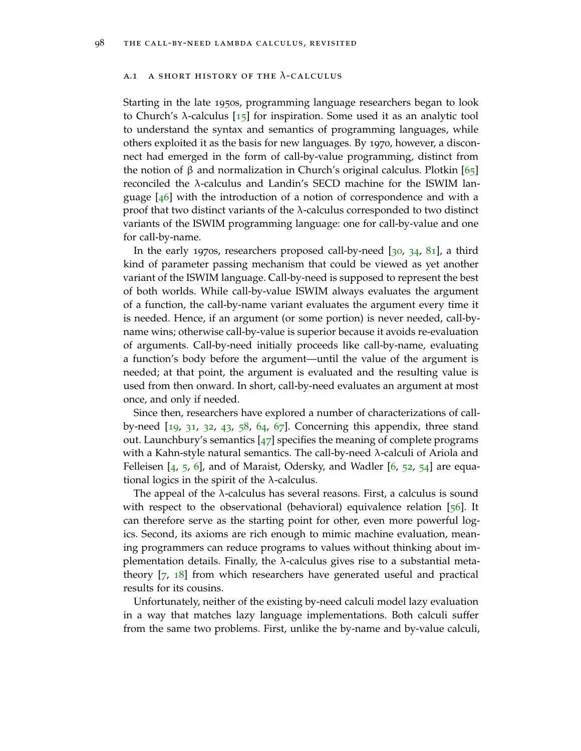## A.1 A short history of the λ-calculus

Starting in the late 1950s, programming language researchers began to look to Church's λ-calculus [15] for inspiration. Some used it as an analytic tool to understand the syntax and semantics of programming languages, while others exploited it as the basis for new languages. By 1970, however, a disconnect had emerged in the form of call-by-value programming, distinct from the notion of β and normalization in Church's original calculus. Plotkin [65] reconciled the λ-calculus and Landin's SECD machine for the ISWIM language [46] with the introduction of a notion of correspondence and with a proof that two distinct variants of the λ-calculus corresponded to two distinct variants of the ISWIM programming language: one for call-by-value and one for call-by-name.

In the early 1970s, researchers proposed call-by-need [30, 34, 81], a third kind of parameter passing mechanism that could be viewed as yet another variant of the ISWIM language. Call-by-need is supposed to represent the best of both worlds. While call-by-value ISWIM always evaluates the argument of a function, the call-by-name variant evaluates the argument every time it is needed. Hence, if an argument (or some portion) is never needed, call-by-name wins; otherwise call-by-value is superior because it avoids re-evaluation of arguments. Call-by-need initially proceeds like call-by-name, evaluating a function's body before the argument—until the value of the argument is needed; at that point, the argument is evaluated and the resulting value is used from then onward. In short, call-by-need evaluates an argument at most once, and only if needed.

Since then, researchers have explored a number of characterizations of call-by-need [19, 31, 32, 43, 58, 64, 67]. Concerning this appendix, three stand out. Launchbury's semantics [47] specifies the meaning of complete programs with a Kahn-style natural semantics. The call-by-need λ-calculi of Ariola and Felleisen [4, 5, 6], and of Maraist, Odersky, and Wadler [6, 52, 54] are equational logics in the spirit of the λ-calculus.

The appeal of the λ-calculus has several reasons. First, a calculus is sound with respect to the observational (behavioral) equivalence relation [56]. It can therefore serve as the starting point for other, even more powerful logics. Second, its axioms are rich enough to mimic machine evaluation, meaning programmers can reduce programs to values without thinking about implementation details. Finally, the λ-calculus gives rise to a substantial metatheory [7, 18] from which researchers have generated useful and practical results for its cousins.

Unfortunately, neither of the existing by-need calculi model lazy evaluation in a way that matches lazy language implementations. Both calculi suffer from the same two problems. First, unlike the by-name and by-value calculi,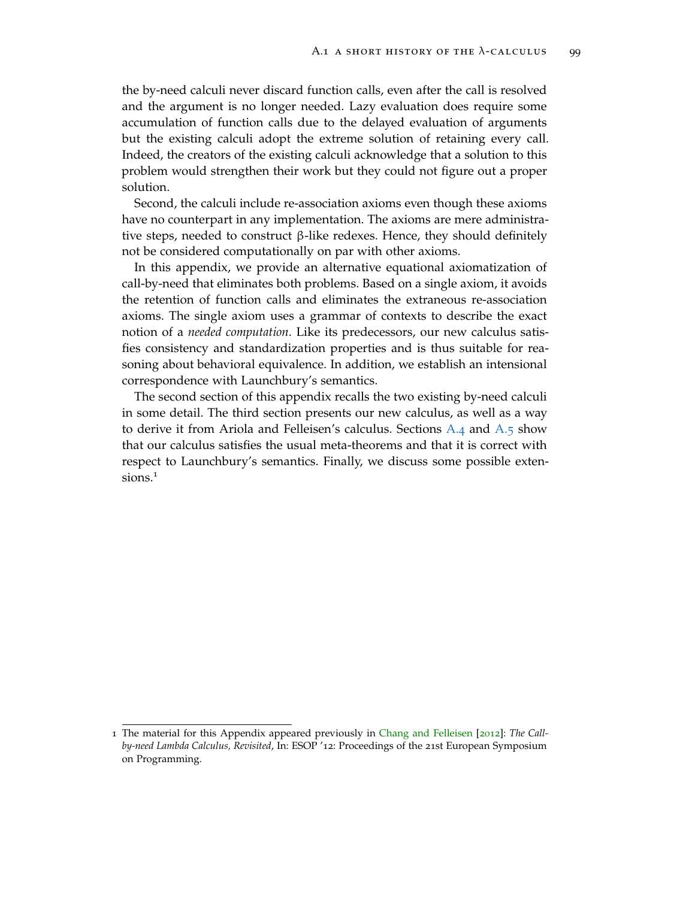the by-need calculi never discard function calls, even after the call is resolved and the argument is no longer needed. Lazy evaluation does require some accumulation of function calls due to the delayed evaluation of arguments but the existing calculi adopt the extreme solution of retaining every call. Indeed, the creators of the existing calculi acknowledge that a solution to this problem would strengthen their work but they could not figure out a proper solution.

Second, the calculi include re-association axioms even though these axioms have no counterpart in any implementation. The axioms are mere administrative steps, needed to construct $\beta$-like redexes. Hence, they should definitely not be considered computationally on par with other axioms.

In this appendix, we provide an alternative equational axiomatization of call-by-need that eliminates both problems. Based on a single axiom, it avoids the retention of function calls and eliminates the extraneous re-association axioms. The single axiom uses a grammar of contexts to describe the exact notion of a *needed computation*. Like its predecessors, our new calculus satisfies consistency and standardization properties and is thus suitable for reasoning about behavioral equivalence. In addition, we establish an intensional correspondence with Launchbury's semantics.

The second section of this appendix recalls the two existing by-need calculi in some detail. The third section presents our new calculus, as well as a way to derive it from Ariola and Felleisen's calculus. Sections A.4 and A.5 show that our calculus satisfies the usual meta-theorems and that it is correct with respect to Launchbury's semantics. Finally, we discuss some possible extensions.[1]

[1] The material for this Appendix appeared previously in Chang and Felleisen [2012]: *The Call-by-need Lambda Calculus, Revisited*, In: ESOP '12: Proceedings of the 21st European Symposium on Programming.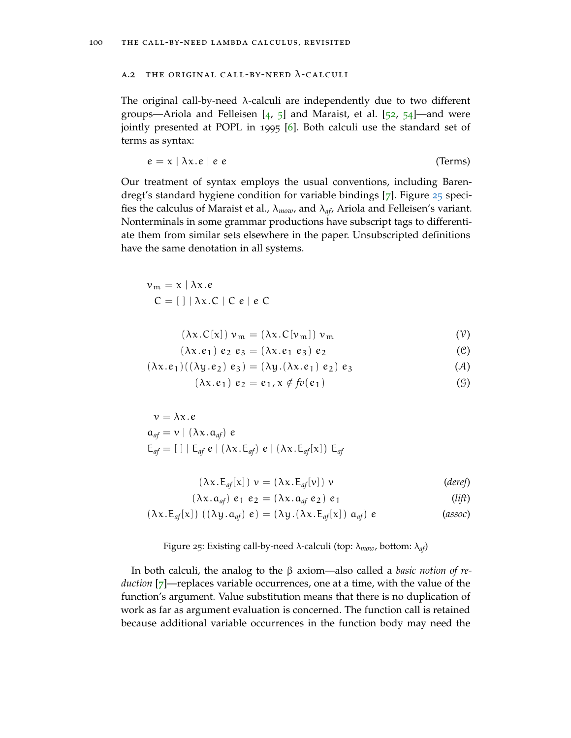## A.2 THE ORIGINAL CALL-BY-NEED λ-CALCULI

The original call-by-need λ-calculi are independently due to two different groups—Ariola and Felleisen [4, 5] and Maraist, et al. [52, 54]—and were jointly presented at POPL in 1995 [6]. Both calculi use the standard set of terms as syntax:

$$e = x \mid \lambda x.e \mid e\ e \qquad \text{(Terms)}$$

Our treatment of syntax employs the usual conventions, including Barendregt's standard hygiene condition for variable bindings [7]. Figure 25 specifies the calculus of Maraist et al., $\lambda_{mow}$, and $\lambda_{af}$, Ariola and Felleisen's variant. Nonterminals in some grammar productions have subscript tags to differentiate them from similar sets elsewhere in the paper. Unsubscripted definitions have the same denotation in all systems.

$$
\begin{aligned}
v_m &= x \mid \lambda x.e \\
C &= [\,] \mid \lambda x.C \mid C\ e \mid e\ C
\end{aligned}
$$

$$
\begin{aligned}
(\lambda x.C[x])\ v_m &= (\lambda x.C[v_m])\ v_m && (\mathcal{V}) \\
(\lambda x.e_1)\ e_2\ e_3 &= (\lambda x.e_1\ e_3)\ e_2 && (\mathcal{C}) \\
(\lambda x.e_1)((\lambda y.e_2)\ e_3) &= (\lambda y.(\lambda x.e_1)\ e_2)\ e_3 && (\mathcal{A}) \\
(\lambda x.e_1)\ e_2 &= e_1, x \notin fv(e_1) && (\mathcal{G})
\end{aligned}
$$

$$
\begin{aligned}
v &= \lambda x.e \\
a_{af} &= v \mid (\lambda x.a_{af})\ e \\
E_{af} &= [\,] \mid E_{af}\ e \mid (\lambda x.E_{af})\ e \mid (\lambda x.E_{af}[x])\ E_{af}
\end{aligned}
$$

$$
\begin{aligned}
(\lambda x.E_{af}[x])\ v &= (\lambda x.E_{af}[v])\ v && (\textit{deref}) \\
(\lambda x.a_{af})\ e_1\ e_2 &= (\lambda x.a_{af}\ e_2)\ e_1 && (\textit{lift}) \\
(\lambda x.E_{af}[x])\ ((\lambda y.a_{af})\ e) &= (\lambda y.(\lambda x.E_{af}[x])\ a_{af})\ e && (\textit{assoc})
\end{aligned}
$$

Figure 25: Existing call-by-need λ-calculi (top: $\lambda_{mow}$, bottom: $\lambda_{af}$)

In both calculi, the analog to the β axiom—also called a *basic notion of reduction* [7]—replaces variable occurrences, one at a time, with the value of the function's argument. Value substitution means that there is no duplication of work as far as argument evaluation is concerned. The function call is retained because additional variable occurrences in the function body may need the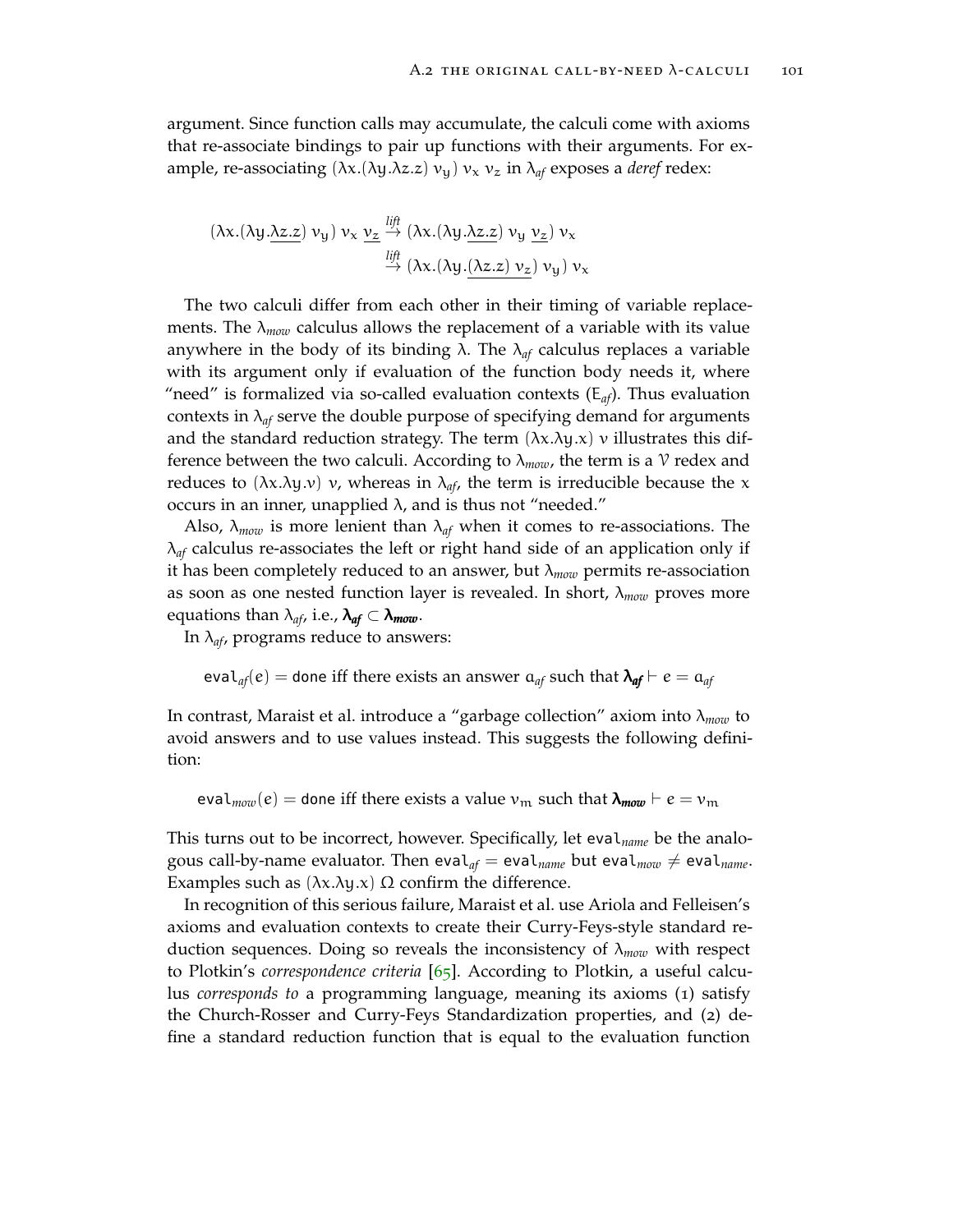argument. Since function calls may accumulate, the calculi come with axioms that re-associate bindings to pair up functions with their arguments. For example, re-associating $(\lambda x.(\lambda y.\lambda z.z)\ v_y)\ v_x\ v_z$ in $\lambda_{af}$ exposes a *deref* redex:

$$
\begin{aligned}
(\lambda x.(\lambda y.\underline{\lambda z.z})\ v_y)\ v_x\ \underline{v_z} &\stackrel{lift}{\rightarrow} (\lambda x.(\lambda y.\underline{\lambda z.z})\ v_y\ \underline{v_z})\ v_x \\
&\stackrel{lift}{\rightarrow} (\lambda x.(\lambda y.\underline{(\lambda z.z)\ v_z})\ v_y)\ v_x
\end{aligned}
$$

The two calculi differ from each other in their timing of variable replacements. The $\lambda_{mow}$ calculus allows the replacement of a variable with its value anywhere in the body of its binding $\lambda$. The $\lambda_{af}$ calculus replaces a variable with its argument only if evaluation of the function body needs it, where "need" is formalized via so-called evaluation contexts ($E_{af}$). Thus evaluation contexts in $\lambda_{af}$ serve the double purpose of specifying demand for arguments and the standard reduction strategy. The term $(\lambda x.\lambda y.x)\ v$ illustrates this difference between the two calculi. According to $\lambda_{mow}$, the term is a $\mathcal{V}$ redex and reduces to $(\lambda x.\lambda y.v)\ v$, whereas in $\lambda_{af}$, the term is irreducible because the $x$ occurs in an inner, unapplied $\lambda$, and is thus not "needed."

Also, $\lambda_{mow}$ is more lenient than $\lambda_{af}$ when it comes to re-associations. The $\lambda_{af}$ calculus re-associates the left or right hand side of an application only if it has been completely reduced to an answer, but $\lambda_{mow}$ permits re-association as soon as one nested function layer is revealed. In short, $\lambda_{mow}$ proves more equations than $\lambda_{af}$, i.e., $\boldsymbol{\lambda_{af}} \subset \boldsymbol{\lambda_{mow}}$.

In $\lambda_{af}$, programs reduce to answers:

$$\mathsf{eval}_{af}(e) = \mathsf{done} \text{ iff there exists an answer } a_{af} \text{ such that } \boldsymbol{\lambda_{af}} \vdash e = a_{af}$$

In contrast, Maraist et al. introduce a "garbage collection" axiom into $\lambda_{mow}$ to avoid answers and to use values instead. This suggests the following definition:

$$\mathsf{eval}_{mow}(e) = \mathsf{done} \text{ iff there exists a value } v_m \text{ such that } \boldsymbol{\lambda_{mow}} \vdash e = v_m$$

This turns out to be incorrect, however. Specifically, let $\mathsf{eval}_{name}$ be the analogous call-by-name evaluator. Then $\mathsf{eval}_{af} = \mathsf{eval}_{name}$ but $\mathsf{eval}_{mow} \neq \mathsf{eval}_{name}$. Examples such as $(\lambda x.\lambda y.x)\ \Omega$ confirm the difference.

In recognition of this serious failure, Maraist et al. use Ariola and Felleisen's axioms and evaluation contexts to create their Curry-Feys-style standard reduction sequences. Doing so reveals the inconsistency of $\lambda_{mow}$ with respect to Plotkin's *correspondence criteria* [65]. According to Plotkin, a useful calculus *corresponds to* a programming language, meaning its axioms (1) satisfy the Church-Rosser and Curry-Feys Standardization properties, and (2) define a standard reduction function that is equal to the evaluation function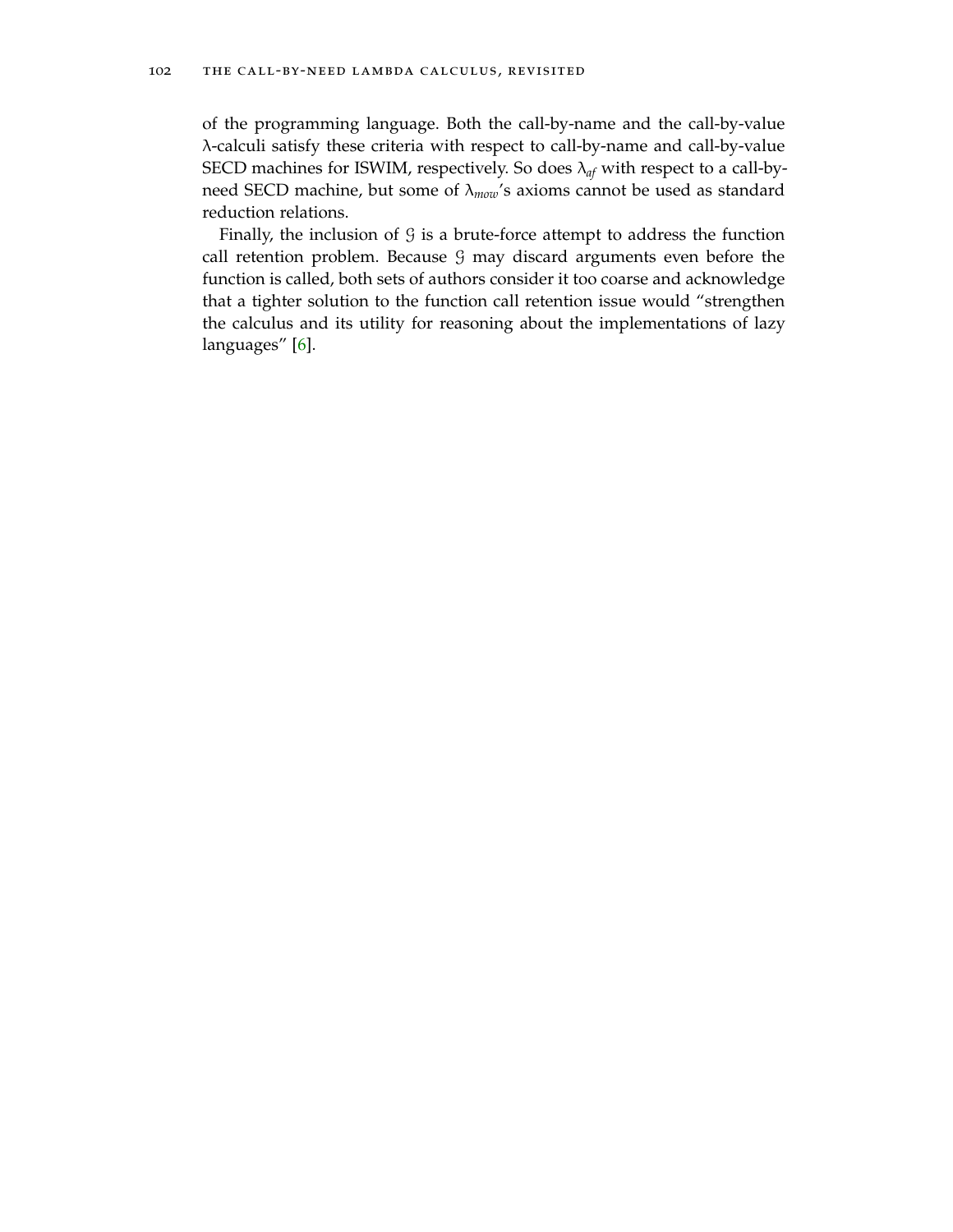of the programming language. Both the call-by-name and the call-by-value $\lambda$-calculi satisfy these criteria with respect to call-by-name and call-by-value SECD machines for ISWIM, respectively. So does $\lambda_{af}$ with respect to a call-by-need SECD machine, but some of $\lambda_{mow}$'s axioms cannot be used as standard reduction relations.

Finally, the inclusion of $\mathcal{G}$ is a brute-force attempt to address the function call retention problem. Because $\mathcal{G}$ may discard arguments even before the function is called, both sets of authors consider it too coarse and acknowledge that a tighter solution to the function call retention issue would "strengthen the calculus and its utility for reasoning about the implementations of lazy languages" [6].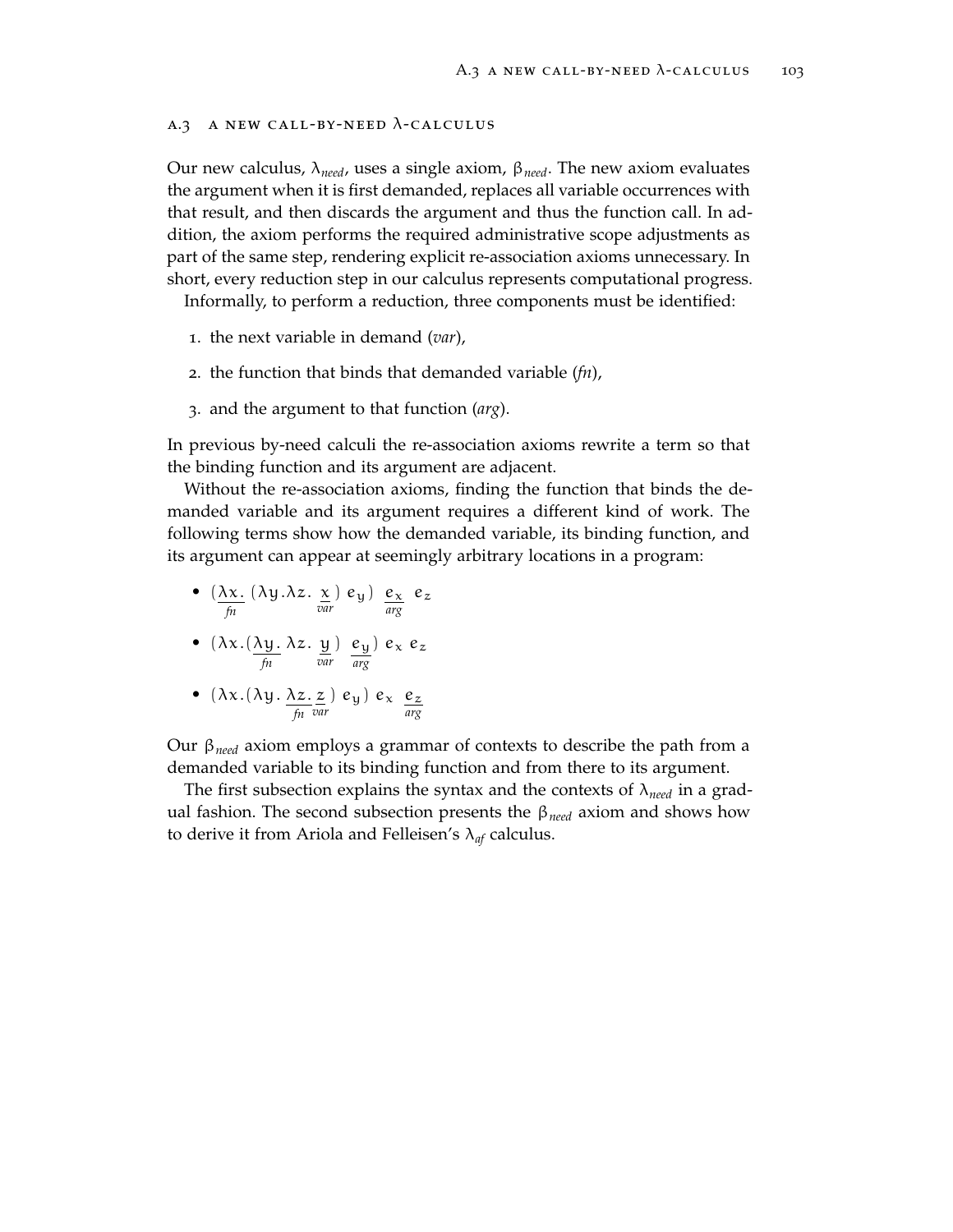## A.3 A NEW CALL-BY-NEED λ-CALCULUS

Our new calculus, $\lambda_{need}$, uses a single axiom, $\beta_{need}$. The new axiom evaluates the argument when it is first demanded, replaces all variable occurrences with that result, and then discards the argument and thus the function call. In addition, the axiom performs the required administrative scope adjustments as part of the same step, rendering explicit re-association axioms unnecessary. In short, every reduction step in our calculus represents computational progress.

Informally, to perform a reduction, three components must be identified:

1. the next variable in demand (*var*),
2. the function that binds that demanded variable (*fn*),
3. and the argument to that function (*arg*).

In previous by-need calculi the re-association axioms rewrite a term so that the binding function and its argument are adjacent.

Without the re-association axioms, finding the function that binds the demanded variable and its argument requires a different kind of work. The following terms show how the demanded variable, its binding function, and its argument can appear at seemingly arbitrary locations in a program:

- $(\underbrace{\lambda x.}_{fn}\,(\lambda y.\lambda z.\,\underbrace{x}_{var})\;e_y)\;\underbrace{e_x}_{arg}\;e_z$
- $(\lambda x.(\underbrace{\lambda y.}_{fn}\,\lambda z.\,\underbrace{y}_{var})\;\underbrace{e_y}_{arg})\;e_x\;e_z$
- $(\lambda x.(\lambda y.\,\underbrace{\lambda z.}_{fn}\underbrace{z}_{var})\;e_y)\;e_x\;\underbrace{e_z}_{arg}$

Our $\beta_{need}$ axiom employs a grammar of contexts to describe the path from a demanded variable to its binding function and from there to its argument.

The first subsection explains the syntax and the contexts of $\lambda_{need}$ in a gradual fashion. The second subsection presents the $\beta_{need}$ axiom and shows how to derive it from Ariola and Felleisen's $\lambda_{af}$ calculus.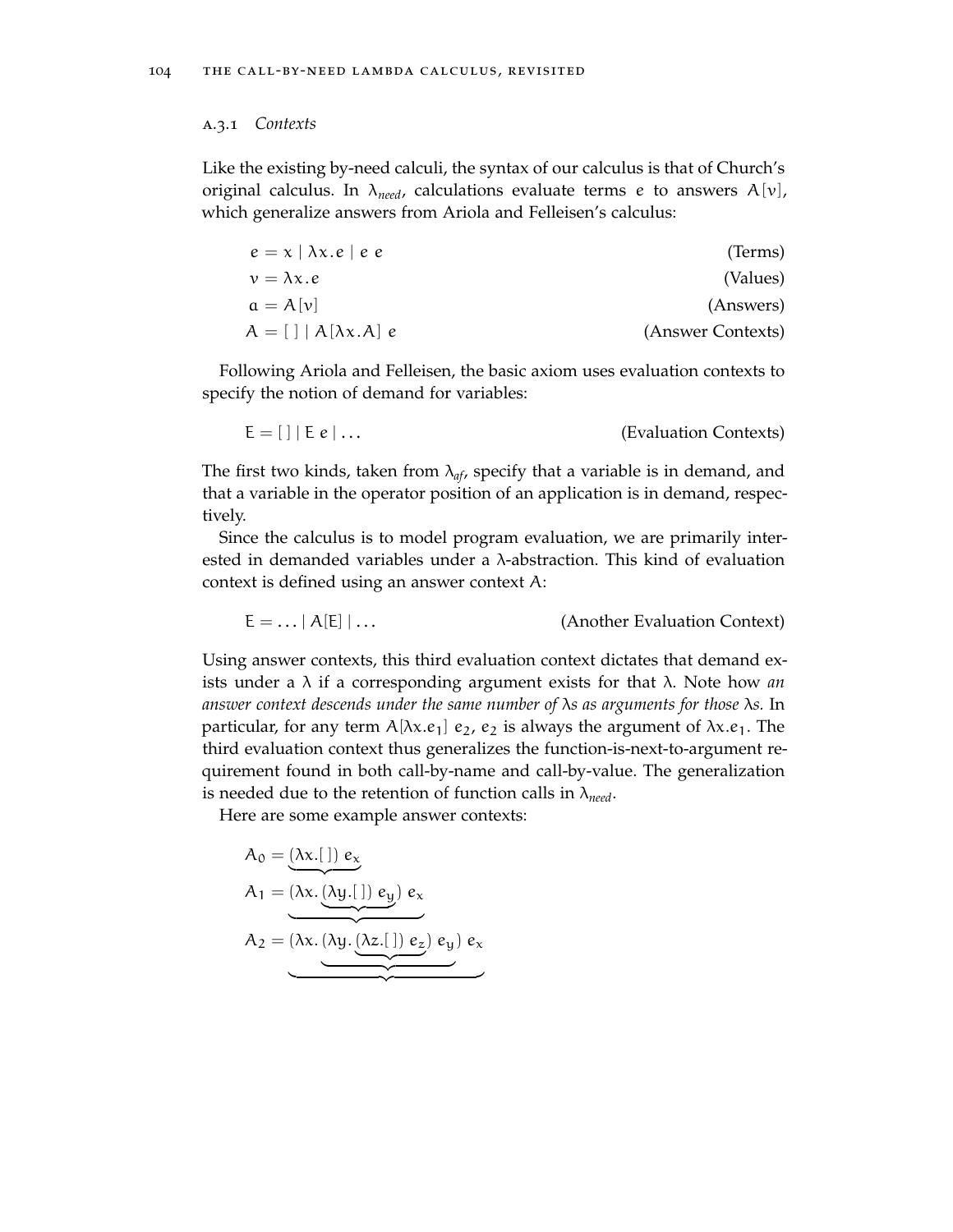### A.3.1 *Contexts*

Like the existing by-need calculi, the syntax of our calculus is that of Church's original calculus. In $\lambda_{need}$, calculations evaluate terms $e$ to answers $A[v]$, which generalize answers from Ariola and Felleisen's calculus:

$$
\begin{aligned}
e &= x \mid \lambda x.e \mid e\ e && \text{(Terms)}\\
v &= \lambda x.e && \text{(Values)}\\
a &= A[v] && \text{(Answers)}\\
A &= [\,] \mid A[\lambda x.A]\ e && \text{(Answer Contexts)}
\end{aligned}
$$

Following Ariola and Felleisen, the basic axiom uses evaluation contexts to specify the notion of demand for variables:

$$
E = [\,] \mid E\ e \mid \ldots \qquad \text{(Evaluation Contexts)}
$$

The first two kinds, taken from $\lambda_{af}$, specify that a variable is in demand, and that a variable in the operator position of an application is in demand, respectively.

Since the calculus is to model program evaluation, we are primarily interested in demanded variables under a $\lambda$-abstraction. This kind of evaluation context is defined using an answer context $A$:

$$
E = \ldots \mid A[E] \mid \ldots \qquad \text{(Another Evaluation Context)}
$$

Using answer contexts, this third evaluation context dictates that demand exists under a $\lambda$ if a corresponding argument exists for that $\lambda$. Note how *an answer context descends under the same number of $\lambda$s as arguments for those $\lambda$s.* In particular, for any term $A[\lambda x.e_1]\ e_2$, $e_2$ is always the argument of $\lambda x.e_1$. The third evaluation context thus generalizes the function-is-next-to-argument requirement found in both call-by-name and call-by-value. The generalization is needed due to the retention of function calls in $\lambda_{need}$.

Here are some example answer contexts:

$$
\begin{aligned}
A_0 &= \underbrace{(\lambda x.[\,])\ e_x}\\
A_1 &= \underbrace{(\lambda x.\,\underbrace{(\lambda y.[\,])\ e_y})\ e_x}\\
A_2 &= \underbrace{(\lambda x.\,\underbrace{(\lambda y.\,\underbrace{(\lambda z.[\,])\ e_z})\ e_y})\ e_x}
\end{aligned}
$$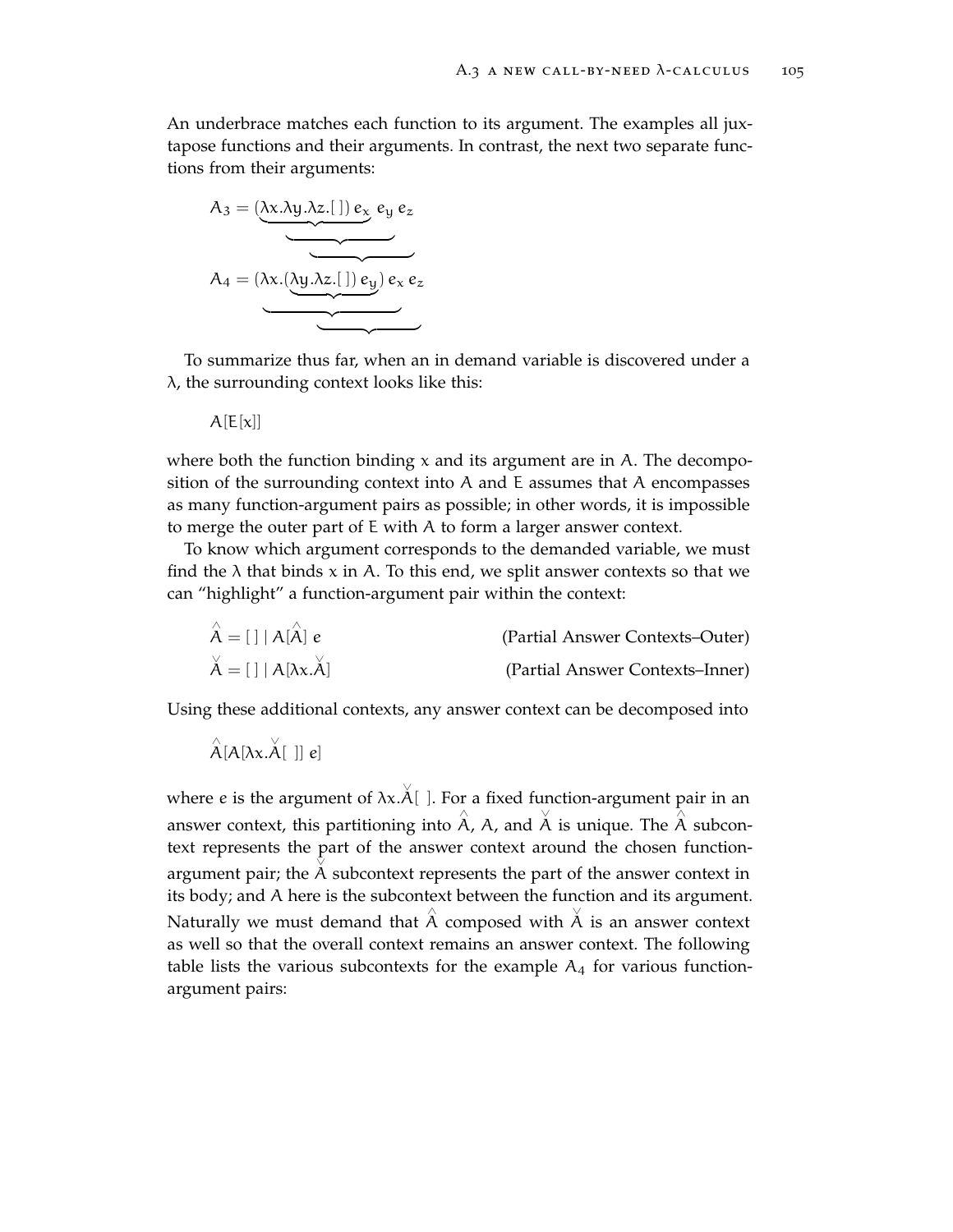An underbrace matches each function to its argument. The examples all juxtapose functions and their arguments. In contrast, the next two separate functions from their arguments:

$$A_3 = (\lambda x.\lambda y.\lambda z.[\,])\, e_x\; e_y\; e_z$$

$$A_4 = (\lambda x.(\lambda y.\lambda z.[\,])\, e_y)\, e_x\; e_z$$

To summarize thus far, when an in demand variable is discovered under a $\lambda$, the surrounding context looks like this:

$$A[E[x]]$$

where both the function binding $x$ and its argument are in $A$. The decomposition of the surrounding context into $A$ and $E$ assumes that $A$ encompasses as many function-argument pairs as possible; in other words, it is impossible to merge the outer part of $E$ with $A$ to form a larger answer context.

To know which argument corresponds to the demanded variable, we must find the $\lambda$ that binds $x$ in $A$. To this end, we split answer contexts so that we can "highlight" a function-argument pair within the context:

$$\hat{A} = [\,] \mid A[\hat{A}]\; e \qquad \text{(Partial Answer Contexts–Outer)}$$

$$\check{A} = [\,] \mid A[\lambda x.\check{A}] \qquad \text{(Partial Answer Contexts–Inner)}$$

Using these additional contexts, any answer context can be decomposed into

$$\hat{A}[A[\lambda x.\check{A}[\;]]\; e]$$

where $e$ is the argument of $\lambda x.\check{A}[\;]$. For a fixed function-argument pair in an answer context, this partitioning into $\hat{A}$, $A$, and $\check{A}$ is unique. The $\hat{A}$ subcontext represents the part of the answer context around the chosen function-argument pair; the $\check{A}$ subcontext represents the part of the answer context in its body; and $A$ here is the subcontext between the function and its argument. Naturally we must demand that $\hat{A}$ composed with $\check{A}$ is an answer context as well so that the overall context remains an answer context. The following table lists the various subcontexts for the example $A_4$ for various function-argument pairs: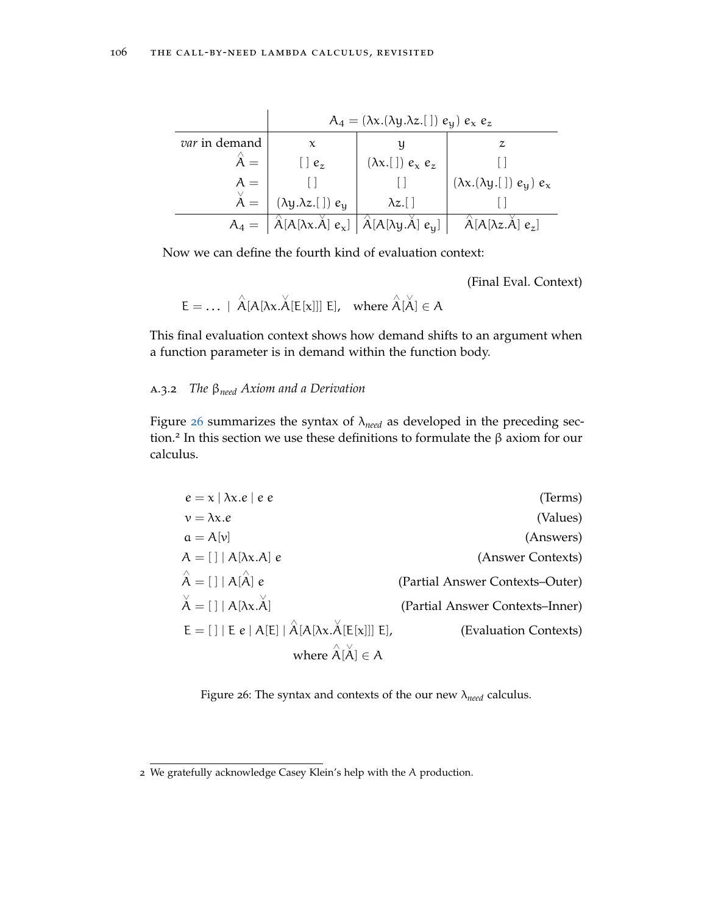| | $A_4 = (\lambda x.(\lambda y.\lambda z.[\,])\ e_y)\ e_x\ e_z$ | | |
|---|---|---|---|
| *var* in demand | $x$ | $y$ | $z$ |
| $\hat{A} =$ | $[\,]\ e_z$ | $(\lambda x.[\,])\ e_x\ e_z$ | $[\,]$ |
| $A =$ | $[\,]$ | $[\,]$ | $(\lambda x.(\lambda y.[\,])\ e_y)\ e_x$ |
| $\check{A} =$ | $(\lambda y.\lambda z.[\,])\ e_y$ | $\lambda z.[\,]$ | $[\,]$ |
| $A_4 =$ | $\hat{A}[A[\lambda x.\check{A}]\ e_x]$ | $\hat{A}[A[\lambda y.\check{A}]\ e_y]$ | $\hat{A}[A[\lambda z.\check{A}]\ e_z]$ |

Now we can define the fourth kind of evaluation context:

(Final Eval. Context)

$$E = \ldots \ | \ \hat{A}[A[\lambda x.\check{A}[E[x]]]\ E], \quad \text{where } \hat{A}[\check{A}] \in A$$

This final evaluation context shows how demand shifts to an argument when a function parameter is in demand within the function body.

### A.3.2 *The $\beta_{need}$ Axiom and a Derivation*

Figure 26 summarizes the syntax of $\lambda_{need}$ as developed in the preceding section.[2] In this section we use these definitions to formulate the $\beta$ axiom for our calculus.

$$e = x \mid \lambda x.e \mid e\ e \qquad \text{(Terms)}$$

$$v = \lambda x.e \qquad \text{(Values)}$$

$$a = A[v] \qquad \text{(Answers)}$$

$$A = [\,] \mid A[\lambda x.A]\ e \qquad \text{(Answer Contexts)}$$

$$\hat{A} = [\,] \mid A[\hat{A}]\ e \qquad \text{(Partial Answer Contexts–Outer)}$$

$$\check{A} = [\,] \mid A[\lambda x.\check{A}] \qquad \text{(Partial Answer Contexts–Inner)}$$

$$E = [\,] \mid E\ e \mid A[E] \mid \hat{A}[A[\lambda x.\check{A}[E[x]]]\ E], \quad \text{where } \hat{A}[\check{A}] \in A \qquad \text{(Evaluation Contexts)}$$

Figure 26: The syntax and contexts of the our new $\lambda_{need}$ calculus.

2 We gratefully acknowledge Casey Klein's help with the $A$ production.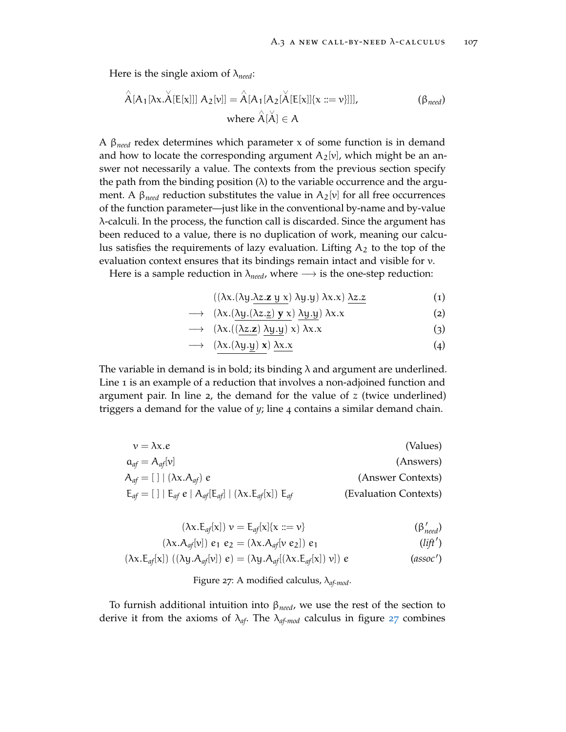Here is the single axiom of $\lambda_{need}$:

$$\hat{A}[A_1[\lambda x.\check{A}[E[x]]]\ A_2[v]] = \hat{A}[A_1[A_2[\check{A}[E[x]]\{x ::= v\}]]], \qquad (\beta_{need})$$
$$\text{where } \hat{A}[\check{A}] \in A$$

A $\beta_{need}$ redex determines which parameter $x$ of some function is in demand and how to locate the corresponding argument $A_2[v]$, which might be an answer not necessarily a value. The contexts from the previous section specify the path from the binding position ($\lambda$) to the variable occurrence and the argument. A $\beta_{need}$ reduction substitutes the value in $A_2[v]$ for all free occurrences of the function parameter—just like in the conventional by-name and by-value $\lambda$-calculi. In the process, the function call is discarded. Since the argument has been reduced to a value, there is no duplication of work, meaning our calculus satisfies the requirements of lazy evaluation. Lifting $A_2$ to the top of the evaluation context ensures that its bindings remain intact and visible for $v$.

Here is a sample reduction in $\lambda_{need}$, where $\longrightarrow$ is the one-step reduction:

$$
\begin{aligned}
& ((\lambda x.(\lambda y.\underline{\lambda z.\mathbf{z}\ y\ x})\ \lambda y.y)\ \lambda x.x)\ \underline{\lambda z.z} && (1)\\
\longrightarrow\ & (\lambda x.(\underline{\lambda y}.(\lambda z.\underline{\underline{z}})\ \mathbf{y}\ x)\ \underline{\lambda y.y})\ \lambda x.x && (2)\\
\longrightarrow\ & (\lambda x.((\underline{\lambda z.\mathbf{z}})\ \underline{\lambda y.y})\ x)\ \lambda x.x && (3)\\
\longrightarrow\ & \underline{(\lambda x.(\lambda y.\underline{y})\ \mathbf{x})}\ \underline{\lambda x.x} && (4)
\end{aligned}
$$

The variable in demand is in bold; its binding $\lambda$ and argument are underlined. Line 1 is an example of a reduction that involves a non-adjoined function and argument pair. In line 2, the demand for the value of $z$ (twice underlined) triggers a demand for the value of $y$; line 4 contains a similar demand chain.

$$
\begin{aligned}
v &= \lambda x.e && \text{(Values)}\\
a_{af} &= A_{af}[v] && \text{(Answers)}\\
A_{af} &= [\,]\ |\ (\lambda x.A_{af})\ e && \text{(Answer Contexts)}\\
E_{af} &= [\,]\ |\ E_{af}\ e\ |\ A_{af}[E_{af}]\ |\ (\lambda x.E_{af}[x])\ E_{af} && \text{(Evaluation Contexts)}
\end{aligned}
$$

$$
\begin{aligned}
(\lambda x.E_{af}[x])\ v &= E_{af}[x]\{x ::= v\} && (\beta'_{need})\\
(\lambda x.A_{af}[v])\ e_1\ e_2 &= (\lambda x.A_{af}[v\ e_2])\ e_1 && (\mathit{lift}')\\
(\lambda x.E_{af}[x])\ ((\lambda y.A_{af}[v])\ e) &= (\lambda y.A_{af}[(\lambda x.E_{af}[x])\ v])\ e && (\mathit{assoc}')
\end{aligned}
$$

Figure 27: A modified calculus, $\lambda_{af\text{-}mod}$.

To furnish additional intuition into $\beta_{need}$, we use the rest of the section to derive it from the axioms of $\lambda_{af}$. The $\lambda_{af\text{-}mod}$ calculus in figure 27 combines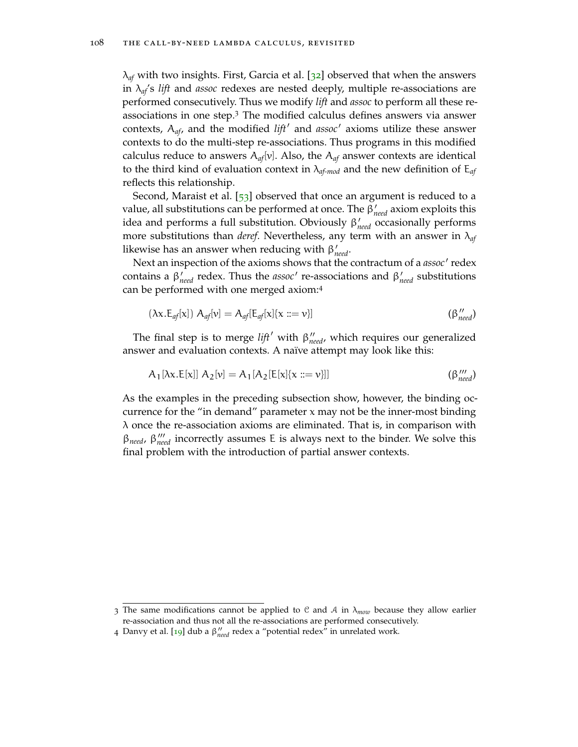$\lambda_{af}$ with two insights. First, Garcia et al. [32] observed that when the answers in $\lambda_{af}$'s *lift* and *assoc* redexes are nested deeply, multiple re-associations are performed consecutively. Thus we modify *lift* and *assoc* to perform all these re-associations in one step.[3] The modified calculus defines answers via answer contexts, $A_{af}$, and the modified *lift*$'$ and *assoc*$'$ axioms utilize these answer contexts to do the multi-step re-associations. Thus programs in this modified calculus reduce to answers $A_{af}[v]$. Also, the $A_{af}$ answer contexts are identical to the third kind of evaluation context in $\lambda_{af\text{-}mod}$ and the new definition of $E_{af}$ reflects this relationship.

Second, Maraist et al. [53] observed that once an argument is reduced to a value, all substitutions can be performed at once. The $\beta'_{need}$ axiom exploits this idea and performs a full substitution. Obviously $\beta'_{need}$ occasionally performs more substitutions than *deref*. Nevertheless, any term with an answer in $\lambda_{af}$ likewise has an answer when reducing with $\beta'_{need}$.

Next an inspection of the axioms shows that the contractum of a *assoc*$'$ redex contains a $\beta'_{need}$ redex. Thus the *assoc*$'$ re-associations and $\beta'_{need}$ substitutions can be performed with one merged axiom:[4]

$$(\lambda x.E_{af}[x])\ A_{af}[v] = A_{af}[E_{af}[x]\{x ::= v\}] \qquad (\beta''_{need})$$

The final step is to merge *lift*$'$ with $\beta''_{need}$, which requires our generalized answer and evaluation contexts. A naïve attempt may look like this:

$$A_1[\lambda x.E[x]]\ A_2[v] = A_1[A_2[E[x]\{x ::= v\}]] \qquad (\beta'''_{need})$$

As the examples in the preceding subsection show, however, the binding occurrence for the "in demand" parameter $x$ may not be the inner-most binding $\lambda$ once the re-association axioms are eliminated. That is, in comparison with $\beta_{need}$, $\beta'''_{need}$ incorrectly assumes $E$ is always next to the binder. We solve this final problem with the introduction of partial answer contexts.

---

3 The same modifications cannot be applied to $\mathcal{C}$ and $\mathcal{A}$ in $\lambda_{mow}$ because they allow earlier re-association and thus not all the re-associations are performed consecutively.

4 Danvy et al. [19] dub a $\beta''_{need}$ redex a "potential redex" in unrelated work.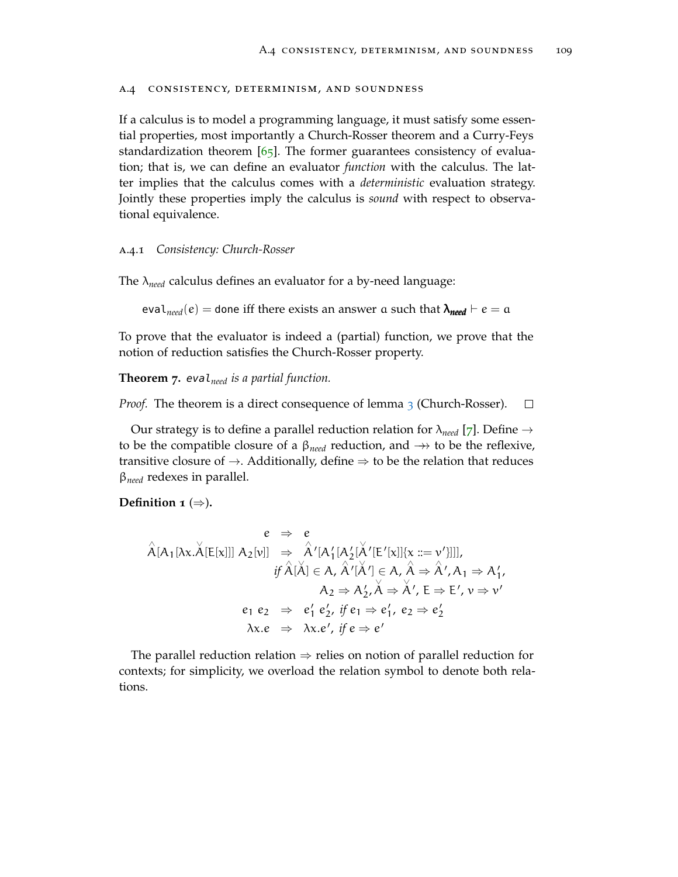## A.4 Consistency, Determinism, and Soundness

If a calculus is to model a programming language, it must satisfy some essential properties, most importantly a Church-Rosser theorem and a Curry-Feys standardization theorem [65]. The former guarantees consistency of evaluation; that is, we can define an evaluator *function* with the calculus. The latter implies that the calculus comes with a *deterministic* evaluation strategy. Jointly these properties imply the calculus is *sound* with respect to observational equivalence.

### A.4.1 *Consistency: Church-Rosser*

The $\lambda_{need}$ calculus defines an evaluator for a by-need language:

$$\mathtt{eval}_{need}(e) = \mathtt{done} \text{ iff there exists an answer } a \text{ such that } \boldsymbol{\lambda_{need}} \vdash e = a$$

To prove that the evaluator is indeed a (partial) function, we prove that the notion of reduction satisfies the Church-Rosser property.

**Theorem 7.** *$\mathtt{eval}_{need}$ is a partial function.*

*Proof.* The theorem is a direct consequence of lemma 3 (Church-Rosser). □

Our strategy is to define a parallel reduction relation for $\lambda_{need}$ [7]. Define $\rightarrow$ to be the compatible closure of a $\beta_{need}$ reduction, and $\twoheadrightarrow$ to be the reflexive, transitive closure of $\rightarrow$. Additionally, define $\Rightarrow$ to be the relation that reduces $\beta_{need}$ redexes in parallel.

**Definition 1** ($\Rightarrow$).

$$
\begin{array}{rcl}
e & \Rightarrow & e \\
\hat{A}[A_1[\lambda x.\check{A}[E[x]]]\ A_2[v]] & \Rightarrow & \hat{A}'[A_1'[A_2'[\check{A}'[E'[x]]\{x ::= v'\}]]], \\
& & \textit{if } \hat{A}[\check{A}] \in A,\ \hat{A}'[\check{A}'] \in A,\ \hat{A} \Rightarrow \hat{A}', A_1 \Rightarrow A_1', \\
& & A_2 \Rightarrow A_2', \check{A} \Rightarrow \check{A}',\ E \Rightarrow E',\ v \Rightarrow v' \\
e_1\ e_2 & \Rightarrow & e_1'\ e_2',\ \textit{if } e_1 \Rightarrow e_1',\ e_2 \Rightarrow e_2' \\
\lambda x.e & \Rightarrow & \lambda x.e',\ \textit{if } e \Rightarrow e'
\end{array}
$$

The parallel reduction relation $\Rightarrow$ relies on notion of parallel reduction for contexts; for simplicity, we overload the relation symbol to denote both relations.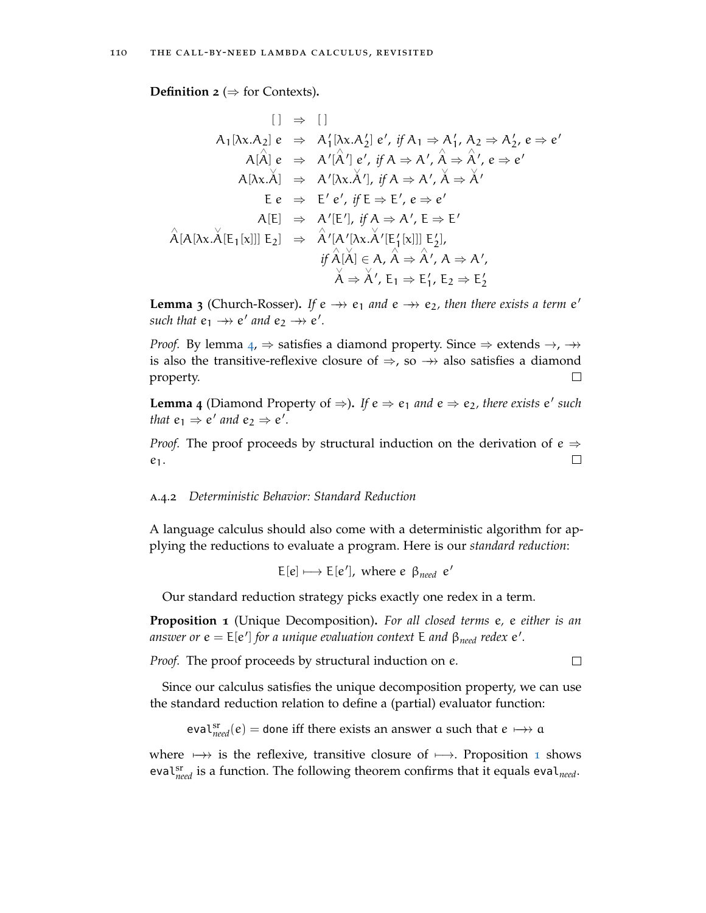**Definition 2** (⇒ for Contexts)**.**

$$
\begin{array}{rcl}
[\,] & \Rightarrow & [\,] \\
A_1[\lambda x.A_2]\ e & \Rightarrow & A_1'[\lambda x.A_2']\ e',\ \textit{if}\ A_1 \Rightarrow A_1',\ A_2 \Rightarrow A_2',\ e \Rightarrow e' \\
A[\hat{A}]\ e & \Rightarrow & A'[\hat{A}']\ e',\ \textit{if}\ A \Rightarrow A',\ \hat{A} \Rightarrow \hat{A}',\ e \Rightarrow e' \\
A[\lambda x.\check{A}] & \Rightarrow & A'[\lambda x.\check{A}'],\ \textit{if}\ A \Rightarrow A',\ \check{A} \Rightarrow \check{A}' \\
E\ e & \Rightarrow & E'\ e',\ \textit{if}\ E \Rightarrow E',\ e \Rightarrow e' \\
A[E] & \Rightarrow & A'[E'],\ \textit{if}\ A \Rightarrow A',\ E \Rightarrow E' \\
\hat{A}[A[\lambda x.\check{A}[E_1[x]]]\ E_2] & \Rightarrow & \hat{A}'[A'[\lambda x.\check{A}'[E_1'[x]]]\ E_2'], \\
 & & \textit{if}\ \hat{A}[\check{A}] \in A,\ \hat{A} \Rightarrow \hat{A}',\ A \Rightarrow A', \\
 & & \quad \check{A} \Rightarrow \check{A}',\ E_1 \Rightarrow E_1',\ E_2 \Rightarrow E_2'
\end{array}
$$

**Lemma 3** (Church-Rosser)**.** *If $e \twoheadrightarrow e_1$ and $e \twoheadrightarrow e_2$, then there exists a term $e'$ such that $e_1 \twoheadrightarrow e'$ and $e_2 \twoheadrightarrow e'$.*

*Proof.* By lemma 4, ⇒ satisfies a diamond property. Since ⇒ extends →, ↠ is also the transitive-reflexive closure of ⇒, so ↠ also satisfies a diamond property. □

**Lemma 4** (Diamond Property of ⇒)**.** *If $e \Rightarrow e_1$ and $e \Rightarrow e_2$, there exists $e'$ such that $e_1 \Rightarrow e'$ and $e_2 \Rightarrow e'$.*

*Proof.* The proof proceeds by structural induction on the derivation of $e \Rightarrow e_1$. □

### A.4.2 *Deterministic Behavior: Standard Reduction*

A language calculus should also come with a deterministic algorithm for applying the reductions to evaluate a program. Here is our *standard reduction*:

$$E[e] \longmapsto E[e'],\ \text{where}\ e\ \beta_{need}\ e'$$

Our standard reduction strategy picks exactly one redex in a term.

**Proposition 1** (Unique Decomposition)**.** *For all closed terms $e$, $e$ either is an answer or $e = E[e']$ for a unique evaluation context $E$ and $\beta_{need}$ redex $e'$.*

*Proof.* The proof proceeds by structural induction on $e$. □

Since our calculus satisfies the unique decomposition property, we can use the standard reduction relation to define a (partial) evaluator function:

$$\mathtt{eval}^{sr}_{need}(e) = \mathtt{done}\ \text{iff there exists an answer}\ a\ \text{such that}\ e \longmapsto\!\!\!\!\!\rightarrow a$$

where $\longmapsto\!\!\!\!\!\rightarrow$ is the reflexive, transitive closure of $\longmapsto$. Proposition 1 shows $\mathtt{eval}^{sr}_{need}$ is a function. The following theorem confirms that it equals $\mathtt{eval}_{need}$.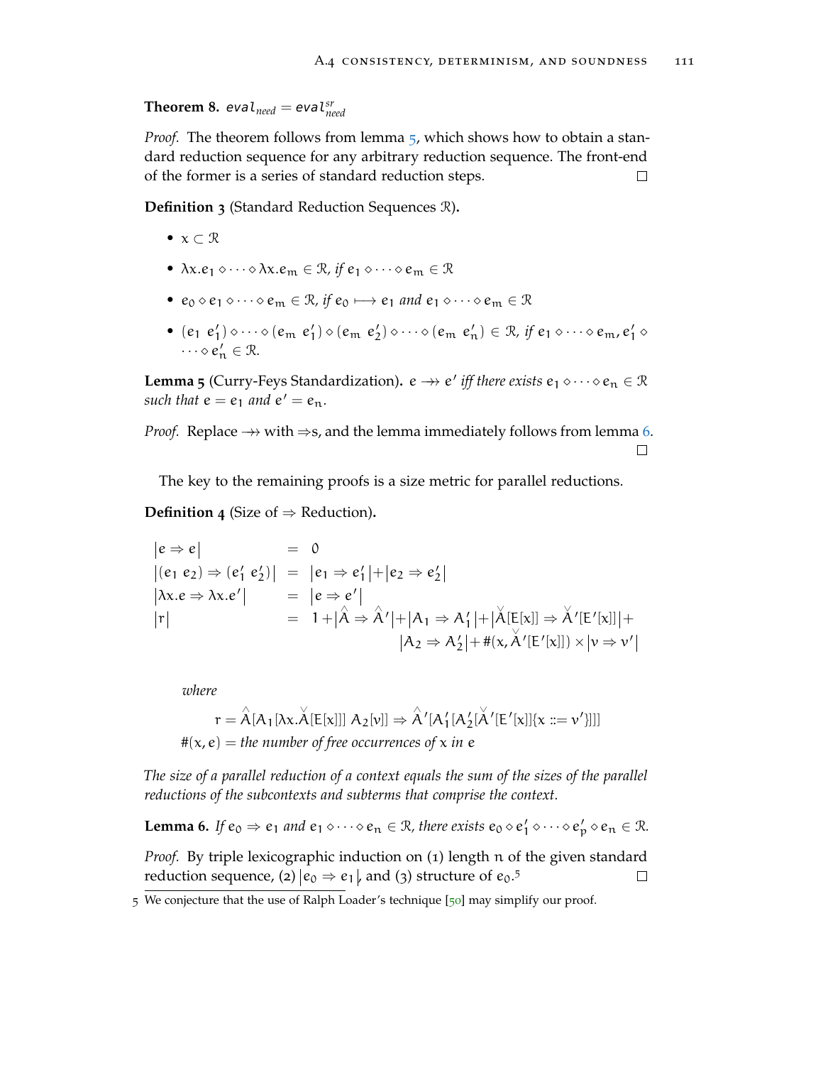**Theorem 8.** $eval_{need} = eval^{sr}_{need}$

*Proof.* The theorem follows from lemma 5, which shows how to obtain a standard reduction sequence for any arbitrary reduction sequence. The front-end of the former is a series of standard reduction steps. □

**Definition 3** (Standard Reduction Sequences $\mathcal{R}$)**.**

- $x \subset \mathcal{R}$
- $\lambda x.e_1 \diamond \cdots \diamond \lambda x.e_m \in \mathcal{R}$, *if* $e_1 \diamond \cdots \diamond e_m \in \mathcal{R}$
- $e_0 \diamond e_1 \diamond \cdots \diamond e_m \in \mathcal{R}$, *if* $e_0 \longmapsto e_1$ *and* $e_1 \diamond \cdots \diamond e_m \in \mathcal{R}$
- $(e_1\ e_1') \diamond \cdots \diamond (e_m\ e_1') \diamond (e_m\ e_2') \diamond \cdots \diamond (e_m\ e_n') \in \mathcal{R}$, *if* $e_1 \diamond \cdots \diamond e_m, e_1' \diamond \cdots \diamond e_n' \in \mathcal{R}$.

**Lemma 5** (Curry-Feys Standardization)**.** $e \twoheadrightarrow e'$ *iff there exists* $e_1 \diamond \cdots \diamond e_n \in \mathcal{R}$ *such that* $e = e_1$ *and* $e' = e_n$.

*Proof.* Replace $\twoheadrightarrow$ with $\Rightarrow$s, and the lemma immediately follows from lemma 6. □

The key to the remaining proofs is a size metric for parallel reductions.

**Definition 4** (Size of $\Rightarrow$ Reduction)**.**

$$
\begin{aligned}
|e \Rightarrow e| &= 0 \\
|(e_1\ e_2) \Rightarrow (e_1'\ e_2')| &= |e_1 \Rightarrow e_1'| + |e_2 \Rightarrow e_2'| \\
|\lambda x.e \Rightarrow \lambda x.e'| &= |e \Rightarrow e'| \\
|r| &= 1 + |\hat{A} \Rightarrow \hat{A}'| + |A_1 \Rightarrow A_1'| + |\check{A}[E[x]] \Rightarrow \check{A}'[E'[x]]| + \\
&\qquad |A_2 \Rightarrow A_2'| + \#(x, \check{A}'[E'[x]]) \times |v \Rightarrow v'|
\end{aligned}
$$

*where*

$$
\begin{aligned}
r &= \hat{A}[A_1[\lambda x.\check{A}[E[x]]]\ A_2[v]] \Rightarrow \hat{A}'[A_1'[A_2'[\check{A}'[E'[x]]\{x ::= v'\}]]] \\
\#(x, e) &= \text{the number of free occurrences of } x \text{ in } e
\end{aligned}
$$

*The size of a parallel reduction of a context equals the sum of the sizes of the parallel reductions of the subcontexts and subterms that comprise the context.*

**Lemma 6.** *If* $e_0 \Rightarrow e_1$ *and* $e_1 \diamond \cdots \diamond e_n \in \mathcal{R}$, *there exists* $e_0 \diamond e_1' \diamond \cdots \diamond e_p' \diamond e_n \in \mathcal{R}$.

*Proof.* By triple lexicographic induction on (1) length $n$ of the given standard reduction sequence, (2) $|e_0 \Rightarrow e_1|$, and (3) structure of $e_0$.[5] □

[5] We conjecture that the use of Ralph Loader's technique [50] may simplify our proof.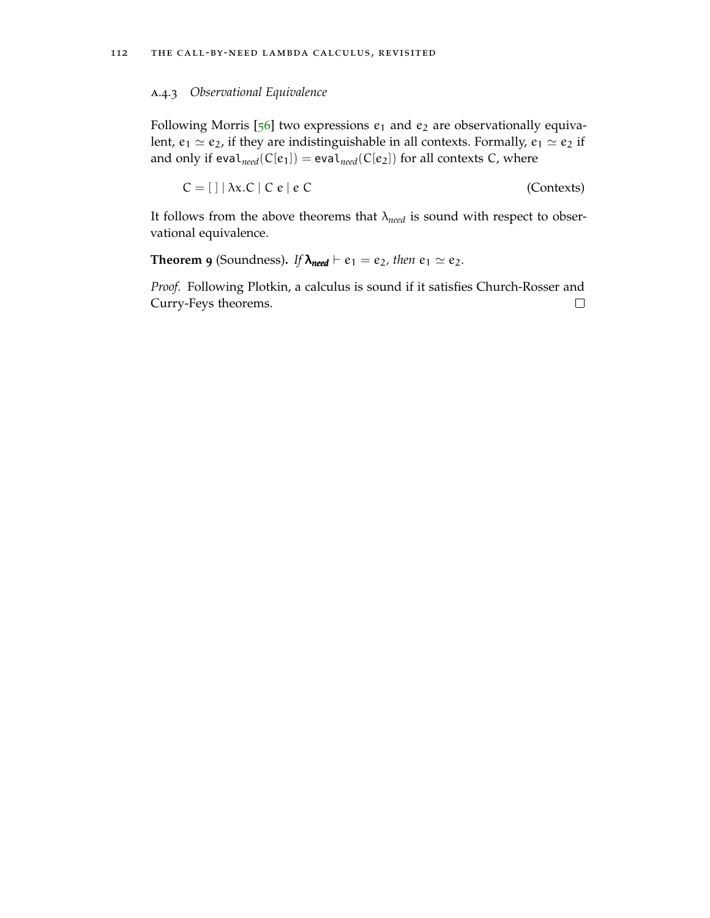### A.4.3 *Observational Equivalence*

Following Morris [56] two expressions $e_1$ and $e_2$ are observationally equivalent, $e_1 \simeq e_2$, if they are indistinguishable in all contexts. Formally, $e_1 \simeq e_2$ if and only if $\mathtt{eval}_{need}(C[e_1]) = \mathtt{eval}_{need}(C[e_2])$ for all contexts $C$, where

$$C = [\,] \mid \lambda x.C \mid C\ e \mid e\ C \qquad \text{(Contexts)}$$

It follows from the above theorems that $\lambda_{need}$ is sound with respect to observational equivalence.

**Theorem 9** (Soundness)**.** *If* $\boldsymbol{\lambda_{need}} \vdash e_1 = e_2$*, then* $e_1 \simeq e_2$*.*

*Proof.* Following Plotkin, a calculus is sound if it satisfies Church-Rosser and Curry-Feys theorems. □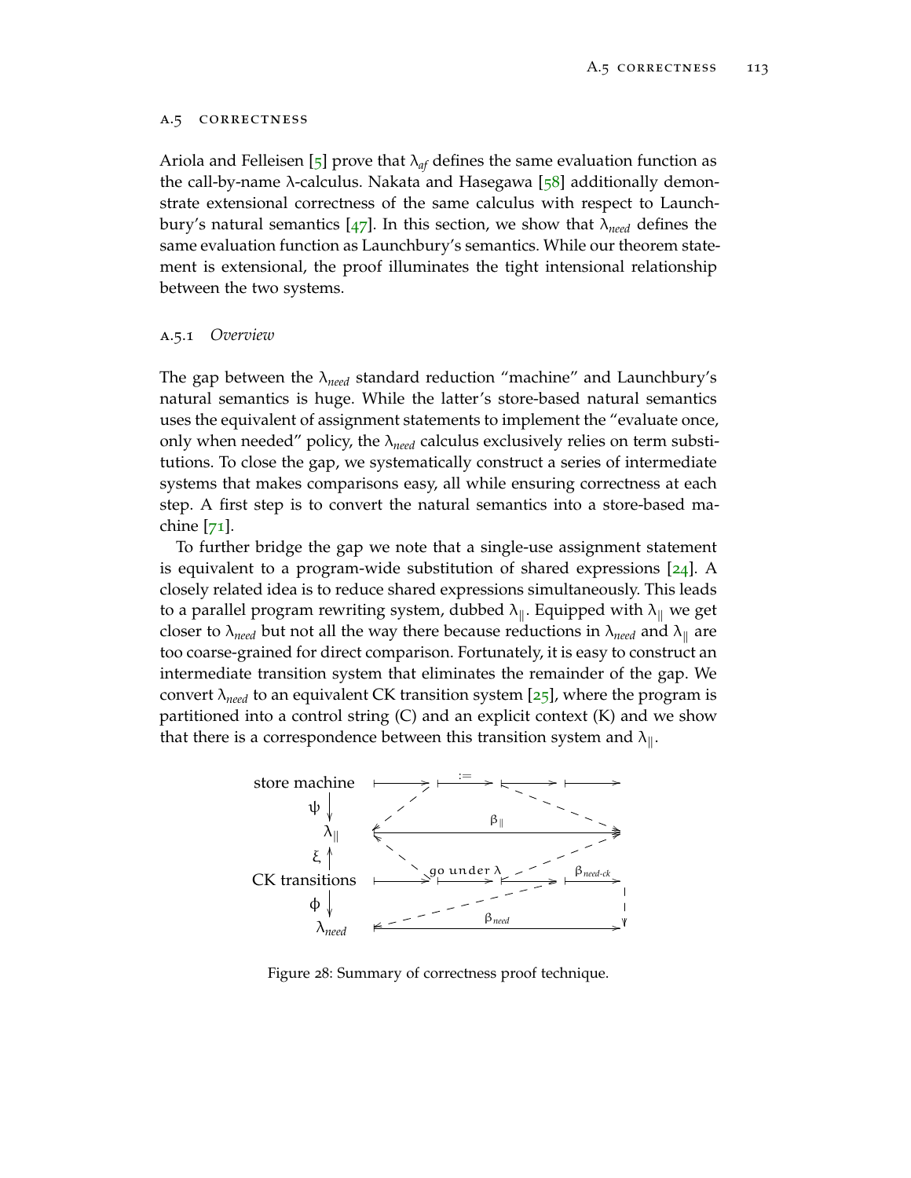## A.5 Correctness

Ariola and Felleisen [5] prove that $\lambda_{af}$ defines the same evaluation function as the call-by-name $\lambda$-calculus. Nakata and Hasegawa [58] additionally demonstrate extensional correctness of the same calculus with respect to Launchbury's natural semantics [47]. In this section, we show that $\lambda_{need}$ defines the same evaluation function as Launchbury's semantics. While our theorem statement is extensional, the proof illuminates the tight intensional relationship between the two systems.

### A.5.1 *Overview*

The gap between the $\lambda_{need}$ standard reduction "machine" and Launchbury's natural semantics is huge. While the latter's store-based natural semantics uses the equivalent of assignment statements to implement the "evaluate once, only when needed" policy, the $\lambda_{need}$ calculus exclusively relies on term substitutions. To close the gap, we systematically construct a series of intermediate systems that makes comparisons easy, all while ensuring correctness at each step. A first step is to convert the natural semantics into a store-based machine [71].

To further bridge the gap we note that a single-use assignment statement is equivalent to a program-wide substitution of shared expressions [24]. A closely related idea is to reduce shared expressions simultaneously. This leads to a parallel program rewriting system, dubbed $\lambda_{\parallel}$. Equipped with $\lambda_{\parallel}$ we get closer to $\lambda_{need}$ but not all the way there because reductions in $\lambda_{need}$ and $\lambda_{\parallel}$ are too coarse-grained for direct comparison. Fortunately, it is easy to construct an intermediate transition system that eliminates the remainder of the gap. We convert $\lambda_{need}$ to an equivalent CK transition system [25], where the program is partitioned into a control string (C) and an explicit context (K) and we show that there is a correspondence between this transition system and $\lambda_{\parallel}$.

store machine

$\psi$

$\lambda_{\parallel}$

$\xi$

CK transitions

$\phi$

$\lambda_{need}$

:=

$\beta_{\parallel}$

go under $\lambda$

$\beta_{need\text{-}ck}$

$\beta_{need}$

Figure 28: Summary of correctness proof technique.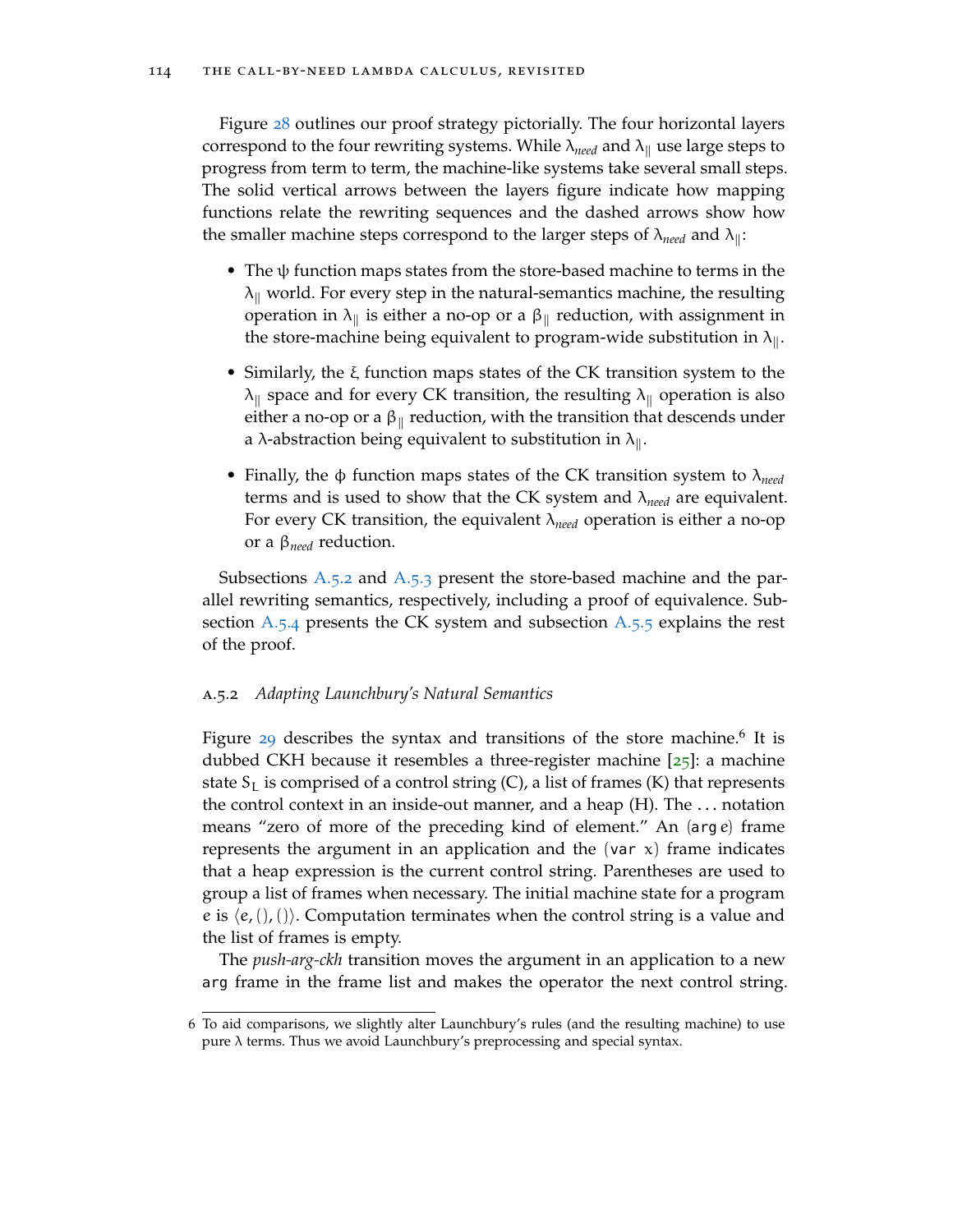Figure 28 outlines our proof strategy pictorially. The four horizontal layers correspond to the four rewriting systems. While $\lambda_{need}$ and $\lambda_{\parallel}$ use large steps to progress from term to term, the machine-like systems take several small steps. The solid vertical arrows between the layers figure indicate how mapping functions relate the rewriting sequences and the dashed arrows show how the smaller machine steps correspond to the larger steps of $\lambda_{need}$ and $\lambda_{\parallel}$:

- The $\psi$ function maps states from the store-based machine to terms in the $\lambda_{\parallel}$ world. For every step in the natural-semantics machine, the resulting operation in $\lambda_{\parallel}$ is either a no-op or a $\beta_{\parallel}$ reduction, with assignment in the store-machine being equivalent to program-wide substitution in $\lambda_{\parallel}$.
- Similarly, the $\xi$ function maps states of the CK transition system to the $\lambda_{\parallel}$ space and for every CK transition, the resulting $\lambda_{\parallel}$ operation is also either a no-op or a $\beta_{\parallel}$ reduction, with the transition that descends under a $\lambda$-abstraction being equivalent to substitution in $\lambda_{\parallel}$.
- Finally, the $\phi$ function maps states of the CK transition system to $\lambda_{need}$ terms and is used to show that the CK system and $\lambda_{need}$ are equivalent. For every CK transition, the equivalent $\lambda_{need}$ operation is either a no-op or a $\beta_{need}$ reduction.

Subsections A.5.2 and A.5.3 present the store-based machine and the parallel rewriting semantics, respectively, including a proof of equivalence. Subsection A.5.4 presents the CK system and subsection A.5.5 explains the rest of the proof.

### A.5.2 *Adapting Launchbury's Natural Semantics*

Figure 29 describes the syntax and transitions of the store machine.[6] It is dubbed CKH because it resembles a three-register machine [25]: a machine state $S_L$ is comprised of a control string (C), a list of frames (K) that represents the control context in an inside-out manner, and a heap (H). The ... notation means "zero of more of the preceding kind of element." An (`arg` $e$) frame represents the argument in an application and the (`var` $x$) frame indicates that a heap expression is the current control string. Parentheses are used to group a list of frames when necessary. The initial machine state for a program $e$ is $\langle e, (), () \rangle$. Computation terminates when the control string is a value and the list of frames is empty.

The *push-arg-ckh* transition moves the argument in an application to a new `arg` frame in the frame list and makes the operator the next control string.

6 To aid comparisons, we slightly alter Launchbury's rules (and the resulting machine) to use pure $\lambda$ terms. Thus we avoid Launchbury's preprocessing and special syntax.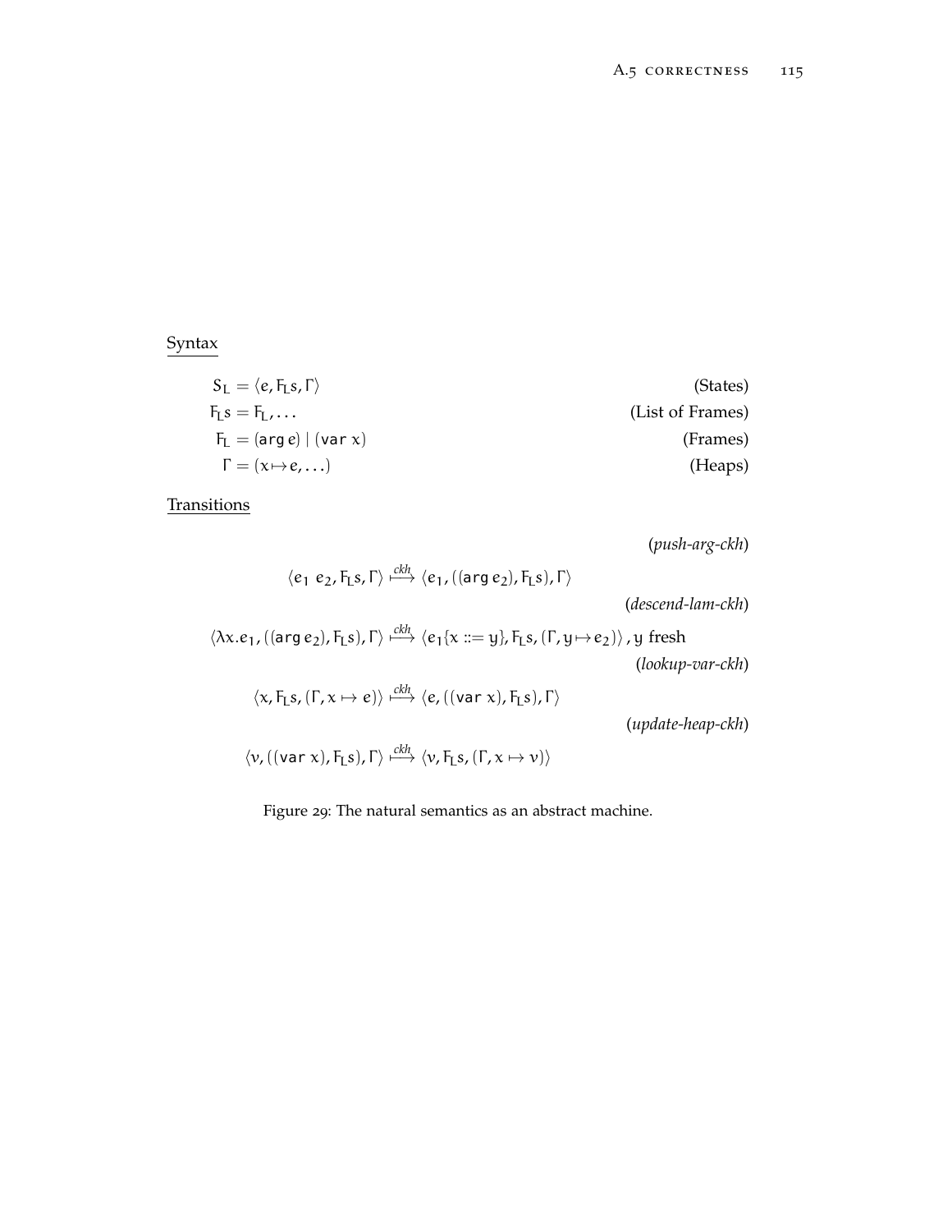Syntax

$$S_L = \langle e, F_L s, \Gamma \rangle \qquad \text{(States)}$$

$$F_L s = F_L, \ldots \qquad \text{(List of Frames)}$$

$$F_L = (\mathsf{arg}\, e) \mid (\mathsf{var}\ x) \qquad \text{(Frames)}$$

$$\Gamma = (x \mapsto e, \ldots) \qquad \text{(Heaps)}$$

Transitions

(*push-arg-ckh*)

$$\langle e_1\ e_2, F_L s, \Gamma \rangle \overset{ckh}{\longmapsto} \langle e_1, ((\mathsf{arg}\, e_2), F_L s), \Gamma \rangle$$

(*descend-lam-ckh*)

$$\langle \lambda x.e_1, ((\mathsf{arg}\, e_2), F_L s), \Gamma \rangle \overset{ckh}{\longmapsto} \langle e_1\{x ::= y\}, F_L s, (\Gamma, y \mapsto e_2) \rangle, y \text{ fresh}$$

(*lookup-var-ckh*)

$$\langle x, F_L s, (\Gamma, x \mapsto e) \rangle \overset{ckh}{\longmapsto} \langle e, ((\mathsf{var}\ x), F_L s), \Gamma \rangle$$

(*update-heap-ckh*)

$$\langle v, ((\mathsf{var}\ x), F_L s), \Gamma \rangle \overset{ckh}{\longmapsto} \langle v, F_L s, (\Gamma, x \mapsto v) \rangle$$

Figure 29: The natural semantics as an abstract machine.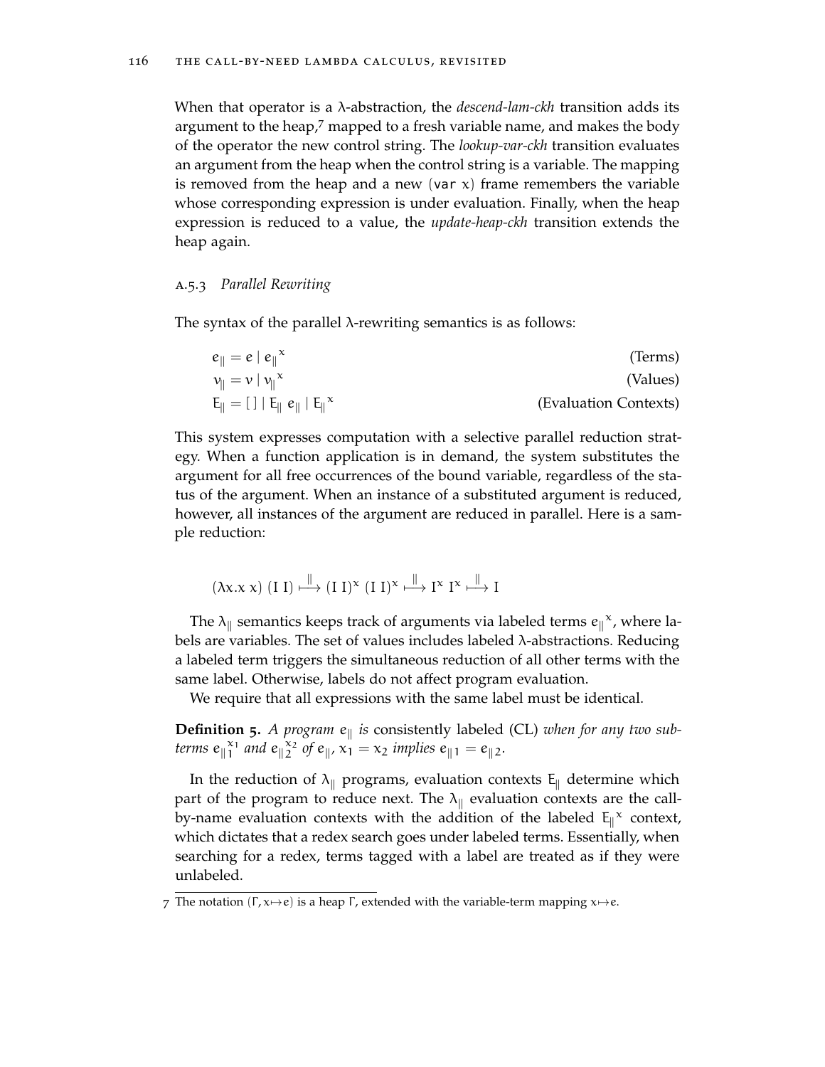When that operator is a λ-abstraction, the *descend-lam-ckh* transition adds its argument to the heap,[7] mapped to a fresh variable name, and makes the body of the operator the new control string. The *lookup-var-ckh* transition evaluates an argument from the heap when the control string is a variable. The mapping is removed from the heap and a new (`var x`) frame remembers the variable whose corresponding expression is under evaluation. Finally, when the heap expression is reduced to a value, the *update-heap-ckh* transition extends the heap again.

### A.5.3 *Parallel Rewriting*

The syntax of the parallel λ-rewriting semantics is as follows:

$$e_{\|} = e \mid {e_{\|}}^{x} \qquad \text{(Terms)}$$

$$v_{\|} = v \mid {v_{\|}}^{x} \qquad \text{(Values)}$$

$$E_{\|} = [\,] \mid E_{\|}\; e_{\|} \mid {E_{\|}}^{x} \qquad \text{(Evaluation Contexts)}$$

This system expresses computation with a selective parallel reduction strategy. When a function application is in demand, the system substitutes the argument for all free occurrences of the bound variable, regardless of the status of the argument. When an instance of a substituted argument is reduced, however, all instances of the argument are reduced in parallel. Here is a sample reduction:

$$(\lambda x.x\ x)\ (I\ I) \overset{\|}{\longmapsto} (I\ I)^{x}\ (I\ I)^{x} \overset{\|}{\longmapsto} I^{x}\ I^{x} \overset{\|}{\longmapsto} I$$

The $\lambda_{\|}$ semantics keeps track of arguments via labeled terms ${e_{\|}}^{x}$, where labels are variables. The set of values includes labeled λ-abstractions. Reducing a labeled term triggers the simultaneous reduction of all other terms with the same label. Otherwise, labels do not affect program evaluation.

We require that all expressions with the same label must be identical.

**Definition 5.** *A program* $e_{\|}$ *is* consistently labeled (CL) *when for any two subterms* ${e_{\|}}_{1}^{x_1}$ *and* ${e_{\|}}_{2}^{x_2}$ *of* $e_{\|}$, $x_1 = x_2$ *implies* $e_{\|1} = e_{\|2}$.

In the reduction of $\lambda_{\|}$ programs, evaluation contexts $E_{\|}$ determine which part of the program to reduce next. The $\lambda_{\|}$ evaluation contexts are the call-by-name evaluation contexts with the addition of the labeled ${E_{\|}}^{x}$ context, which dictates that a redex search goes under labeled terms. Essentially, when searching for a redex, terms tagged with a label are treated as if they were unlabeled.

[7] The notation $(\Gamma, x \mapsto e)$ is a heap $\Gamma$, extended with the variable-term mapping $x \mapsto e$.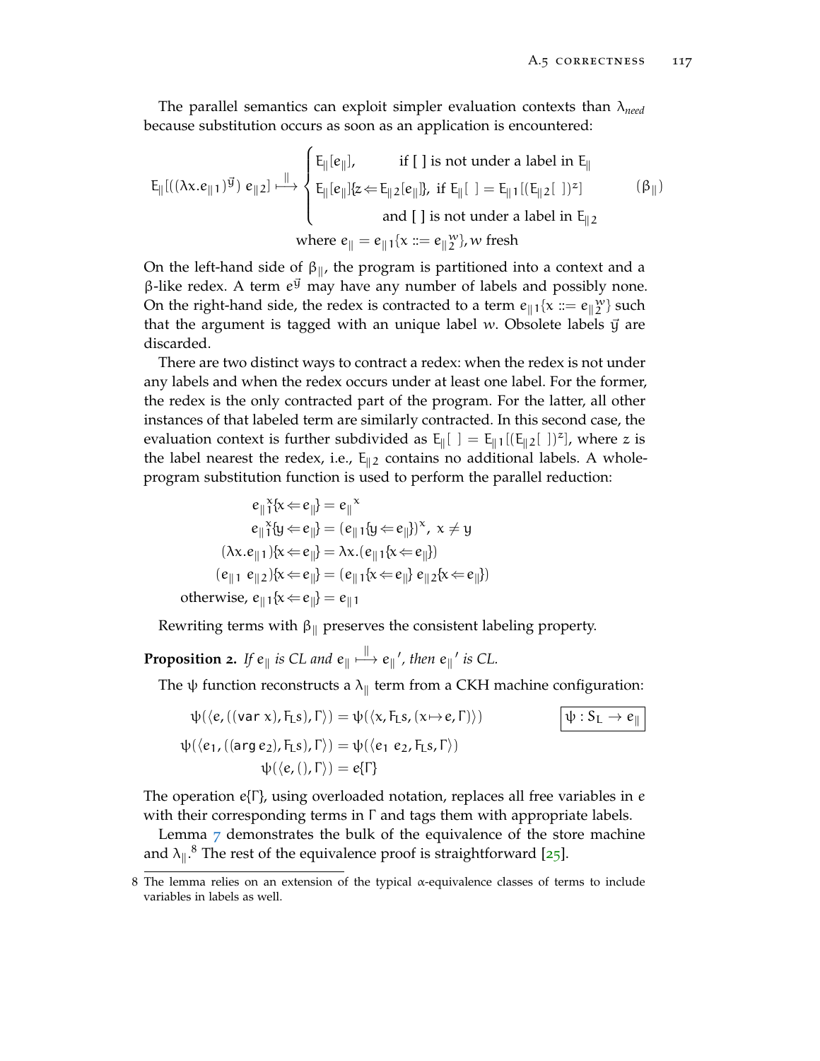The parallel semantics can exploit simpler evaluation contexts than $\lambda_{need}$ because substitution occurs as soon as an application is encountered:

$$
E_{\|}[((\lambda x.e_{\|1})^{\vec{y}}\ e_{\|2}] \overset{\|}{\longmapsto} \begin{cases} E_{\|}[e_{\|}], & \text{if [ ] is not under a label in } E_{\|} \\ E_{\|}[e_{\|}]\{z \Leftarrow E_{\|2}[e_{\|}]\}, & \text{if } E_{\|}[\ ] = E_{\|1}[(E_{\|2}[\ ])^{z}] \\ & \text{and [ ] is not under a label in } E_{\|2} \end{cases} \qquad (\beta_{\|})
$$
$$
\text{where } e_{\|} = e_{\|1}\{x ::= e_{\|2}^{\,w}\}, w \text{ fresh}
$$

On the left-hand side of $\beta_{\|}$, the program is partitioned into a context and a β-like redex. A term $e^{\vec{y}}$ may have any number of labels and possibly none. On the right-hand side, the redex is contracted to a term $e_{\|1}\{x ::= e_{\|2}^{\,w}\}$ such that the argument is tagged with an unique label $w$. Obsolete labels $\vec{y}$ are discarded.

There are two distinct ways to contract a redex: when the redex is not under any labels and when the redex occurs under at least one label. For the former, the redex is the only contracted part of the program. For the latter, all other instances of that labeled term are similarly contracted. In this second case, the evaluation context is further subdivided as $E_{\|}[\ ] = E_{\|1}[(E_{\|2}[\ ])^{z}]$, where $z$ is the label nearest the redex, i.e., $E_{\|2}$ contains no additional labels. A whole-program substitution function is used to perform the parallel reduction:

$$
\begin{aligned}
e_{\|1}^{\,x}\{x \Leftarrow e_{\|}\} &= e_{\|}^{\,x} \\
e_{\|1}^{\,x}\{y \Leftarrow e_{\|}\} &= (e_{\|1}\{y \Leftarrow e_{\|}\})^{x},\ x \neq y \\
(\lambda x.e_{\|1})\{x \Leftarrow e_{\|}\} &= \lambda x.(e_{\|1}\{x \Leftarrow e_{\|}\}) \\
(e_{\|1}\ e_{\|2})\{x \Leftarrow e_{\|}\} &= (e_{\|1}\{x \Leftarrow e_{\|}\}\ e_{\|2}\{x \Leftarrow e_{\|}\}) \\
\text{otherwise, } e_{\|1}\{x \Leftarrow e_{\|}\} &= e_{\|1}
\end{aligned}
$$

Rewriting terms with $\beta_{\|}$ preserves the consistent labeling property.

**Proposition 2.** *If $e_{\|}$ is CL and $e_{\|} \overset{\|}{\longmapsto} e_{\|}'$, then $e_{\|}'$ is CL.*

The $\psi$ function reconstructs a $\lambda_{\|}$ term from a CKH machine configuration:

$$
\boxed{\psi : S_L \to e_{\|}}
$$
$$
\begin{aligned}
\psi(\langle e, ((\mathsf{var}\ x), F_L s), \Gamma\rangle) &= \psi(\langle x, F_L s, (x \mapsto e, \Gamma)\rangle) \\
\psi(\langle e_1, ((\mathsf{arg}\ e_2), F_L s), \Gamma\rangle) &= \psi(\langle e_1\ e_2, F_L s, \Gamma\rangle) \\
\psi(\langle e, (), \Gamma\rangle) &= e\{\Gamma\}
\end{aligned}
$$

The operation $e\{\Gamma\}$, using overloaded notation, replaces all free variables in $e$ with their corresponding terms in $\Gamma$ and tags them with appropriate labels.

Lemma 7 demonstrates the bulk of the equivalence of the store machine and $\lambda_{\|}$.[8] The rest of the equivalence proof is straightforward [25].

8 The lemma relies on an extension of the typical α-equivalence classes of terms to include variables in labels as well.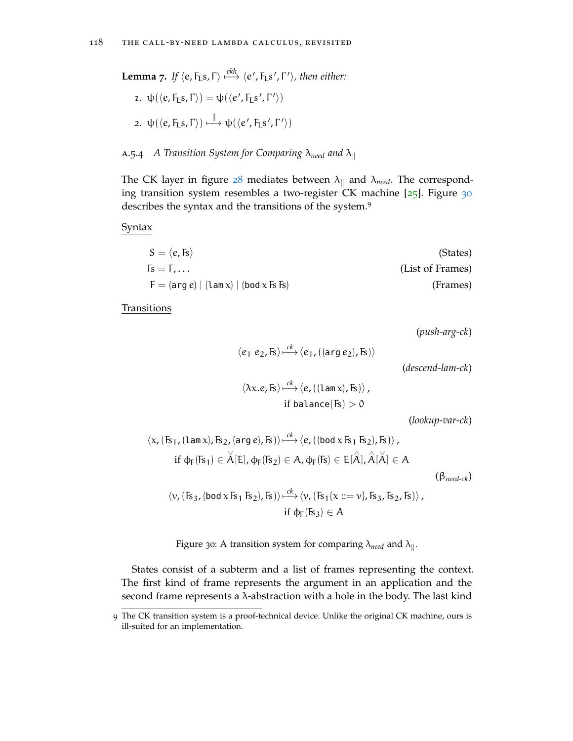**Lemma 7.** *If* $\langle e, F_L s, \Gamma\rangle \overset{ckh}{\longmapsto} \langle e', F_L s', \Gamma'\rangle$*, then either:*

1. $\psi(\langle e, F_L s, \Gamma\rangle) = \psi(\langle e', F_L s', \Gamma'\rangle)$
2. $\psi(\langle e, F_L s, \Gamma\rangle) \overset{\parallel}{\longmapsto} \psi(\langle e', F_L s', \Gamma'\rangle)$

### A.5.4 *A Transition System for Comparing $\lambda_{need}$ and $\lambda_{\parallel}$*

The CK layer in figure 28 mediates between $\lambda_{\parallel}$ and $\lambda_{need}$. The corresponding transition system resembles a two-register CK machine [25]. Figure 30 describes the syntax and the transitions of the system.[9]

Syntax

$$S = \langle e, Fs\rangle \qquad \text{(States)}$$

$$Fs = F, \ldots \qquad \text{(List of Frames)}$$

$$F = (\mathtt{arg}\ e) \mid (\mathtt{lam}\ x) \mid (\mathtt{bod}\ x\ Fs\ Fs) \qquad \text{(Frames)}$$

Transitions

(*push-arg-ck*)

$$\langle e_1\ e_2, Fs\rangle \overset{ck}{\longmapsto} \langle e_1, ((\mathtt{arg}\ e_2), Fs)\rangle$$

(*descend-lam-ck*)

$$\langle \lambda x.e, Fs\rangle \overset{ck}{\longmapsto} \langle e, ((\mathtt{lam}\ x), Fs)\rangle, \quad \text{if } \mathtt{balance}(Fs) > 0$$

(*lookup-var-ck*)

$$\langle x, (Fs_1, (\mathtt{lam}\ x), Fs_2, (\mathtt{arg}\ e), Fs)\rangle \overset{ck}{\longmapsto} \langle e, ((\mathtt{bod}\ x\ Fs_1\ Fs_2), Fs)\rangle,$$
$$\text{if } \phi_F(Fs_1) \in \check{A}[E], \phi_F(Fs_2) \in A, \phi_F(Fs) \in E[\hat{A}], \hat{A}[\check{A}] \in A$$

($\beta_{need\text{-}ck}$)

$$\langle v, (Fs_3, (\mathtt{bod}\ x\ Fs_1\ Fs_2), Fs)\rangle \overset{ck}{\longmapsto} \langle v, (Fs_1\{x ::= v\}, Fs_3, Fs_2, Fs)\rangle, \quad \text{if } \phi_F(Fs_3) \in A$$

Figure 30: A transition system for comparing $\lambda_{need}$ and $\lambda_{\parallel}$.

States consist of a subterm and a list of frames representing the context. The first kind of frame represents the argument in an application and the second frame represents a $\lambda$-abstraction with a hole in the body. The last kind

[9] The CK transition system is a proof-technical device. Unlike the original CK machine, ours is ill-suited for an implementation.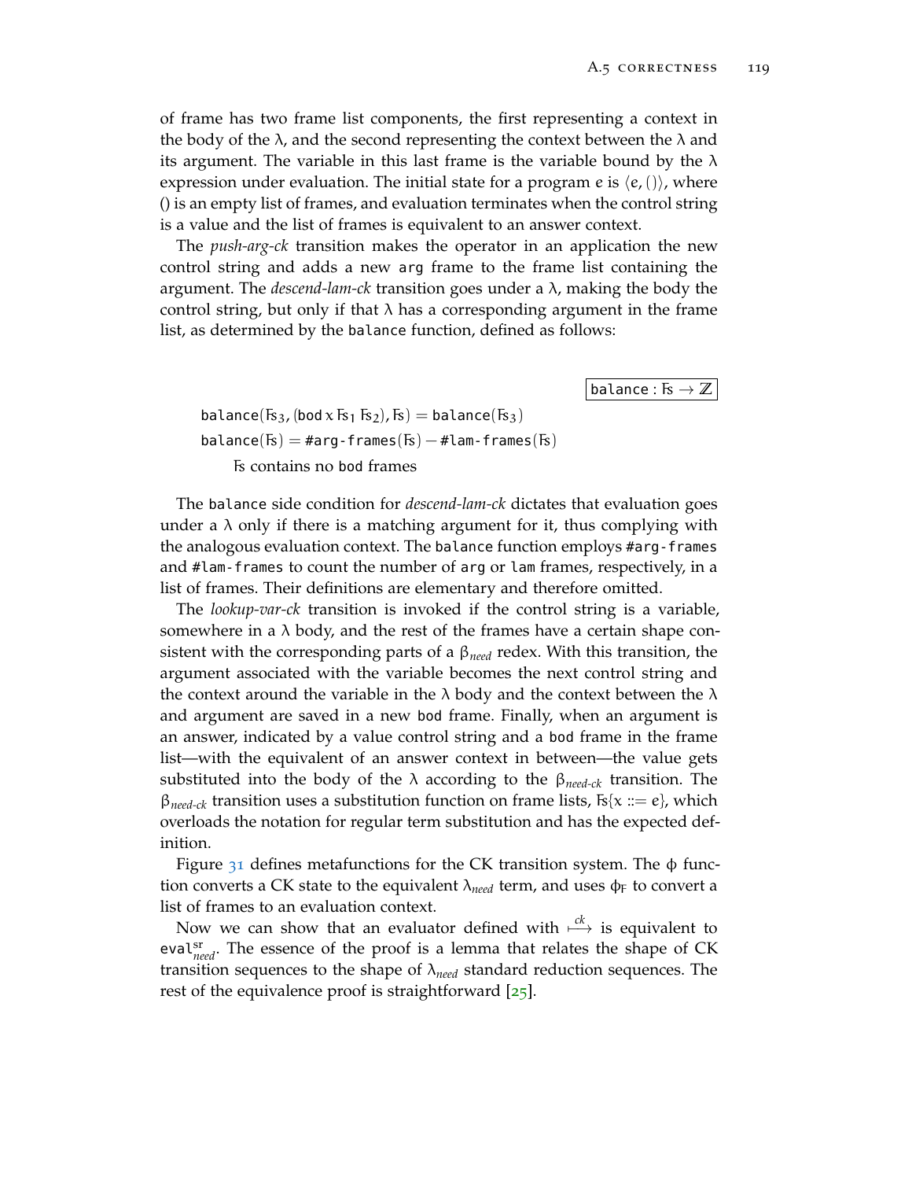of frame has two frame list components, the first representing a context in the body of the λ, and the second representing the context between the λ and its argument. The variable in this last frame is the variable bound by the λ expression under evaluation. The initial state for a program $e$ is $\langle e, () \rangle$, where () is an empty list of frames, and evaluation terminates when the control string is a value and the list of frames is equivalent to an answer context.

The *push-arg-ck* transition makes the operator in an application the new control string and adds a new `arg` frame to the frame list containing the argument. The *descend-lam-ck* transition goes under a λ, making the body the control string, but only if that λ has a corresponding argument in the frame list, as determined by the `balance` function, defined as follows:

$$\boxed{\mathtt{balance} : \mathbb{F}\mathrm{s} \to \mathbb{Z}}$$

$$\mathtt{balance}(\mathbb{F}\mathrm{s}_3, (\mathtt{bod}\; x\; \mathbb{F}\mathrm{s}_1\; \mathbb{F}\mathrm{s}_2), \mathbb{F}\mathrm{s}) = \mathtt{balance}(\mathbb{F}\mathrm{s}_3)$$

$$\mathtt{balance}(\mathbb{F}\mathrm{s}) = \mathtt{\#arg\text{-}frames}(\mathbb{F}\mathrm{s}) - \mathtt{\#lam\text{-}frames}(\mathbb{F}\mathrm{s})$$

$\quad\quad \mathbb{F}\mathrm{s}$ contains no `bod` frames

The `balance` side condition for *descend-lam-ck* dictates that evaluation goes under a λ only if there is a matching argument for it, thus complying with the analogous evaluation context. The `balance` function employs `#arg-frames` and `#lam-frames` to count the number of `arg` or `lam` frames, respectively, in a list of frames. Their definitions are elementary and therefore omitted.

The *lookup-var-ck* transition is invoked if the control string is a variable, somewhere in a λ body, and the rest of the frames have a certain shape consistent with the corresponding parts of a $\beta_{need}$ redex. With this transition, the argument associated with the variable becomes the next control string and the context around the variable in the λ body and the context between the λ and argument are saved in a new `bod` frame. Finally, when an argument is an answer, indicated by a value control string and a `bod` frame in the frame list—with the equivalent of an answer context in between—the value gets substituted into the body of the λ according to the $\beta_{need\text{-}ck}$ transition. The $\beta_{need\text{-}ck}$ transition uses a substitution function on frame lists, $\mathbb{F}\mathrm{s}\{x ::= e\}$, which overloads the notation for regular term substitution and has the expected definition.

Figure 31 defines metafunctions for the CK transition system. The $\phi$ function converts a CK state to the equivalent $\lambda_{need}$ term, and uses $\phi_F$ to convert a list of frames to an evaluation context.

Now we can show that an evaluator defined with $\overset{ck}{\longmapsto}$ is equivalent to $\mathtt{eval}^{sr}_{need}$. The essence of the proof is a lemma that relates the shape of CK transition sequences to the shape of $\lambda_{need}$ standard reduction sequences. The rest of the equivalence proof is straightforward [25].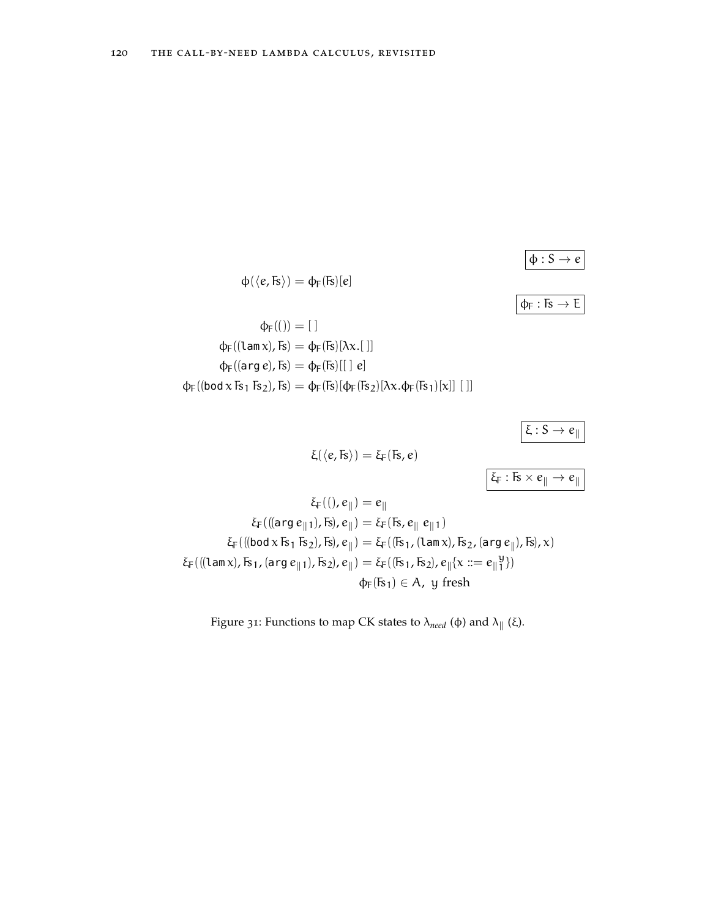$$\boxed{\phi : S \rightarrow e}$$

$$\phi(\langle e, \mathit{Fs}\rangle) = \phi_F(\mathit{Fs})[e]$$

$$\boxed{\phi_F : \mathit{Fs} \rightarrow E}$$

$$
\begin{aligned}
\phi_F(()) &= [\,] \\
\phi_F((\mathtt{lam}\, x), \mathit{Fs}) &= \phi_F(\mathit{Fs})[\lambda x.[\,]] \\
\phi_F((\mathtt{arg}\, e), \mathit{Fs}) &= \phi_F(\mathit{Fs})[[\,]\ e] \\
\phi_F((\mathtt{bod}\, x\, \mathit{Fs}_1\, \mathit{Fs}_2), \mathit{Fs}) &= \phi_F(\mathit{Fs})[\phi_F(\mathit{Fs}_2)[\lambda x.\phi_F(\mathit{Fs}_1)[x]]\ [\,]]
\end{aligned}
$$

$$\boxed{\xi : S \rightarrow e_{\|}}$$

$$\xi(\langle e, \mathit{Fs}\rangle) = \xi_F(\mathit{Fs}, e)$$

$$\boxed{\xi_F : \mathit{Fs} \times e_{\|} \rightarrow e_{\|}}$$

$$
\begin{aligned}
\xi_F((), e_{\|}) &= e_{\|} \\
\xi_F(((\mathtt{arg}\, e_{\|1}), \mathit{Fs}), e_{\|}) &= \xi_F(\mathit{Fs}, e_{\|}\ e_{\|1}) \\
\xi_F(((\mathtt{bod}\, x\, \mathit{Fs}_1\, \mathit{Fs}_2), \mathit{Fs}), e_{\|}) &= \xi_F((\mathit{Fs}_1, (\mathtt{lam}\, x), \mathit{Fs}_2, (\mathtt{arg}\, e_{\|}), \mathit{Fs}), x) \\
\xi_F(((\mathtt{lam}\, x), \mathit{Fs}_1, (\mathtt{arg}\, e_{\|1}), \mathit{Fs}_2), e_{\|}) &= \xi_F((\mathit{Fs}_1, \mathit{Fs}_2), e_{\|}\{x ::= e_{\|1}^{\,y}\}) \\
&\qquad \phi_F(\mathit{Fs}_1) \in A,\ y \text{ fresh}
\end{aligned}
$$

Figure 31: Functions to map CK states to $\lambda_{need}$ ($\phi$) and $\lambda_{\|}$ ($\xi$).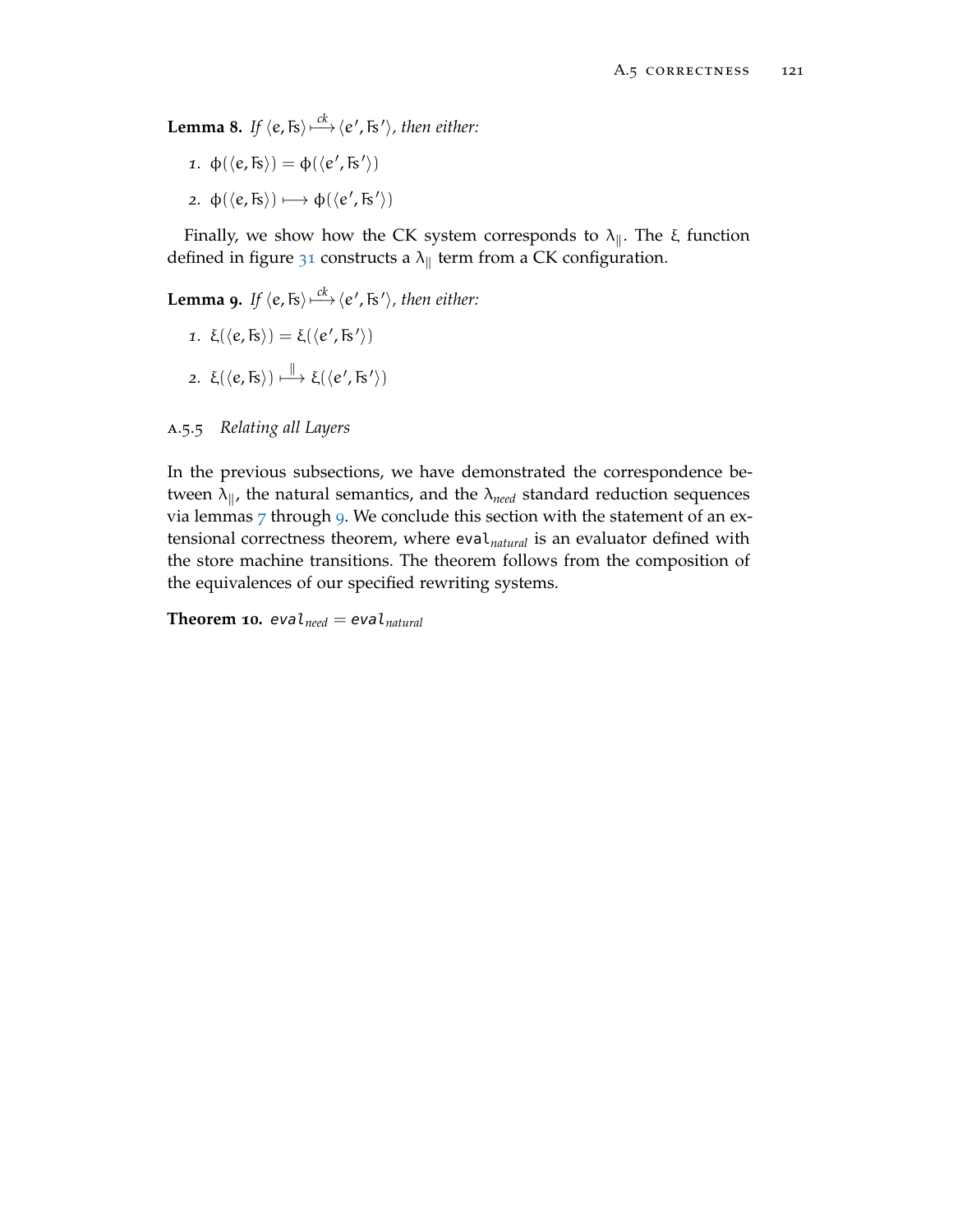**Lemma 8.** *If* $\langle e, \text{Fs} \rangle \overset{ck}{\longmapsto} \langle e', \text{Fs}' \rangle$*, then either:*

1. $\phi(\langle e, \text{Fs} \rangle) = \phi(\langle e', \text{Fs}' \rangle)$
2. $\phi(\langle e, \text{Fs} \rangle) \longmapsto \phi(\langle e', \text{Fs}' \rangle)$

Finally, we show how the CK system corresponds to $\lambda_{\parallel}$. The $\xi$ function defined in figure 31 constructs a $\lambda_{\parallel}$ term from a CK configuration.

**Lemma 9.** *If* $\langle e, \text{Fs} \rangle \overset{ck}{\longmapsto} \langle e', \text{Fs}' \rangle$*, then either:*

1. $\xi(\langle e, \text{Fs} \rangle) = \xi(\langle e', \text{Fs}' \rangle)$
2. $\xi(\langle e, \text{Fs} \rangle) \overset{\parallel}{\longmapsto} \xi(\langle e', \text{Fs}' \rangle)$

### A.5.5 *Relating all Layers*

In the previous subsections, we have demonstrated the correspondence between $\lambda_{\parallel}$, the natural semantics, and the $\lambda_{need}$ standard reduction sequences via lemmas 7 through 9. We conclude this section with the statement of an extensional correctness theorem, where $\texttt{eval}_{natural}$ is an evaluator defined with the store machine transitions. The theorem follows from the composition of the equivalences of our specified rewriting systems.

**Theorem 10.** $\texttt{eval}_{need} = \texttt{eval}_{natural}$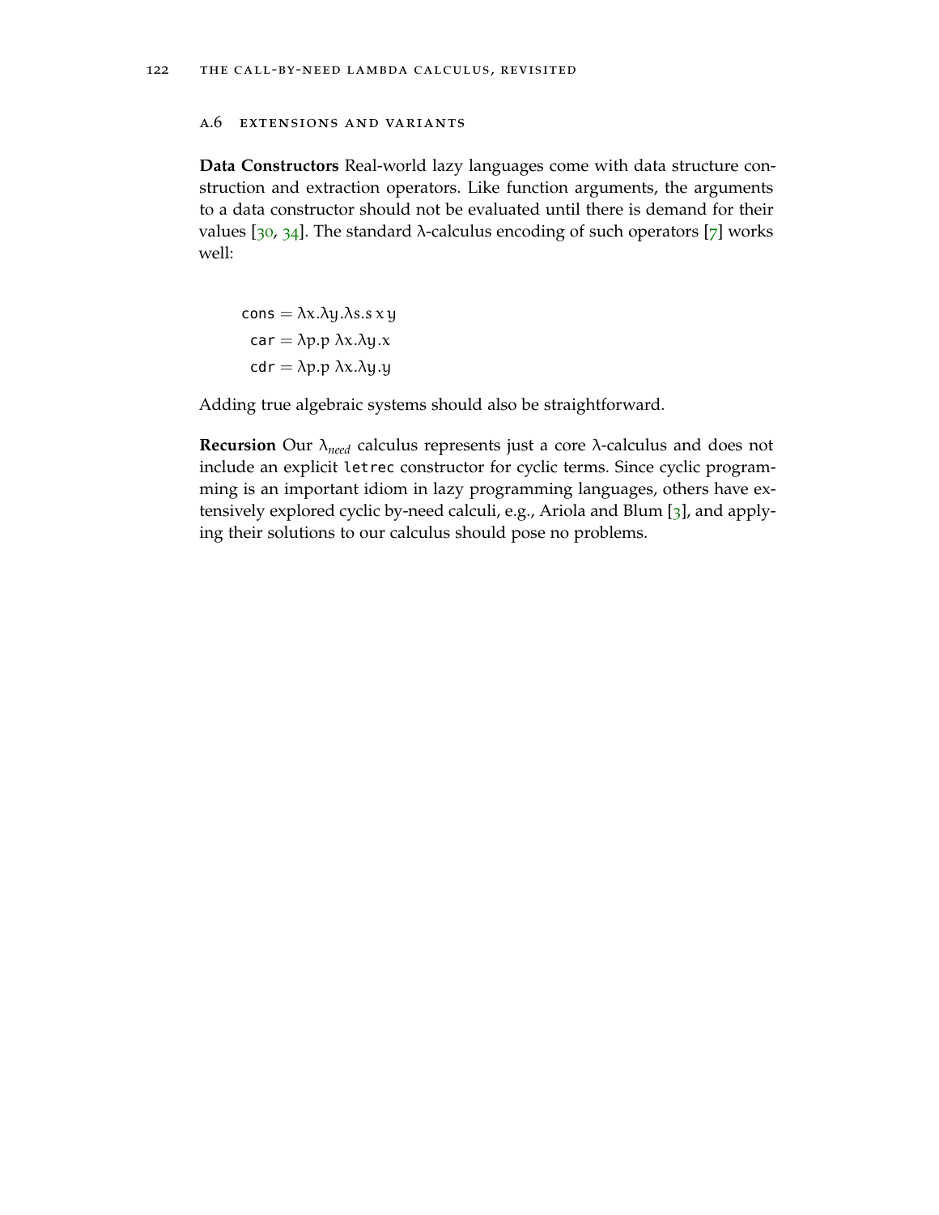## A.6 Extensions and Variants

**Data Constructors** Real-world lazy languages come with data structure construction and extraction operators. Like function arguments, the arguments to a data constructor should not be evaluated until there is demand for their values [30, 34]. The standard λ-calculus encoding of such operators [7] works well:

$$\begin{aligned}
\texttt{cons} &= \lambda x.\lambda y.\lambda s.s\; x\; y \\
\texttt{car} &= \lambda p.p\; \lambda x.\lambda y.x \\
\texttt{cdr} &= \lambda p.p\; \lambda x.\lambda y.y
\end{aligned}$$

Adding true algebraic systems should also be straightforward.

**Recursion** Our $\lambda_{need}$ calculus represents just a core λ-calculus and does not include an explicit `letrec` constructor for cyclic terms. Since cyclic programming is an important idiom in lazy programming languages, others have extensively explored cyclic by-need calculi, e.g., Ariola and Blum [3], and applying their solutions to our calculus should pose no problems.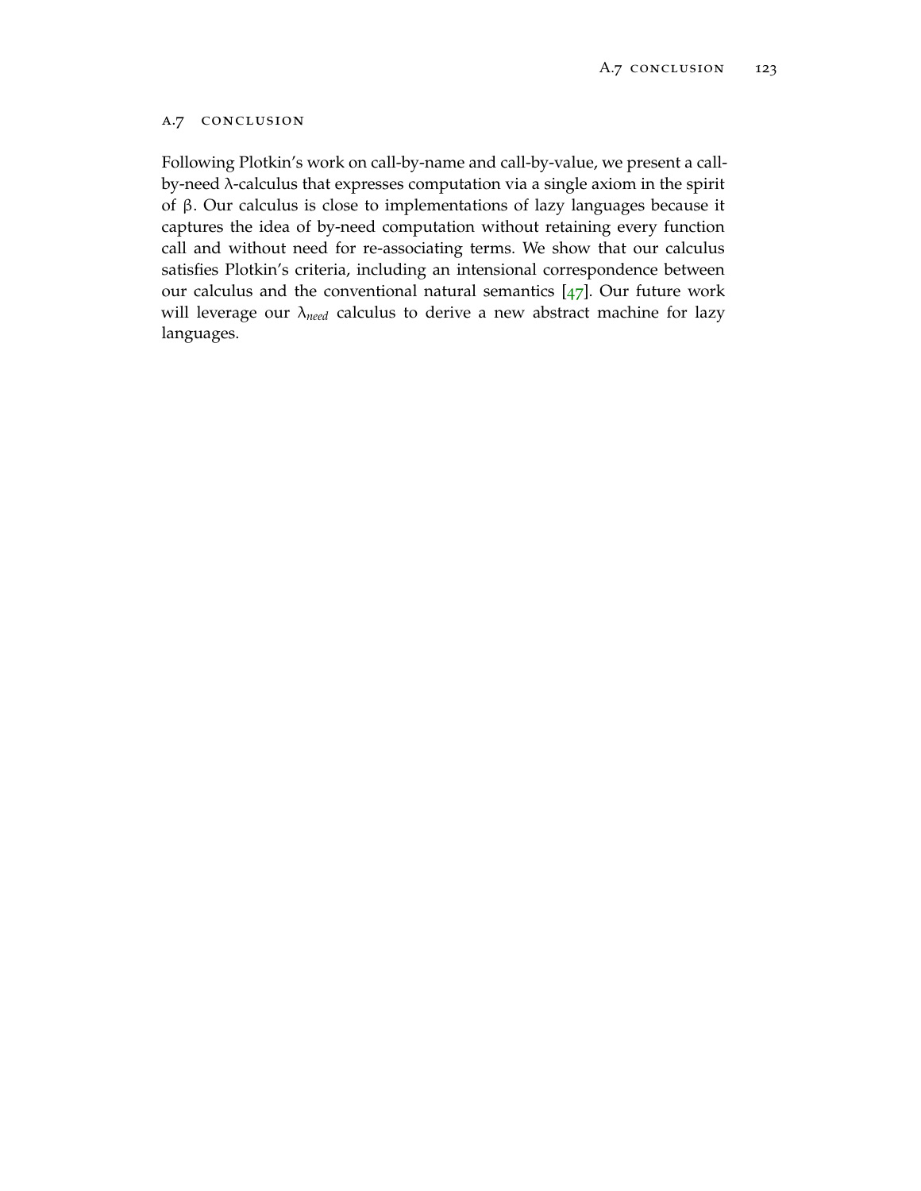## A.7 Conclusion

Following Plotkin's work on call-by-name and call-by-value, we present a call-by-need $\lambda$-calculus that expresses computation via a single axiom in the spirit of $\beta$. Our calculus is close to implementations of lazy languages because it captures the idea of by-need computation without retaining every function call and without need for re-associating terms. We show that our calculus satisfies Plotkin's criteria, including an intensional correspondence between our calculus and the conventional natural semantics [47]. Our future work will leverage our $\lambda_{need}$ calculus to derive a new abstract machine for lazy languages.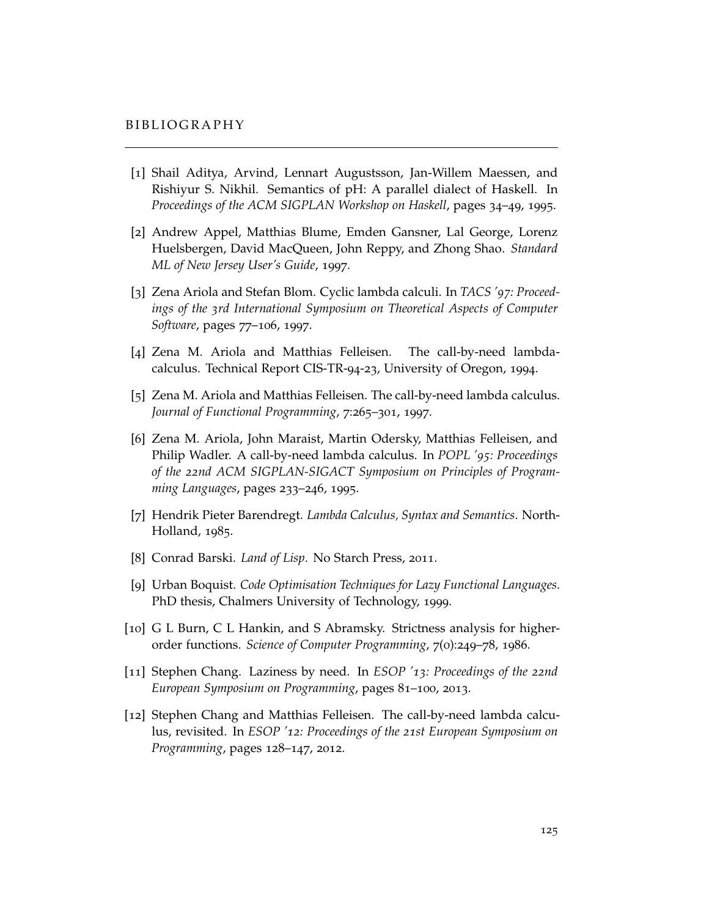# BIBLIOGRAPHY

[1] Shail Aditya, Arvind, Lennart Augustsson, Jan-Willem Maessen, and Rishiyur S. Nikhil. Semantics of pH: A parallel dialect of Haskell. In *Proceedings of the ACM SIGPLAN Workshop on Haskell*, pages 34–49, 1995.

[2] Andrew Appel, Matthias Blume, Emden Gansner, Lal George, Lorenz Huelsbergen, David MacQueen, John Reppy, and Zhong Shao. *Standard ML of New Jersey User's Guide*, 1997.

[3] Zena Ariola and Stefan Blom. Cyclic lambda calculi. In *TACS '97: Proceedings of the 3rd International Symposium on Theoretical Aspects of Computer Software*, pages 77–106, 1997.

[4] Zena M. Ariola and Matthias Felleisen. The call-by-need lambda-calculus. Technical Report CIS-TR-94-23, University of Oregon, 1994.

[5] Zena M. Ariola and Matthias Felleisen. The call-by-need lambda calculus. *Journal of Functional Programming*, 7:265–301, 1997.

[6] Zena M. Ariola, John Maraist, Martin Odersky, Matthias Felleisen, and Philip Wadler. A call-by-need lambda calculus. In *POPL '95: Proceedings of the 22nd ACM SIGPLAN-SIGACT Symposium on Principles of Programming Languages*, pages 233–246, 1995.

[7] Hendrik Pieter Barendregt. *Lambda Calculus, Syntax and Semantics*. North-Holland, 1985.

[8] Conrad Barski. *Land of Lisp*. No Starch Press, 2011.

[9] Urban Boquist. *Code Optimisation Techniques for Lazy Functional Languages*. PhD thesis, Chalmers University of Technology, 1999.

[10] G L Burn, C L Hankin, and S Abramsky. Strictness analysis for higher-order functions. *Science of Computer Programming*, 7(0):249–78, 1986.

[11] Stephen Chang. Laziness by need. In *ESOP '13: Proceedings of the 22nd European Symposium on Programming*, pages 81–100, 2013.

[12] Stephen Chang and Matthias Felleisen. The call-by-need lambda calculus, revisited. In *ESOP '12: Proceedings of the 21st European Symposium on Programming*, pages 128–147, 2012.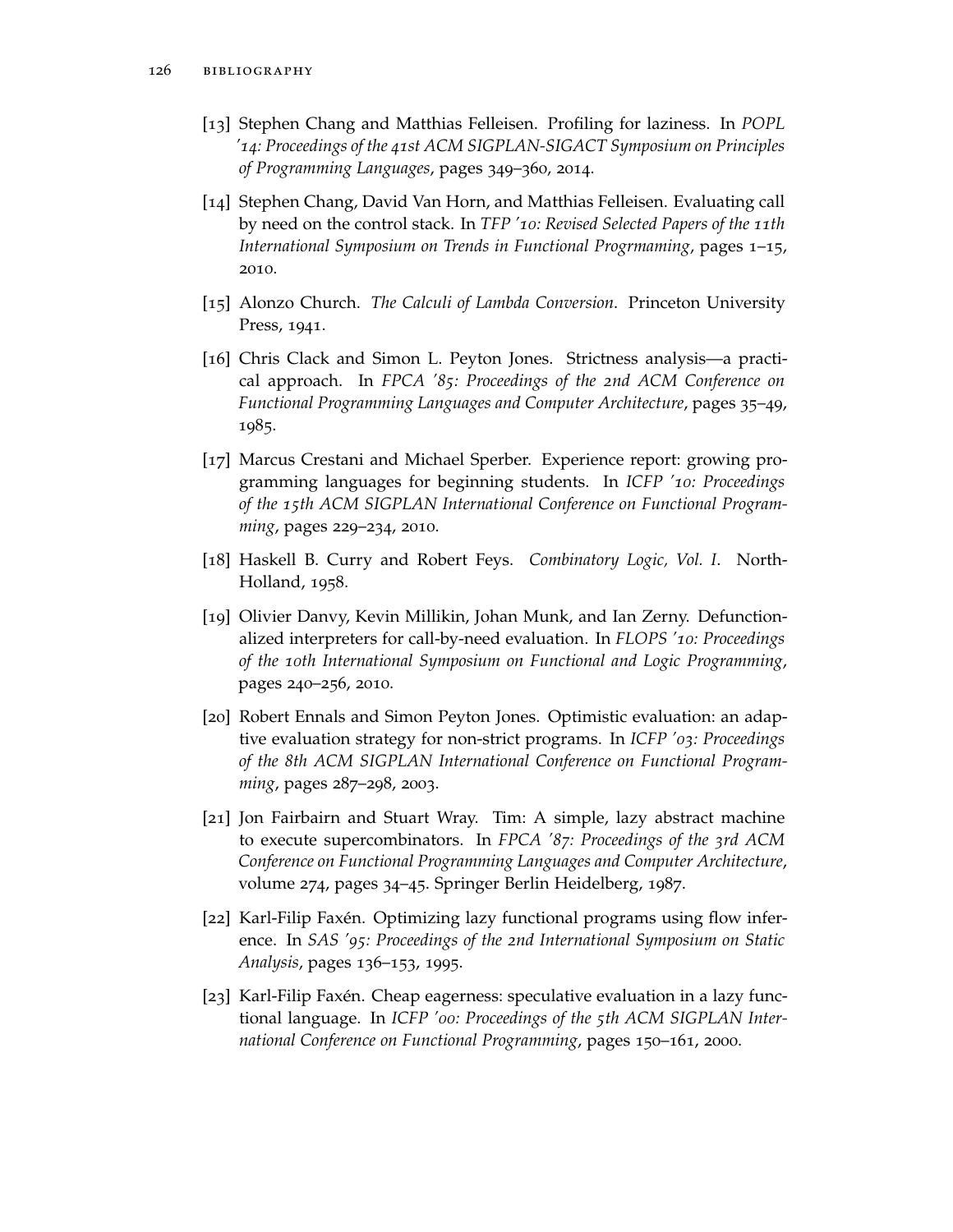[13] Stephen Chang and Matthias Felleisen. Profiling for laziness. In *POPL '14: Proceedings of the 41st ACM SIGPLAN-SIGACT Symposium on Principles of Programming Languages*, pages 349–360, 2014.

[14] Stephen Chang, David Van Horn, and Matthias Felleisen. Evaluating call by need on the control stack. In *TFP '10: Revised Selected Papers of the 11th International Symposium on Trends in Functional Progrmaming*, pages 1–15, 2010.

[15] Alonzo Church. *The Calculi of Lambda Conversion*. Princeton University Press, 1941.

[16] Chris Clack and Simon L. Peyton Jones. Strictness analysis—a practical approach. In *FPCA '85: Proceedings of the 2nd ACM Conference on Functional Programming Languages and Computer Architecture*, pages 35–49, 1985.

[17] Marcus Crestani and Michael Sperber. Experience report: growing programming languages for beginning students. In *ICFP '10: Proceedings of the 15th ACM SIGPLAN International Conference on Functional Programming*, pages 229–234, 2010.

[18] Haskell B. Curry and Robert Feys. *Combinatory Logic, Vol. I*. North-Holland, 1958.

[19] Olivier Danvy, Kevin Millikin, Johan Munk, and Ian Zerny. Defunctionalized interpreters for call-by-need evaluation. In *FLOPS '10: Proceedings of the 10th International Symposium on Functional and Logic Programming*, pages 240–256, 2010.

[20] Robert Ennals and Simon Peyton Jones. Optimistic evaluation: an adaptive evaluation strategy for non-strict programs. In *ICFP '03: Proceedings of the 8th ACM SIGPLAN International Conference on Functional Programming*, pages 287–298, 2003.

[21] Jon Fairbairn and Stuart Wray. Tim: A simple, lazy abstract machine to execute supercombinators. In *FPCA '87: Proceedings of the 3rd ACM Conference on Functional Programming Languages and Computer Architecture*, volume 274, pages 34–45. Springer Berlin Heidelberg, 1987.

[22] Karl-Filip Faxén. Optimizing lazy functional programs using flow inference. In *SAS '95: Proceedings of the 2nd International Symposium on Static Analysis*, pages 136–153, 1995.

[23] Karl-Filip Faxén. Cheap eagerness: speculative evaluation in a lazy functional language. In *ICFP '00: Proceedings of the 5th ACM SIGPLAN International Conference on Functional Programming*, pages 150–161, 2000.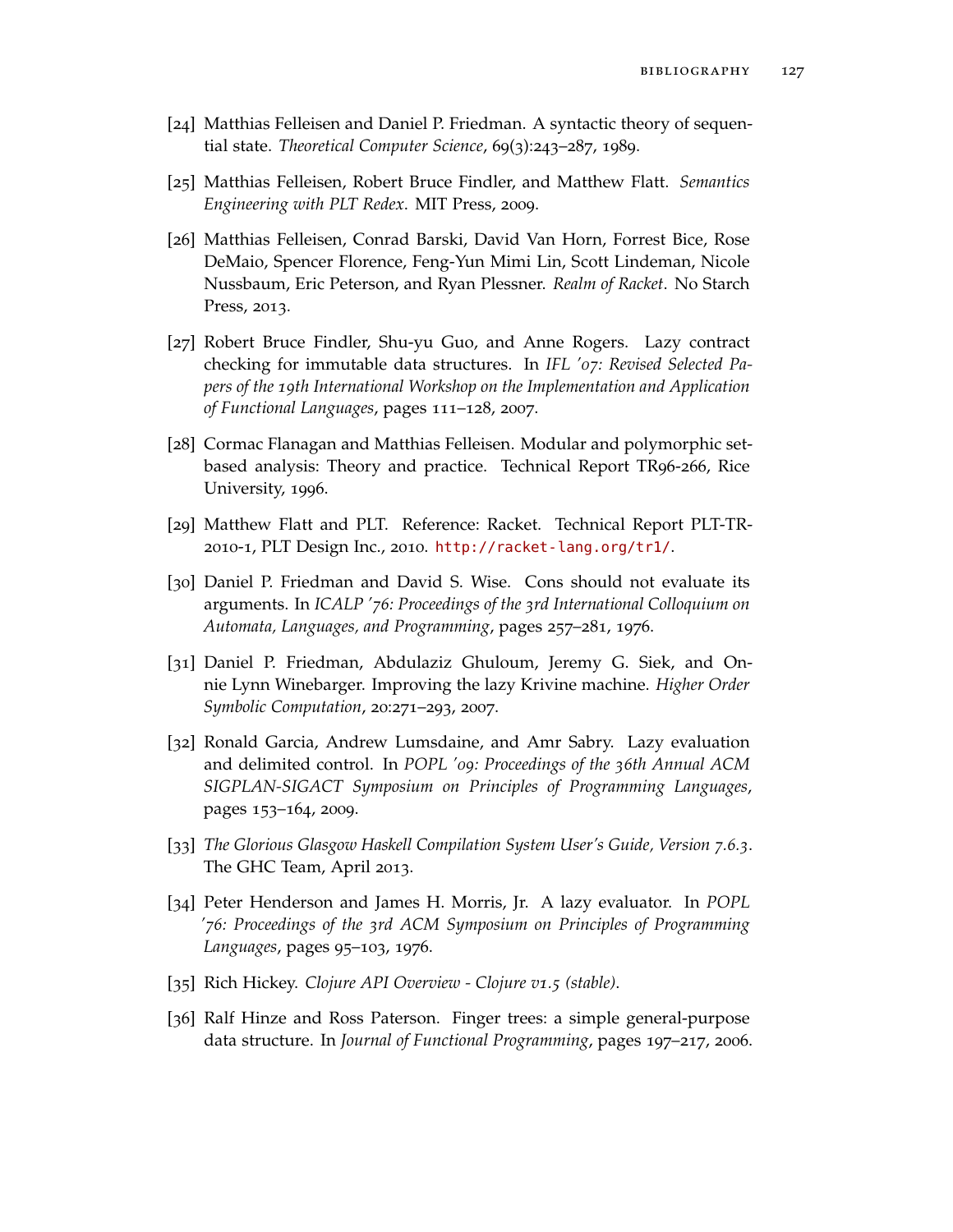[24] Matthias Felleisen and Daniel P. Friedman. A syntactic theory of sequential state. *Theoretical Computer Science*, 69(3):243–287, 1989.

[25] Matthias Felleisen, Robert Bruce Findler, and Matthew Flatt. *Semantics Engineering with PLT Redex*. MIT Press, 2009.

[26] Matthias Felleisen, Conrad Barski, David Van Horn, Forrest Bice, Rose DeMaio, Spencer Florence, Feng-Yun Mimi Lin, Scott Lindeman, Nicole Nussbaum, Eric Peterson, and Ryan Plessner. *Realm of Racket*. No Starch Press, 2013.

[27] Robert Bruce Findler, Shu-yu Guo, and Anne Rogers. Lazy contract checking for immutable data structures. In *IFL '07: Revised Selected Papers of the 19th International Workshop on the Implementation and Application of Functional Languages*, pages 111–128, 2007.

[28] Cormac Flanagan and Matthias Felleisen. Modular and polymorphic set-based analysis: Theory and practice. Technical Report TR96-266, Rice University, 1996.

[29] Matthew Flatt and PLT. Reference: Racket. Technical Report PLT-TR-2010-1, PLT Design Inc., 2010. http://racket-lang.org/tr1/.

[30] Daniel P. Friedman and David S. Wise. Cons should not evaluate its arguments. In *ICALP '76: Proceedings of the 3rd International Colloquium on Automata, Languages, and Programming*, pages 257–281, 1976.

[31] Daniel P. Friedman, Abdulaziz Ghuloum, Jeremy G. Siek, and Onnie Lynn Winebarger. Improving the lazy Krivine machine. *Higher Order Symbolic Computation*, 20:271–293, 2007.

[32] Ronald Garcia, Andrew Lumsdaine, and Amr Sabry. Lazy evaluation and delimited control. In *POPL '09: Proceedings of the 36th Annual ACM SIGPLAN-SIGACT Symposium on Principles of Programming Languages*, pages 153–164, 2009.

[33] *The Glorious Glasgow Haskell Compilation System User's Guide, Version 7.6.3*. The GHC Team, April 2013.

[34] Peter Henderson and James H. Morris, Jr. A lazy evaluator. In *POPL '76: Proceedings of the 3rd ACM Symposium on Principles of Programming Languages*, pages 95–103, 1976.

[35] Rich Hickey. *Clojure API Overview - Clojure v1.5 (stable)*.

[36] Ralf Hinze and Ross Paterson. Finger trees: a simple general-purpose data structure. In *Journal of Functional Programming*, pages 197–217, 2006.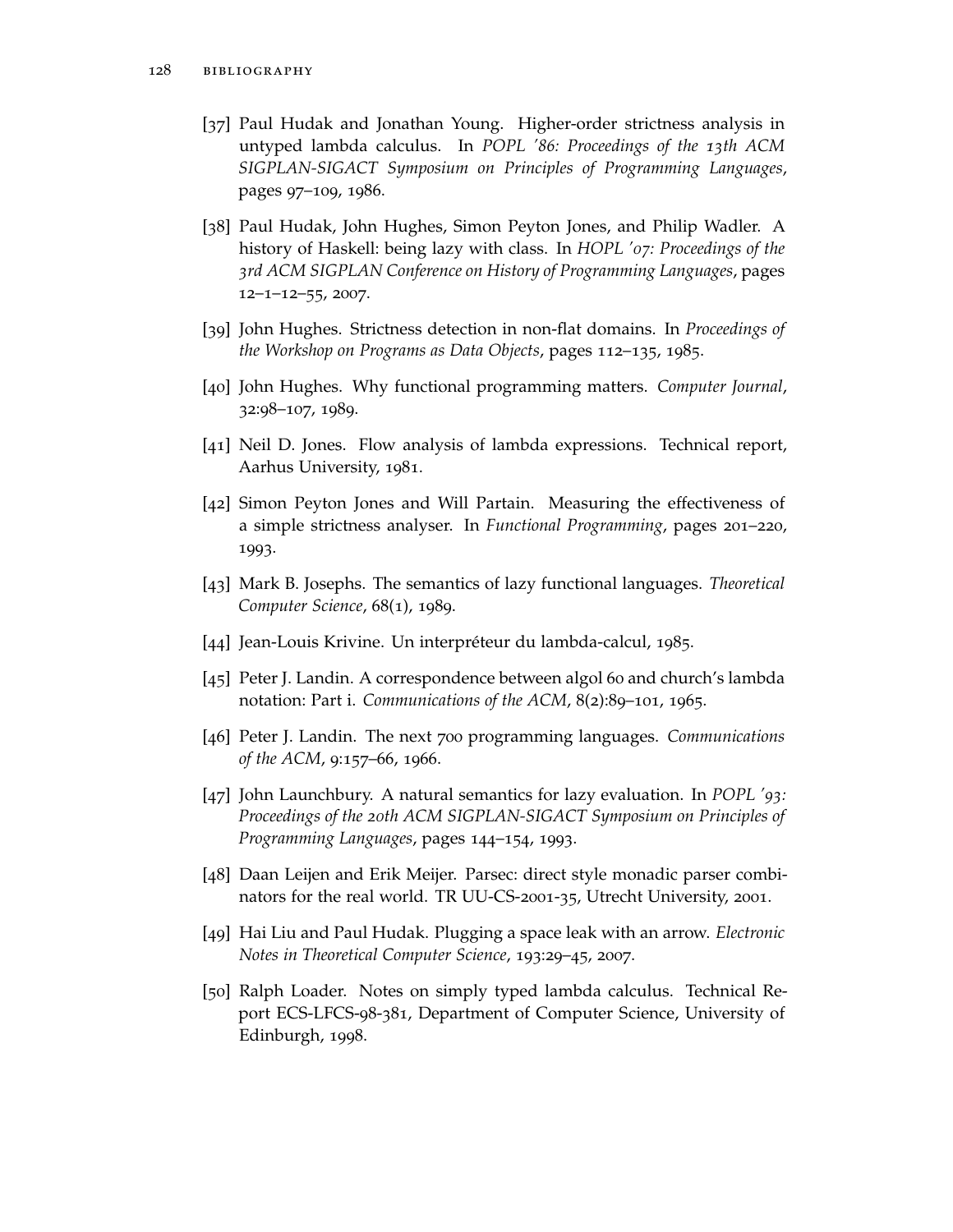[37] Paul Hudak and Jonathan Young. Higher-order strictness analysis in untyped lambda calculus. In *POPL '86: Proceedings of the 13th ACM SIGPLAN-SIGACT Symposium on Principles of Programming Languages*, pages 97–109, 1986.

[38] Paul Hudak, John Hughes, Simon Peyton Jones, and Philip Wadler. A history of Haskell: being lazy with class. In *HOPL '07: Proceedings of the 3rd ACM SIGPLAN Conference on History of Programming Languages*, pages 12–1–12–55, 2007.

[39] John Hughes. Strictness detection in non-flat domains. In *Proceedings of the Workshop on Programs as Data Objects*, pages 112–135, 1985.

[40] John Hughes. Why functional programming matters. *Computer Journal*, 32:98–107, 1989.

[41] Neil D. Jones. Flow analysis of lambda expressions. Technical report, Aarhus University, 1981.

[42] Simon Peyton Jones and Will Partain. Measuring the effectiveness of a simple strictness analyser. In *Functional Programming*, pages 201–220, 1993.

[43] Mark B. Josephs. The semantics of lazy functional languages. *Theoretical Computer Science*, 68(1), 1989.

[44] Jean-Louis Krivine. Un interpréteur du lambda-calcul, 1985.

[45] Peter J. Landin. A correspondence between algol 60 and church's lambda notation: Part i. *Communications of the ACM*, 8(2):89–101, 1965.

[46] Peter J. Landin. The next 700 programming languages. *Communications of the ACM*, 9:157–66, 1966.

[47] John Launchbury. A natural semantics for lazy evaluation. In *POPL '93: Proceedings of the 20th ACM SIGPLAN-SIGACT Symposium on Principles of Programming Languages*, pages 144–154, 1993.

[48] Daan Leijen and Erik Meijer. Parsec: direct style monadic parser combinators for the real world. TR UU-CS-2001-35, Utrecht University, 2001.

[49] Hai Liu and Paul Hudak. Plugging a space leak with an arrow. *Electronic Notes in Theoretical Computer Science*, 193:29–45, 2007.

[50] Ralph Loader. Notes on simply typed lambda calculus. Technical Report ECS-LFCS-98-381, Department of Computer Science, University of Edinburgh, 1998.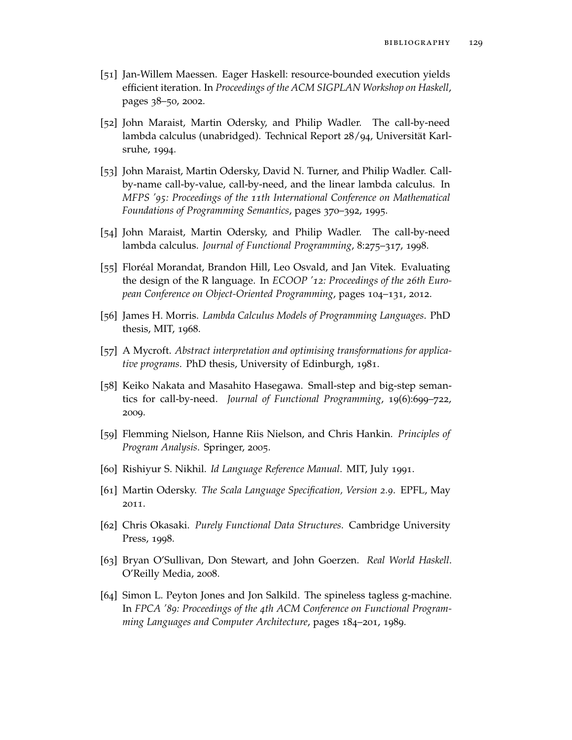[51] Jan-Willem Maessen. Eager Haskell: resource-bounded execution yields efficient iteration. In *Proceedings of the ACM SIGPLAN Workshop on Haskell*, pages 38–50, 2002.

[52] John Maraist, Martin Odersky, and Philip Wadler. The call-by-need lambda calculus (unabridged). Technical Report 28/94, Universität Karlsruhe, 1994.

[53] John Maraist, Martin Odersky, David N. Turner, and Philip Wadler. Call-by-name call-by-value, call-by-need, and the linear lambda calculus. In *MFPS '95: Proceedings of the 11th International Conference on Mathematical Foundations of Programming Semantics*, pages 370–392, 1995.

[54] John Maraist, Martin Odersky, and Philip Wadler. The call-by-need lambda calculus. *Journal of Functional Programming*, 8:275–317, 1998.

[55] Floréal Morandat, Brandon Hill, Leo Osvald, and Jan Vitek. Evaluating the design of the R language. In *ECOOP '12: Proceedings of the 26th European Conference on Object-Oriented Programming*, pages 104–131, 2012.

[56] James H. Morris. *Lambda Calculus Models of Programming Languages*. PhD thesis, MIT, 1968.

[57] A Mycroft. *Abstract interpretation and optimising transformations for applicative programs*. PhD thesis, University of Edinburgh, 1981.

[58] Keiko Nakata and Masahito Hasegawa. Small-step and big-step semantics for call-by-need. *Journal of Functional Programming*, 19(6):699–722, 2009.

[59] Flemming Nielson, Hanne Riis Nielson, and Chris Hankin. *Principles of Program Analysis*. Springer, 2005.

[60] Rishiyur S. Nikhil. *Id Language Reference Manual*. MIT, July 1991.

[61] Martin Odersky. *The Scala Language Specification, Version 2.9*. EPFL, May 2011.

[62] Chris Okasaki. *Purely Functional Data Structures*. Cambridge University Press, 1998.

[63] Bryan O'Sullivan, Don Stewart, and John Goerzen. *Real World Haskell*. O'Reilly Media, 2008.

[64] Simon L. Peyton Jones and Jon Salkild. The spineless tagless g-machine. In *FPCA '89: Proceedings of the 4th ACM Conference on Functional Programming Languages and Computer Architecture*, pages 184–201, 1989.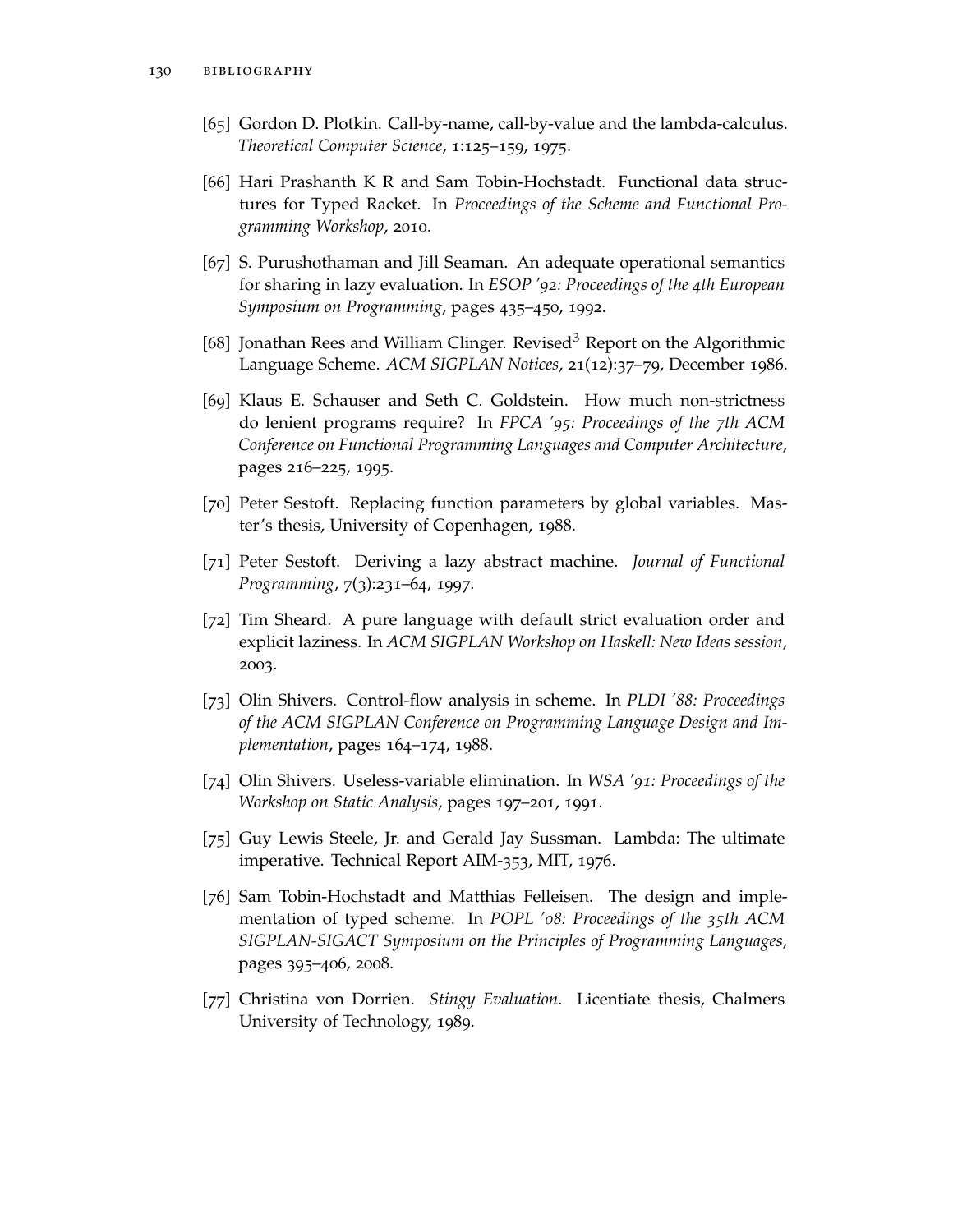[65] Gordon D. Plotkin. Call-by-name, call-by-value and the lambda-calculus. *Theoretical Computer Science*, 1:125–159, 1975.

[66] Hari Prashanth K R and Sam Tobin-Hochstadt. Functional data structures for Typed Racket. In *Proceedings of the Scheme and Functional Programming Workshop*, 2010.

[67] S. Purushothaman and Jill Seaman. An adequate operational semantics for sharing in lazy evaluation. In *ESOP '92: Proceedings of the 4th European Symposium on Programming*, pages 435–450, 1992.

[68] Jonathan Rees and William Clinger. Revised$^3$ Report on the Algorithmic Language Scheme. *ACM SIGPLAN Notices*, 21(12):37–79, December 1986.

[69] Klaus E. Schauser and Seth C. Goldstein. How much non-strictness do lenient programs require? In *FPCA '95: Proceedings of the 7th ACM Conference on Functional Programming Languages and Computer Architecture*, pages 216–225, 1995.

[70] Peter Sestoft. Replacing function parameters by global variables. Master's thesis, University of Copenhagen, 1988.

[71] Peter Sestoft. Deriving a lazy abstract machine. *Journal of Functional Programming*, 7(3):231–64, 1997.

[72] Tim Sheard. A pure language with default strict evaluation order and explicit laziness. In *ACM SIGPLAN Workshop on Haskell: New Ideas session*, 2003.

[73] Olin Shivers. Control-flow analysis in scheme. In *PLDI '88: Proceedings of the ACM SIGPLAN Conference on Programming Language Design and Implementation*, pages 164–174, 1988.

[74] Olin Shivers. Useless-variable elimination. In *WSA '91: Proceedings of the Workshop on Static Analysis*, pages 197–201, 1991.

[75] Guy Lewis Steele, Jr. and Gerald Jay Sussman. Lambda: The ultimate imperative. Technical Report AIM-353, MIT, 1976.

[76] Sam Tobin-Hochstadt and Matthias Felleisen. The design and implementation of typed scheme. In *POPL '08: Proceedings of the 35th ACM SIGPLAN-SIGACT Symposium on the Principles of Programming Languages*, pages 395–406, 2008.

[77] Christina von Dorrien. *Stingy Evaluation*. Licentiate thesis, Chalmers University of Technology, 1989.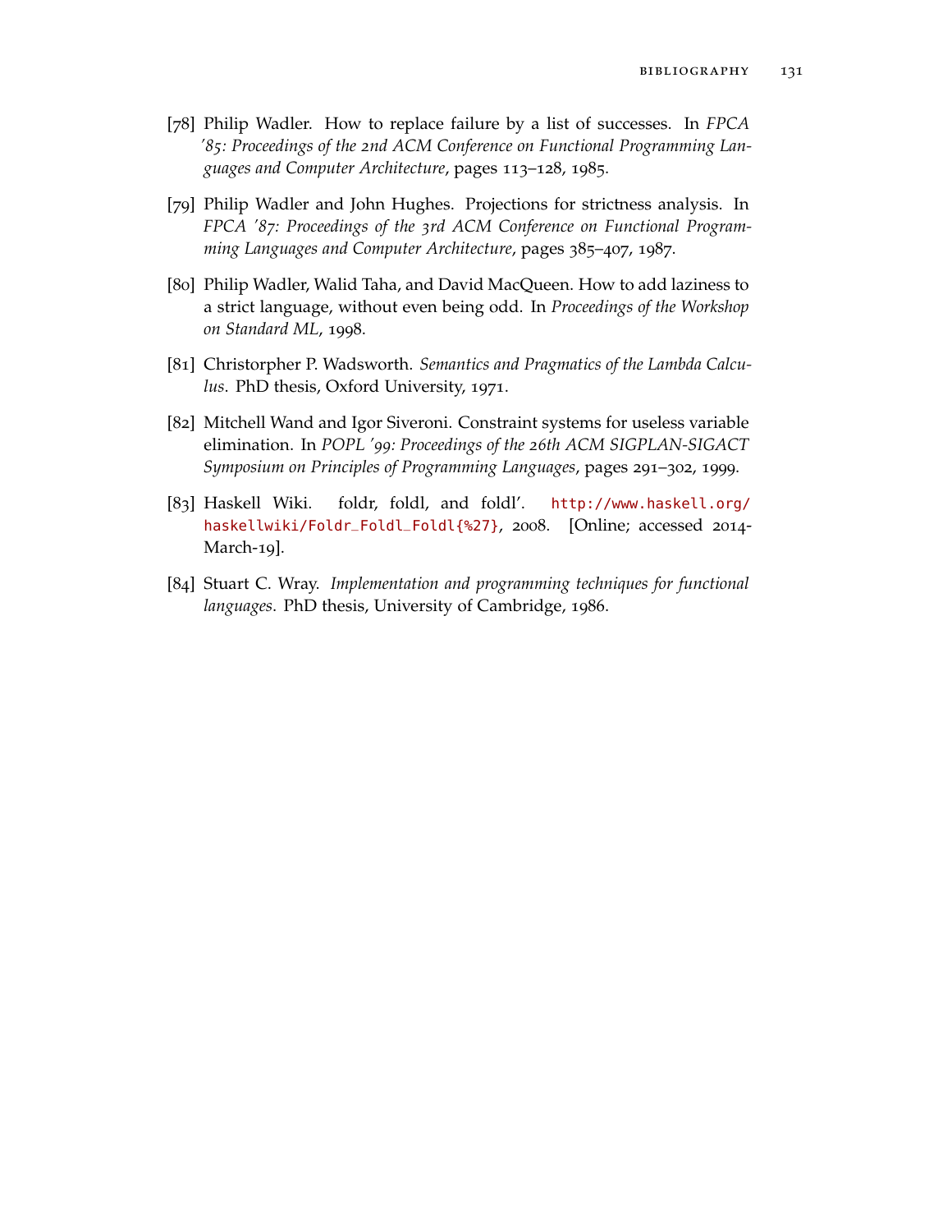[78] Philip Wadler. How to replace failure by a list of successes. In *FPCA '85: Proceedings of the 2nd ACM Conference on Functional Programming Languages and Computer Architecture*, pages 113–128, 1985.

[79] Philip Wadler and John Hughes. Projections for strictness analysis. In *FPCA '87: Proceedings of the 3rd ACM Conference on Functional Programming Languages and Computer Architecture*, pages 385–407, 1987.

[80] Philip Wadler, Walid Taha, and David MacQueen. How to add laziness to a strict language, without even being odd. In *Proceedings of the Workshop on Standard ML*, 1998.

[81] Christorpher P. Wadsworth. *Semantics and Pragmatics of the Lambda Calculus*. PhD thesis, Oxford University, 1971.

[82] Mitchell Wand and Igor Siveroni. Constraint systems for useless variable elimination. In *POPL '99: Proceedings of the 26th ACM SIGPLAN-SIGACT Symposium on Principles of Programming Languages*, pages 291–302, 1999.

[83] Haskell Wiki. foldr, foldl, and foldl'. http://www.haskell.org/haskellwiki/Foldr_Foldl_Foldl{%27}, 2008. [Online; accessed 2014-March-19].

[84] Stuart C. Wray. *Implementation and programming techniques for functional languages*. PhD thesis, University of Cambridge, 1986.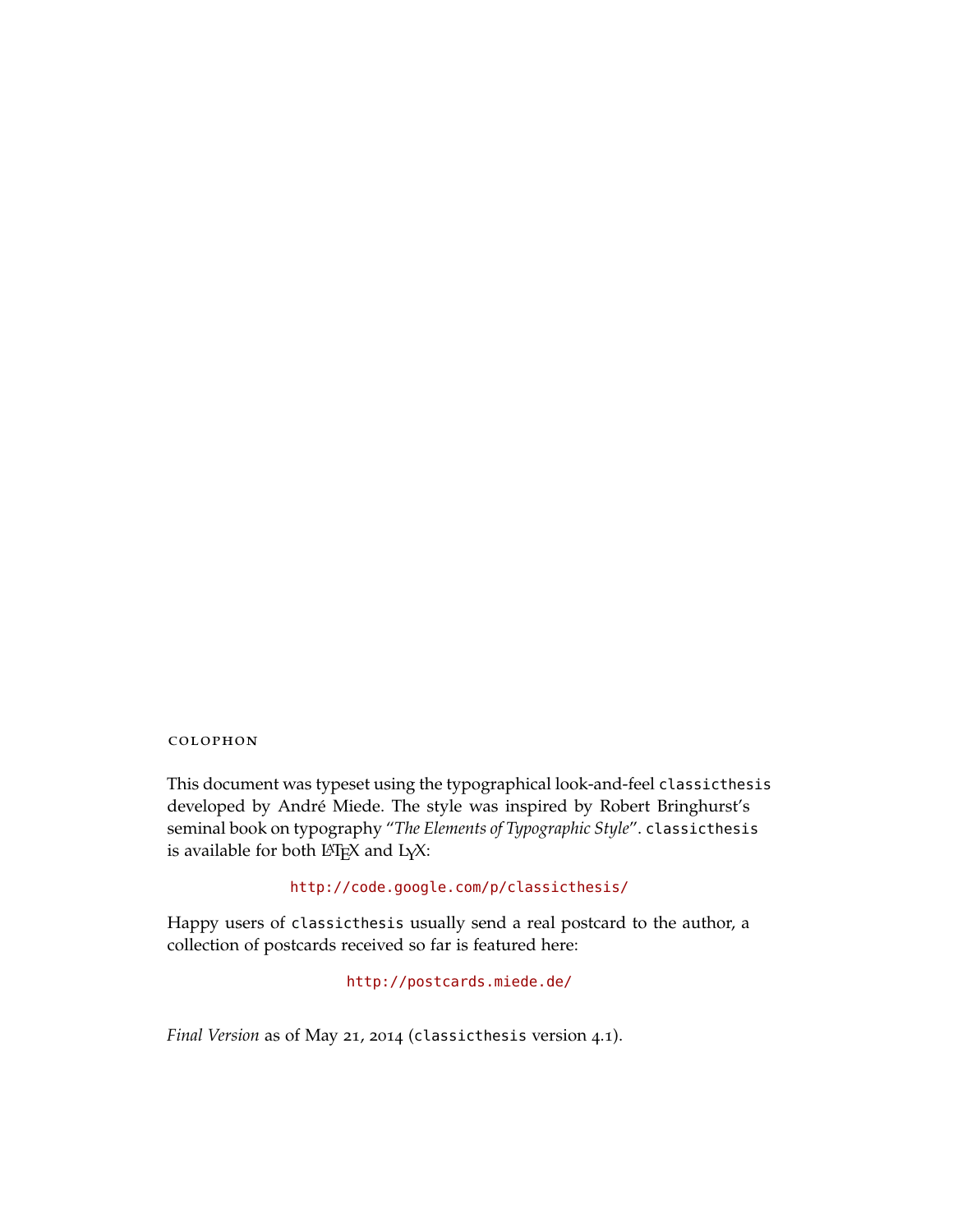## colophon

This document was typeset using the typographical look-and-feel `classicthesis` developed by André Miede. The style was inspired by Robert Bringhurst's seminal book on typography "*The Elements of Typographic Style*". `classicthesis` is available for both LaTeX and LyX:

http://code.google.com/p/classicthesis/

Happy users of `classicthesis` usually send a real postcard to the author, a collection of postcards received so far is featured here:

http://postcards.miede.de/

*Final Version* as of May 21, 2014 (`classicthesis` version 4.1).